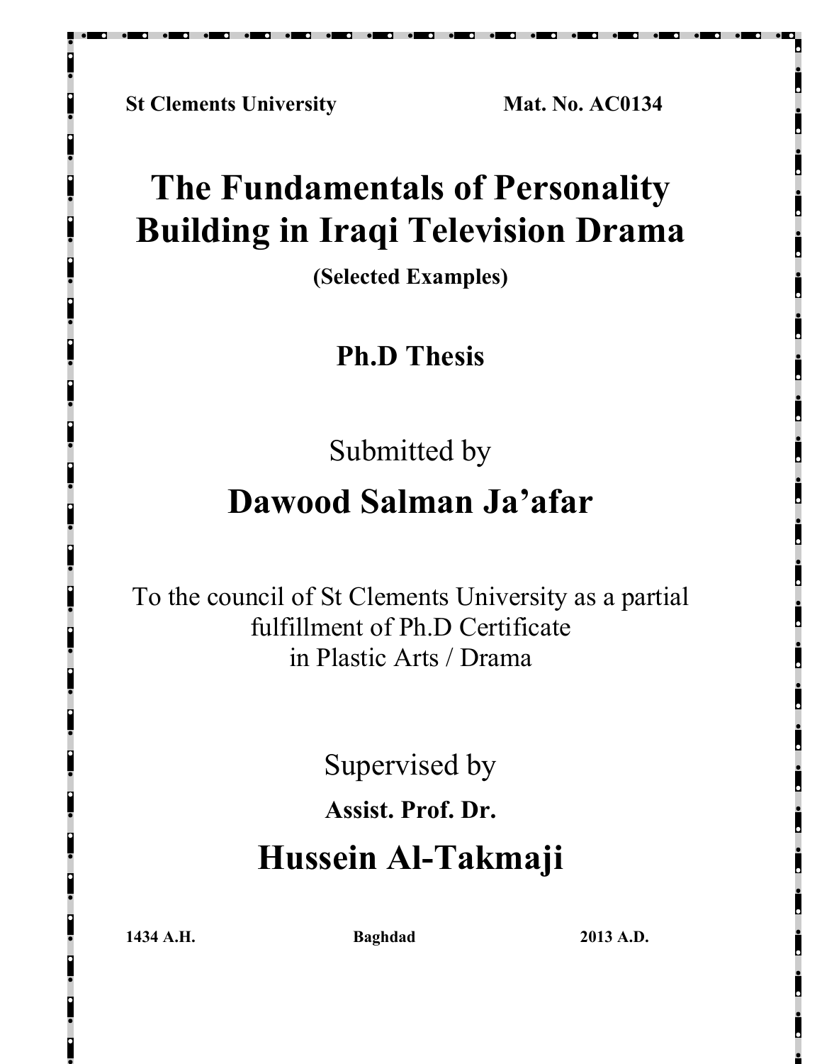**St Clements University** **Mat. No. AC0134**

# The Fundamentals of Personality Building in Iraqi Television Drama

**(Selected Examples)**

## Ph.D Thesis

Submitted by

## Dawood Salman Ja'afar

To the council of St Clements University as a partial fulfillment of Ph.D Certificate in Plastic Arts / Drama

Supervised by

**Assist. Prof. Dr.**

## Hussein Al-Takmaji

**1434 A.H.** **Baghdad** **2013 A.D.**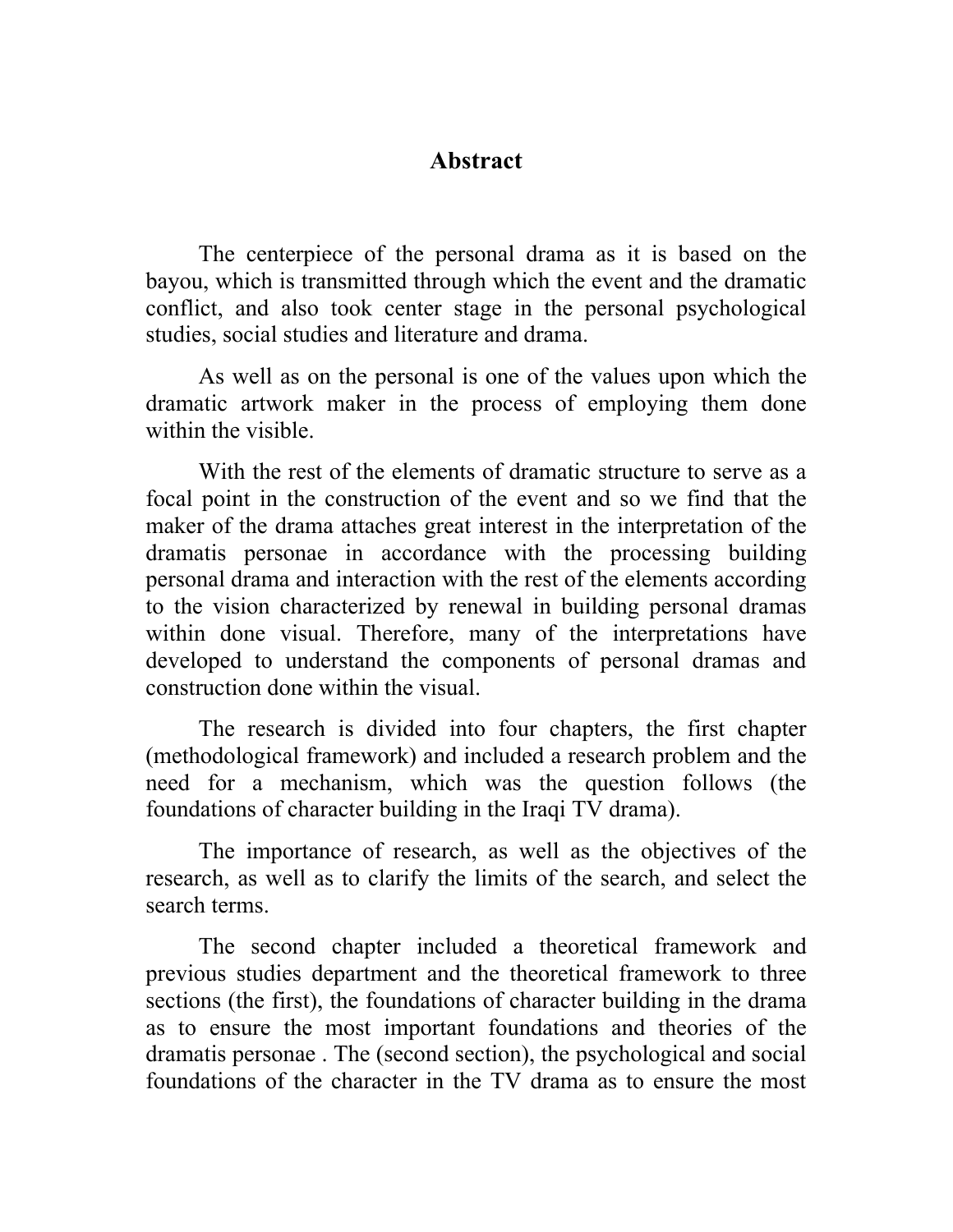# Abstract

The centerpiece of the personal drama as it is based on the bayou, which is transmitted through which the event and the dramatic conflict, and also took center stage in the personal psychological studies, social studies and literature and drama.

As well as on the personal is one of the values upon which the dramatic artwork maker in the process of employing them done within the visible.

With the rest of the elements of dramatic structure to serve as a focal point in the construction of the event and so we find that the maker of the drama attaches great interest in the interpretation of the dramatis personae in accordance with the processing building personal drama and interaction with the rest of the elements according to the vision characterized by renewal in building personal dramas within done visual. Therefore, many of the interpretations have developed to understand the components of personal dramas and construction done within the visual.

The research is divided into four chapters, the first chapter (methodological framework) and included a research problem and the need for a mechanism, which was the question follows (the foundations of character building in the Iraqi TV drama).

The importance of research, as well as the objectives of the research, as well as to clarify the limits of the search, and select the search terms.

The second chapter included a theoretical framework and previous studies department and the theoretical framework to three sections (the first), the foundations of character building in the drama as to ensure the most important foundations and theories of the dramatis personae . The (second section), the psychological and social foundations of the character in the TV drama as to ensure the most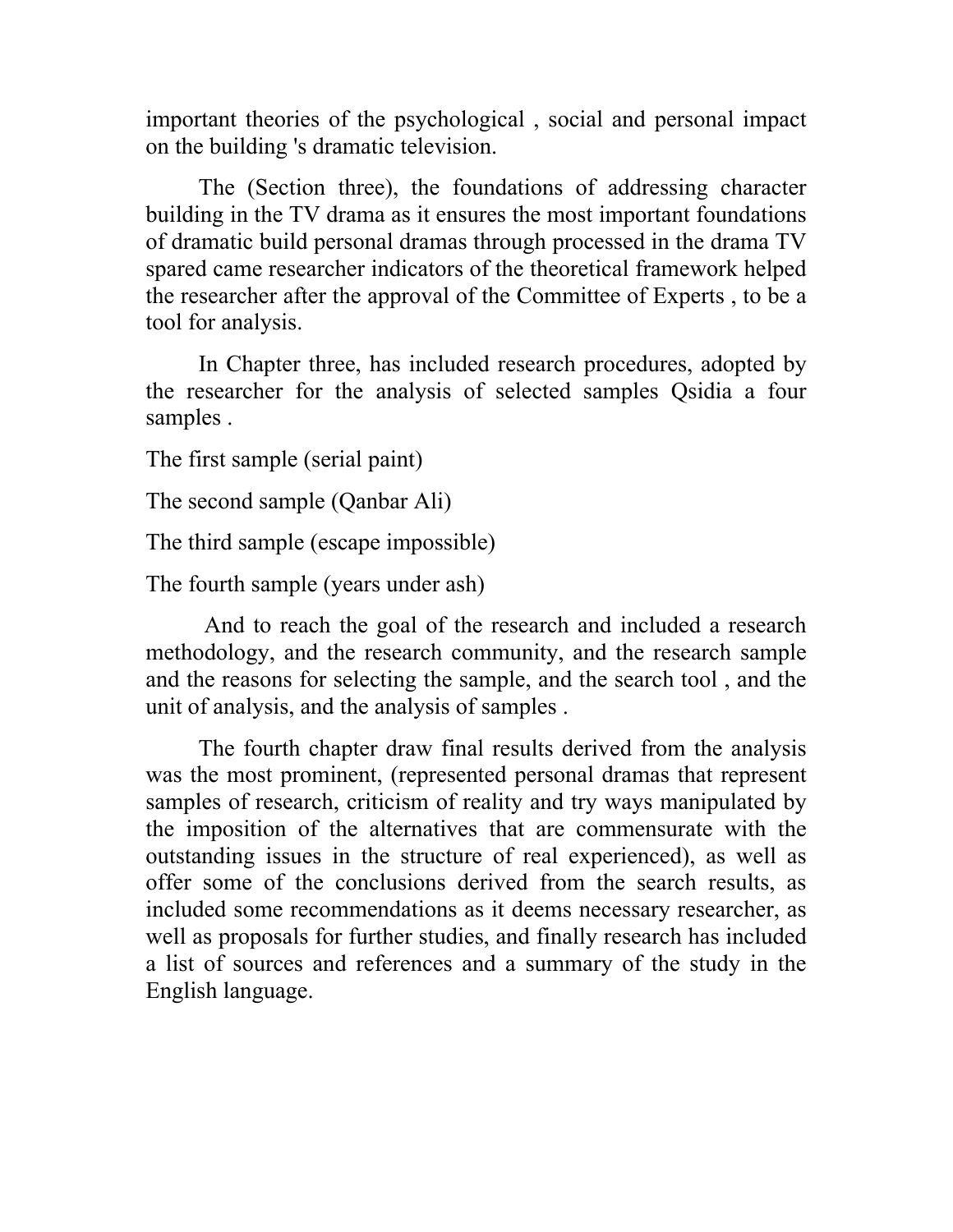important theories of the psychological , social and personal impact on the building 's dramatic television.

The (Section three), the foundations of addressing character building in the TV drama as it ensures the most important foundations of dramatic build personal dramas through processed in the drama TV spared came researcher indicators of the theoretical framework helped the researcher after the approval of the Committee of Experts , to be a tool for analysis.

In Chapter three, has included research procedures, adopted by the researcher for the analysis of selected samples Qsidia a four samples .

The first sample (serial paint)

The second sample (Qanbar Ali)

The third sample (escape impossible)

The fourth sample (years under ash)

And to reach the goal of the research and included a research methodology, and the research community, and the research sample and the reasons for selecting the sample, and the search tool , and the unit of analysis, and the analysis of samples .

The fourth chapter draw final results derived from the analysis was the most prominent, (represented personal dramas that represent samples of research, criticism of reality and try ways manipulated by the imposition of the alternatives that are commensurate with the outstanding issues in the structure of real experienced), as well as offer some of the conclusions derived from the search results, as included some recommendations as it deems necessary researcher, as well as proposals for further studies, and finally research has included a list of sources and references and a summary of the study in the English language.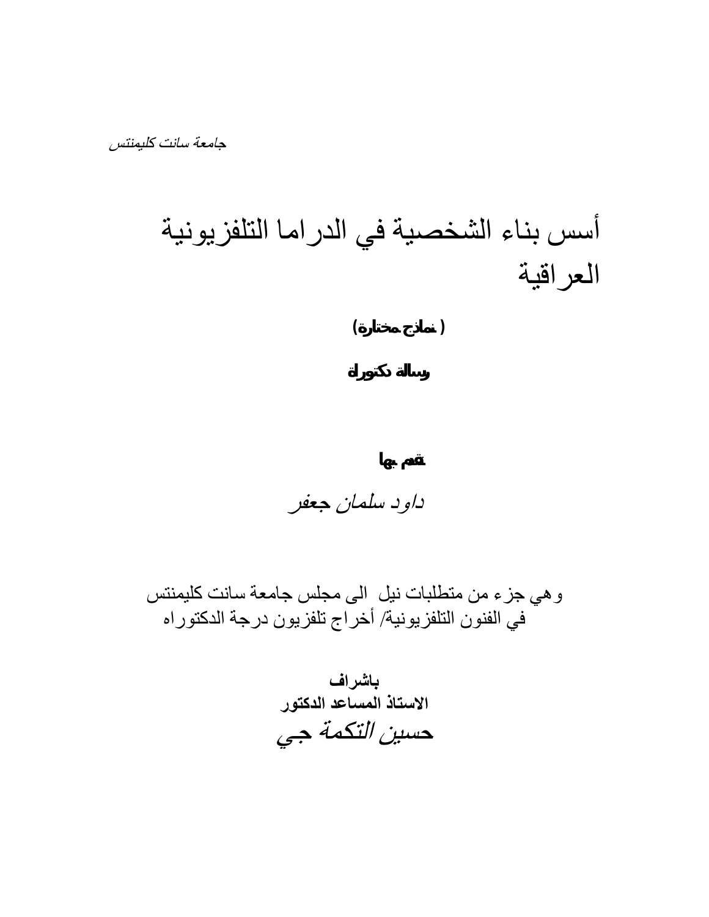*جامعة سانت كليمنتس*

# أسس بناء الشخصية في الدراما التلفزيونية العراقية

**( نماذج مختارة)**

**رسالة دكتوراة**

**تقدم بها**

*داود سلمان جعفر*

وهي جزء من متطلبات نيل الى مجلس جامعة سانت كليمنتس في الفنون التلفزيونية/ أخراج تلفزيون درجة الدكتوراه

**باشراف**
**الاستاذ المساعد الدكتور**
*حسين التكمة جي*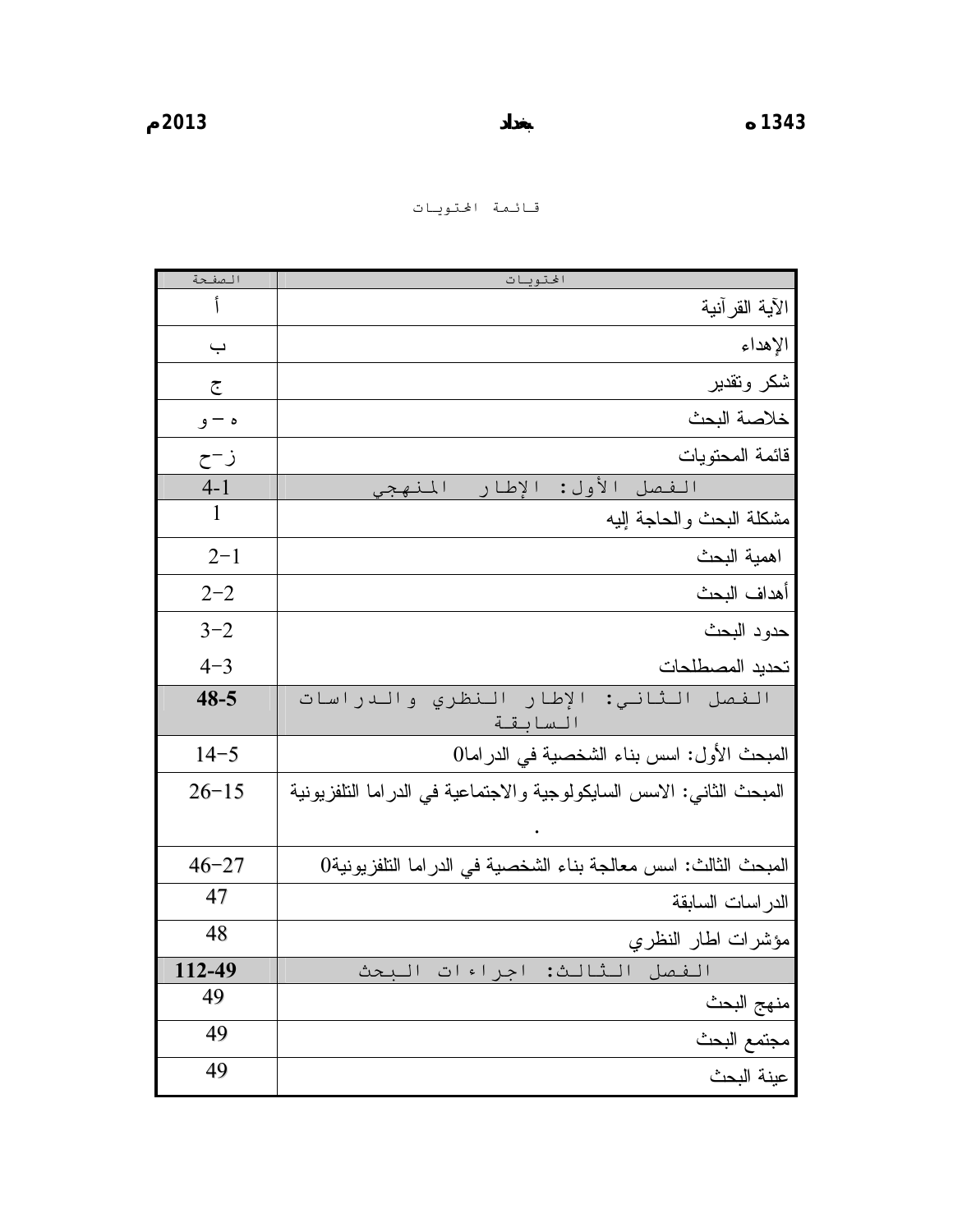1343 ه                بغداد                2013م

قائمة المحتويات

| المحتويات | الصفحة |
|---|---|
| الآية القرآنية | أ |
| الإهداء | ب |
| شكر وتقدير | ج |
| خلاصة البحث | ه – و |
| قائمة المحتويات | ز–ح |
| **الفصل الأول: الإطار المنهجي** | 4-1 |
| مشكلة البحث والحاجة إليه | 1 |
| اهمية البحث | 2–1 |
| أهداف البحث | 2–2 |
| حدود البحث | 3–2 |
| تحديد المصطلحات | 4–3 |
| **الفصل الثاني: الإطار النظري والدراسات السابقة** | **48-5** |
| المبحث الأول: اسس بناء الشخصية في الدراما0 | 14–5 |
| المبحث الثاني: الاسس السايكولوجية والاجتماعية في الدراما التلفزيونية . | 26–15 |
| المبحث الثالث: اسس معالجة بناء الشخصية في الدراما التلفزيونية0 | 46–27 |
| الدراسات السابقة | 47 |
| مؤشرات اطار النظري | 48 |
| **الفصل الثالث: اجراءات البحث** | **112-49** |
| منهج البحث | 49 |
| مجتمع البحث | 49 |
| عينة البحث | 49 |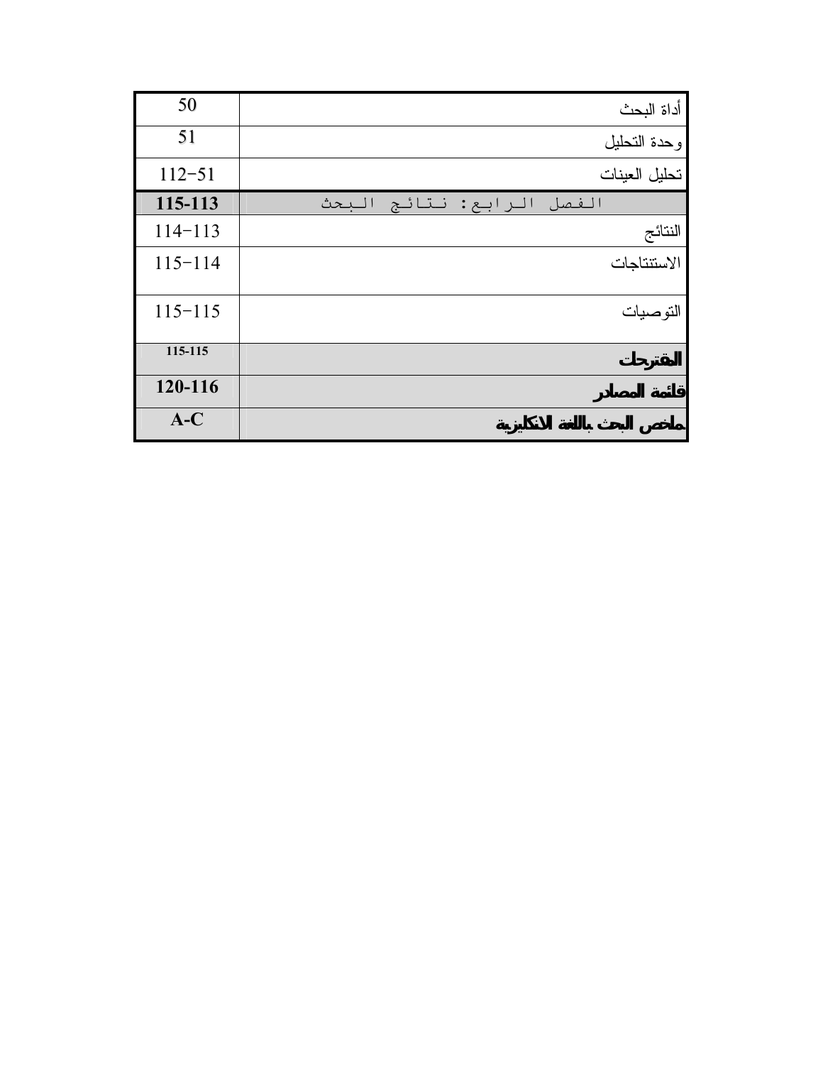| | |
|---|---|
| أداة البحث | 50 |
| وحدة التحليل | 51 |
| تحليل العينات | 112-51 |
| **الفصل الرابع: نتائج البحث** | **115-113** |
| النتائج | 114-113 |
| الاستنتاجات | 115-114 |
| التوصيات | 115-115 |
| **المقترحات** | **115-115** |
| **قائمة المصادر** | **120-116** |
| **ملخص البحث باللغة الانكليزية** | **A-C** |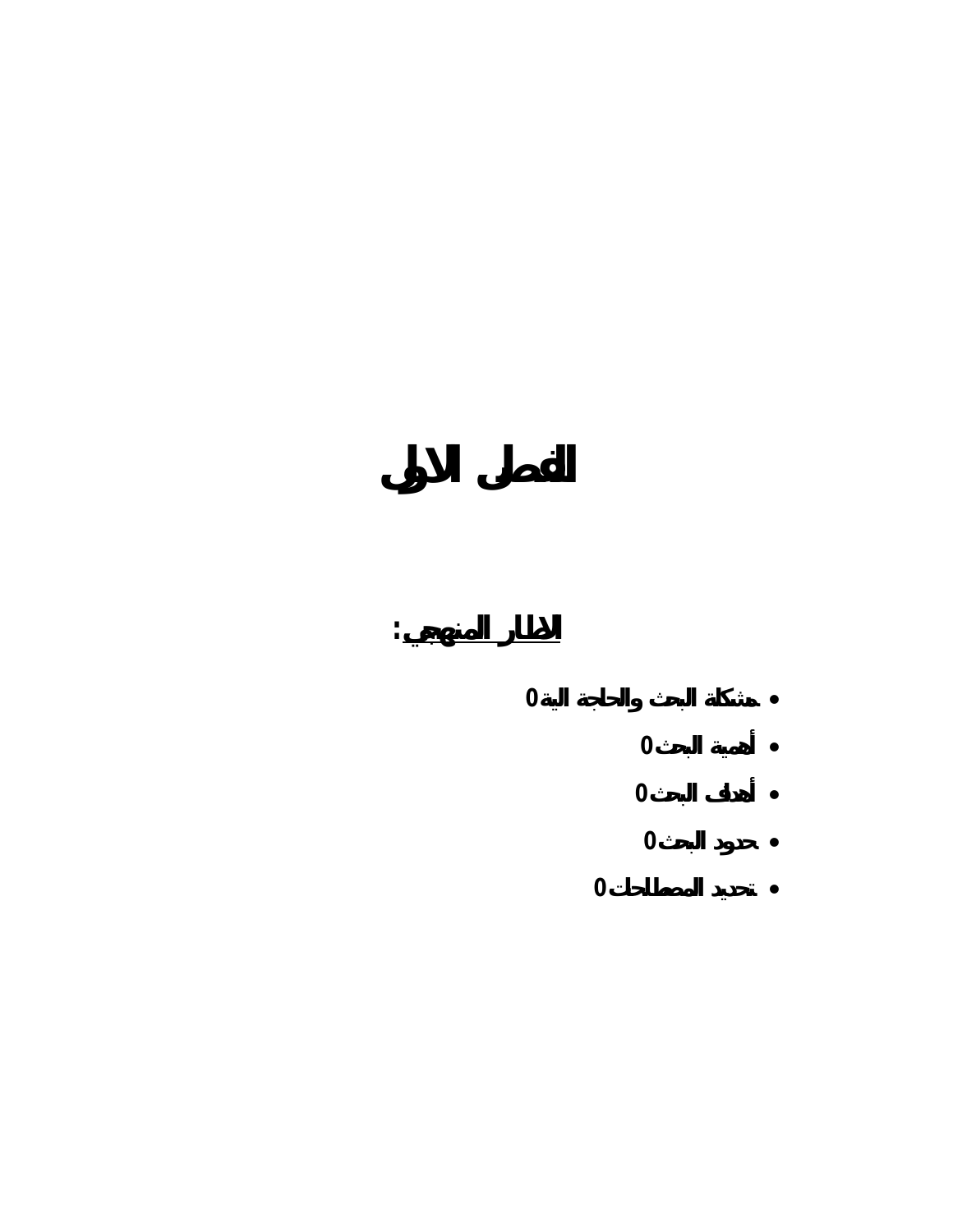# الفصل الاول

## الاطار المنهجي:

- مشكلة البحث والحاجة الية0
- أهمية البحث0
- أهداف البحث0
- حدود البحث0
- تحديد المصطلحات0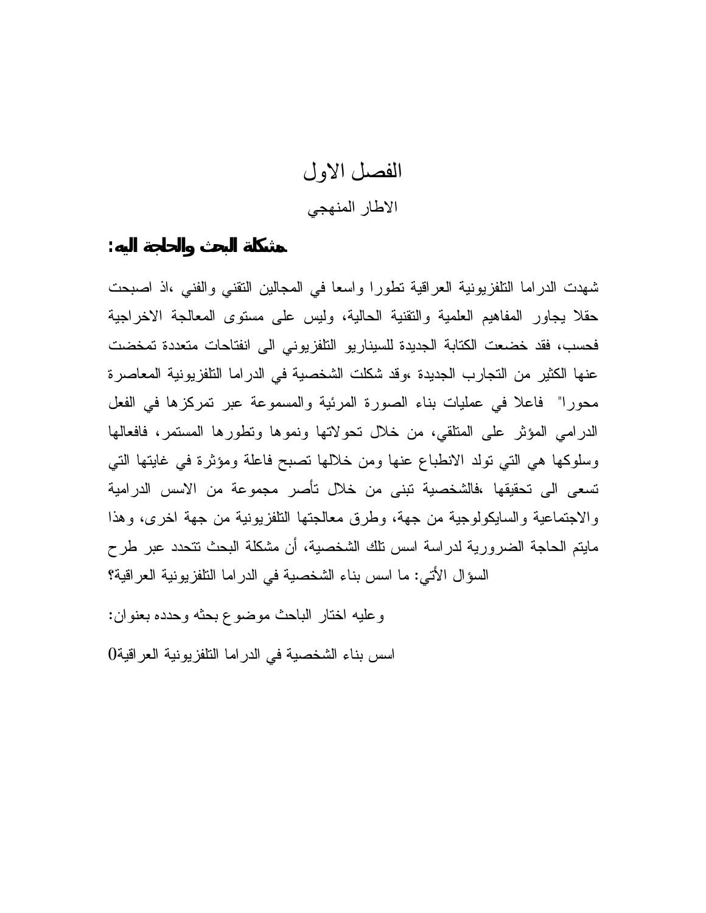# الفصل الاول

## الاطار المنهجي

**مشكلة البحث والحاجة اليه:**

شهدت الدراما التلفزيونية العراقية تطورا واسعا في المجالين التقني والفني ،اذ اصبحت حقلا يجاور المفاهيم العلمية والتقنية الحالية، وليس على مستوى المعالجة الاخراجية فحسب، فقد خضعت الكتابة الجديدة للسيناريو التلفزيوني الى انفتاحات متعددة تمخضت عنها الكثير من التجارب الجديدة ،وقد شكلت الشخصية في الدراما التلفزيونية المعاصرة محورا" فاعلا في عمليات بناء الصورة المرئية والمسموعة عبر تمركزها في الفعل الدرامي المؤثر على المتلقي، من خلال تحولاتها ونموها وتطورها المستمر، فافعالها وسلوكها هي التي تولد الانطباع عنها ومن خلالها تصبح فاعلة ومؤثرة في غايتها التي تسعى الى تحقيقها ،فالشخصية تبنى من خلال تأصر مجموعة من الاسس الدرامية والاجتماعية والسايكولوجية من جهة، وطرق معالجتها التلفزيونية من جهة اخرى، وهذا مايتم الحاجة الضرورية لدراسة اسس تلك الشخصية، أن مشكلة البحث تتحدد عبر طرح السؤال الأتي: ما اسس بناء الشخصية في الدراما التلفزيونية العراقية؟

وعليه اختار الباحث موضوع بحثه وحدده بعنوان:

اسس بناء الشخصية في الدراما التلفزيونية العراقية0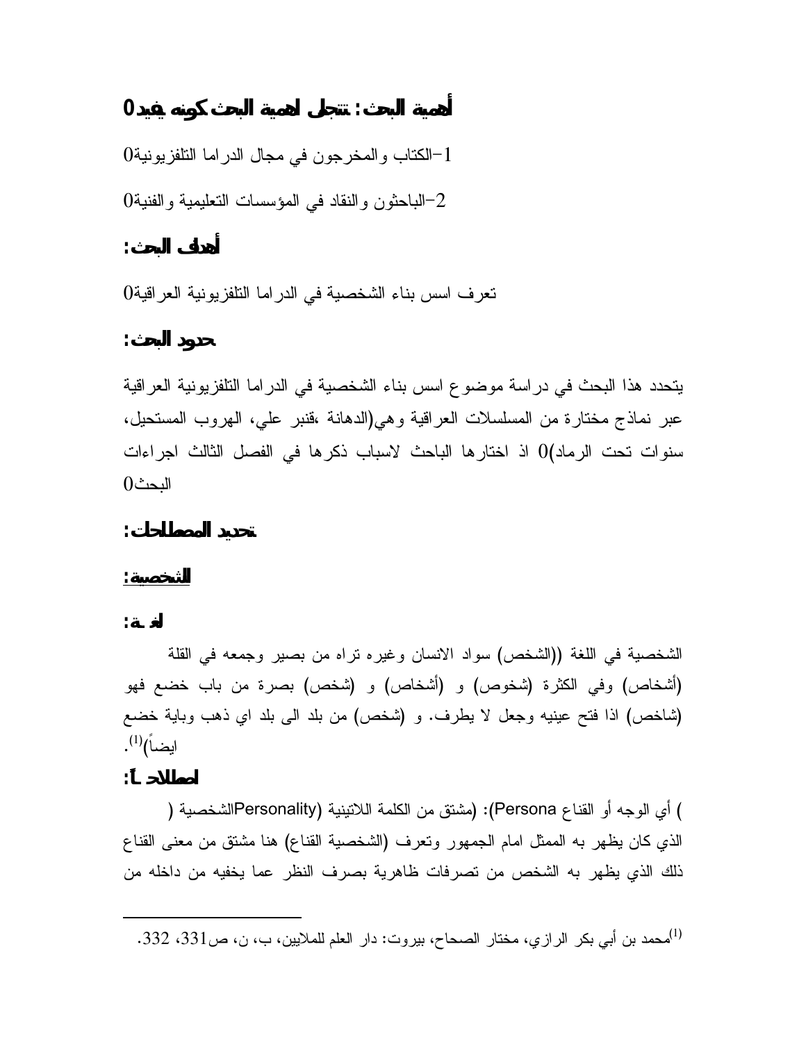## أهمية البحث: تتجلى اهمية البحث كونه يفيد0

1-الكتاب والمخرجون في مجال الدراما التلفزيونية0

2-الباحثون والنقاد في المؤسسات التعليمية والفنية0

## أهداف البحث:

تعرف اسس بناء الشخصية في الدراما التلفزيونية العراقية0

## حدود البحث:

يتحدد هذا البحث في دراسة موضوع اسس بناء الشخصية في الدراما التلفزيونية العراقية عبر نماذج مختارة من المسلسلات العراقية وهي(الدهانة ،قنبر علي، الهروب المستحيل، سنوات تحت الرماد)0 اذ اختارها الباحث لاسباب ذكرها في الفصل الثالث اجراءات البحث0

## تحديد المصطلحات:

### الشخصية:

**لغـة:**

الشخصية في اللغة ((الشخص) سواد الانسان وغيره تراه من بصير وجمعه في القلة (أشخاص) وفي الكثرة (شخوص) و (أشخاص) و (شخص) بصرة من باب خضع فهو (شاخص) اذا فتح عينيه وجعل لا يطرف. و (شخص) من بلد الى بلد اي ذهب وباية خضع ايضاً)[1].

**اصطلاحـاً:**

الشخصية (Personality) (مشتق من الكلمة اللاتينية Persona): أي الوجه أو القناع الذي كان يظهر به الممثل امام الجمهور وتعرف (الشخصية القناع) هنا مشتق من معنى القناع ذلك الذي يظهر به الشخص من تصرفات ظاهرية بصرف النظر عما يخفيه من داخله من

---

[1] محمد بن أبي بكر الرازي، مختار الصحاح، بيروت: دار العلم للملايين، ب، ن، ص331، 332.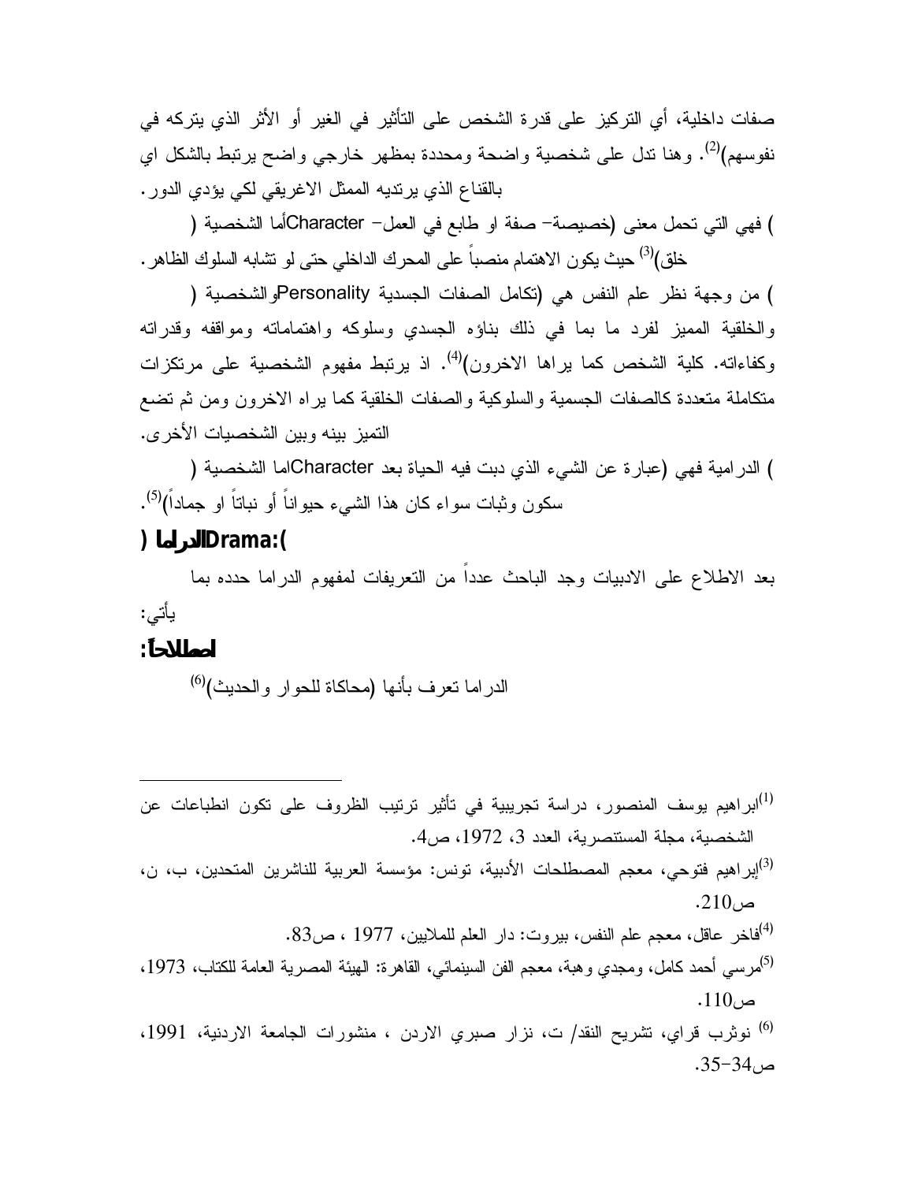صفات داخلية، أي التركيز على قدرة الشخص على التأثير في الغير أو الأثر الذي يتركه في نفوسهم)[2]. وهنا تدل على شخصية واضحة ومحددة بمظهر خارجي واضح يرتبط بالشكل اي بالقناع الذي يرتديه الممثل الاغريقي لكي يؤدي الدور.

أما الشخصية (Character) فهي التي تحمل معنى (خصيصة- صفة او طابع في العمل- خلق)[3] حيث يكون الاهتمام منصباً على المحرك الداخلي حتى لو تشابه السلوك الظاهر.

والشخصية (Personality) من وجهة نظر علم النفس هي (تكامل الصفات الجسدية والخلقية المميز لفرد ما بما في ذلك بناؤه الجسدي وسلوكه واهتماماته ومواقفه وقدراته وكفاءاته. كلية الشخص كما يراها الاخرون)[4]. اذ يرتبط مفهوم الشخصية على مرتكزات متكاملة متعددة كالصفات الجسمية والسلوكية والصفات الخلقية كما يراه الاخرون ومن ثم تضع التميز بينه وبين الشخصيات الأخرى.

اما الشخصية (Character) الدرامية فهي (عبارة عن الشيء الذي دبت فيه الحياة بعد سكون وثبات سواء كان هذا الشيء حيواناً أو نباتاً او جماداً)[5].

**الدراما (Drama:)**

بعد الاطلاع على الادبيات وجد الباحث عدداً من التعريفات لمفهوم الدراما حدده بما يأتي:

**اصطلاحاً:**

الدراما تعرف بأنها (محاكاة للحوار والحديث)[6]

---

(1) ابراهيم يوسف المنصور، دراسة تجريبية في تأثير ترتيب الظروف على تكون انطباعات عن الشخصية، مجلة المستنصرية، العدد 3، 1972، ص4.

(3) إبراهيم فتوحي، معجم المصطلحات الأدبية، تونس: مؤسسة العربية للناشرين المتحدين، ب، ن، ص210.

(4) فاخر عاقل، معجم علم النفس، بيروت: دار العلم للملايين، 1977 ، ص83.

(5) مرسي أحمد كامل، ومجدي وهبة، معجم الفن السينمائي، القاهرة: الهيئة المصرية العامة للكتاب، 1973، ص110.

(6) نوثرب فراي، تشريح النقد/ ت، نزار صبري الاردن ، منشورات الجامعة الاردنية، 1991، ص34-35.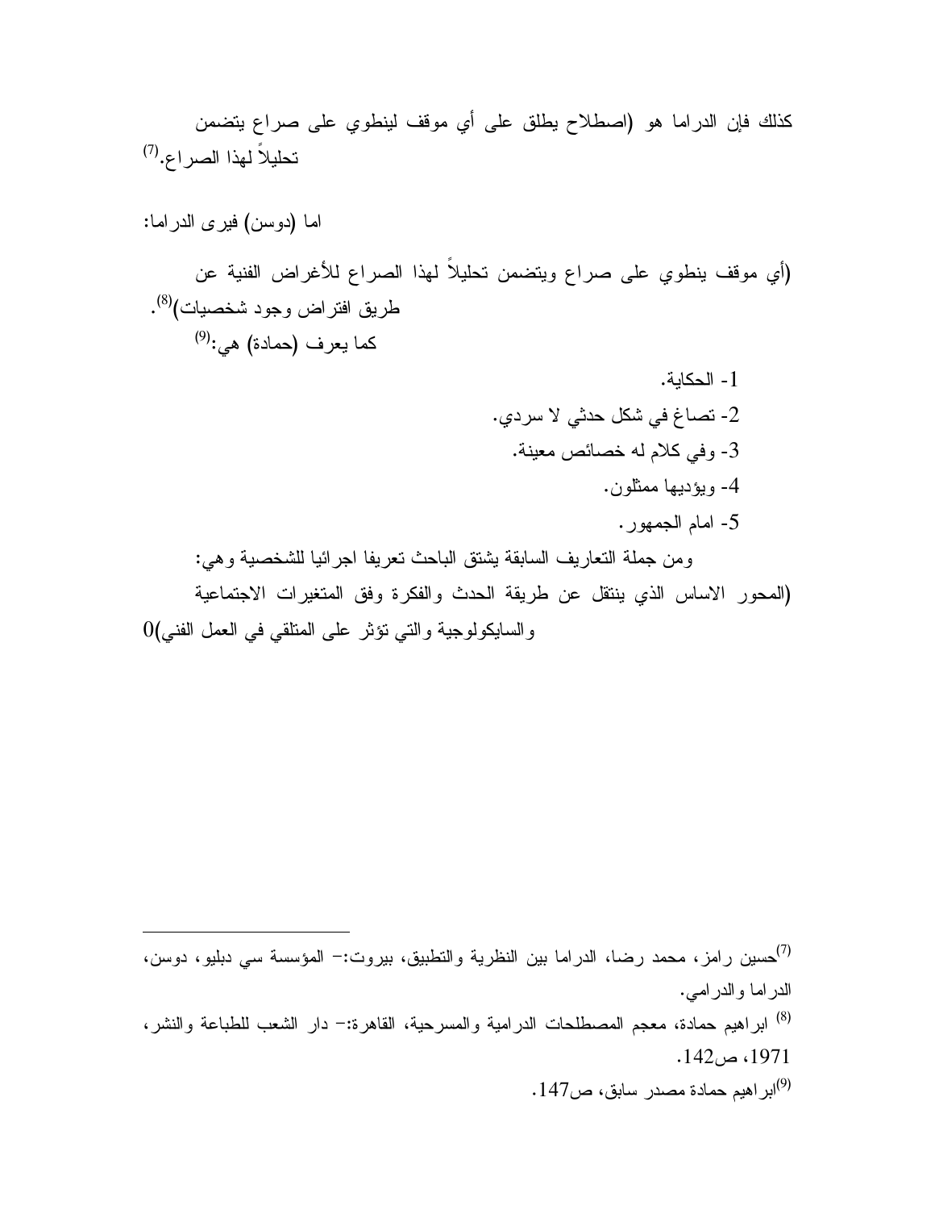كذلك فإن الدراما هو (اصطلاح يطلق على أي موقف لينطوي على صراع يتضمن تحليلاً لهذا الصراع.[7]

اما (دوسن) فيرى الدراما:

(أي موقف ينطوي على صراع ويتضمن تحليلاً لهذا الصراع للأغراض الفنية عن طريق افتراض وجود شخصيات)[8].

كما يعرف (حمادة) هي:[9]

1- الحكاية.
2- تصاغ في شكل حدثي لا سردي.
3- وفي كلام له خصائص معينة.
4- ويؤديها ممثلون.
5- امام الجمهور.

ومن جملة التعاريف السابقة يشتق الباحث تعريفا اجرائيا للشخصية وهي:

(المحور الاساس الذي ينتقل عن طريقة الحدث والفكرة وفق المتغيرات الاجتماعية والسايكولوجية والتي تؤثر على المتلقي في العمل الفني)0

---

[7] حسين رامز، محمد رضا، الدراما بين النظرية والتطبيق، بيروت:- المؤسسة سي دبليو، دوسن، الدراما والدرامي.

[8] ابراهيم حمادة، معجم المصطلحات الدرامية والمسرحية، القاهرة:- دار الشعب للطباعة والنشر، 1971، ص142.

[9] ابراهيم حمادة مصدر سابق، ص147.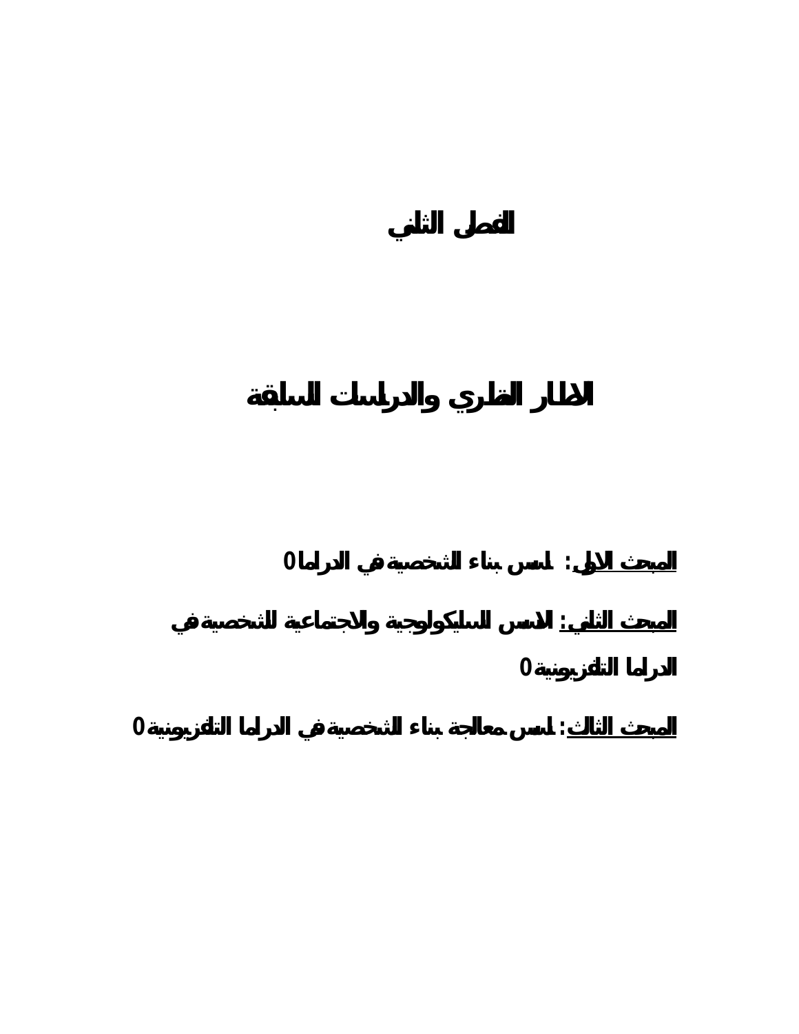# الفصل الثاني

## الاطار النظري والدراسات السابقة

**المبحث الاول:** اسس بناء الشخصية في الدراما0

**المبحث الثاني:** الاسس السايكولوجية والاجتماعية للشخصية في الدراما التلفزيونية0

**المبحث الثالث:** اسس معالجة بناء الشخصية في الدراما التلفزيونية0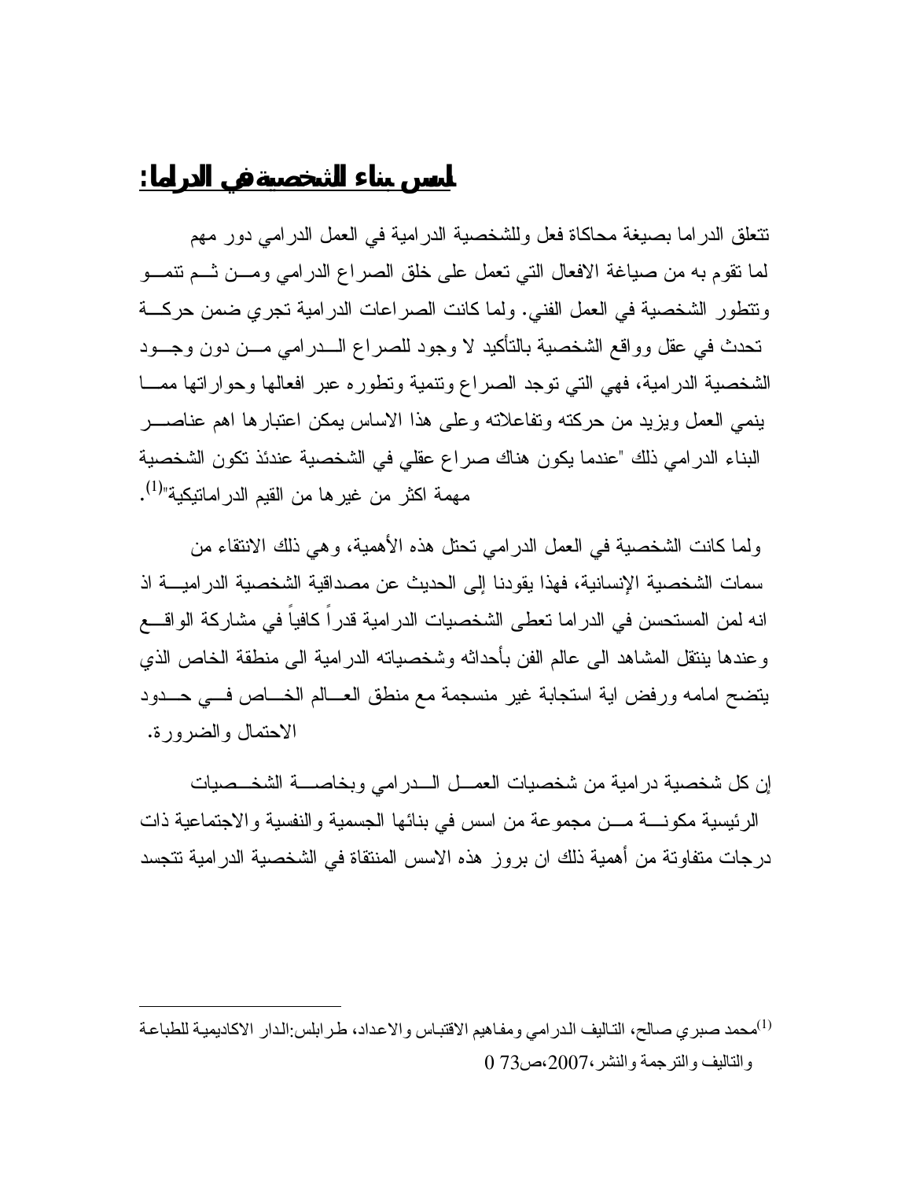## اسس بناء الشخصية في الدراما:

تتعلق الدراما بصيغة محاكاة فعل وللشخصية الدرامية في العمل الدرامي دور مهم لما تقوم به من صياغة الافعال التي تعمل على خلق الصراع الدرامي ومن ثم تنمو وتتطور الشخصية في العمل الفني. ولما كانت الصراعات الدرامية تجري ضمن حركة تحدث في عقل وواقع الشخصية بالتأكيد لا وجود للصراع الدرامي من دون وجود الشخصية الدرامية، فهي التي توجد الصراع وتنمية وتطوره عبر افعالها وحواراتها مما ينمي العمل ويزيد من حركته وتفاعلاته وعلى هذا الاساس يمكن اعتبارها اهم عناصر البناء الدرامي ذلك "عندما يكون هناك صراع عقلي في الشخصية عندئذ تكون الشخصية مهمة اكثر من غيرها من القيم الدراماتيكية"[1].

ولما كانت الشخصية في العمل الدرامي تحتل هذه الأهمية، وهي ذلك الانتقاء من سمات الشخصية الإنسانية، فهذا يقودنا إلى الحديث عن مصداقية الشخصية الدرامية اذ انه لمن المستحسن في الدراما تعطى الشخصيات الدرامية قدراً كافياً في مشاركة الواقع وعندها ينتقل المشاهد الى عالم الفن بأحداثه وشخصياته الدرامية الى منطقة الخاص الذي يتضح امامه ورفض اية استجابة غير منسجمة مع منطق العالم الخاص في حدود الاحتمال والضرورة.

إن كل شخصية درامية من شخصيات العمل الدرامي وبخاصة الشخصيات الرئيسية مكونة من مجموعة من اسس في بنائها الجسمية والنفسية والاجتماعية ذات درجات متفاوتة من أهمية ذلك ان بروز هذه الاسس المنتقاة في الشخصية الدرامية تتجسد

---

[1] محمد صبري صالح، التاليف الدرامي ومفاهيم الاقتباس والاعداد، طرابلس:الدار الاكاديمية للطباعة والتاليف والترجمة والنشر،2007،ص73 0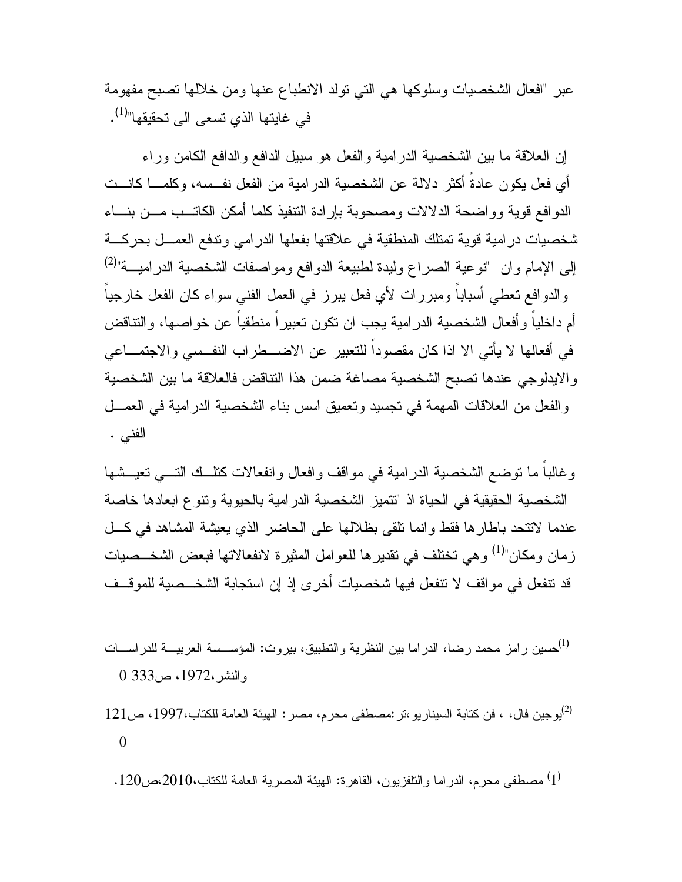عبر "افعال الشخصيات وسلوكها هي التي تولد الانطباع عنها ومن خلالها تصبح مفهومة في غايتها الذي تسعى الى تحقيقها"[1].

إن العلاقة ما بين الشخصية الدرامية والفعل هو سبيل الدافع والدافع الكامن وراء أي فعل يكون عادةً أكثر دلالة عن الشخصية الدرامية من الفعل نفسه، وكلما كانت الدوافع قوية وواضحة الدلالات ومصحوبة بإرادة التنفيذ كلما أمكن الكاتب من بناء شخصيات درامية قوية تمتلك المنطقية في علاقتها بفعلها الدرامي وتدفع العمل بحركة إلى الإمام وان "نوعية الصراع وليدة لطبيعة الدوافع ومواصفات الشخصية الدرامية"[2] والدوافع تعطي أسباباً ومبررات لأي فعل يبرز في العمل الفني سواء كان الفعل خارجياً أم داخلياً وأفعال الشخصية الدرامية يجب ان تكون تعبيراً منطقياً عن خواصها، والتناقض في أفعالها لا يأتي الا اذا كان مقصوداً للتعبير عن الاضطراب النفسي والاجتماعي والايدلوجي عندها تصبح الشخصية مصاغة ضمن هذا التناقض فالعلاقة ما بين الشخصية والفعل من العلاقات المهمة في تجسيد وتعميق اسس بناء الشخصية الدرامية في العمل الفني .

وغالباً ما توضع الشخصية الدرامية في مواقف وافعال وانفعالات كتلك التي تعيشها الشخصية الحقيقية في الحياة اذ "تتميز الشخصية الدرامية بالحيوية وتنوع ابعادها خاصة عندما لاتتحد باطارها فقط وانما تلقى بظلالها على الحاضر الذي يعيشة المشاهد في كل زمان ومكان"[1] وهي تختلف في تقديرها للعوامل المثيرة لانفعالاتها فبعض الشخصيات قد تنفعل في مواقف لا تنفعل فيها شخصيات أخرى إذ إن استجابة الشخصية للموقف

---

[1] حسين رامز محمد رضا، الدراما بين النظرية والتطبيق، بيروت: المؤسسة العربية للدراسات والنشر،1972، ص333 0

[2] يوجين فال، ، فن كتابة السيناريو،تر:مصطفى محرم، مصر: الهيئة العامة للكتاب،1997، ص121 0

[1] مصطفى محرم، الدراما والتلفزيون، القاهرة: الهيئة المصرية العامة للكتاب،2010،ص120.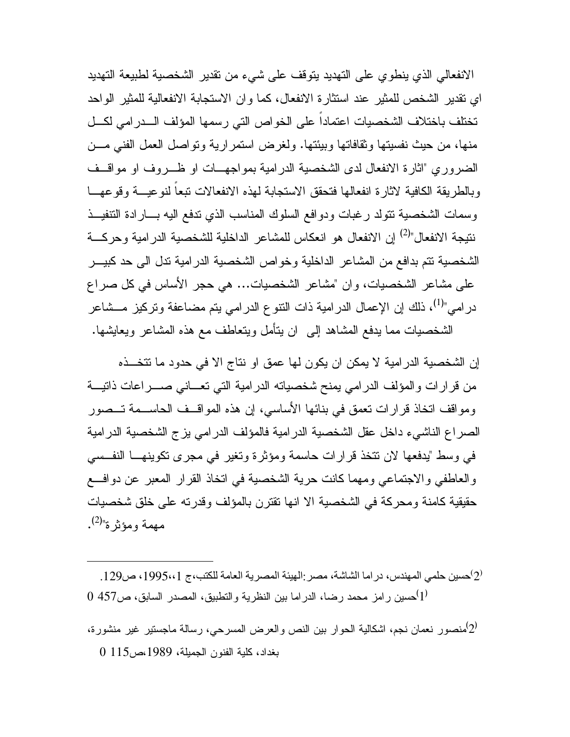الانفعالي الذي ينطوي على التهديد يتوقف على شيء من تقدير الشخصية لطبيعة التهديد اي تقدير الشخص للمثير عند استثارة الانفعال، كما وان الاستجابة الانفعالية للمثير الواحد تختلف باختلاف الشخصيات اعتماداً على الخواص التي رسمها المؤلف الدرامي لكل منها، من حيث نفسيتها وثقافاتها وبيئتها. ولغرض استمرارية وتواصل العمل الفني من الضروري "اثارة الانفعال لدى الشخصية الدرامية بمواجهات او ظروف او مواقف وبالطريقة الكافية لاثارة انفعالها فتحقق الاستجابة لهذه الانفعالات تبعاً لنوعية وقوعها وسمات الشخصية تتولد رغبات ودوافع السلوك المناسب الذي تدفع اليه بارادة التنفيذ نتيجة الانفعال"[2] إن الانفعال هو انعكاس للمشاعر الداخلية للشخصية الدرامية وحركة الشخصية تتم بدافع من المشاعر الداخلية وخواص الشخصية الدرامية تدل الى حد كبير على مشاعر الشخصيات، وان "مشاعر الشخصيات... هي حجر الأساس في كل صراع درامي"[1]، ذلك إن الإعمال الدرامية ذات التنوع الدرامي يتم مضاعفة وتركيز مشاعر الشخصيات مما يدفع المشاهد إلى ان يتأمل ويتعاطف مع هذه المشاعر ويعايشها.

إن الشخصية الدرامية لا يمكن ان يكون لها عمق او نتاج الا في حدود ما تتخذه من قرارات والمؤلف الدرامي يمنح شخصياته الدرامية التي تعاني صراعات ذاتية ومواقف اتخاذ قرارات تعمق في بنائها الأساسي، إن هذه المواقف الحاسمة تصور الصراع الناشيء داخل عقل الشخصية الدرامية فالمؤلف الدرامي يزج الشخصية الدرامية في وسط "يدفعها لان تتخذ قرارات حاسمة ومؤثرة وتغير في مجرى تكوينها النفسي والعاطفي والاجتماعي ومهما كانت حرية الشخصية في اتخاذ القرار المعبر عن دوافع حقيقية كامنة ومحركة في الشخصية الا انها تقترن بالمؤلف وقدرته على خلق شخصيات مهمة ومؤثرة"[2].

---

[2] حسين حلمي المهندس، دراما الشاشة، مصر:الهيئة المصرية العامة للكتب،ج 1،،1995، ص129.

[1] حسين رامز محمد رضا، الدراما بين النظرية والتطبيق، المصدر السابق، ص457 0

[2] منصور نعمان نجم، اشكالية الحوار بين النص والعرض المسرحي، رسالة ماجستير غير منشورة، بغداد، كلية الفنون الجميلة، 1989،ص115 0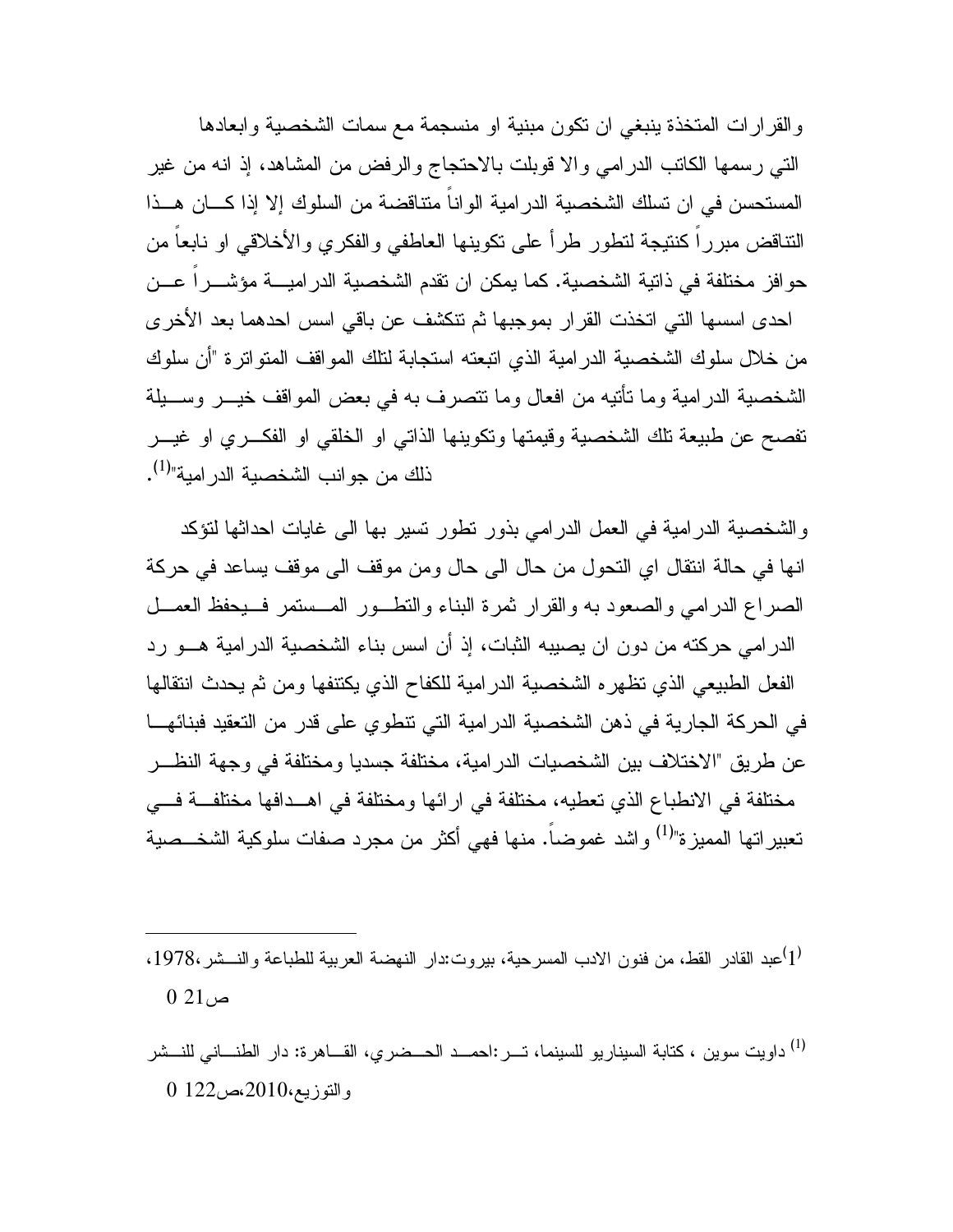والقرارات المتخذة ينبغي ان تكون مبنية او منسجمة مع سمات الشخصية وابعادها التي رسمها الكاتب الدرامي والا قوبلت بالاحتجاج والرفض من المشاهد، إذ انه من غير المستحسن في ان تسلك الشخصية الدرامية الواناً متناقضة من السلوك إلا إذا كان هذا التناقض مبرراً كنتيجة لتطور طرأ على تكوينها العاطفي والفكري والأخلاقي او نابعاً من حوافز مختلفة في ذاتية الشخصية. كما يمكن ان تقدم الشخصية الدرامية مؤشراً عن احدى اسسها التي اتخذت القرار بموجبها ثم تتكشف عن باقي اسس احدهما بعد الأخرى من خلال سلوك الشخصية الدرامية الذي اتبعته استجابة لتلك المواقف المتواترة "أن سلوك الشخصية الدرامية وما تأتيه من افعال وما تتصرف به في بعض المواقف خير وسيلة تفصح عن طبيعة تلك الشخصية وقيمتها وتكوينها الذاتي او الخلقي او الفكري او غير ذلك من جوانب الشخصية الدرامية"[1].

والشخصية الدرامية في العمل الدرامي بذور تطور تسير بها الى غايات احداثها لتؤكد انها في حالة انتقال اي التحول من حال الى حال ومن موقف الى موقف يساعد في حركة الصراع الدرامي والصعود به والقرار ثمرة البناء والتطور المستمر فيحفظ العمل الدرامي حركته من دون ان يصيبه الثبات، إذ أن اسس بناء الشخصية الدرامية هو رد الفعل الطبيعي الذي تظهره الشخصية الدرامية للكفاح الذي يكتنفها ومن ثم يحدث انتقالها في الحركة الجارية في ذهن الشخصية الدرامية التي تنطوي على قدر من التعقيد فبنائها عن طريق "الاختلاف بين الشخصيات الدرامية، مختلفة جسديا ومختلفة في وجهة النظر مختلفة في الانطباع الذي تعطيه، مختلفة في ارائها ومختلفة في اهدافها مختلفة في تعبيراتها المميزة"[1] واشد غموضاً. منها فهي أكثر من مجرد صفات سلوكية الشخصية

---

[1] عبد القادر القط، من فنون الادب المسرحية، بيروت:دار النهضة العربية للطباعة والنشر، 1978، ص21 0

[1] داويت سوين ، كتابة السيناريو للسينما، تر:احمد الحضري، القاهرة: دار الطناني للنشر والتوزيع، 2010، ص122 0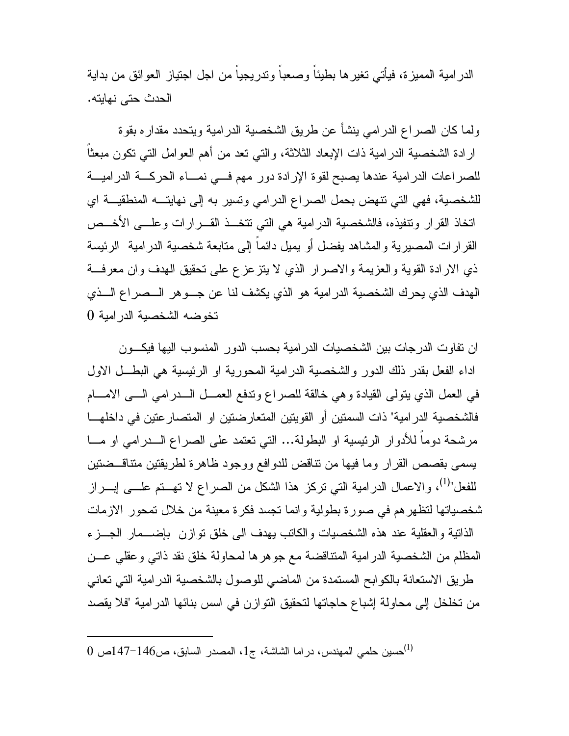الدرامية المميزة، فيأتي تغيرها بطيئاً وصعباً وتدريجياً من اجل اجتياز العوائق من بداية الحدث حتى نهايته.

ولما كان الصراع الدرامي ينشأ عن طريق الشخصية الدرامية ويتحدد مقداره بقوة ارادة الشخصية الدرامية ذات الإبعاد الثلاثة، والتي تعد من أهم العوامل التي تكون مبعثاً للصراعات الدرامية عندها يصبح لقوة الإرادة دور مهم في نماء الحركة الدرامية للشخصية، فهي التي تنهض بحمل الصراع الدرامي وتسير به إلى نهايته المنطقية اي اتخاذ القرار وتنفيذه، فالشخصية الدرامية هي التي تتخذ القرارات وعلى الأخص القرارات المصيرية والمشاهد يفضل أو يميل دائماً إلى متابعة شخصية الدرامية الرئيسة ذي الارادة القوية والعزيمة والاصرار الذي لا يتزعزع على تحقيق الهدف وان معرفة الهدف الذي يحرك الشخصية الدرامية هو الذي يكشف لنا عن جوهر الصراع الذي تخوضه الشخصية الدرامية 0

ان تفاوت الدرجات بين الشخصيات الدرامية بحسب الدور المنسوب اليها فيكون اداء الفعل بقدر ذلك الدور والشخصية الدرامية المحورية او الرئيسية هي البطل الاول في العمل الذي يتولى القيادة وهي خالقة للصراع وتدفع العمل الدرامي الى الامام فالشخصية الدرامية" ذات السمتين أو القويتين المتعارضتين او المتصارعتين في داخلها مرشحة دوماً للأدوار الرئيسية او البطولة... التي تعتمد على الصراع الدرامي او ما يسمى بقصص القرار وما فيها من تناقض للدوافع ووجود ظاهرة لطريقتين متناقضتين للفعل"[1]، والاعمال الدرامية التي تركز هذا الشكل من الصراع لا تهتم على إبراز شخصياتها لتظهرهم في صورة بطولية وانما تجسد فكرة معينة من خلال تمحور الازمات الذاتية والعقلية عند هذه الشخصيات والكاتب يهدف الى خلق توازن بإضمار الجزء المظلم من الشخصية الدرامية المتناقضة مع جوهرها لمحاولة خلق نقد ذاتي وعقلي عن طريق الاستعانة بالكوابح المستمدة من الماضي للوصول بالشخصية الدرامية التي تعاني من تخلخل إلى محاولة إشباع حاجاتها لتحقيق التوازن في اسس بنائها الدرامية "فلا يقصد

---

[1] حسين حلمي المهندس، دراما الشاشة، ج1، المصدر السابق، ص146-147ص 0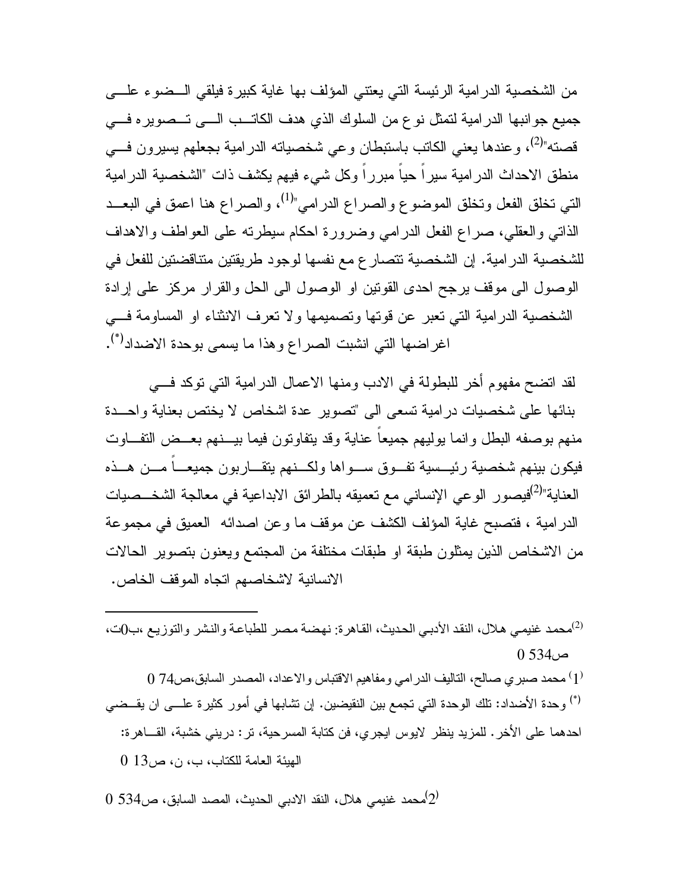من الشخصية الدرامية الرئيسة التي يعتني المؤلف بها غاية كبيرة فيلقي الضوء على جميع جوانبها الدرامية لتمثل نوع من السلوك الذي هدف الكاتب الى تصويره في قصته"[2]، وعندها يعني الكاتب باستبطان وعي شخصياته الدرامية بجعلهم يسيرون في منطق الاحداث الدرامية سيراً حياً مبرراً وكل شيء فيهم يكشف ذات "الشخصية الدرامية التي تخلق الفعل وتخلق الموضوع والصراع الدرامي"[1]، والصراع هنا اعمق في البعد الذاتي والعقلي، صراع الفعل الدرامي وضرورة احكام سيطرته على العواطف والاهداف للشخصية الدرامية. إن الشخصية تتصارع مع نفسها لوجود طريقتين متناقضتين للفعل في الوصول الى موقف يرجح احدى القوتين او الوصول الى الحل والقرار مركز على إرادة الشخصية الدرامية التي تعبر عن قوتها وتصميمها ولا تعرف الانثناء او المساومة في اغراضها التي انشبت الصراع وهذا ما يسمى بوحدة الاضداد[*].

لقد اتضح مفهوم أخر للبطولة في الادب ومنها الاعمال الدرامية التي توكد في بنائها على شخصيات درامية تسعى الى "تصوير عدة اشخاص لا يختص بعناية واحدة منهم بوصفه البطل وانما يوليهم جميعاً عناية وقد يتفاوتون فيما بينهم بعض التفاوت فيكون بينهم شخصية رئيسية تفوق سواها ولكنهم يتقاربون جميعاً من هذه العناية"[2]فيصور الوعي الإنساني مع تعميقه بالطرائق الابداعية في معالجة الشخصيات الدرامية ، فتصبح غاية المؤلف الكشف عن موقف ما وعن اصدائه العميق في مجموعة من الاشخاص الذين يمثلون طبقة او طبقات مختلفة من المجتمع ويعنون بتصوير الحالات الانسانية لاشخاصهم اتجاه الموقف الخاص.

---

[2] محمد غنيمي هلال، النقد الأدبي الحديث، القاهرة: نهضة مصر للطباعة والنشر والتوزيع ،ب0ت، ص534 0

[1] محمد صبري صالح، التاليف الدرامي ومفاهيم الاقتباس والاعداد، المصدر السابق،ص74 0

[*] وحدة الأضداد: تلك الوحدة التي تجمع بين النقيضين. إن تشابها في أمور كثيرة على ان يقضي احدهما على الأخر. للمزيد ينظر لايوس ايجري، فن كتابة المسرحية، تر: دريني خشبة، القاهرة: الهيئة العامة للكتاب، ب، ن، ص13 0

[2] محمد غنيمي هلال، النقد الادبي الحديث، المصد السابق، ص534 0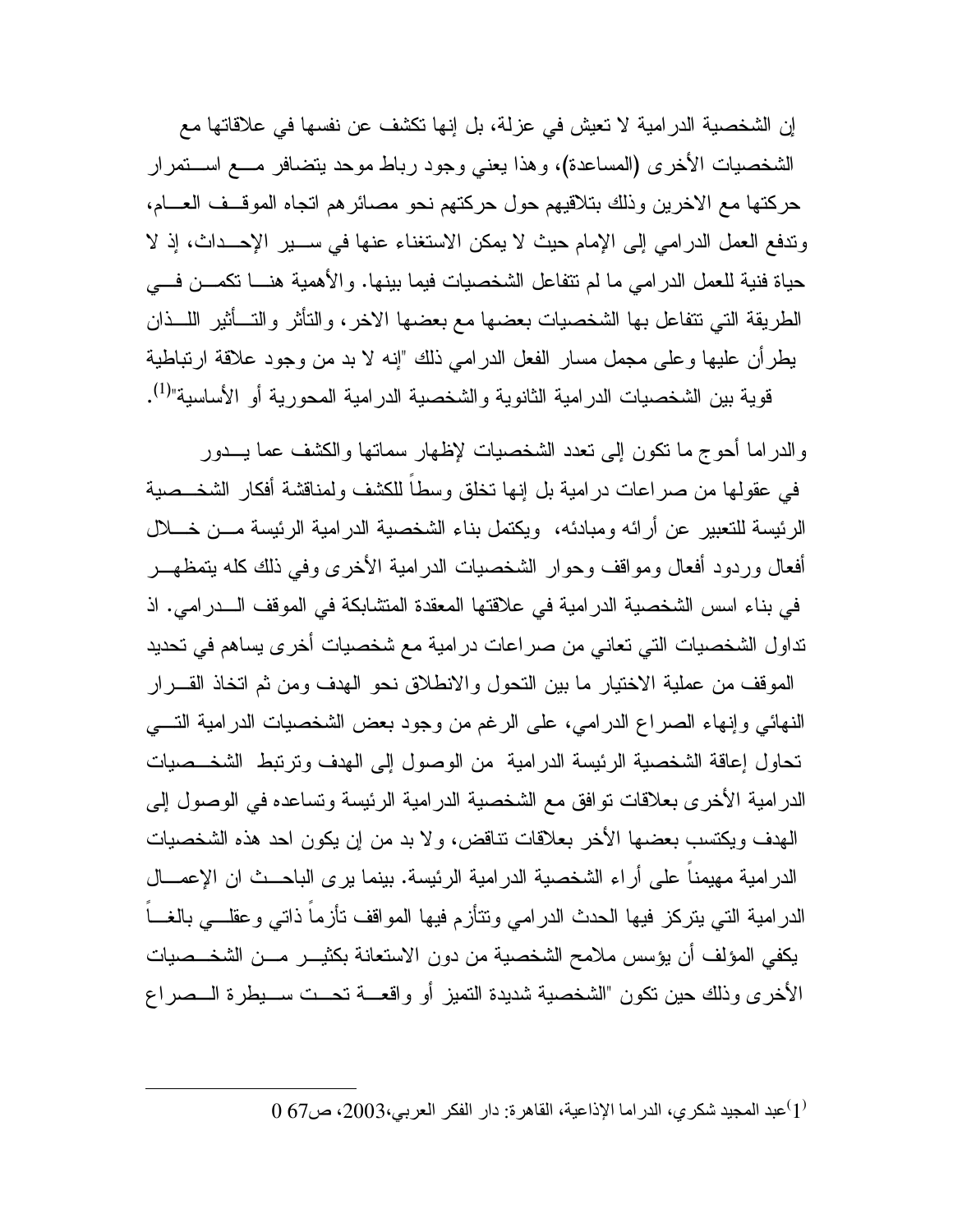إن الشخصية الدرامية لا تعيش في عزلة، بل إنها تكشف عن نفسها في علاقاتها مع الشخصيات الأخرى (المساعدة)، وهذا يعني وجود رباط موحد يتضافر مع استمرار حركتها مع الاخرين وذلك بتلاقيهم حول حركتهم نحو مصائرهم اتجاه الموقف العام، وتدفع العمل الدرامي إلى الإمام حيث لا يمكن الاستغناء عنها في سير الإحداث، إذ لا حياة فنية للعمل الدرامي ما لم تتفاعل الشخصيات فيما بينها. والأهمية هنا تكمن في الطريقة التي تتفاعل بها الشخصيات بعضها مع بعضها الاخر، والتأثر والتأثير اللذان يطرأن عليها وعلى مجمل مسار الفعل الدرامي ذلك "إنه لا بد من وجود علاقة ارتباطية قوية بين الشخصيات الدرامية الثانوية والشخصية الدرامية المحورية أو الأساسية"[1].

والدراما أحوج ما تكون إلى تعدد الشخصيات لإظهار سماتها والكشف عما يدور في عقولها من صراعات درامية بل إنها تخلق وسطاً للكشف ولمناقشة أفكار الشخصية الرئيسة للتعبير عن أرائه ومبادئه، ويكتمل بناء الشخصية الدرامية الرئيسة من خلال أفعال وردود أفعال ومواقف وحوار الشخصيات الدرامية الأخرى وفي ذلك كله يتمظهر في بناء اسس الشخصية الدرامية في علاقتها المعقدة المتشابكة في الموقف الدرامي. اذ تداول الشخصيات التي تعاني من صراعات درامية مع شخصيات أخرى يساهم في تحديد الموقف من عملية الاختيار ما بين التحول والانطلاق نحو الهدف ومن ثم اتخاذ القرار النهائي وإنهاء الصراع الدرامي، على الرغم من وجود بعض الشخصيات الدرامية التي تحاول إعاقة الشخصية الرئيسة الدرامية من الوصول إلى الهدف وترتبط الشخصيات الدرامية الأخرى بعلاقات توافق مع الشخصية الدرامية الرئيسة وتساعده في الوصول إلى الهدف ويكتسب بعضها الأخر بعلاقات تناقض، ولا بد من إن يكون احد هذه الشخصيات الدرامية مهيمناً على أراء الشخصية الدرامية الرئيسة. بينما يرى الباحث ان الإعمال الدرامية التي يتركز فيها الحدث الدرامي وتتأزم فيها المواقف تأزماً ذاتي وعقلي بالغاً يكفي المؤلف أن يؤسس ملامح الشخصية من دون الاستعانة بكثير من الشخصيات الأخرى وذلك حين تكون "الشخصية شديدة التميز أو واقعة تحت سيطرة الصراع

---

[1] عبد المجيد شكري، الدراما الإذاعية، القاهرة: دار الفكر العربي، 2003، ص67 0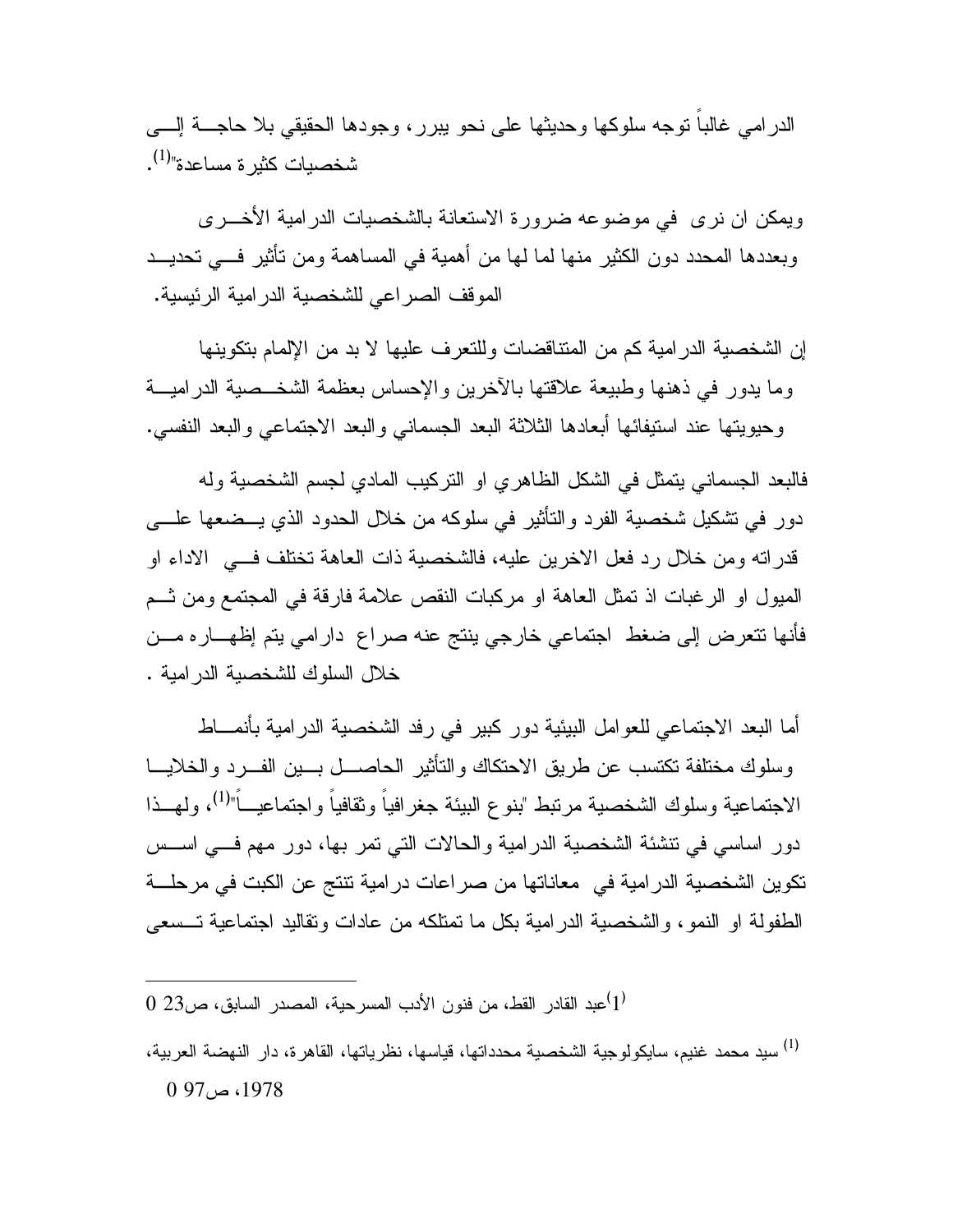الدرامي غالباً توجه سلوكها وحديثها على نحو يبرر، وجودها الحقيقي بلا حاجة إلى شخصيات كثيرة مساعدة"[1].

ويمكن ان نرى في موضوعه ضرورة الاستعانة بالشخصيات الدرامية الأخرى وبعددها المحدد دون الكثير منها لما لها من أهمية في المساهمة ومن تأثير في تحديد الموقف الصراعي للشخصية الدرامية الرئيسية.

إن الشخصية الدرامية كم من المتناقضات وللتعرف عليها لا بد من الإلمام بتكوينها وما يدور في ذهنها وطبيعة علاقتها بالآخرين والإحساس بعظمة الشخصية الدرامية وحيويتها عند استيفائها أبعادها الثلاثة البعد الجسماني والبعد الاجتماعي والبعد النفسي.

فالبعد الجسماني يتمثل في الشكل الظاهري او التركيب المادي لجسم الشخصية وله دور في تشكيل شخصية الفرد والتأثير في سلوكه من خلال الحدود الذي يضعها على قدراته ومن خلال رد فعل الاخرين عليه، فالشخصية ذات العاهة تختلف في الاداء او الميول او الرغبات اذ تمثل العاهة او مركبات النقص علامة فارقة في المجتمع ومن ثم فأنها تتعرض إلى ضغط اجتماعي خارجي ينتج عنه صراع دارامي يتم إظهاره من خلال السلوك للشخصية الدرامية .

أما البعد الاجتماعي للعوامل البيئية دور كبير في رفد الشخصية الدرامية بأنماط وسلوك مختلفة تكتسب عن طريق الاحتكاك والتأثير الحاصل بين الفرد والخلايا الاجتماعية وسلوك الشخصية مرتبط "بنوع البيئة جغرافياً وثقافياً واجتماعياً"[1]، ولهذا دور اساسي في تنشئة الشخصية الدرامية والحالات التي تمر بها، دور مهم في اسس تكوين الشخصية الدرامية في معاناتها من صراعات درامية تنتج عن الكبت في مرحلة الطفولة او النمو، والشخصية الدرامية بكل ما تمتلكه من عادات وتقاليد اجتماعية تسعى

---

[1] عبد القادر القط، من فنون الأدب المسرحية، المصدر السابق، ص23 0

[1] سيد محمد غنيم، سايكولوجية الشخصية محدداتها، قياسها، نظرياتها، القاهرة، دار النهضة العربية، 1978، ص97 0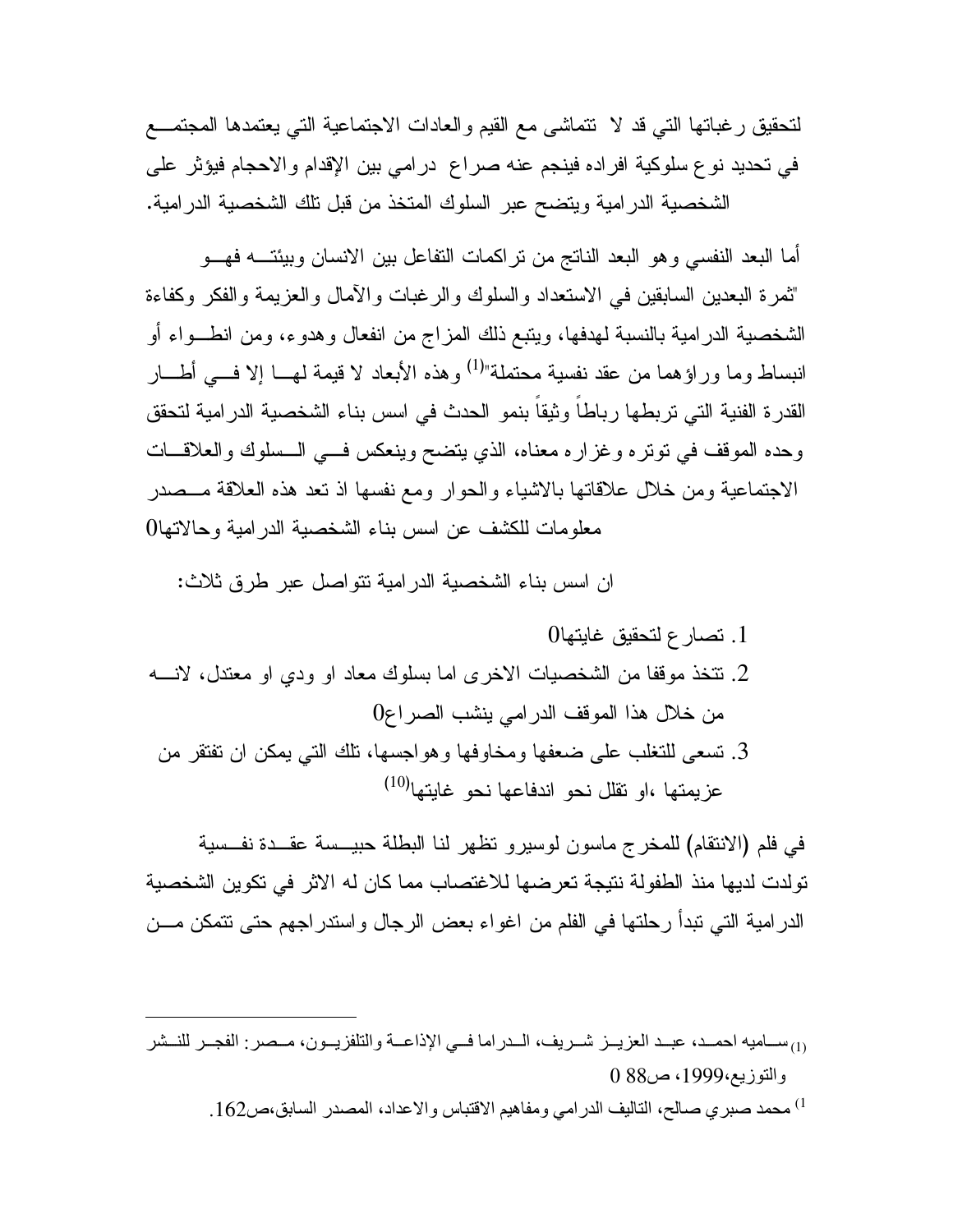لتحقيق رغباتها التي قد لا تتماشى مع القيم والعادات الاجتماعية التي يعتمدها المجتمع في تحديد نوع سلوكية افراده فينجم عنه صراع درامي بين الإقدام والاحجام فيؤثر على الشخصية الدرامية ويتضح عبر السلوك المتخذ من قبل تلك الشخصية الدرامية.

أما البعد النفسي وهو البعد الناتج من تراكمات التفاعل بين الانسان وبيئته فهو "ثمرة البعدين السابقين في الاستعداد والسلوك والرغبات والآمال والعزيمة والفكر وكفاءة الشخصية الدرامية بالنسبة لهدفها، ويتبع ذلك المزاج من انفعال وهدوء، ومن انطواء أو انبساط وما وراؤهما من عقد نفسية محتملة"[1] وهذه الأبعاد لا قيمة لها إلا في أطار القدرة الفنية التي تربطها رباطاً وثيقاً بنمو الحدث في اسس بناء الشخصية الدرامية لتحقق وحده الموقف في توتره وغزاره معناه، الذي يتضح وينعكس في السلوك والعلاقات الاجتماعية ومن خلال علاقاتها بالاشياء والحوار ومع نفسها اذ تعد هذه العلاقة مصدر معلومات للكشف عن اسس بناء الشخصية الدرامية وحالاتها0

ان اسس بناء الشخصية الدرامية تتواصل عبر طرق ثلاث:

1. تصارع لتحقيق غايتها0
2. تتخذ موقفا من الشخصيات الاخرى اما بسلوك معاد او ودي او معتدل، لانه من خلال هذا الموقف الدرامي ينشب الصراع0
3. تسعى للتغلب على ضعفها ومخاوفها وهواجسها، تلك التي يمكن ان تفتقر من عزيمتها ،او تقلل نحو اندفاعها نحو غايتها[10]

في فلم (الانتقام) للمخرج ماسون لوسيرو تظهر لنا البطلة حبيسة عقدة نفسية تولدت لديها منذ الطفولة نتيجة تعرضها للاغتصاب مما كان له الاثر في تكوين الشخصية الدرامية التي تبدأ رحلتها في الفلم من اغواء بعض الرجال واستدراجهم حتى تتمكن من

---

(1) ساميه احمد، عبد العزيز شريف، الدراما في الإذاعة والتلفزيون، مصر: الفجر للنشر والتوزيع،1999، ص88 0

[1] محمد صبري صالح، التاليف الدرامي ومفاهيم الاقتباس والاعداد، المصدر السابق،ص162.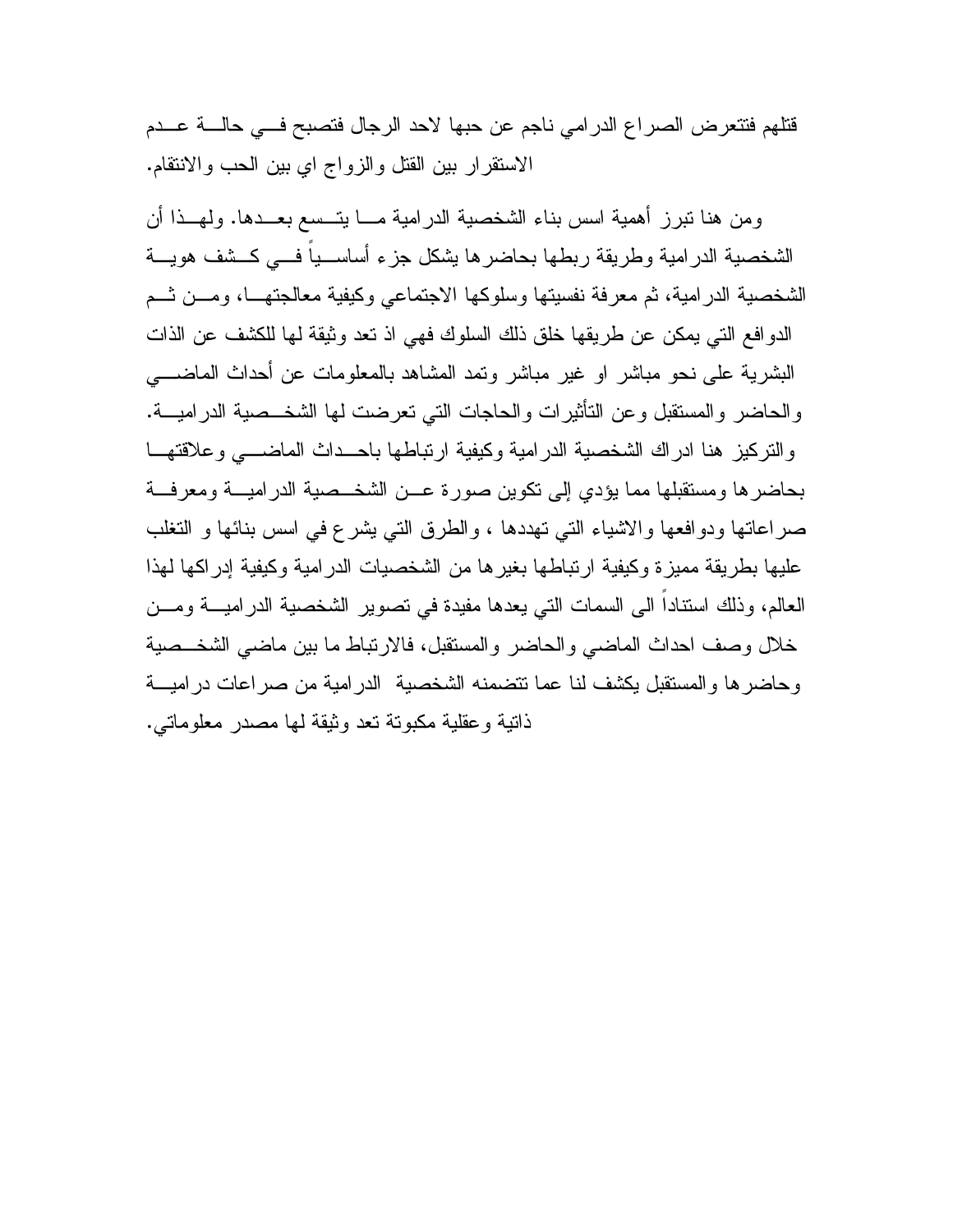قتلهم فتتعرض الصراع الدرامي ناجم عن حبها لاحد الرجال فتصبح في حالة عدم الاستقرار بين القتل والزواج اي بين الحب والانتقام.

ومن هنا تبرز أهمية اسس بناء الشخصية الدرامية ما يتسع بعدها. ولهذا أن الشخصية الدرامية وطريقة ربطها بحاضرها يشكل جزء أساسياً في كشف هوية الشخصية الدرامية، ثم معرفة نفسيتها وسلوكها الاجتماعي وكيفية معالجتها، ومن ثم الدوافع التي يمكن عن طريقها خلق ذلك السلوك فهي اذ تعد وثيقة لها للكشف عن الذات البشرية على نحو مباشر او غير مباشر وتمد المشاهد بالمعلومات عن أحداث الماضي والحاضر والمستقبل وعن التأثيرات والحاجات التي تعرضت لها الشخصية الدرامية. والتركيز هنا ادراك الشخصية الدرامية وكيفية ارتباطها باحداث الماضي وعلاقتها بحاضرها ومستقبلها مما يؤدي إلى تكوين صورة عن الشخصية الدرامية ومعرفة صراعاتها ودوافعها والاشياء التي تهددها ، والطرق التي يشرع في اسس بنائها و التغلب عليها بطريقة مميزة وكيفية ارتباطها بغيرها من الشخصيات الدرامية وكيفية إدراكها لهذا العالم، وذلك استناداً الى السمات التي يعدها مفيدة في تصوير الشخصية الدرامية ومن خلال وصف احداث الماضي والحاضر والمستقبل، فالارتباط ما بين ماضي الشخصية وحاضرها والمستقبل يكشف لنا عما تتضمنه الشخصية الدرامية من صراعات درامية ذاتية وعقلية مكبوتة تعد وثيقة لها مصدر معلوماتي.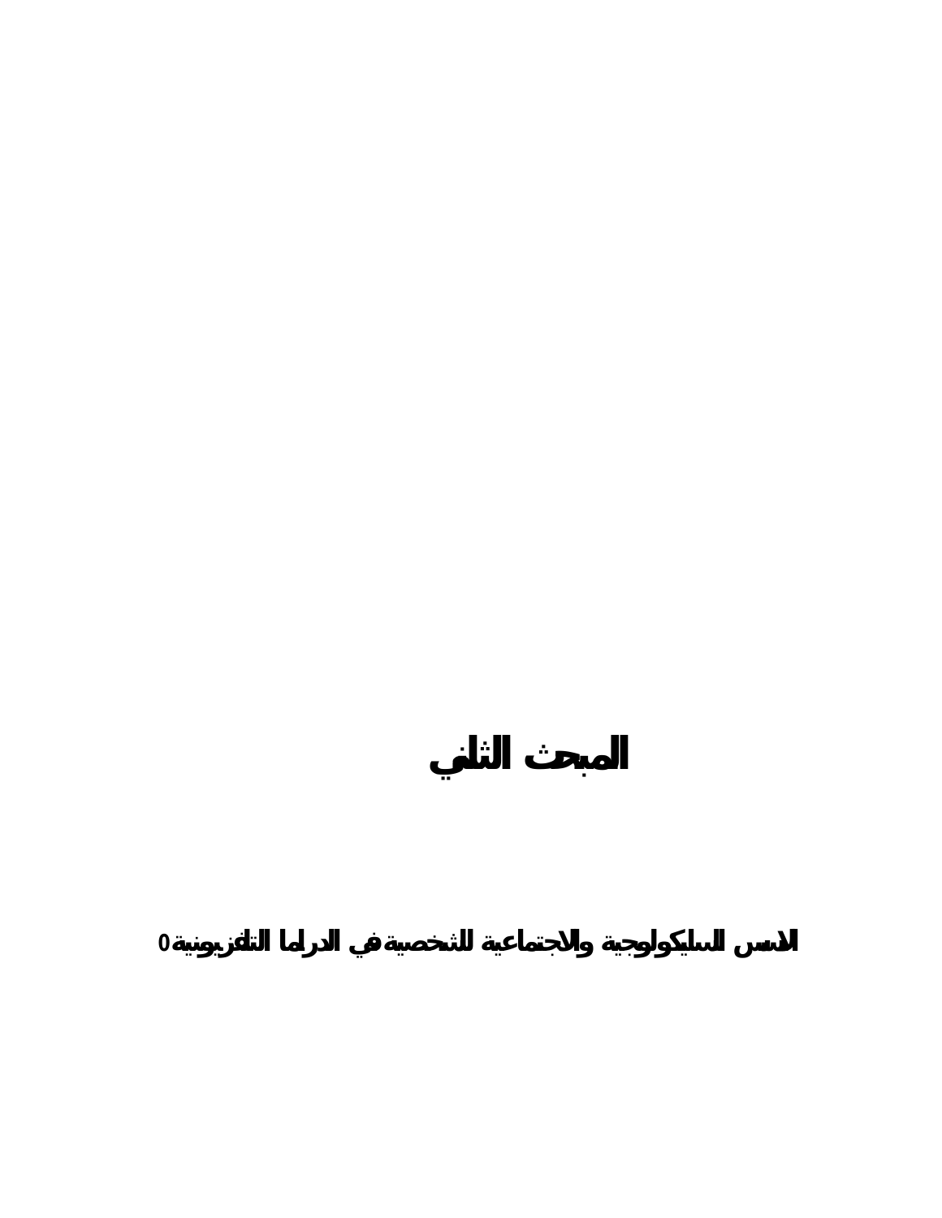# المبحث الثاني

## الاسس السايكولوجية والاجتماعية للشخصية في الدراما التلفزيونية0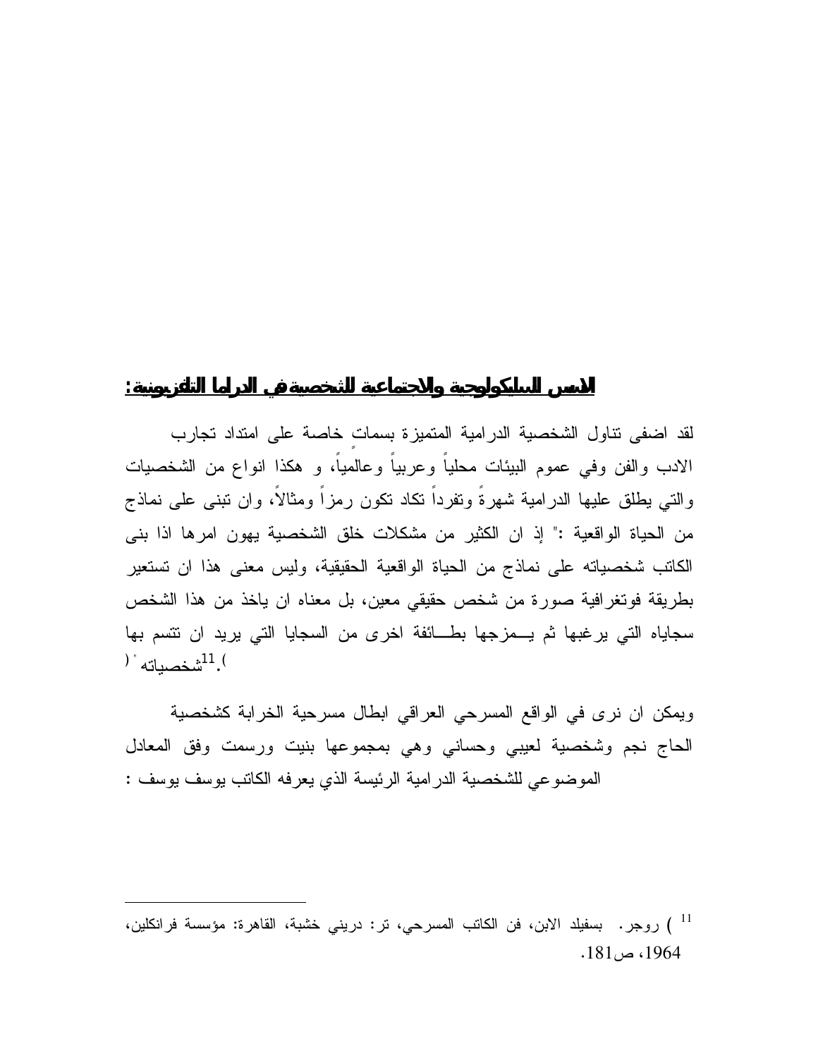## الاسس السايكولوجية والاجتماعية للشخصية في الدراما التلفزيونية :

لقد اضفى تناول الشخصية الدرامية المتميزة بسمات خاصة على امتداد تجارب الادب والفن وفي عموم البيئات محلياً وعربياً وعالمياً، و هكذا انواع من الشخصيات والتي يطلق عليها الدرامية شهرةً وتفرداً تكاد تكون رمزاً ومثالاً، وان تبنى على نماذج من الحياة الواقعية :" إذ ان الكثير من مشكلات خلق الشخصية يهون امرها اذا بنى الكاتب شخصياته على نماذج من الحياة الواقعية الحقيقية، وليس معنى هذا ان تستعير بطريقة فوتغرافية صورة من شخص حقيقي معين، بل معناه ان ياخذ من هذا الشخص سجاياه التي يرغبها ثم يـــمزجها بطـــائفة اخرى من السجايا التي يريد ان تتسم بها شخصياته " ([11]).

ويمكن ان نرى في الواقع المسرحي العراقي ابطال مسرحية الخرابة كشخصية الحاج نجم وشخصية لعيبي وحساني وهي بمجموعها بنيت ورسمت وفق المعادل الموضوعي للشخصية الدرامية الرئيسة الذي يعرفه الكاتب يوسف يوسف :

---

[11] ) روجر. بسفيلد الابن، فن الكاتب المسرحي، تر: دريني خشبة، القاهرة: مؤسسة فرانكلين، 1964، ص181.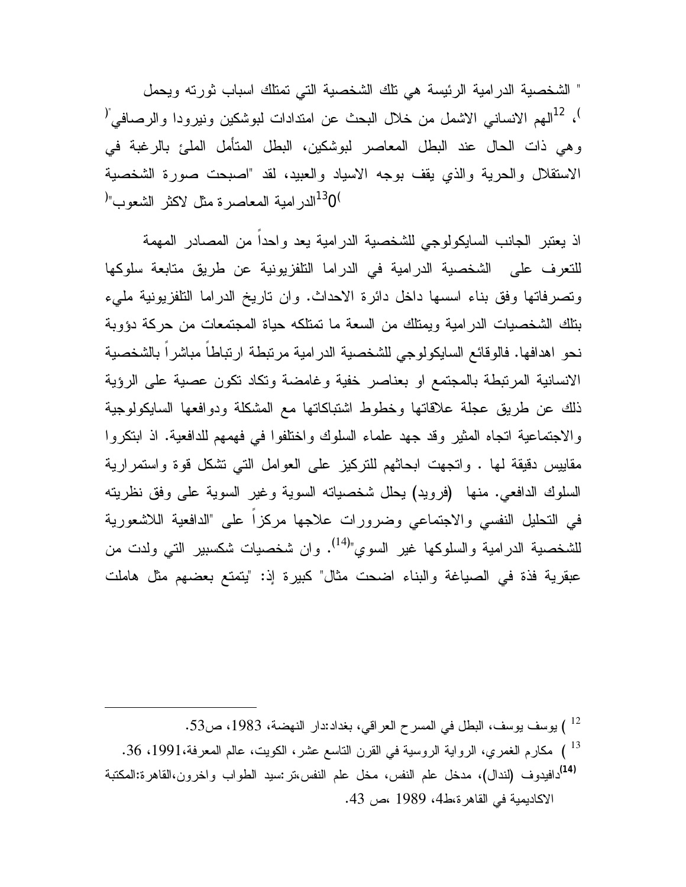" الشخصية الدرامية الرئيسة هي تلك الشخصية التي تمتلك اسباب ثورته ويحمل الهم الانساني الاشمل من خلال البحث عن امتدادات لبوشكين ونيرودا والرصافي" ([12])، وهي ذات الحال عند البطل المعاصر لبوشكين، البطل المتأمل الملئ بالرغبة في الاستقلال والحرية والذي يقف بوجه الاسياد والعبيد، لقد "اصبحت صورة الشخصية الدرامية المعاصرة مثل لاكثر الشعوب" ([13])0

اذ يعتبر الجانب السايكولوجي للشخصية الدرامية يعد واحداً من المصادر المهمة للتعرف على الشخصية الدرامية في الدراما التلفزيونية عن طريق متابعة سلوكها وتصرفاتها وفق بناء اسسها داخل دائرة الاحداث. وان تاريخ الدراما التلفزيونية مليء بتلك الشخصيات الدرامية ويمتلك من السعة ما تمتلكه حياة المجتمعات من حركة دؤوبة نحو اهدافها. فالوقائع السايكولوجي للشخصية الدرامية مرتبطة ارتباطاً مباشراً بالشخصية الانسانية المرتبطة بالمجتمع او بعناصر خفية وغامضة وتكاد تكون عصية على الرؤية ذلك عن طريق عجلة علاقاتها وخطوط اشتباكاتها مع المشكلة ودوافعها السايكولوجية والاجتماعية اتجاه المثير وقد جهد علماء السلوك واختلفوا في فهمهم للدافعية. اذ ابتكروا مقاييس دقيقة لها . واتجهت ابحاثهم للتركيز على العوامل التي تشكل قوة واستمرارية السلوك الدافعي. منها (فرويد) يحلل شخصياته السوية وغير السوية على وفق نظريته في التحليل النفسي والاجتماعي وضرورات علاجها مركزاً على "الدافعية اللاشعورية للشخصية الدرامية والسلوكها غير السوي"([14]). وان شخصيات شكسبير التي ولدت من عبقرية فذة في الصياغة والبناء اضحت مثال" كبيرة إذ: "يتمتع بعضهم مثل هاملت

---

[12] ) يوسف يوسف، البطل في المسرح العراقي، بغداد:دار النهضة، 1983، ص53.

[13] ) مكارم الغمري، الرواية الروسية في القرن التاسع عشر، الكويت، عالم المعرفة،1991، 36.

[14] دافيدوف (لندال)، مدخل علم النفس، مخل علم النفس،تر:سيد الطواب واخرون،القاهرة:المكتبة الاكاديمية في القاهرة،ط4، 1989 ،ص 43.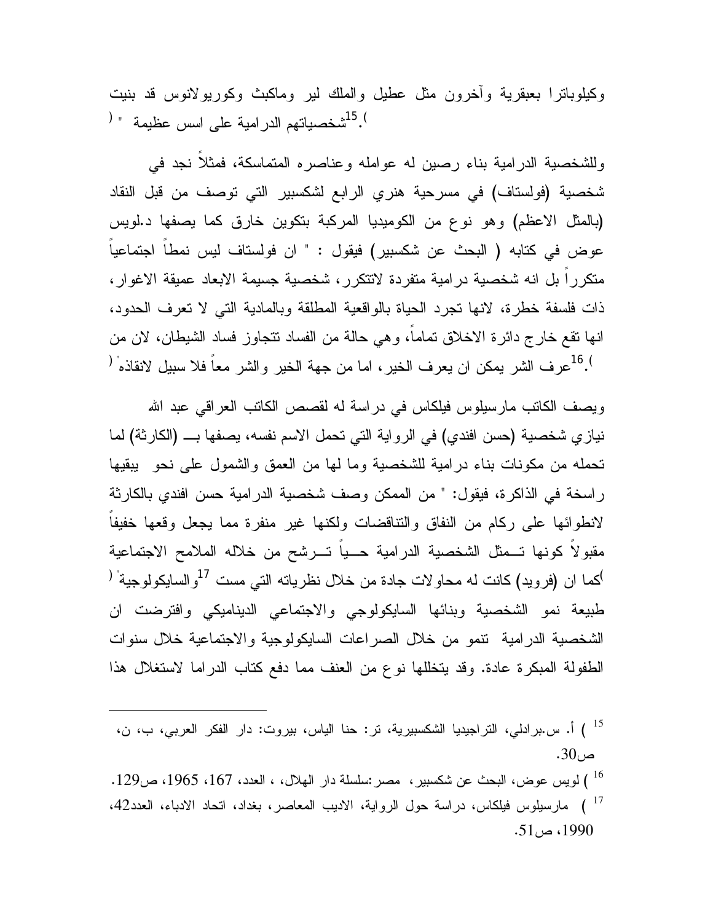وكيلوباترا بعبقرية وآخرون مثل عطيل والملك لير وماكبث وكوريولانوس قد بنيت شخصياتهم الدرامية على اسس عظيمة " ([15]).

وللشخصية الدرامية بناء رصين له عوامله وعناصره المتماسكة، فمثلاً نجد في شخصية (فولستاف) في مسرحية هنري الرابع لشكسبير التي توصف من قبل النقاد (بالمثل الاعظم) وهو نوع من الكوميديا المركبة بتكوين خارق كما يصفها د.لويس عوض في كتابه ( البحث عن شكسبير) فيقول : " ان فولستاف ليس نمطاً اجتماعياً متكرراً بل انه شخصية درامية متفردة لاتتكرر، شخصية جسيمة الابعاد عميقة الاغوار، ذات فلسفة خطرة، لانها تجرد الحياة بالواقعية المطلقة وبالمادية التي لا تعرف الحدود، انها تقع خارج دائرة الاخلاق تماماً، وهي حالة من الفساد تتجاوز فساد الشيطان، لان من عرف الشر يمكن ان يعرف الخير، اما من جهة الخير والشر معاً فلا سبيل لانقاذه" ([16]).

ويصف الكاتب مارسيلوس فيلكاس في دراسة له لقصص الكاتب العراقي عبد الله نيازي شخصية (حسن افندي) في الرواية التي تحمل الاسم نفسه، يصفها بـــ (الكارثة) لما تحمله من مكونات بناء درامية للشخصية وما لها من العمق والشمول على نحو يبقيها راسخة في الذاكرة، فيقول: " من الممكن وصف شخصية الدرامية حسن افندي بالكارثة لانطوائها على ركام من النفاق والتناقضات ولكنها غير منفرة مما يجعل وقعها خفيفاً مقبولاً كونها تـــمثل الشخصية الدرامية حـــياً تـــرشح من خلاله الملامح الاجتماعية والسايكولوجية" ([17])كما ان (فرويد) كانت له محاولات جادة من خلال نظرياته التي مست طبيعة نمو الشخصية وبنائها السايكولوجي والاجتماعي الديناميكي وافترضت ان الشخصية الدرامية تنمو من خلال الصراعات السايكولوجية والاجتماعية خلال سنوات الطفولة المبكرة عادة. وقد يتخللها نوع من العنف مما دفع كتاب الدراما لاستغلال هذا

---

[15] ) أ. س.برادلي، التراجيديا الشكسبيرية، تر: حنا الياس، بيروت: دار الفكر العربي، ب، ن، ص30.

[16] ) لويس عوض، البحث عن شكسبير، مصر:سلسلة دار الهلال، ، العدد، 167، 1965، ص129.

[17] ) مارسيلوس فيلكاس، دراسة حول الرواية، الاديب المعاصر، بغداد، اتحاد الادباء، العدد42، 1990، ص51.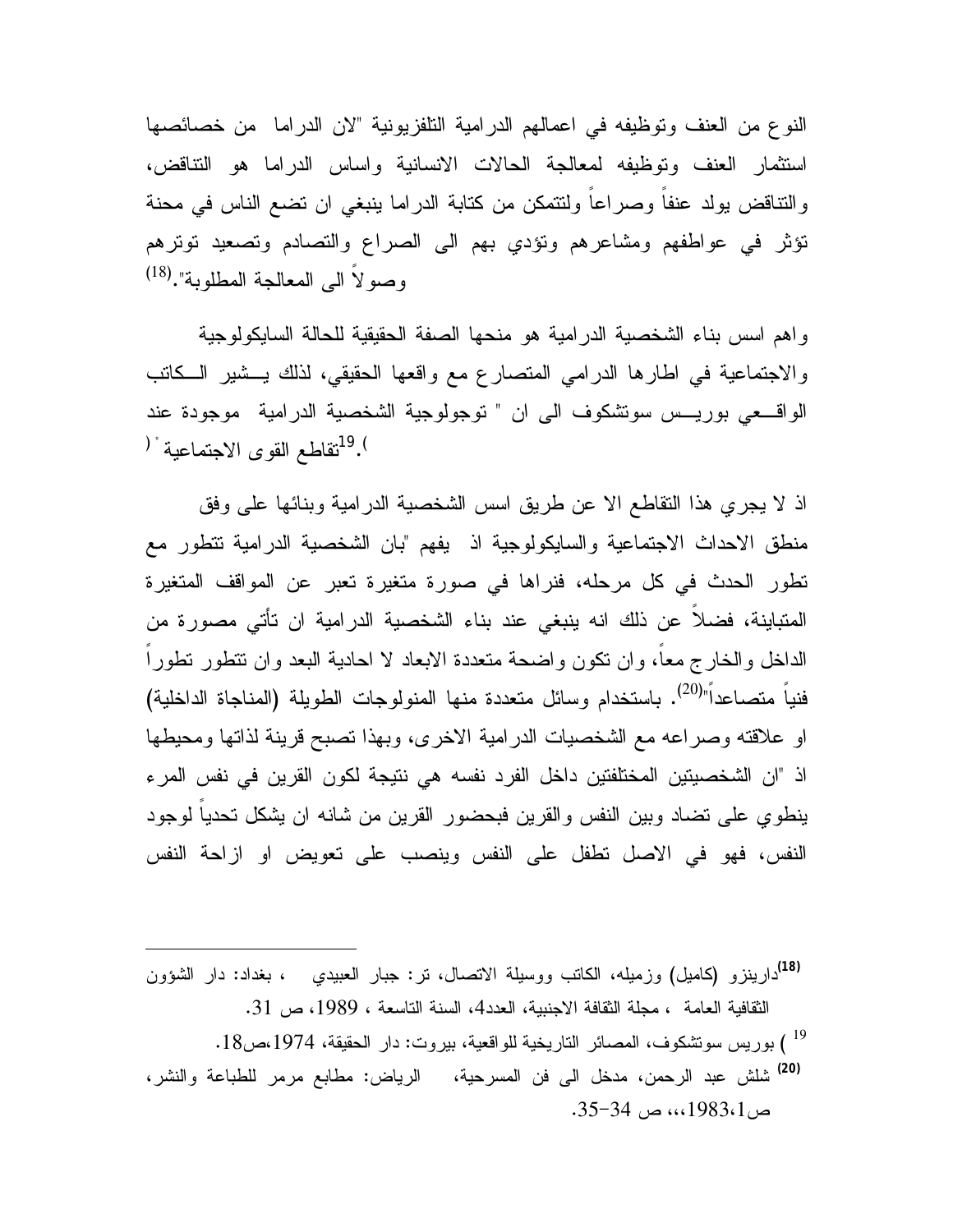النوع من العنف وتوظيفه في اعمالهم الدرامية التلفزيونية "لان الدراما من خصائصها استثمار العنف وتوظيفه لمعالجة الحالات الانسانية واساس الدراما هو التناقض، والتناقض يولد عنفاً وصراعاً ولتتمكن من كتابة الدراما ينبغي ان تضع الناس في محنة تؤثر في عواطفهم ومشاعرهم وتؤدي بهم الى الصراع والتصادم وتصعيد توترهم وصولاً الى المعالجة المطلوبة".[18]

واهم اسس بناء الشخصية الدرامية هو منحها الصفة الحقيقية للحالة السايكولوجية والاجتماعية في اطارها الدرامي المتصارع مع واقعها الحقيقي، لذلك يشير الكاتب الواقعي بوريس سوتشكوف الى ان " توجولوجية الشخصية الدرامية موجودة عند تقاطع القوى الاجتماعية "[19].

اذ لا يجري هذا التقاطع الا عن طريق اسس الشخصية الدرامية وبنائها على وفق منطق الاحداث الاجتماعية والسايكولوجية اذ يفهم "بان الشخصية الدرامية تتطور مع تطور الحدث في كل مرحله، فنراها في صورة متغيرة تعبر عن المواقف المتغيرة المتباينة، فضلاً عن ذلك انه ينبغي عند بناء الشخصية الدرامية ان تأتي مصورة من الداخل والخارج معاً، وان تكون واضحة متعددة الابعاد لا احادية البعد وان تتطور تطوراً فنياً متصاعداً"[20]. باستخدام وسائل متعددة منها المنولوجات الطويلة (المناجاة الداخلية) او علاقته وصراعه مع الشخصيات الدرامية الاخرى، وبهذا تصبح قرينة لذاتها ومحيطها اذ "ان الشخصيتين المختلفتين داخل الفرد نفسه هي نتيجة لكون القرين في نفس المرء ينطوي على تضاد وبين النفس والقرين فبحضور القرين من شانه ان يشكل تحدياً لوجود النفس، فهو في الاصل تطفل على النفس وينصب على تعويض او ازاحة النفس

---

[18] دارينزو (كاميل) وزميله، الكاتب ووسيلة الاتصال، تر: جبار العبيدي ، بغداد: دار الشؤون الثقافية العامة ، مجلة الثقافة الاجنبية، العدد4، السنة التاسعة ، 1989، ص 31.

[19] ) بوريس سوتشكوف، المصائر التاريخية للواقعية، بيروت: دار الحقيقة، 1974،ص18.

[20] شلش عبد الرحمن، مدخل الى فن المسرحية، الرياض: مطابع مرمر للطباعة والنشر، ص1983،1،،، ص 34-35.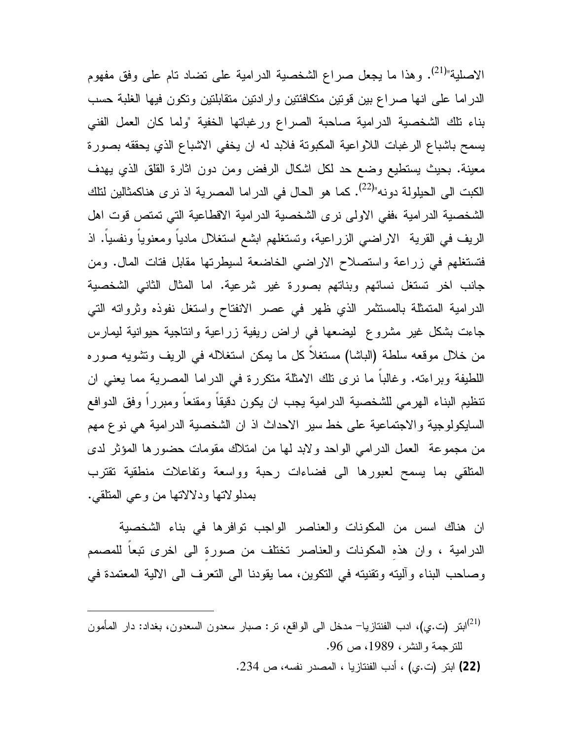الاصلية"[21]. وهذا ما يجعل صراع الشخصية الدرامية على تضاد تام على وفق مفهوم الدراما على انها صراع بين قوتين متكافئتين وارادتين متقابلتين وتكون فيها الغلبة حسب بناء تلك الشخصية الدرامية صاحبة الصراع ورغباتها الخفية "ولما كان العمل الفني يسمح باشباع الرغبات اللاواعية المكبوتة فلابد له ان يخفي الاشباع الذي يحققه بصورة معينة. بحيث يستطيع وضع حد لكل اشكال الرفض ومن دون اثارة القلق الذي يهدف الكبت الى الحيلولة دونه"[22]. كما هو الحال في الدراما المصرية اذ نرى هناكمثالين لتلك الشخصية الدرامية ،ففي الاولى نرى الشخصية الدرامية الاقطاعية التي تمتص قوت اهل الريف في القرية الاراضي الزراعية، وتستغلهم ابشع استغلال مادياً ومعنوياً ونفسياً. اذ فتستغلهم في زراعة واستصلاح الاراضي الخاضعة لسيطرتها مقابل فتات المال. ومن جانب اخر تستغل نسائهم وبناتهم بصورة غير شرعية. اما المثال الثاني الشخصية الدرامية المتمثلة بالمستثمر الذي ظهر في عصر الانفتاح واستغل نفوذه وثرواته التي جاءت بشكل غير مشروع ليضعها في اراض ريفية زراعية وانتاجية حيوانية ليمارس من خلال موقعه سلطة (الباشا) مستغلاً كل ما يمكن استغلاله في الريف وتشويه صوره اللطيفة وبراءته. وغالباً ما نرى تلك الامثلة متكررة في الدراما المصرية مما يعني ان تنظيم البناء الهرمي للشخصية الدرامية يجب ان يكون دقيقاً ومقنعاً ومبرراً وفق الدوافع السايكولوجية والاجتماعية على خط سير الاحداث اذ ان الشخصية الدرامية هي نوع مهم من مجموعة العمل الدرامي الواحد ولابد لها من امتلاك مقومات حضورها المؤثر لدى المتلقي بما يسمح لعبورها الى فضاءات رحبة وواسعة وتفاعلات منطقية تقترب بمدلولاتها ودلالاتها من وعي المتلقي.

ان هناك اسس من المكونات والعناصر الواجب توافرها في بناء الشخصية الدرامية ، وان هذهِ المكونات والعناصر تختلف من صورةٍ الى اخرى تبعاً للمصمم وصاحب البناء وآليته وتقنيته في التكوين، مما يقودنا الى التعرف الى الالية المعتمدة في

---

[21] ابتر (ت.ي)، ادب الفنتازيا- مدخل الى الواقع، تر: صبار سعدون السعدون، بغداد: دار المأمون للترجمة والنشر، 1989، ص 96.

**(22)** ابتر (ت.ي) ، أدب الفنتازيا ، المصدر نفسه، ص 234.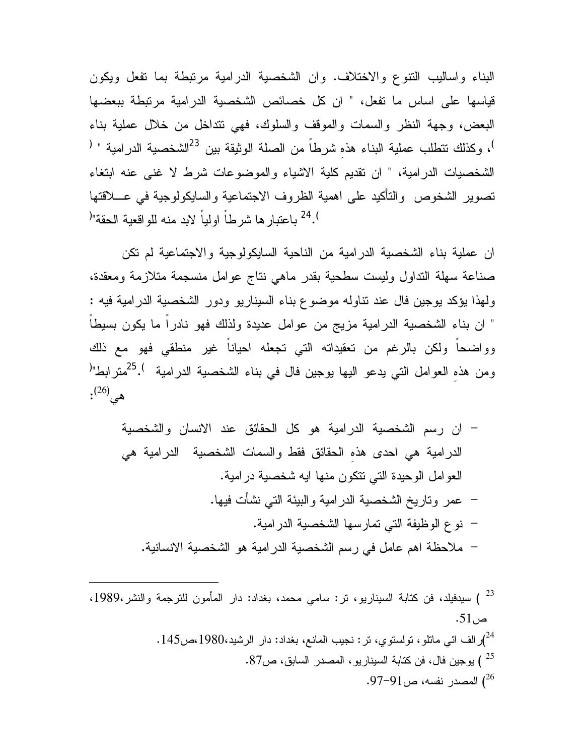البناء واساليب التنوع والاختلاف. وان الشخصية الدرامية مرتبطة بما تفعل ويكون قياسها على اساس ما تفعل، " ان كل خصائص الشخصية الدرامية مرتبطة ببعضها البعض، وجهة النظر والسمات والموقف والسلوك، فهي تتداخل من خلال عملية بناء الشخصية الدرامية " ([23])، وكذلك تتطلب عملية البناء هذه شرطاً من الصلة الوثيقة بين الشخصيات الدرامية، " ان تقديم كلية الاشياء والموضوعات شرط لا غنى عنه ابتغاء تصوير الشخوص والتأكيد على اهمية الظروف الاجتماعية والسايكولوجية في عــلاقتها باعتبارها شرطاً اولياً لابد منه للواقعية الحقة"([24]).

ان عملية بناء الشخصية الدرامية من الناحية السايكولوجية والاجتماعية لم تكن صناعة سهلة التداول وليست سطحية بقدر ماهي نتاج عوامل منسجمة متلازمة ومعقدة، ولهذا يؤكد يوجين فال عند تناوله موضوع بناء السيناريو ودور الشخصية الدرامية فيه : " ان بناء الشخصية الدرامية مزيج من عوامل عديدة ولذلك فهو نادراً ما يكون بسيطاً وواضحاً ولكن بالرغم من تعقيداته التي تجعله احياناً غير منطقي فهو مع ذلك مترابط"([25]). ومن هذه العوامل التي يدعو اليها يوجين فال في بناء الشخصية الدرامية هي([26]):

- ان رسم الشخصية الدرامية هو كل الحقائق عند الانسان والشخصية الدرامية هي احدى هذه الحقائق فقط والسمات الشخصية الدرامية هي العوامل الوحيدة التي تتكون منها ايه شخصية درامية.
- عمر وتاريخ الشخصية الدرامية والبيئة التي نشأت فيها.
- نوع الوظيفة التي تمارسها الشخصية الدرامية.
- ملاحظة اهم عامل في رسم الشخصية الدرامية هو الشخصية الانسانية.

---

[23] ) سيدفيلد، فن كتابة السيناريو، تر: سامي محمد، بغداد: دار المأمون للترجمة والنشر،1989، ص51.

[24]) رالف ائي ماتلو، تولستوي، تر: نجيب المانع، بغداد: دار الرشيد،1980،ص145.

[25] ) يوجين فال، فن كتابة السيناريو، المصدر السابق، ص87.

[26]) المصدر نفسه، ص91-97.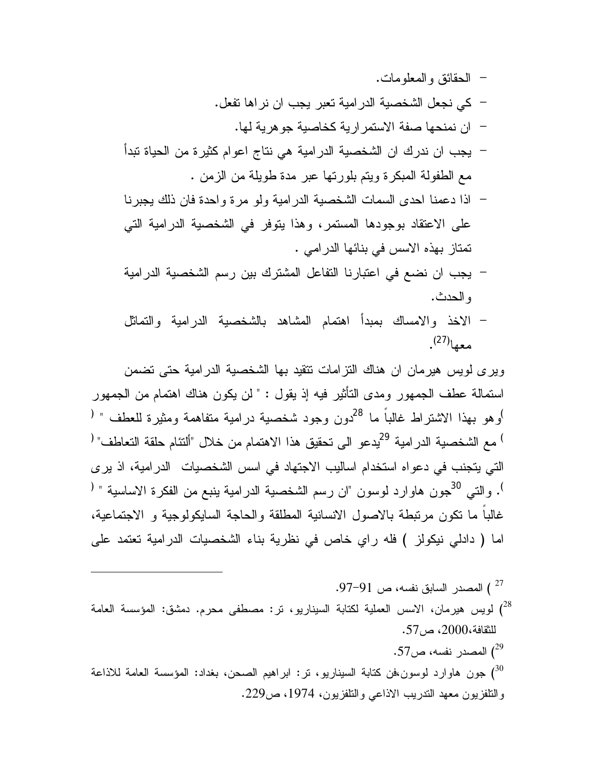- الحقائق والمعلومات.
- كي نجعل الشخصية الدرامية تعبر يجب ان نراها تفعل.
- ان نمنحها صفة الاستمرارية كخاصية جوهرية لها.
- يجب ان ندرك ان الشخصية الدرامية هي نتاج اعوام كثيرة من الحياة تبدأ مع الطفولة المبكرة ويتم بلورتها عبر مدة طويلة من الزمن .
- اذا دعمنا احدى السمات الشخصية الدرامية ولو مرة واحدة فان ذلك يجبرنا على الاعتقاد بوجودها المستمر، وهذا يتوفر في الشخصية الدرامية التي تمتاز بهذه الاسس في بنائها الدرامي .
- يجب ان نضع في اعتبارنا التفاعل المشترك بين رسم الشخصية الدرامية والحدث.
- الاخذ والامساك بمبدأ اهتمام المشاهد بالشخصية الدرامية والتماثل معها(27).

ويرى لويس هيرمان ان هناك التزامات تتقيد بها الشخصية الدرامية حتى تضمن استمالة عطف الجمهور ومدى التأثير فيه إذ يقول : " لن يكون هناك اهتمام من الجمهور دون وجود شخصية درامية متفاهمة ومثيرة للعطف " (28) وهو بهذا الاشتراط غالباً ما يدعو الى تحقيق هذا الاهتمام من خلال "ألتئام حلقة التعاطف" (29) مع الشخصية الدرامية التي يتجنب في دعواه استخدام اساليب الاجتهاد في اسس الشخصيات الدرامية، اذ يرى جون هاوارد لوسون "ان رسم الشخصية الدرامية ينبع من الفكرة الاساسية " (30). والتي غالباً ما تكون مرتبطة بالاصول الانسانية المطلقة والحاجة السايكولوجية و الاجتماعية، اما ( دادلي نيكولز ) فله راي خاص في نظرية بناء الشخصيات الدرامية تعتمد على

---

(27) المصدر السابق نفسه، ص 91-97.

(28) لويس هيرمان، الاسس العملية لكتابة السيناريو، تر: مصطفى محرم. دمشق: المؤسسة العامة للثقافة، 2000، ص57.

(29) المصدر نفسه، ص57.

(30) جون هاوارد لوسون،فن كتابة السيناريو، تر: ابراهيم الصحن، بغداد: المؤسسة العامة للاذاعة والتلفزيون معهد التدريب الاذاعي والتلفزيون، 1974، ص229.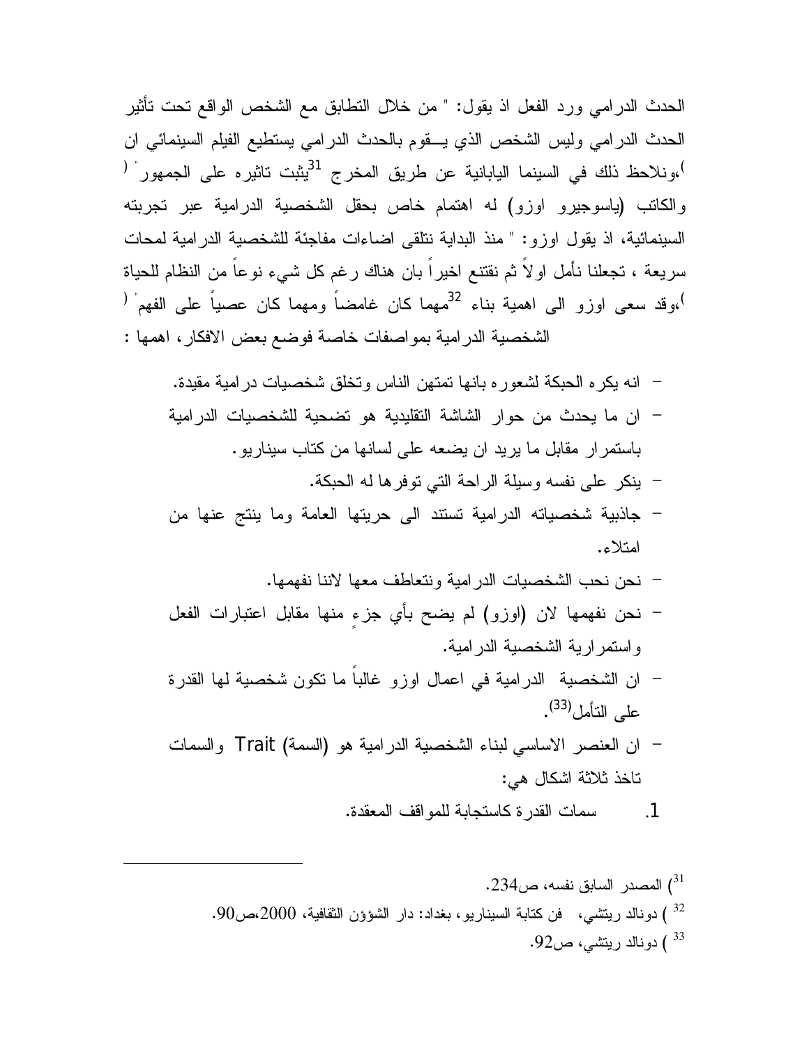الحدث الدرامي ورد الفعل اذ يقول: " من خلال التطابق مع الشخص الواقع تحت تأثير الحدث الدرامي وليس الشخص الذي يــقوم بالحدث الدرامي يستطيع الفيلم السينمائي ان يثبت تاثيره على الجمهور" ([31])،ونلاحظ ذلك في السينما اليابانية عن طريق المخرج والكاتب (ياسوجيرو اوزو) له اهتمام خاص بحقل الشخصية الدرامية عبر تجربته السينمائية، اذ يقول اوزو: " منذ البداية نتلقى اضاءات مفاجئة للشخصية الدرامية لمحات سريعة ، تجعلنا نأمل اولاً ثم نقتنع اخيراً بان هناك رغم كل شيء نوعاً من النظام للحياة مهما كان غامضاً ومهما كان عصياً على الفهم" ([32])،وقد سعى اوزو الى اهمية بناء الشخصية الدرامية بمواصفات خاصة فوضع بعض الافكار، اهمها :

- انه يكره الحبكة لشعوره بانها تمتهن الناس وتخلق شخصيات درامية مقيدة.
- ان ما يحدث من حوار الشاشة التقليدية هو تضحية للشخصيات الدرامية باستمرار مقابل ما يريد ان يضعه على لسانها من كتاب سيناريو.
- ينكر على نفسه وسيلة الراحة التي توفرها له الحبكة.
- جاذبية شخصياته الدرامية تستند الى حريتها العامة وما ينتج عنها من امتلاء.
- نحن نحب الشخصيات الدرامية ونتعاطف معها لاننا نفهمها.
- نحن نفهمها لان (اوزو) لم يضح بأي جزءٍ منها مقابل اعتبارات الفعل واستمرارية الشخصية الدرامية.
- ان الشخصية الدرامية في اعمال اوزو غالباً ما تكون شخصية لها القدرة على التأمل([33]).
- ان العنصر الاساسي لبناء الشخصية الدرامية هو (السمة) Trait والسمات تاخذ ثلاثة اشكال هي:

1. سمات القدرة كاستجابة للمواقف المعقدة.

---

([31]) المصدر السابق نفسه، ص234.

([32]) دونالد ريتشي، فن كتابة السيناريو، بغداد: دار الشؤون الثقافية، 2000،ص90.

([33]) دونالد ريتشي، ص92.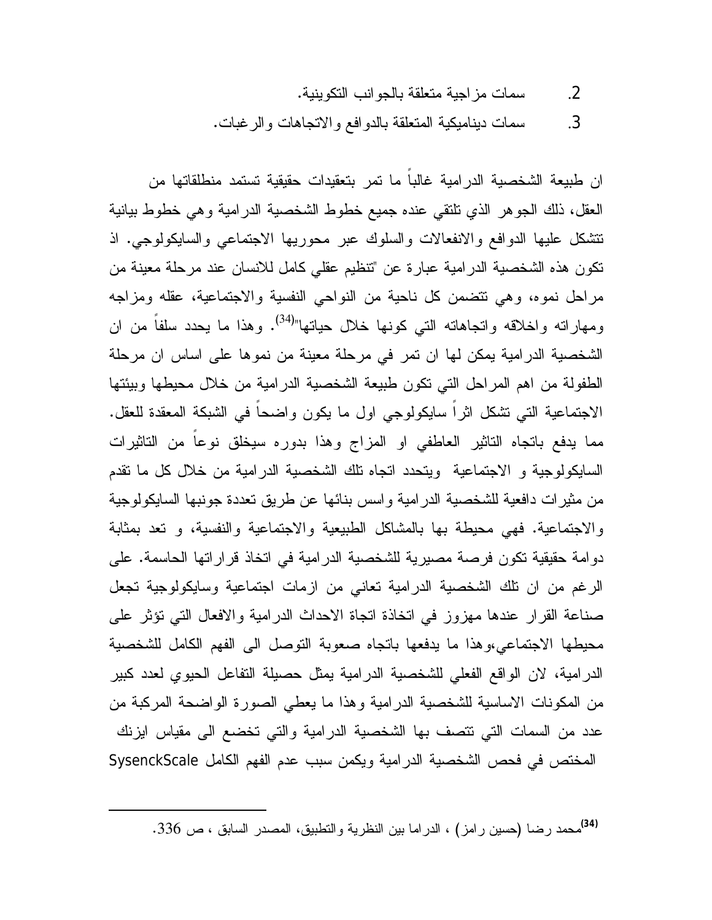2. سمات مزاجية متعلقة بالجوانب التكوينية.
3. سمات ديناميكية المتعلقة بالدوافع والاتجاهات والرغبات.

ان طبيعة الشخصية الدرامية غالباً ما تمر بتعقيدات حقيقية تستمد منطلقاتها من العقل، ذلك الجوهر الذي تلتقي عنده جميع خطوط الشخصية الدرامية وهي خطوط بيانية تتشكل عليها الدوافع والانفعالات والسلوك عبر محوريها الاجتماعي والسايكولوجي. اذ تكون هذه الشخصية الدرامية عبارة عن "تنظيم عقلي كامل للانسان عند مرحلة معينة من مراحل نموه، وهي تتضمن كل ناحية من النواحي النفسية والاجتماعية، عقله ومزاجه ومهاراته واخلاقه واتجاهاته التي كونها خلال حياتها"[34]. وهذا ما يحدد سلفاً من ان الشخصية الدرامية يمكن لها ان تمر في مرحلة معينة من نموها على اساس ان مرحلة الطفولة من اهم المراحل التي تكون طبيعة الشخصية الدرامية من خلال محيطها وبيئتها الاجتماعية التي تشكل اثراً سايكولوجي اول ما يكون واضحاً في الشبكة المعقدة للعقل. مما يدفع باتجاه التاثير العاطفي او المزاج وهذا بدوره سيخلق نوعاً من التاثيرات السايكولوجية و الاجتماعية ويتحدد اتجاه تلك الشخصية الدرامية من خلال كل ما تقدم من مثيرات دافعية للشخصية الدرامية واسس بنائها عن طريق تعددة جونبها السايكولوجية والاجتماعية. فهي محيطة بها بالمشاكل الطبيعية والاجتماعية والنفسية، و تعد بمثابة دوامة حقيقية تكون فرصة مصيرية للشخصية الدرامية في اتخاذ قراراتها الحاسمة. على الرغم من ان تلك الشخصية الدرامية تعاني من ازمات اجتماعية وسايكولوجية تجعل صناعة القرار عندها مهزوز في اتخاذة اتجاة الاحداث الدرامية والافعال التي تؤثر على محيطها الاجتماعي،وهذا ما يدفعها باتجاه صعوبة التوصل الى الفهم الكامل للشخصية الدرامية، لان الواقع الفعلي للشخصية الدرامية يمثل حصيلة التفاعل الحيوي لعدد كبير من المكونات الاساسية للشخصية الدرامية وهذا ما يعطي الصورة الواضحة المركبة من عدد من السمات التي تتصف بها الشخصية الدرامية والتي تخضع الى مقياس ايزنك SysenckScale المختص في فحص الشخصية الدرامية ويكمن سبب عدم الفهم الكامل

---

[34] محمد رضا (حسين رامز) ، الدراما بين النظرية والتطبيق، المصدر السابق ، ص 336.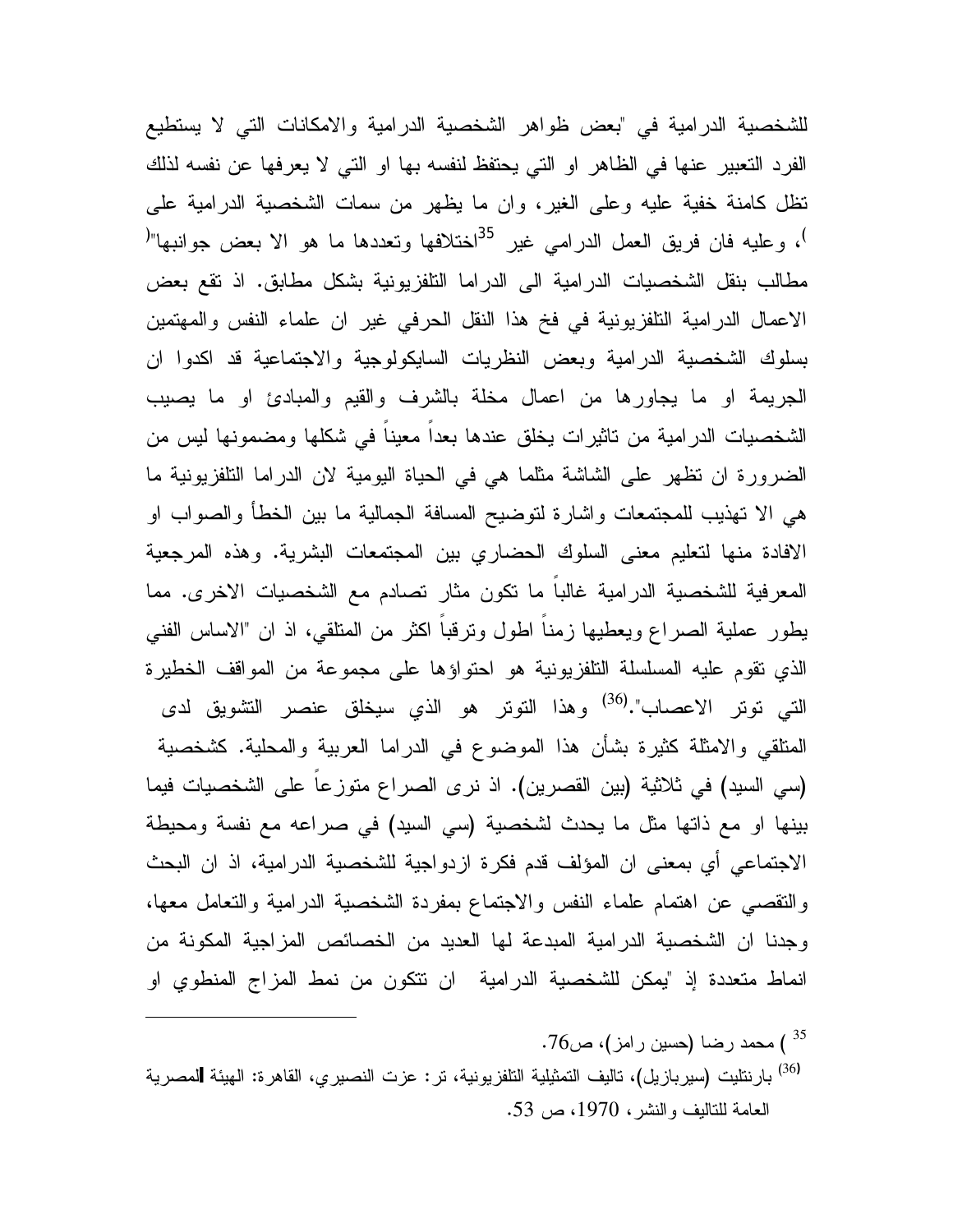للشخصية الدرامية في "بعض ظواهر الشخصية الدرامية والامكانات التي لا يستطيع الفرد التعبير عنها في الظاهر او التي يحتفظ لنفسه بها او التي لا يعرفها عن نفسه لذلك تظل كامنة خفية عليه وعلى الغير، وان ما يظهر من سمات الشخصية الدرامية على اختلافها وتعددها ما هو الا بعض جوانبها"[35]، وعليه فان فريق العمل الدرامي غير مطالب بنقل الشخصيات الدرامية الى الدراما التلفزيونية بشكل مطابق. اذ تقع بعض الاعمال الدرامية التلفزيونية في فخ هذا النقل الحرفي غير ان علماء النفس والمهتمين بسلوك الشخصية الدرامية وبعض النظريات السايكولوجية والاجتماعية قد اكدوا ان الجريمة او ما يجاورها من اعمال مخلة بالشرف والقيم والمبادئ او ما يصيب الشخصيات الدرامية من تاثيرات يخلق عندها بعداً معيناً في شكلها ومضمونها ليس من الضرورة ان تظهر على الشاشة مثلما هي في الحياة اليومية لان الدراما التلفزيونية ما هي الا تهذيب للمجتمعات واشارة لتوضيح المسافة الجمالية ما بين الخطأ والصواب او الافادة منها لتعليم معنى السلوك الحضاري بين المجتمعات البشرية. وهذه المرجعية المعرفية للشخصية الدرامية غالباً ما تكون مثار تصادم مع الشخصيات الاخرى. مما يطور عملية الصراع ويعطيها زمناً اطول وترقباً اكثر من المتلقي، اذ ان "الاساس الفني الذي تقوم عليه المسلسلة التلفزيونية هو احتواؤها على مجموعة من المواقف الخطيرة التي توتر الاعصاب".[36] وهذا التوتر هو الذي سيخلق عنصر التشويق لدى المتلقي والامثلة كثيرة بشأن هذا الموضوع في الدراما العربية والمحلية. كشخصية (سي السيد) في ثلاثية (بين القصرين). اذ نرى الصراع متوزعاً على الشخصيات فيما بينها او مع ذاتها مثل ما يحدث لشخصية (سي السيد) في صراعه مع نفسة ومحيطة الاجتماعي أي بمعنى ان المؤلف قدم فكرة ازدواجية للشخصية الدرامية، اذ ان البحث والتقصي عن اهتمام علماء النفس والاجتماع بمفردة الشخصية الدرامية والتعامل معها، وجدنا ان الشخصية الدرامية المبدعة لها العديد من الخصائص المزاجية المكونة من انماط متعددة إذ "يمكن للشخصية الدرامية ان تتكون من نمط المزاج المنطوي او

---

[35] ) محمد رضا (حسين رامز)، ص76.

[36] بارنتليت (سيربازيل)، تاليف التمثيلية التلفزيونية، تر: عزت النصيري، القاهرة: الهيئة المصرية العامة للتاليف والنشر، 1970، ص 53.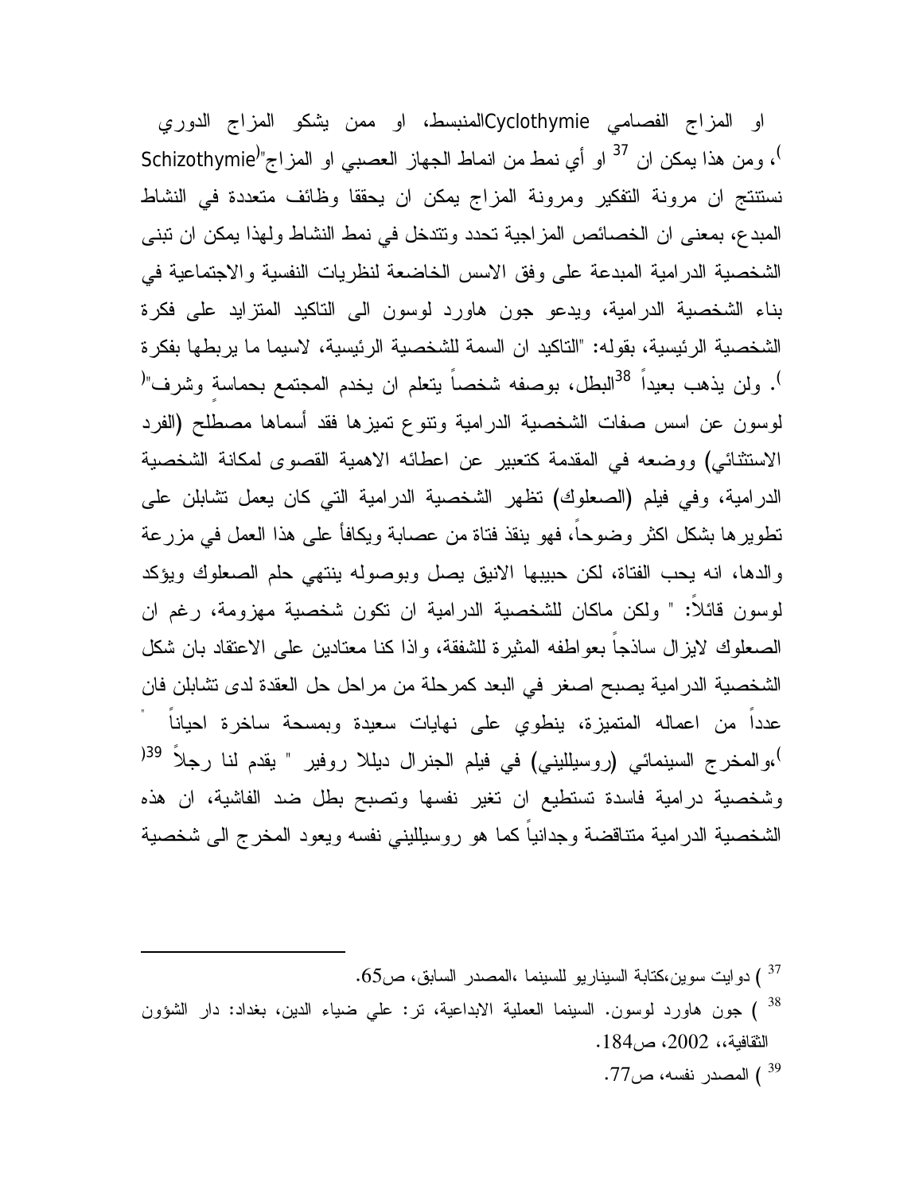او المزاج الفصامي Cyclothymieالمنبسط، او ممن يشكو المزاج الدوري Schizothymie"او أي نمط من انماط الجهاز العصبي او المزاج"[37]، ومن هذا يمكن ان نستنتج ان مرونة التفكير ومرونة المزاج يمكن ان يحققا وظائف متعددة في النشاط المبدع، بمعنى ان الخصائص المزاجية تحدد وتتدخل في نمط النشاط ولهذا يمكن ان تبنى الشخصية الدرامية المبدعة على وفق الاسس الخاضعة لنظريات النفسية والاجتماعية في بناء الشخصية الدرامية، ويدعو جون هاورد لوسون الى التاكيد المتزايد على فكرة الشخصية الرئيسية، بقوله: "التاكيد ان السمة للشخصية الرئيسية، لاسيما ما يربطها بفكرة البطل، بوصفه شخصاً يتعلم ان يخدم المجتمع بحماسةٍ وشرف"[38]. ولن يذهب بعيداً لوسون عن اسس صفات الشخصية الدرامية وتنوع تميزها فقد أسماها مصطلح (الفرد الاستثنائي) ووضعه في المقدمة كتعبير عن اعطائه الاهمية القصوى لمكانة الشخصية الدرامية، وفي فيلم (الصعلوك) تظهر الشخصية الدرامية التي كان يعمل تشابلن على تطويرها بشكل اكثر وضوحاً، فهو ينقذ فتاة من عصابة ويكافأ على هذا العمل في مزرعة والدها، انه يحب الفتاة، لكن حبيبها الانيق يصل وبوصوله ينتهي حلم الصعلوك ويؤكد لوسون قائلاً: " ولكن ماكان للشخصية الدرامية ان تكون شخصية مهزومة، رغم ان الصعلوك لايزال ساذجاً بعواطفه المثيرة للشفقة، واذا كنا معتادين على الاعتقاد بان شكل الشخصية الدرامية يصبح اصغر في البعد كمرحلة من مراحل حل العقدة لدى تشابلن فان عدداً من اعماله المتميزة، ينطوي على نهايات سعيدة وبمسحة ساخرة احياناً "[39]،والمخرج السينمائي (روسيلليني) في فيلم الجنرال ديللا روفير " يقدم لنا رجلاً وشخصية درامية فاسدة تستطيع ان تغير نفسها وتصبح بطل ضد الفاشية، ان هذه الشخصية الدرامية متناقضة وجدانياً كما هو روسيلليني نفسه ويعود المخرج الى شخصية

---

[37] ) دوايت سوين،كتابة السيناريو للسينما ،المصدر السابق، ص65.

[38] ) جون هاورد لوسون. السينما العملية الابداعية، تر: علي ضياء الدين، بغداد: دار الشؤون الثقافية،، 2002، ص184.

[39] ) المصدر نفسه، ص77.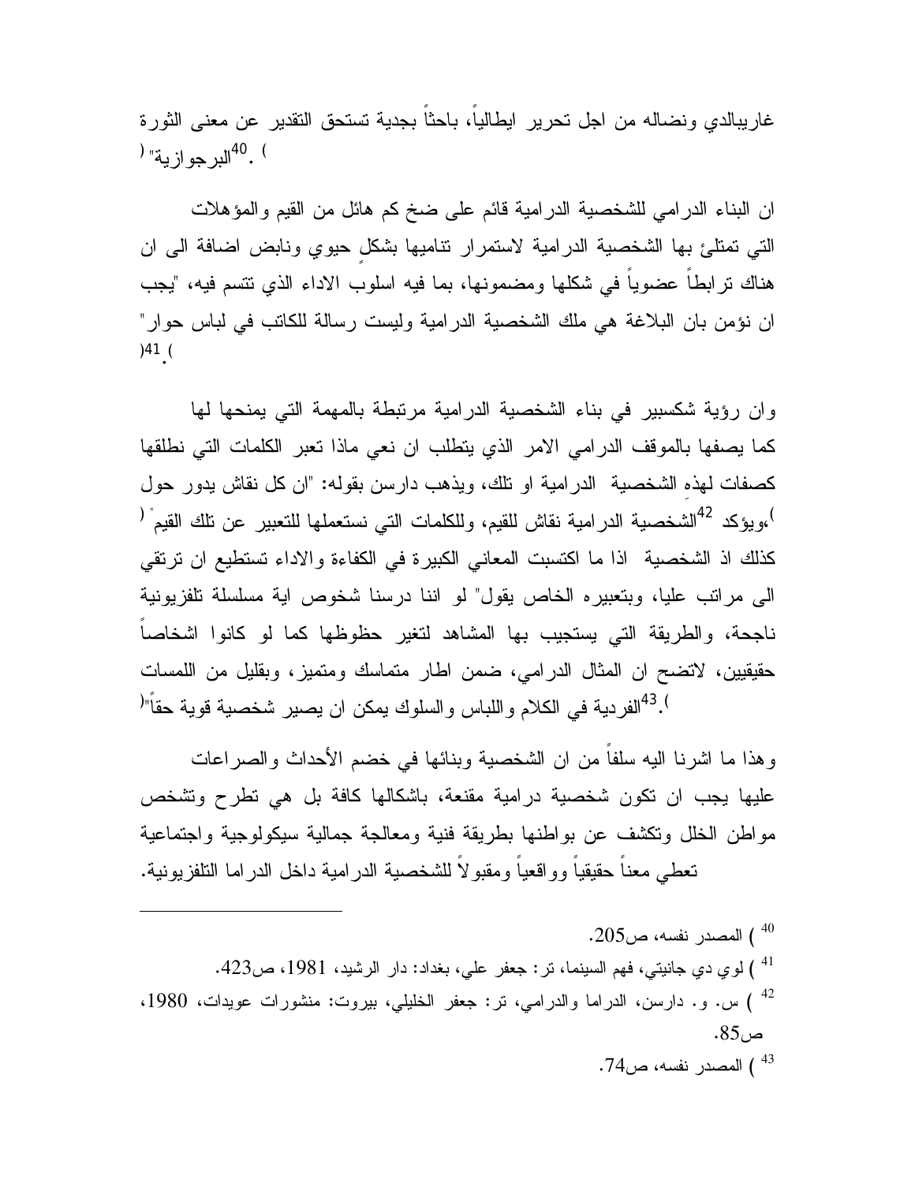غاريبالدي ونضاله من اجل تحرير ايطالياً، باحثاً بجدية تستحق التقدير عن معنى الثورة البرجوازية"[40].

ان البناء الدرامي للشخصية الدرامية قائم على ضخ كم هائل من القيم والمؤهلات التي تمتلئ بها الشخصية الدرامية لاستمرار تناميها بشكلٍ حيوي ونابض اضافة الى ان هناك ترابطاً عضوياً في شكلها ومضمونها، بما فيه اسلوب الاداء الذي تتسم فيه، "يجب ان نؤمن بان البلاغة هي ملك الشخصية الدرامية وليست رسالة للكاتب في لباس حوار"[41].

وان رؤية شكسبير في بناء الشخصية الدرامية مرتبطة بالمهمة التي يمنحها لها كما يصفها بالموقف الدرامي الامر الذي يتطلب ان نعي ماذا تعبر الكلمات التي نطلقها كصفات لهذهِ الشخصية الدرامية او تلك، ويذهب دارسن بقوله: "ان كل نقاش يدور حول الشخصية الدرامية نقاش للقيم، وللكلمات التي نستعملها للتعبير عن تلك القيم"[42]،ويؤكد كذلك اذ الشخصية اذا ما اكتسبت المعاني الكبيرة في الكفاءة والاداء تستطيع ان ترتقي الى مراتب عليا، وبتعبيره الخاص يقول" لو اننا درسنا شخوص اية مسلسلة تلفزيونية ناجحة، والطريقة التي يستجيب بها المشاهد لتغير حظوظها كما لو كانوا اشخاصاً حقيقيين، لاتضح ان المثال الدرامي، ضمن اطار متماسك ومتميز، وبقليل من اللمسات الفردية في الكلام واللباس والسلوك يمكن ان يصير شخصية قوية حقاً"[43].

وهذا ما اشرنا اليه سلفاً من ان الشخصية وبنائها في خضم الأحداث والصراعات عليها يجب ان تكون شخصية درامية مقنعة، باشكالها كافة بل هي تطرح وتشخص مواطن الخلل وتكشف عن بواطنها بطريقة فنية ومعالجة جمالية سيكولوجية واجتماعية تعطي معناً حقيقياً وواقعياً ومقبولاً للشخصية الدرامية داخل الدراما التلفزيونية.

---

[40] ) المصدر نفسه، ص205.

[41] ) لوي دي جانيتي، فهم السينما، تر: جعفر علي، بغداد: دار الرشيد، 1981، ص423.

[42] ) س. و. دارسن، الدراما والدرامي، تر: جعفر الخليلي، بيروت: منشورات عويدات، 1980، ص85.

[43] ) المصدر نفسه، ص74.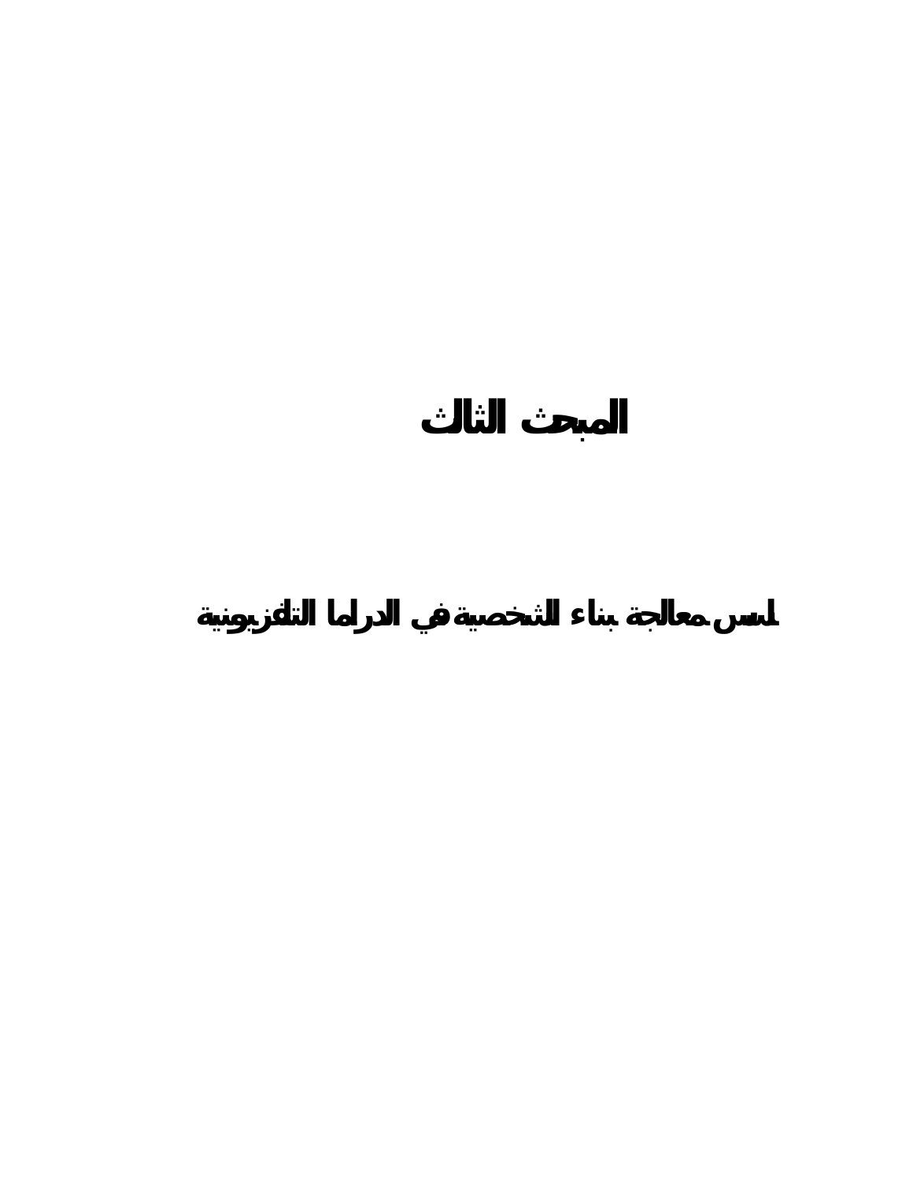# المبحث الثالث

## اسس معالجة بناء الشخصية في الدراما التلفزيونية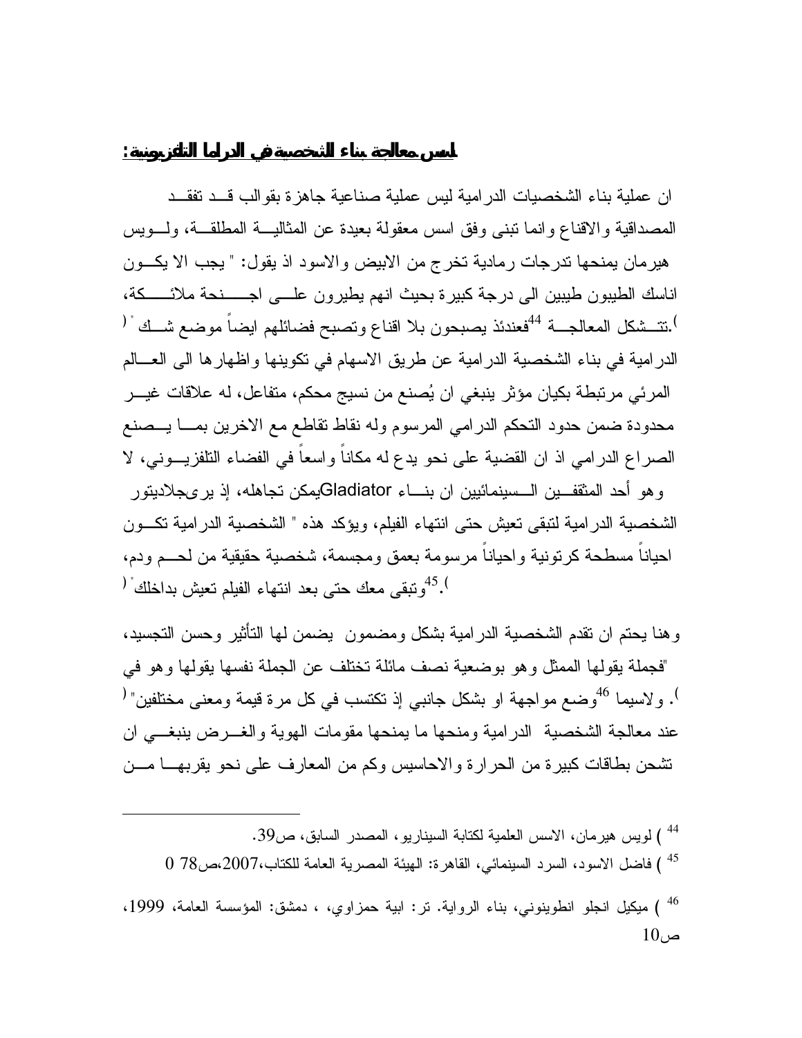## اسس معالجة بناء الشخصية في الدراما التلفزيونية:

ان عملية بناء الشخصيات الدرامية ليس عملية صناعية جاهزة بقوالب قد تفقد المصداقية والاقناع وانما تبنى وفق اسس معقولة بعيدة عن المثالية المطلقة، ولويس هيرمان يمنحها تدرجات رمادية تخرج من الابيض والاسود اذ يقول: " يجب الا يكون اناسك الطيبون طيبين الى درجة كبيرة بحيث انهم يطيرون على اجنحة ملائكة، فعندئذ يصبحون بلا اقناع وتصبح فضائلهم ايضاً موضع شك "[44]. تتشكل المعالجة الدرامية في بناء الشخصية الدرامية عن طريق الاسهام في تكوينها واظهارها الى العالم المرئي مرتبطة بكيان مؤثر ينبغي ان يُصنع من نسيج محكم، متفاعل، له علاقات غير محدودة ضمن حدود التحكم الدرامي المرسوم وله نقاط تقاطع مع الاخرين بما يصنع الصراع الدرامي اذ ان القضية على نحو يدع له مكاناً واسعاً في الفضاء التلفزيوني، لا يمكن تجاهله، إذ يرى جلاديتور Gladiator وهو أحد المثقفين السينمائيين ان بناء الشخصية الدرامية لتبقى تعيش حتى انتهاء الفيلم، ويؤكد هذه " الشخصية الدرامية تكون احياناً مسطحة كرتونية واحياناً مرسومة بعمق ومجسمة، شخصية حقيقية من لحم ودم، وتبقى معك حتى بعد انتهاء الفيلم تعيش بداخلك "[45].

وهنا يحتم ان تقدم الشخصية الدرامية بشكل ومضمون يضمن لها التأثير وحسن التجسيد، "فجملة يقولها الممثل وهو بوضعية نصف مائلة تختلف عن الجملة نفسها يقولها وهو في وضع مواجهة او بشكل جانبي إذ تكتسب في كل مرة قيمة ومعنى مختلفين"[46]. ولاسيما عند معالجة الشخصية الدرامية ومنحها ما يمنحها مقومات الهوية والغرض ينبغي ان تشحن بطاقات كبيرة من الحرارة والاحاسيس وكم من المعارف على نحو يقربها من

---

[44] ) لويس هيرمان، الاسس العلمية لكتابة السيناريو، المصدر السابق، ص39.

[45] ) فاضل الاسود، السرد السينمائي، القاهرة: الهيئة المصرية العامة للكتاب،2007،ص78 0

[46] ) ميكيل انجلو انطوينوني، بناء الرواية. تر: ابية حمزاوي، ، دمشق: المؤسسة العامة، 1999، ص10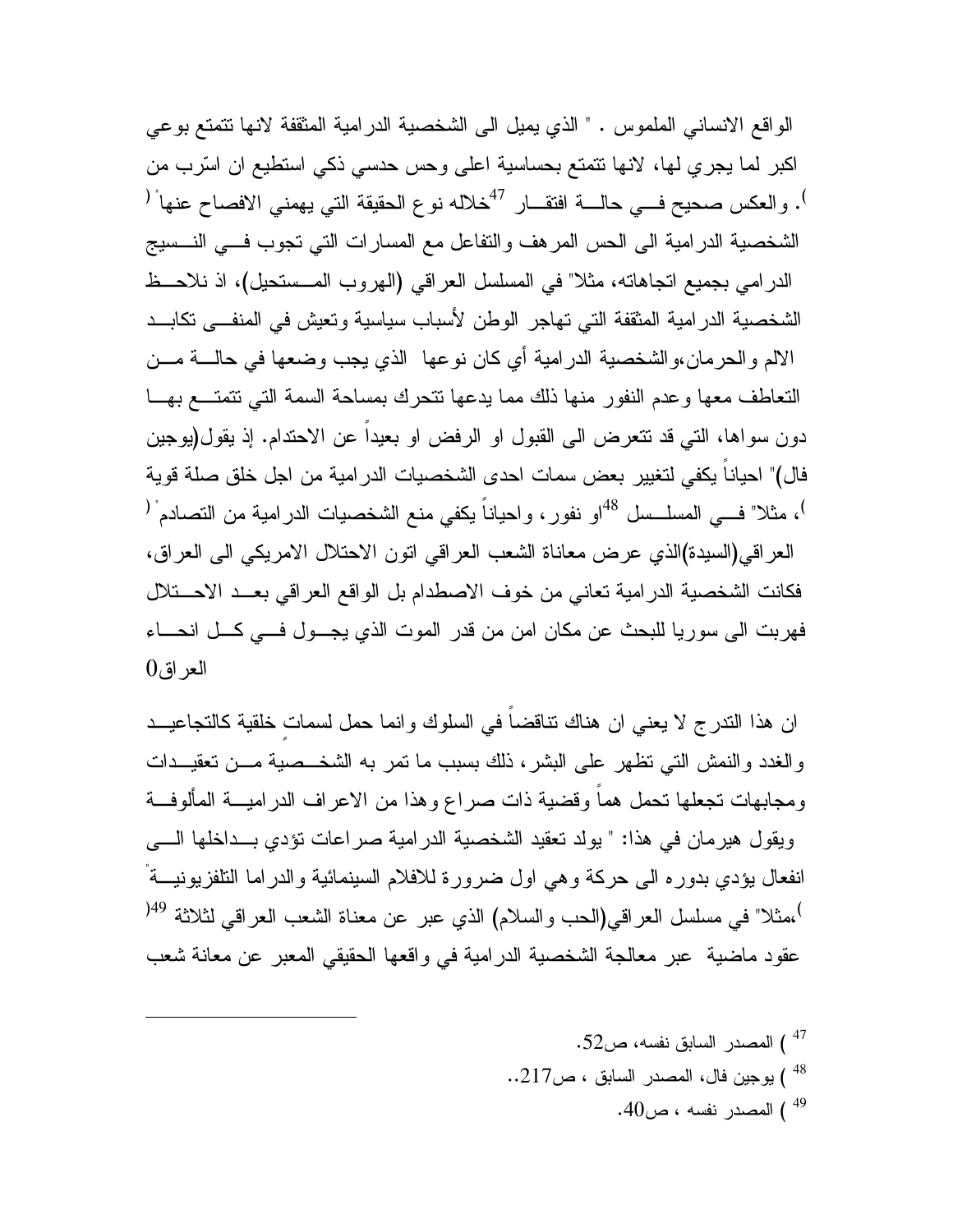الواقع الانساني الملموس . " الذي يميل الى الشخصية الدرامية المثقفة لانها تتمتع بوعي اكبر لما يجري لها، لانها تتمتع بحساسية اعلى وحس حدسي ذكي استطيع ان اسّرب من خلاله نوع الحقيقة التي يهمني الافصاح عنها" ([47]). والعكس صحيح في حالة افتقار الشخصية الدرامية الى الحس المرهف والتفاعل مع المسارات التي تجوب في النسيج الدرامي بجميع اتجاهاته، مثلا" في المسلسل العراقي (الهروب المستحيل)، اذ نلاحظ الشخصية الدرامية المثقفة التي تهاجر الوطن لأسباب سياسية وتعيش في المنفى تكابد الالم والحرمان،والشخصية الدرامية أي كان نوعها الذي يجب وضعها في حالة من التعاطف معها وعدم النفور منها ذلك مما يدعها تتحرك بمساحة السمة التي تتمتع بها دون سواها، التي قد تتعرض الى القبول او الرفض او بعيداً عن الاحتدام. إذ يقول(يوجين فال)" احياناً يكفي لتغيير بعض سمات احدى الشخصيات الدرامية من اجل خلق صلة قوية او نفور، واحياناً يكفي منع الشخصيات الدرامية من التصادم" ([48])، مثلا" في المسلسل العراقي(السيدة)الذي عرض معاناة الشعب العراقي اتون الاحتلال الامريكي الى العراق، فكانت الشخصية الدرامية تعاني من خوف الاصطدام بل الواقع العراقي بعد الاحتلال فهربت الى سوريا للبحث عن مكان امن من قدر الموت الذي يجول في كل انحاء العراق0

ان هذا التدرج لا يعني ان هناك تناقضاً في السلوك وانما حمل لسماتٍ خلقية كالتجاعيد والغدد والنمش التي تظهر على البشر، ذلك بسبب ما تمر به الشخصية من تعقيدات ومجابهات تجعلها تحمل هماً وقضية ذات صراع وهذا من الاعراف الدرامية المألوفة ويقول هيرمان في هذا: " يولد تعقيد الشخصية الدرامية صراعات تؤدي بداخلها الى انفعال يؤدي بدوره الى حركة وهي اول ضرورة للافلام السينمائية والدراما التلفزيونية" ([49])،مثلا" في مسلسل العراقي(الحب والسلام) الذي عبر عن معناة الشعب العراقي لثلاثة عقود ماضية عبر معالجة الشخصية الدرامية في واقعها الحقيقي المعبر عن معانة شعب

---

[47] ) المصدر السابق نفسه، ص52.

[48] ) يوجين فال، المصدر السابق ، ص217..

[49] ) المصدر نفسه ، ص40.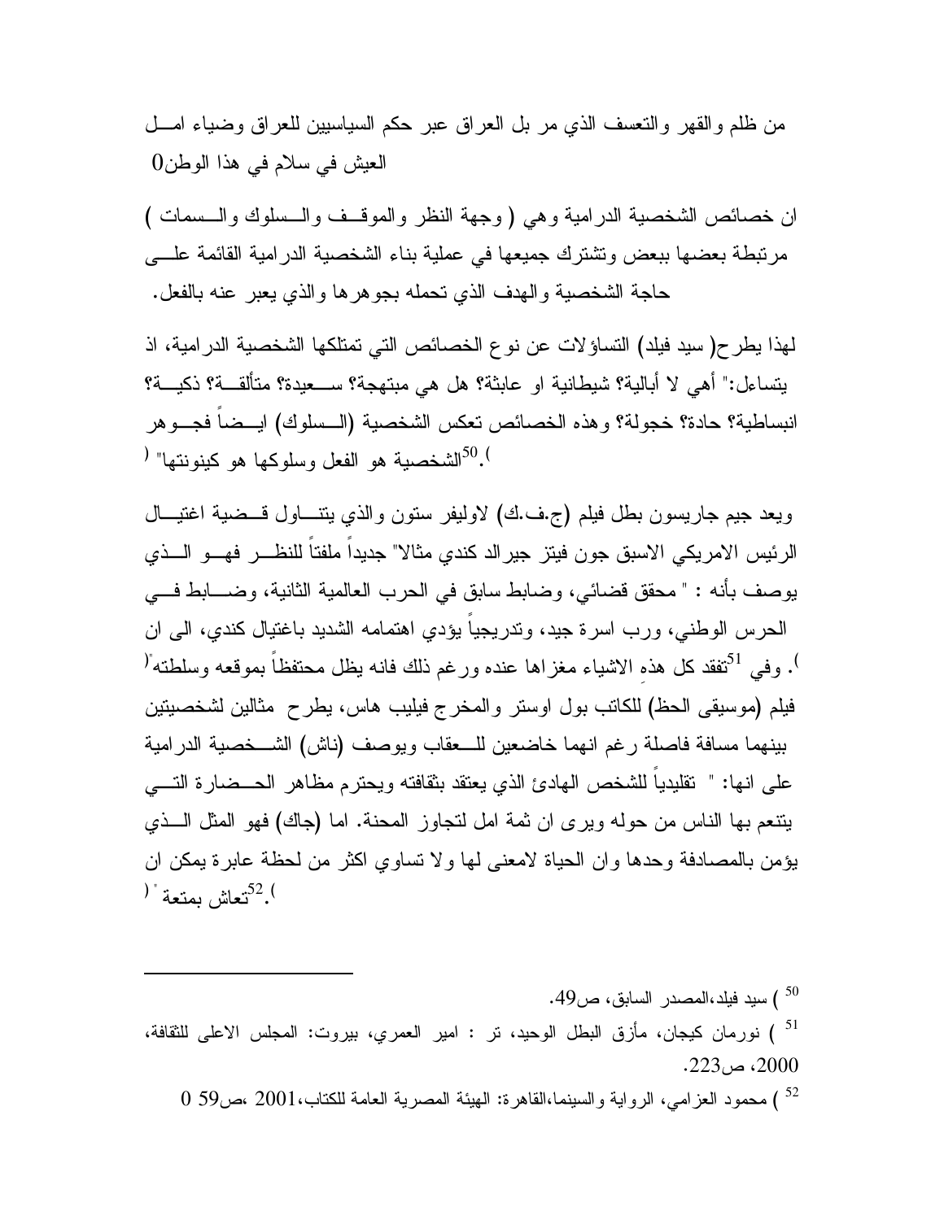من ظلم والقهر والتعسف الذي مر بل العراق عبر حكم السياسيين للعراق وضياء امـــل العيش في سلام في هذا الوطن0

ان خصائص الشخصية الدرامية وهي ( وجهة النظر والموقــف والــسلوك والــسمات ) مرتبطة بعضها ببعض وتشترك جميعها في عملية بناء الشخصية الدرامية القائمة علـــى حاجة الشخصية والهدف الذي تحمله بجوهرها والذي يعبر عنه بالفعل.

لهذا يطرح( سيد فيلد) التساؤلات عن نوع الخصائص التي تمتلكها الشخصية الدرامية، اذ يتساءل:" أهي لا أبالية؟ شيطانية او عابثة؟ هل هي مبتهجة؟ ســعيدة؟ متألقـــة؟ ذكيـــة؟ انبساطية؟ حادة؟ خجولة؟ وهذه الخصائص تعكس الشخصية (الــسلوك) ايــضاً فجــوهر الشخصية هو الفعل وسلوكها هو كينونتها" ([50]).

ويعد جيم جاريسون بطل فيلم (ج.ف.ك) لاوليفر ستون والذي يتنـــاول قــضية اغتيـــال الرئيس الامريكي الاسبق جون فيتز جيرالد كندي مثالا" جديداً ملفتاً للنظـــر فهـــو الـــذي يوصف بأنه : " محقق قضائي، وضابط سابق في الحرب العالمية الثانية، وضـــابط فـــي الحرس الوطني، ورب اسرة جيد، وتدريجياً يؤدي اهتمامه الشديد باغتيال كندي، الى ان تفقد كل هذه الاشياء مغزاها عنده ورغم ذلك فانه يظل محتفظاً بموقعه وسلطته"([51]). وفي فيلم (موسيقى الحظ) للكاتب بول اوستر والمخرج فيليب هاس، يطرح مثالين لشخصيتين بينهما مسافة فاصلة رغم انهما خاضعين للــعقاب ويوصف (ناش) الشـــخصية الدرامية على انها: " تقليدياً للشخص الهادئ الذي يعتقد بثقافته ويحترم مظاهر الحـــضارة التـــي يتنعم بها الناس من حوله ويرى ان ثمة امل لتجاوز المحنة. اما (جاك) فهو المثل الـــذي يؤمن بالمصادفة وحدها وان الحياة لامعنى لها ولا تساوي اكثر من لحظة عابرة يمكن ان تعاش بمتعة" ([52]).

---

[50] ) سيد فيلد،المصدر السابق، ص49.

[51] ) نورمان كيجان، مأزق البطل الوحيد، تر : امير العمري، بيروت: المجلس الاعلى للثقافة، 2000، ص223.

[52] ) محمود العزامي، الرواية والسينما،القاهرة: الهيئة المصرية العامة للكتاب،2001 ،ص59 0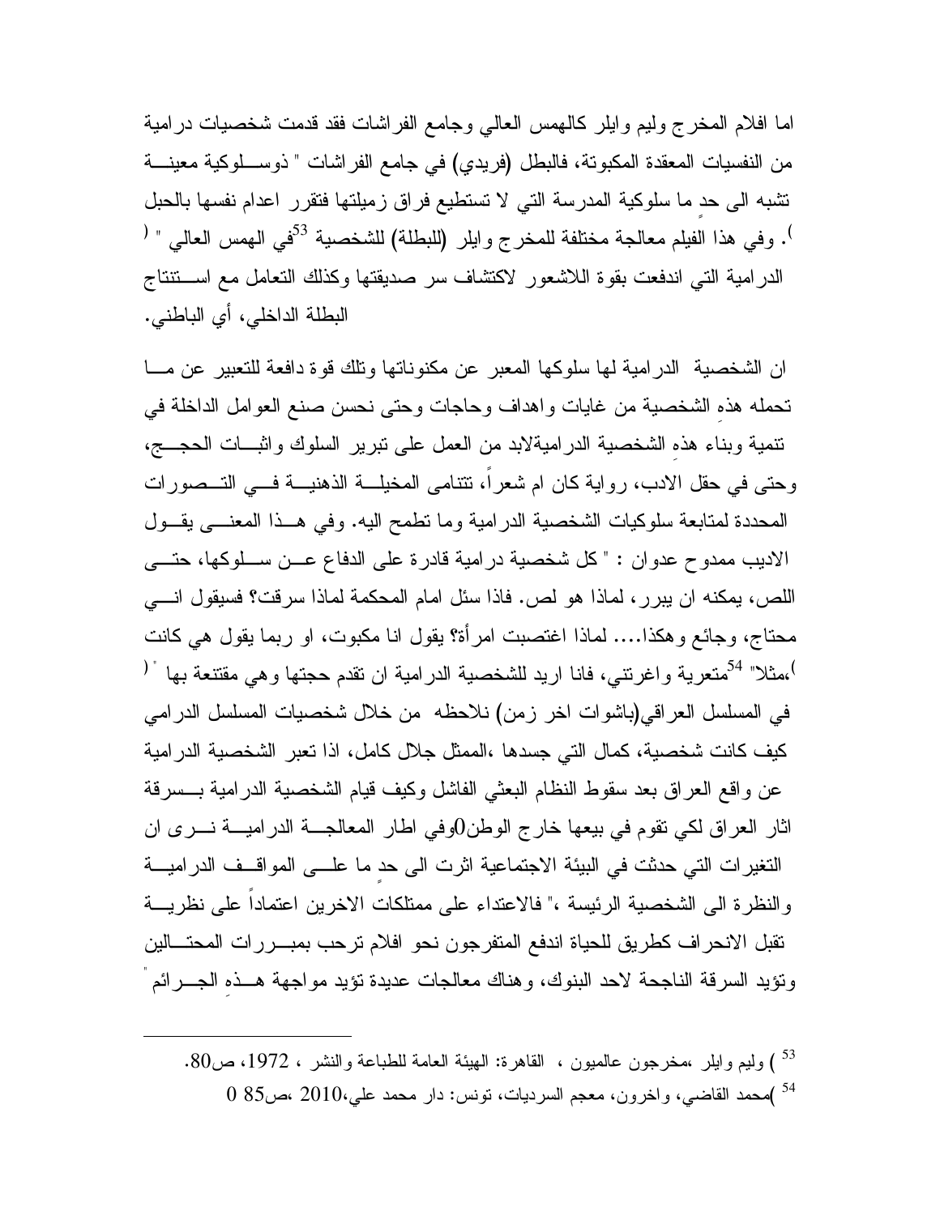اما افلام المخرج وليم وايلر كالهمس العالي وجامع الفراشات فقد قدمت شخصيات درامية من النفسيات المعقدة المكبوتة، فالبطل (فريدي) في جامع الفراشات " ذوسلوكية معينة تشبه الى حدٍ ما سلوكية المدرسة التي لا تستطيع فراق زميلتها فتقرر اعدام نفسها بالحبل ".[53] وفي هذا الفيلم معالجة مختلفة للمخرج وايلر (للبطلة) للشخصية في الهمس العالي " الدرامية التي اندفعت بقوة اللاشعور لاكتشاف سر صديقتها وكذلك التعامل مع استنتاج البطلة الداخلي، أي الباطني.

ان الشخصية الدرامية لها سلوكها المعبر عن مكنوناتها وتلك قوة دافعة للتعبير عن ما تحمله هذهِ الشخصية من غايات واهداف وحاجات وحتى نحسن صنع العوامل الداخلة في تنمية وبناء هذهِ الشخصية الدراميةلابد من العمل على تبرير السلوك واثبات الحجج، وحتى في حقل الادب، رواية كان ام شعراً، تتنامى المخيلة الذهنية في التصورات المحددة لمتابعة سلوكيات الشخصية الدرامية وما تطمح اليه. وفي هذا المعنى يقول الاديب ممدوح عدوان : " كل شخصية درامية قادرة على الدفاع عن سلوكها، حتى اللص، يمكنه ان يبرر، لماذا هو لص. فاذا سئل امام المحكمة لماذا سرقت؟ فسيقول اني محتاج، وجائع وهكذا.... لماذا اغتصبت امرأة؟ يقول انا مكبوت، او ربما يقول هي كانت متعرية واغرتني، فانا اريد للشخصية الدرامية ان تقدم حجتها وهي مقتنعة بها "[54]،مثلا" في المسلسل العراقي(باشوات اخر زمن) نلاحظه من خلال شخصيات المسلسل الدرامي كيف كانت شخصية، كمال التي جسدها ،الممثل جلال كامل، اذا تعبر الشخصية الدرامية عن واقع العراق بعد سقوط النظام البعثي الفاشل وكيف قيام الشخصية الدرامية بسرقة اثار العراق لكي تقوم في بيعها خارج الوطن0وفي اطار المعالجة الدرامية نرى ان التغيرات التي حدثت في البيئة الاجتماعية اثرت الى حدٍ ما على المواقف الدرامية والنظرة الى الشخصية الرئيسة ،" فالاعتداء على ممتلكات الاخرين اعتماداً على نظرية تقبل الانحراف كطريق للحياة اندفع المتفرجون نحو افلام ترحب بمبررات المحتالين وتؤيد السرقة الناجحة لاحد البنوك، وهناك معالجات عديدة تؤيد مواجهة هذهِ الجرائم "

---

[53] ) وليم وايلر ،مخرجون عالميون ، القاهرة: الهيئة العامة للطباعة والنشر ، 1972، ص80.

[54] )محمد القاضي، واخرون، معجم السرديات، تونس: دار محمد علي،2010 ،ص85 0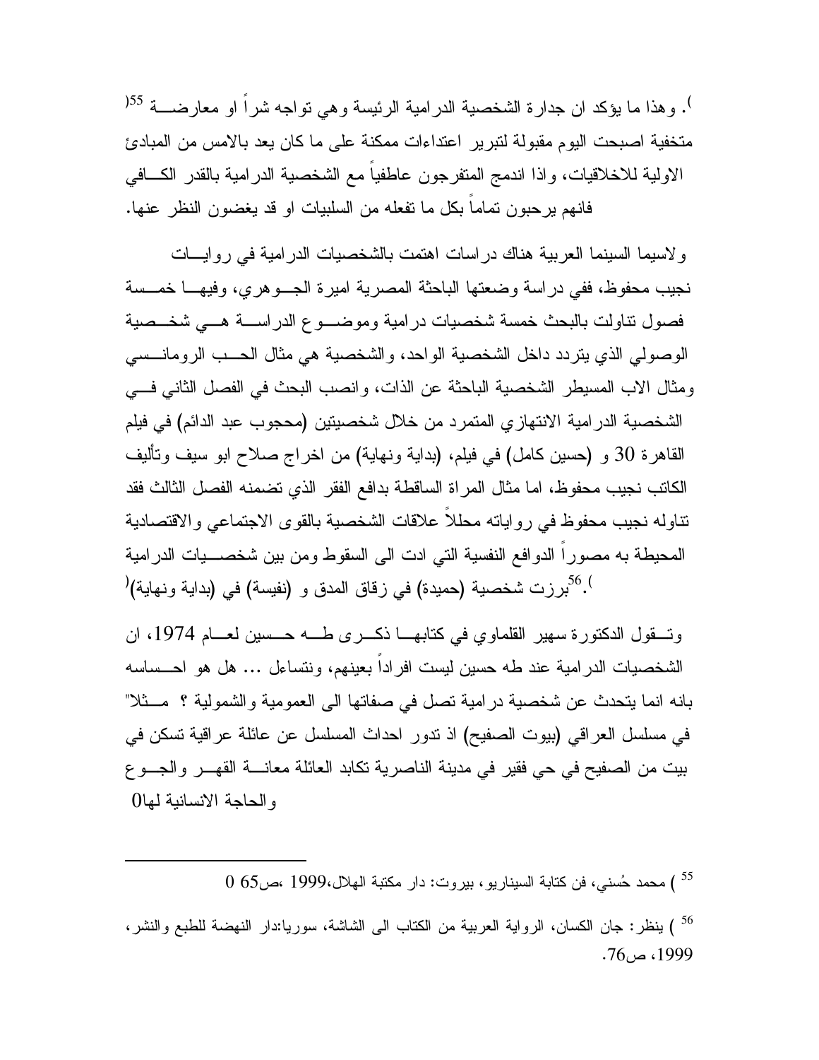). وهذا ما يؤكد ان جدارة الشخصية الدرامية الرئيسة وهي تواجه شراً او معارضة [55] متخفية اصبحت اليوم مقبولة لتبرير اعتداءات ممكنة على ما كان يعد بالامس من المبادئ الاولية للاخلاقيات، واذا اندمج المتفرجون عاطفياً مع الشخصية الدرامية بالقدر الكافي فانهم يرحبون تماماً بكل ما تفعله من السلبيات او قد يغضون النظر عنها.

ولاسيما السينما العربية هناك دراسات اهتمت بالشخصيات الدرامية في روايات نجيب محفوظ، ففي دراسة وضعتها الباحثة المصرية اميرة الجوهري، وفيها خمسة فصول تناولت بالبحث خمسة شخصيات درامية وموضوع الدراسة هي شخصية الوصولي الذي يتردد داخل الشخصية الواحد، والشخصية هي مثال الحب الرومانسي ومثال الاب المسيطر الشخصية الباحثة عن الذات، وانصب البحث في الفصل الثاني في الشخصية الدرامية الانتهازي المتمرد من خلال شخصيتين (محجوب عبد الدائم) في فيلم القاهرة 30 و (حسين كامل) في فيلم، (بداية ونهاية) من اخراج صلاح ابو سيف وتأليف الكاتب نجيب محفوظ، اما مثال المراة الساقطة بدافع الفقر الذي تضمنه الفصل الثالث فقد تناوله نجيب محفوظ في رواياته محللاً علاقات الشخصية بالقوى الاجتماعي والاقتصادية المحيطة به مصوراً الدوافع النفسية التي ادت الى السقوط ومن بين شخصيات الدرامية برزت شخصية (حميدة) في زقاق المدق و (نفيسة) في (بداية ونهاية)([56]).

وتقول الدكتورة سهير القلماوي في كتابها ذكرى طه حسين لعام 1974، ان الشخصيات الدرامية عند طه حسين ليست افراداً بعينهم، ونتساءل ... هل هو احساسه بانه انما يتحدث عن شخصية درامية تصل في صفاتها الى العمومية والشمولية ؟ مثلا" في مسلسل العراقي (بيوت الصفيح) اذ تدور احداث المسلسل عن عائلة عراقية تسكن في بيت من الصفيح في حي فقير في مدينة الناصرية تكابد العائلة معانة القهر والجوع والحاجة الانسانية لها0

---

[55] ) محمد حُسني، فن كتابة السيناريو، بيروت: دار مكتبة الهلال،1999 ،ص65 0

[56] ) ينظر: جان الكسان، الرواية العربية من الكتاب الى الشاشة، سوريا:دار النهضة للطبع والنشر، 1999، ص76.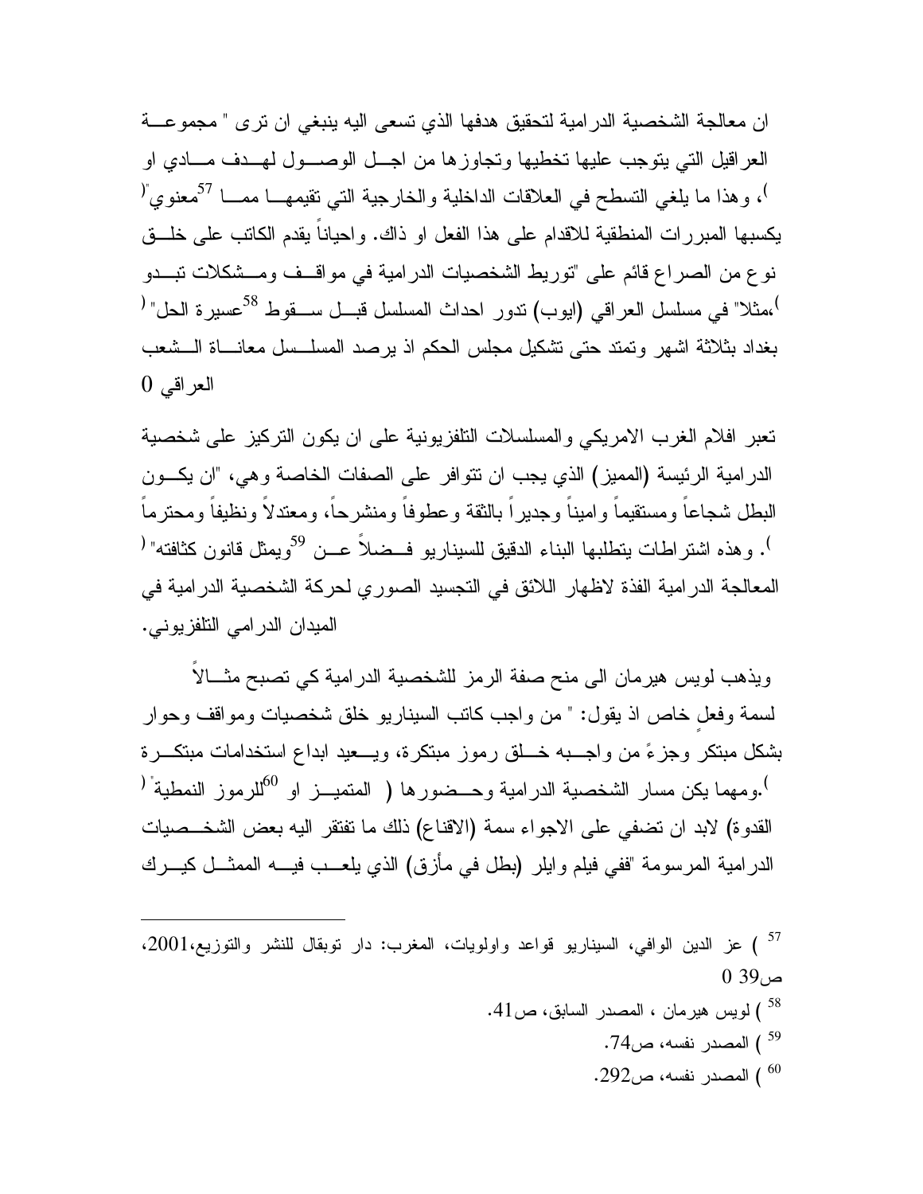ان معالجة الشخصية الدرامية لتحقيق هدفها الذي تسعى اليه ينبغي ان ترى " مجموعة العراقيل التي يتوجب عليها تخطيها وتجاوزها من اجل الوصول لهدف مادي او معنوي"[57])، وهذا ما يلغي التسطح في العلاقات الداخلية والخارجية التي تقيمها مما يكسبها المبررات المنطقية للاقدام على هذا الفعل او ذاك. واحياناً يقدم الكاتب على خلق نوع من الصراع قائم على "توريط الشخصيات الدرامية في مواقف ومشكلات تبدو عسيرة الحل"[58] (مثلا" في مسلسل العراقي (ايوب) تدور احداث المسلسل قبل سقوط بغداد بثلاثة اشهر وتمتد حتى تشكيل مجلس الحكم اذ يرصد المسلسل معاناة الشعب العراقي 0

تعبر افلام الغرب الامريكي والمسلسلات التلفزيونية على ان يكون التركيز على شخصية الدرامية الرئيسة (المميز) الذي يجب ان تتوافر على الصفات الخاصة وهي، "ان يكون البطل شجاعاً ومستقيماً واميناً وجديراً بالثقة وعطوفاً ومنشرحاً، ومعتدلاً ونظيفاً ومحترماً ويمثل قانون كثافته"[59] (). وهذه اشتراطات يتطلبها البناء الدقيق للسيناريو فضلاً عن المعالجة الدرامية الفذة لاظهار اللائق في التجسيد الصوري لحركة الشخصية الدرامية في الميدان الدرامي التلفزيوني.

ويذهب لويس هيرمان الى منح صفة الرمز للشخصية الدرامية كي تصبح مثالاً لسمة وفعلٍ خاص اذ يقول: " من واجب كاتب السيناريو خلق شخصيات ومواقف وحوار بشكل مبتكر وجزءً من واجبه خلق رموز مبتكرة، ويعيد ابداع استخدامات مبتكرة للرموز النمطية"[60] (.ومهما يكن مسار الشخصية الدرامية وحضورها ( المتميز او القدوة) لابد ان تضفي على الاجواء سمة (الاقناع) ذلك ما تفتقر اليه بعض الشخصيات الدرامية المرسومة "ففي فيلم وايلر (بطل في مأزق) الذي يلعب فيه الممثل كيرك

---

[57] ) عز الدين الوافي، السيناريو قواعد واولويات، المغرب: دار توبقال للنشر والتوزيع،2001، ص39 0

[58] ) لويس هيرمان ، المصدر السابق، ص41.

[59] ) المصدر نفسه، ص74.

[60] ) المصدر نفسه، ص292.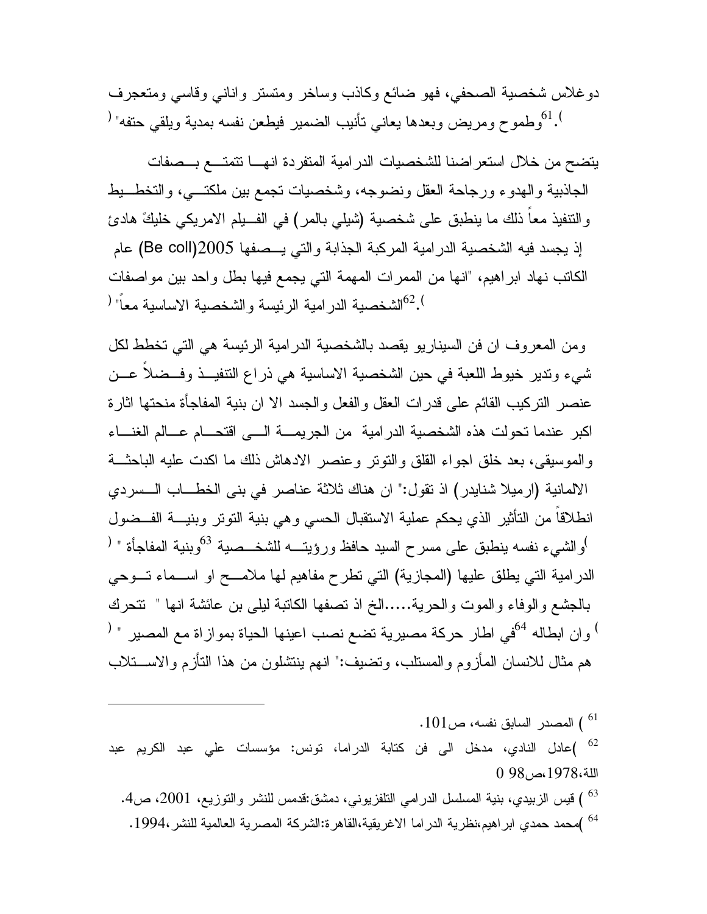دوغلاس شخصية الصحفي، فهو ضائع وكاذب وساخر ومتستر واناني وقاسي ومتعجرف وطموح ومريض وبعدها يعاني تأنيب الضمير فيطعن نفسه بمدية ويلقي حتفه" ([61]).

يتضح من خلال استعراضنا للشخصيات الدرامية المتفردة انها تتمتع بصفات الجاذبية والهدوء ورجاحة العقل ونضوجه، وشخصيات تجمع بين ملكتي، والتخطيط والتنفيذ معاً ذلك ما ينطبق على شخصية (شيلي بالمر) في الفيلم الامريكي خليكً هادئ (Be coll)2005 إذ يجسد فيه الشخصية الدرامية المركبة الجذابة والتي يصفها عام الكاتب نهاد ابراهيم، "انها من الممرات المهمة التي يجمع فيها بطل واحد بين مواصفات الشخصية الدرامية الرئيسة والشخصية الاساسية معاً" ([62]).

ومن المعروف ان فن السيناريو يقصد بالشخصية الدرامية الرئيسة هي التي تخطط لكل شيء وتدير خيوط اللعبة في حين الشخصية الاساسية هي ذراع التنفيذ وفضلاً عن عنصر التركيب القائم على قدرات العقل والفعل والجسد الا ان بنية المفاجأة منحتها اثارة اكبر عندما تحولت هذه الشخصية الدرامية من الجريمة الى اقتحام عالم الغناء والموسيقى، بعد خلق اجواء القلق والتوتر وعنصر الادهاش ذلك ما اكدت عليه الباحثة الالمانية (ارميلا شنايدر) اذ تقول:" ان هناك ثلاثة عناصر في بنى الخطاب السردي انطلاقاً من التأثير الذي يحكم عملية الاستقبال الحسي وهي بنية التوتر وبنية الفضول وبنية المفاجأة " ([63]) والشيء نفسه ينطبق على مسرح السيد حافظ ورؤيته للشخصية الدرامية التي يطلق عليها (المجازية) التي تطرح مفاهيم لها ملامح او اسماء توحي بالجشع والوفاء والموت والحرية.....الخ اذ تصفها الكاتبة ليلى بن عائشة انها " تتحرك في اطار حركة مصيرية تضع نصب اعينها الحياة بموازاة مع المصير " ([64]) وان ابطاله هم مثال للانسان المأزوم والمستلب، وتضيف:" انهم ينتشلون من هذا التأزم والاستلاب

---

[61] ) المصدر السابق نفسه، ص101.

[62] )عادل النادي، مدخل الى فن كتابة الدراما، تونس: مؤسسات علي عبد الكريم عبد اللة،1978،ص98 0

[63] ) قيس الزبيدي، بنية المسلسل الدرامي التلفزيوني، دمشق:قدمس للنشر والتوزيع، 2001، ص4.

[64] )محمد حمدي ابراهيم،نظرية الدراما الاغريقية،القاهرة:الشركة المصرية العالمية للنشر،1994.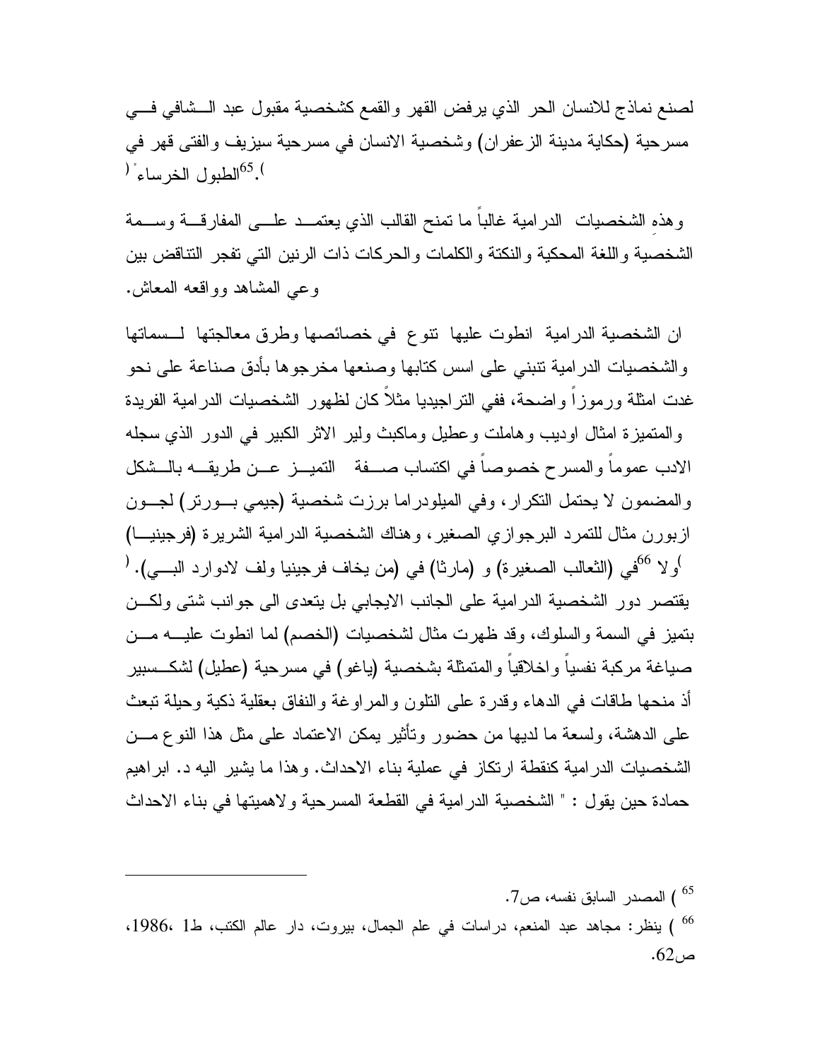لصنع نماذج للانسان الحر الذي يرفض القهر والقمع كشخصية مقبول عبد الشافي في مسرحية (حكاية مدينة الزعفران) وشخصية الانسان في مسرحية سيزيف والفتى قهر في الطبول الخرساء" [65].

وهذه الشخصيات الدرامية غالباً ما تمنح القالب الذي يعتمد على المفارقة وسمة الشخصية واللغة المحكية والنكتة والكلمات والحركات ذات الرنين التي تفجر التناقض بين وعي المشاهد وواقعه المعاش.

ان الشخصية الدرامية انطوت عليها تنوع في خصائصها وطرق معالجتها لسماتها والشخصيات الدرامية تنبني على اسس كتابها وصنعها مخرجوها بأدق صناعة على نحو غدت امثلة ورموزاً واضحة، ففي التراجيديا مثلاً كان لظهور الشخصيات الدرامية الفريدة والمتميزة امثال اوديب وهاملت وعطيل وماكبث ولير الاثر الكبير في الدور الذي سجله الادب عموماً والمسرح خصوصاً في اكتساب صفة التميز عن طريقه بالشكل والمضمون لا يحتمل التكرار، وفي الميلودراما برزت شخصية (جيمي بورتر) لجون ازبورن مثال للتمرد البرجوازي الصغير، وهناك الشخصية الدرامية الشريرة (فرجينيا) في (الثعالب الصغيرة) و (مارثا) في (من يخاف فرجينيا ولف لادوارد البي). [66] ولا يقتصر دور الشخصية الدرامية على الجانب الايجابي بل يتعدى الى جوانب شتى ولكن بتميز في السمة والسلوك، وقد ظهرت مثال لشخصيات (الخصم) لما انطوت عليه من صياغة مركبة نفسياً واخلاقياً والمتمثلة بشخصية (ياغو) في مسرحية (عطيل) لشكسبير أذ منحها طاقات في الدهاء وقدرة على التلون والمراوغة والنفاق بعقلية ذكية وحيلة تبعث على الدهشة، ولسعة ما لديها من حضور وتأثير يمكن الاعتماد على مثل هذا النوع من الشخصيات الدرامية كنقطة ارتكاز في عملية بناء الاحداث. وهذا ما يشير اليه د. ابراهيم حمادة حين يقول : " الشخصية الدرامية في القطعة المسرحية ولاهميتها في بناء الاحداث

---

[65] ) المصدر السابق نفسه، ص7.

[66] ) ينظر: مجاهد عبد المنعم، دراسات في علم الجمال، بيروت، دار عالم الكتب، ط1 ،1986، ص62.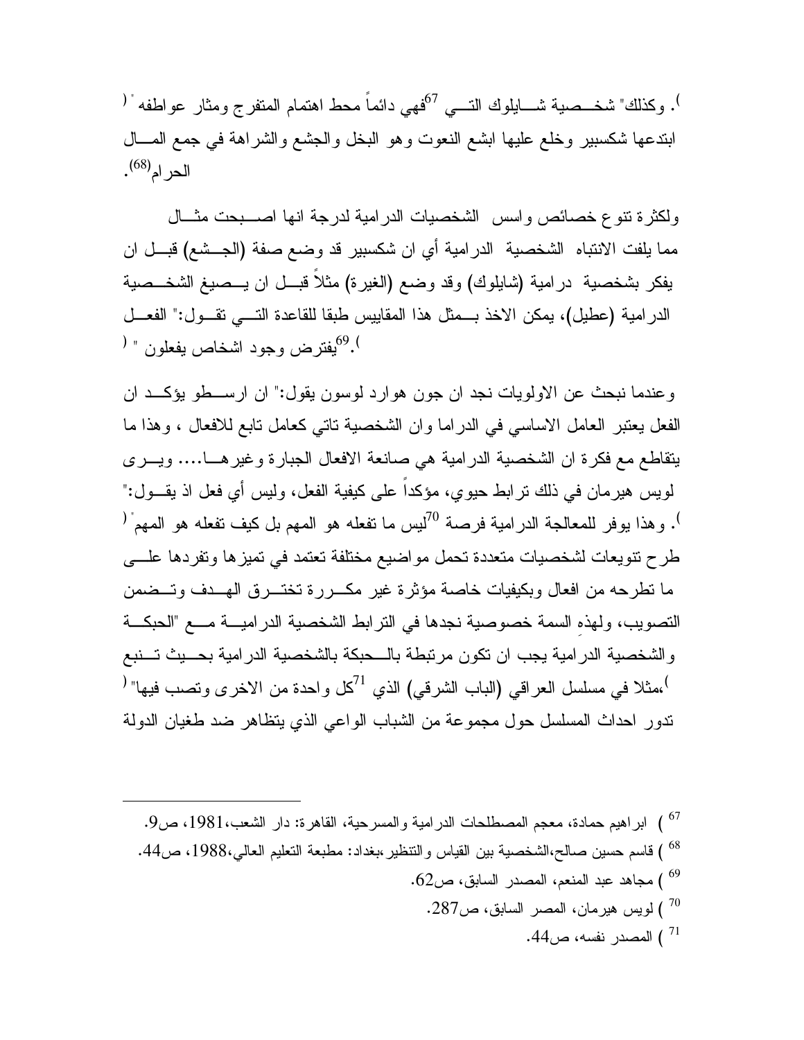. وكذلك" شخصية شايلوك التي فهي دائماً محط اهتمام المتفرج ومثار عواطفه"[67] ابتدعها شكسبير وخلع عليها ابشع النعوت وهو البخل والجشع والشراهة في جمع المال الحرام[68].

ولكثرة تنوع خصائص واسس الشخصيات الدرامية لدرجة انها اصبحت مثال مما يلفت الانتباه الشخصية الدرامية أي ان شكسبير قد وضع صفة (الجشع) قبل ان يفكر بشخصية درامية (شايلوك) وقد وضع (الغيرة) مثلاً قبل ان يصيغ الشخصية الدرامية (عطيل)، يمكن الاخذ بمثل هذا المقاييس طبقا للقاعدة التي تقول:" الفعل يفترض وجود اشخاص يفعلون "[69].

وعندما نبحث عن الاولويات نجد ان جون هوارد لوسون يقول:" ان ارسطو يؤكد ان الفعل يعتبر العامل الاساسي في الدراما وان الشخصية تاتي كعامل تابع للافعال ، وهذا ما يتقاطع مع فكرة ان الشخصية الدرامية هي صانعة الافعال الجبارة وغيرها.... ويرى لويس هيرمان في ذلك ترابط حيوي، مؤكداً على كيفية الفعل، وليس أي فعل اذ يقول:" ليس ما تفعله هو المهم بل كيف تفعله هو المهم"[70]. وهذا يوفر للمعالجة الدرامية فرصة طرح تنويعات لشخصيات متعددة تحمل مواضيع مختلفة تعتمد في تميزها وتفردها على ما تطرحه من افعال وبكيفيات خاصة مؤثرة غير مكررة تخترق الهدف وتضمن التصويب، ولهذهِ السمة خصوصية نجدها في الترابط الشخصية الدرامية مع "الحبكة والشخصية الدرامية يجب ان تكون مرتبطة بالحبكة بالشخصية الدرامية بحيث تنبع كل واحدة من الاخرى وتصب فيها"[71]،مثلا في مسلسل العراقي (الباب الشرقي) الذي تدور احداث المسلسل حول مجموعة من الشباب الواعي الذي يتظاهر ضد طغيان الدولة

---

[67] ) ابراهيم حمادة، معجم المصطلحات الدرامية والمسرحية، القاهرة: دار الشعب،1981، ص9.

[68] ) قاسم حسين صالح،الشخصية بين القياس والتنظير،بغداد: مطبعة التعليم العالي،1988، ص44.

[69] ) مجاهد عبد المنعم، المصدر السابق، ص62.

[70] ) لويس هيرمان، المصر السابق، ص287.

[71] ) المصدر نفسه، ص44.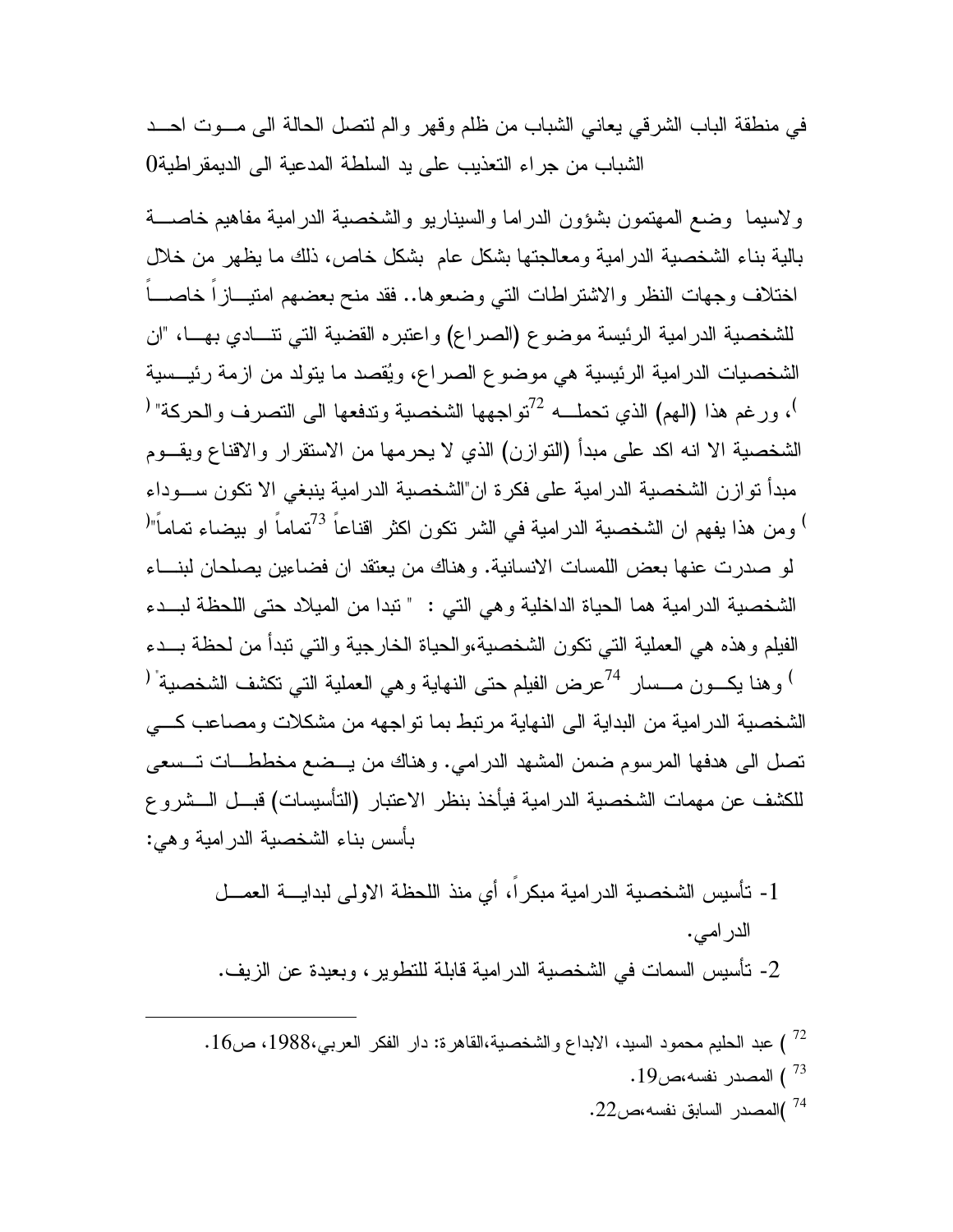في منطقة الباب الشرقي يعاني الشباب من ظلم وقهر والم لتصل الحالة الى مـوت احـد الشباب من جراء التعذيب على يد السلطة المدعية الى الديمقراطية0

ولاسيما وضع المهتمون بشؤون الدراما والسيناريو والشخصية الدرامية مفاهيم خاصـة بالية بناء الشخصية الدرامية ومعالجتها بشكل عام بشكل خاص، ذلك ما يظهر من خلال اختلاف وجهات النظر والاشتراطات التي وضعوها.. فقد منح بعضهم امتيـازاً خاصـاً للشخصية الدرامية الرئيسة موضوع (الصراع) واعتبره القضية التي تنـادي بهـا، "ان الشخصيات الدرامية الرئيسية هي موضوع الصراع، ويُقصد ما يتولد من ازمة رئيـسية تواجهها الشخصية وتدفعها الى التصرف والحركة"[72]، ورغم هذا (الهم) الذي تحملـه الشخصية الا انه اكد على مبدأ (التوازن) الذي لا يحرمها من الاستقرار والاقناع ويقـوم مبدأ توازن الشخصية الدرامية على فكرة ان"الشخصية الدرامية ينبغي الا تكون سـوداء تماماً او بيضاء تماماً"[73] ومن هذا يفهم ان الشخصية الدرامية في الشر تكون اكثر اقناعاً لو صدرت عنها بعض اللمسات الانسانية. وهناك من يعتقد ان فضاءين يصلحان لبنـاء الشخصية الدرامية هما الحياة الداخلية وهي التي : " تبدا من الميلاد حتى اللحظة لبـدء الفيلم وهذه هي العملية التي تكون الشخصية،والحياة الخارجية والتي تبدأ من لحظة بـدء عرض الفيلم حتى النهاية وهي العملية التي تكشف الشخصية"[74] وهنا يكـون مـسار الشخصية الدرامية من البداية الى النهاية مرتبط بما تواجهه من مشكلات ومصاعب كـي تصل الى هدفها المرسوم ضمن المشهد الدرامي. وهناك من يـضع مخططـات تـسعى للكشف عن مهمات الشخصية الدرامية فيأخذ بنظر الاعتبار (التأسيسات) قبـل الـشروع بأسس بناء الشخصية الدرامية وهي:

1- تأسيس الشخصية الدرامية مبكراً، أي منذ اللحظة الاولى لبدايـة العمـل الدرامي.
2- تأسيس السمات في الشخصية الدرامية قابلة للتطوير، وبعيدة عن الزيف.

---

[72] ) عبد الحليم محمود السيد، الابداع والشخصية،القاهرة: دار الفكر العربي،1988، ص16.

[73] ) المصدر نفسه،ص19.

[74] )المصدر السابق نفسه،ص22.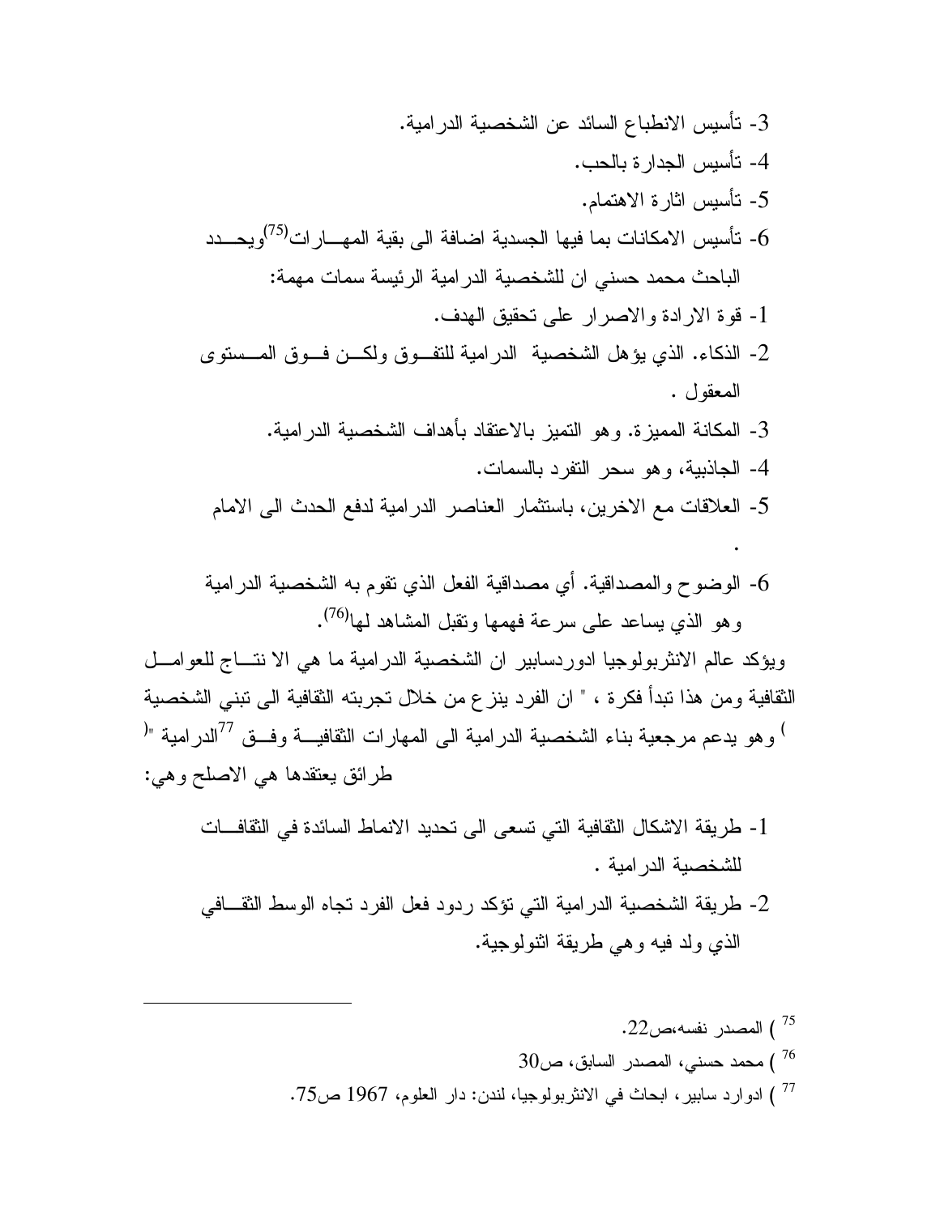3- تأسيس الانطباع السائد عن الشخصية الدرامية.

4- تأسيس الجدارة بالحب.

5- تأسيس اثارة الاهتمام.

6- تأسيس الامكانات بما فيها الجسدية اضافة الى بقية المهارات[75]ويحدد الباحث محمد حسني ان للشخصية الدرامية الرئيسة سمات مهمة:

1- قوة الارادة والاصرار على تحقيق الهدف.

2- الذكاء. الذي يؤهل الشخصية الدرامية للتفوق ولكن فوق المستوى المعقول .

3- المكانة المميزة. وهو التميز بالاعتقاد بأهداف الشخصية الدرامية.

4- الجاذبية، وهو سحر التفرد بالسمات.

5- العلاقات مع الاخرين، باستثمار العناصر الدرامية لدفع الحدث الى الامام .

6- الوضوح والمصداقية. أي مصداقية الفعل الذي تقوم به الشخصية الدرامية وهو الذي يساعد على سرعة فهمها وتقبل المشاهد لها[76].

ويؤكد عالم الانثربولوجيا ادوردسابير ان الشخصية الدرامية ما هي الا نتاج للعوامل الثقافية ومن هذا تبدأ فكرة ، " ان الفرد ينزع من خلال تجربته الثقافية الى تبني الشخصية الدرامية "[77] وهو يدعم مرجعية بناء الشخصية الدرامية الى المهارات الثقافية وفق طرائق يعتقدها هي الاصلح وهي:

1- طريقة الاشكال الثقافية التي تسعى الى تحديد الانماط السائدة في الثقافات للشخصية الدرامية .

2- طريقة الشخصية الدرامية التي تؤكد ردود فعل الفرد تجاه الوسط الثقافي الذي ولد فيه وهي طريقة اثنولوجية.

---

[75] ) المصدر نفسه،ص22.

[76] ) محمد حسني، المصدر السابق، ص30

[77] ) ادوارد سابير، ابحاث في الانثربولوجيا، لندن: دار العلوم، 1967 ص75.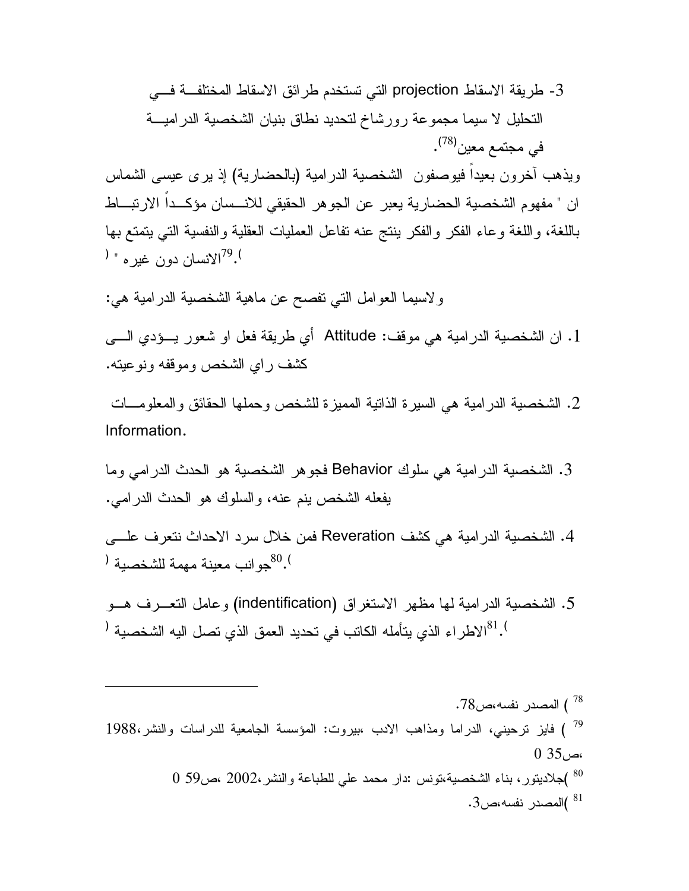3- طريقة الاسقاط projection التي تستخدم طرائق الاسقاط المختلفة في التحليل لا سيما مجموعة رورشاخ لتحديد نطاق بنيان الشخصية الدرامية في مجتمع معين[78].

ويذهب آخرون بعيداً فيوصفون الشخصية الدرامية (بالحضارية) إذ يرى عيسى الشماس ان " مفهوم الشخصية الحضارية يعبر عن الجوهر الحقيقي للانسان مؤكداً الارتباط باللغة، واللغة وعاء الفكر والفكر ينتج عنه تفاعل العمليات العقلية والنفسية التي يتمتع بها الانسان دون غيره " ([79]).

ولاسيما العوامل التي تفصح عن ماهية الشخصية الدرامية هي:

1. ان الشخصية الدرامية هي موقف: Attitude أي طريقة فعل او شعور يؤدي الى كشف راي الشخص وموقفه ونوعيته.
2. الشخصية الدرامية هي السيرة الذاتية المميزة للشخص وحملها الحقائق والمعلومات Information.
3. الشخصية الدرامية هي سلوك Behavior فجوهر الشخصية هو الحدث الدرامي وما يفعله الشخص ينم عنه، والسلوك هو الحدث الدرامي.
4. الشخصية الدرامية هي كشف Reveration فمن خلال سرد الاحداث نتعرف على جوانب معينة مهمة للشخصية ([80]).
5. الشخصية الدرامية لها مظهر الاستغراق (indentification) وعامل التعرف هو الاطراء الذي يتأمله الكاتب في تحديد العمق الذي تصل اليه الشخصية ([81]).

---

[78] ) المصدر نفسه،ص78.

[79] ) فايز ترحيني، الدراما ومذاهب الادب ،بيروت: المؤسسة الجامعية للدراسات والنشر،1988 ،ص35 0

[80] )جلاديتور، بناء الشخصية،تونس :دار محمد علي للطباعة والنشر،2002 ،ص59 0

[81] )المصدر نفسه،ص3.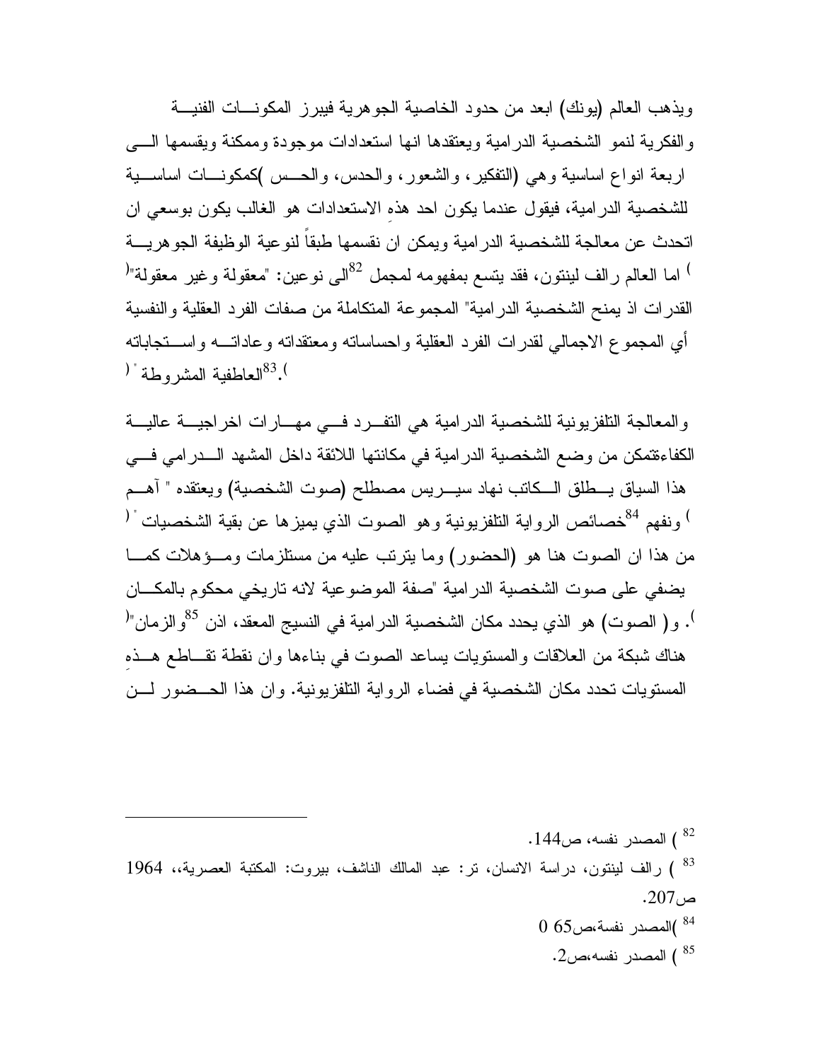ويذهب العالم (يونك) ابعد من حدود الخاصية الجوهرية فيبرز المكونات الفنية والفكرية لنمو الشخصية الدرامية ويعتقدها انها استعدادات موجودة وممكنة ويقسمها الى اربعة انواع اساسية وهي (التفكير، والشعور، والحدس، والحس )كمكونات اساسية للشخصية الدرامية، فيقول عندما يكون احد هذه الاستعدادات هو الغالب يكون بوسعي ان اتحدث عن معالجة للشخصية الدرامية ويمكن ان نقسمها طبقاً لنوعية الوظيفة الجوهرية[82]) اما العالم رالف لينتون، فقد يتسع بمفهومه لمجمل الى نوعين: "معقولة وغير معقولة"( القدرات اذ يمنح الشخصية الدرامية" المجموعة المتكاملة من صفات الفرد العقلية والنفسية أي المجموع الاجمالي لقدرات الفرد العقلية واحساساته ومعتقداته وعاداته واستجاباته العاطفية المشروطة" ([83]).

والمعالجة التلفزيونية للشخصية الدرامية هي التفرد في مهارات اخراجية عالية الكفاءةتمكن من وضع الشخصية الدرامية في مكانتها اللائقة داخل المشهد الدرامي في هذا السياق يطلق الكاتب نهاد سيريس مصطلح (صوت الشخصية) ويعتقده " آهم خصائص الرواية التلفزيونية وهو الصوت الذي يميزها عن بقية الشخصيات" ([84]) ونفهم من هذا ان الصوت هنا هو (الحضور) وما يترتب عليه من مستلزمات ومؤهلات كما يضفي على صوت الشخصية الدرامية "صفة الموضوعية لانه تاريخي محكوم بالمكان والزمان"([85]). و( الصوت) هو الذي يحدد مكان الشخصية الدرامية في النسيج المعقد، اذن هناك شبكة من العلاقات والمستويات يساعد الصوت في بناءها وان نقطة تقاطع هذه المستويات تحدد مكان الشخصية في فضاء الرواية التلفزيونية. وان هذا الحضور لن

---

[82] ) المصدر نفسه، ص144.

[83] ) رالف لينتون، دراسة الانسان، تر: عبد المالك الناشف، بيروت: المكتبة العصرية،، 1964 ص207.

[84] )المصدر نفسة،ص65 0

[85] ) المصدر نفسه،ص2.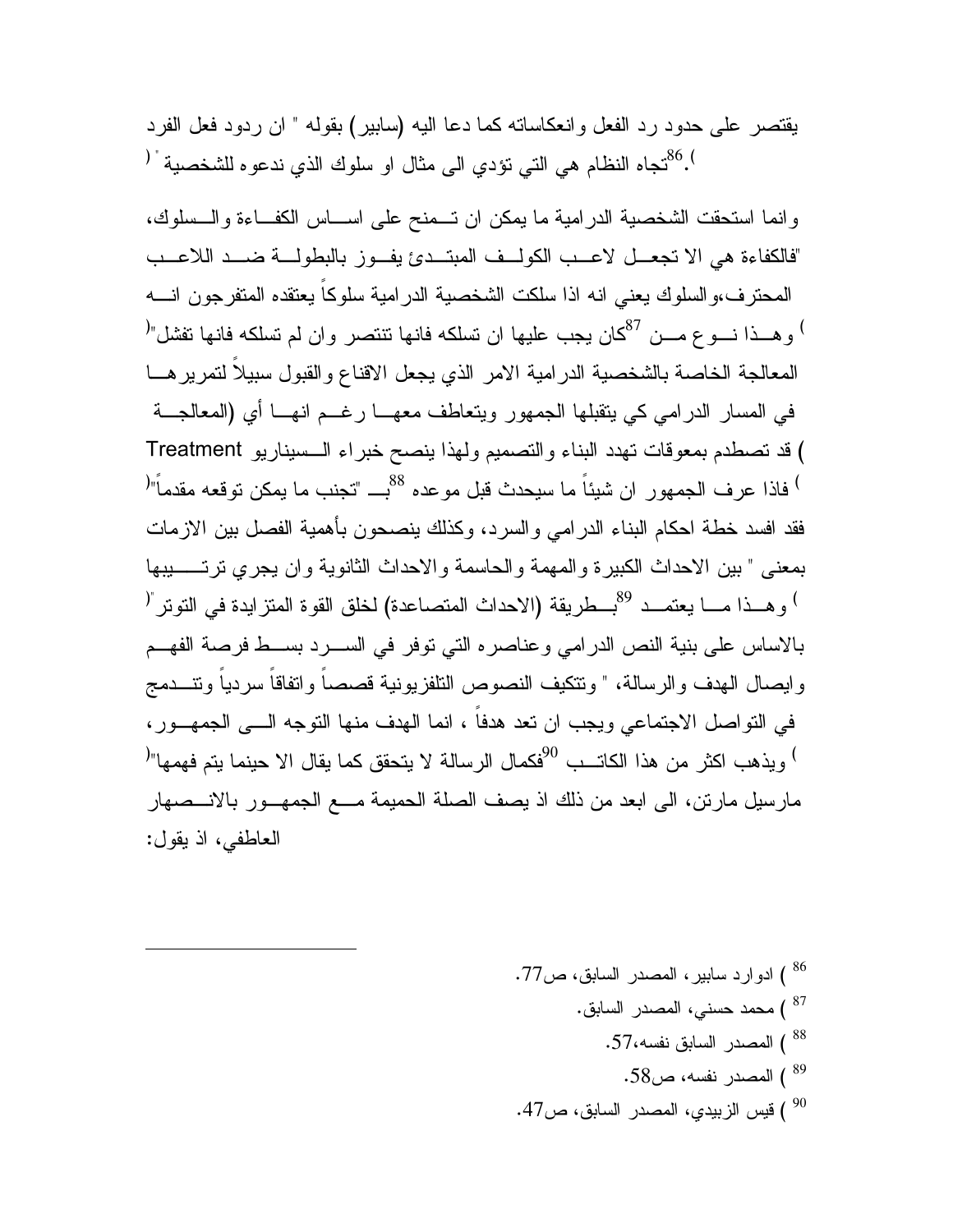يقتصر على حدود رد الفعل وانعكاساته كما دعا اليه (سابير) بقوله " ان ردود فعل الفرد تجاه النظام هي التي تؤدي الى مثال او سلوك الذي ندعوه للشخصية " ([86]).

وانما استحقت الشخصية الدرامية ما يمكن ان تمنح على اساس الكفاءة والسلوك، "فالكفاءة هي الا تجعل لاعب الكولف المبتدئ يفوز بالبطولة ضد اللاعب المحترف،والسلوك يعني انه اذا سلكت الشخصية الدرامية سلوكاً يعتقده المتفرجون انه كان يجب عليها ان تسلكه فانها تنتصر وان لم تسلكه فانها تفشل"([87]) وهذا نوع من المعالجة الخاصة بالشخصية الدرامية الامر الذي يجعل الاقناع والقبول سبيلاً لتمريرها في المسار الدرامي كي يتقبلها الجمهور ويتعاطف معها رغم انها أي (المعالجة Treatment) قد تصطدم بمعوقات تهدد البناء والتصميم ولهذا ينصح خبراء السيناريو بـ "تجنب ما يمكن توقعه مقدماً"([88]) فاذا عرف الجمهور ان شيئاً ما سيحدث قبل موعده فقد افسد خطة احكام البناء الدرامي والسرد، وكذلك ينصحون بأهمية الفصل بين الازمات بمعنى " بين الاحداث الكبيرة والمهمة والحاسمة والاحداث الثانوية وان يجري ترتيبها بطريقة (الاحداث المتصاعدة) لخلق القوة المتزايدة في التوتر"([89]) وهذا ما يعتمد بالاساس على بنية النص الدرامي وعناصره التي توفر في السرد بسط فرصة الفهم وايصال الهدف والرسالة، " وتتكيف النصوص التلفزيونية قصصاً واتفاقاً سردياً وتندمج في التواصل الاجتماعي ويجب ان تعد هدفاً ، انما الهدف منها التوجه الى الجمهور، فكمال الرسالة لا يتحقق كما يقال الا حينما يتم فهمها"([90]) ويذهب اكثر من هذا الكاتب مارسيل مارتن، الى ابعد من ذلك اذ يصف الصلة الحميمة مع الجمهور بالانصهار العاطفي، اذ يقول:

---

[86] ) ادوارد سابير، المصدر السابق، ص77.

[87] ) محمد حسني، المصدر السابق.

[88] ) المصدر السابق نفسه،57.

[89] ) المصدر نفسه، ص58.

[90] ) قيس الزبيدي، المصدر السابق، ص47.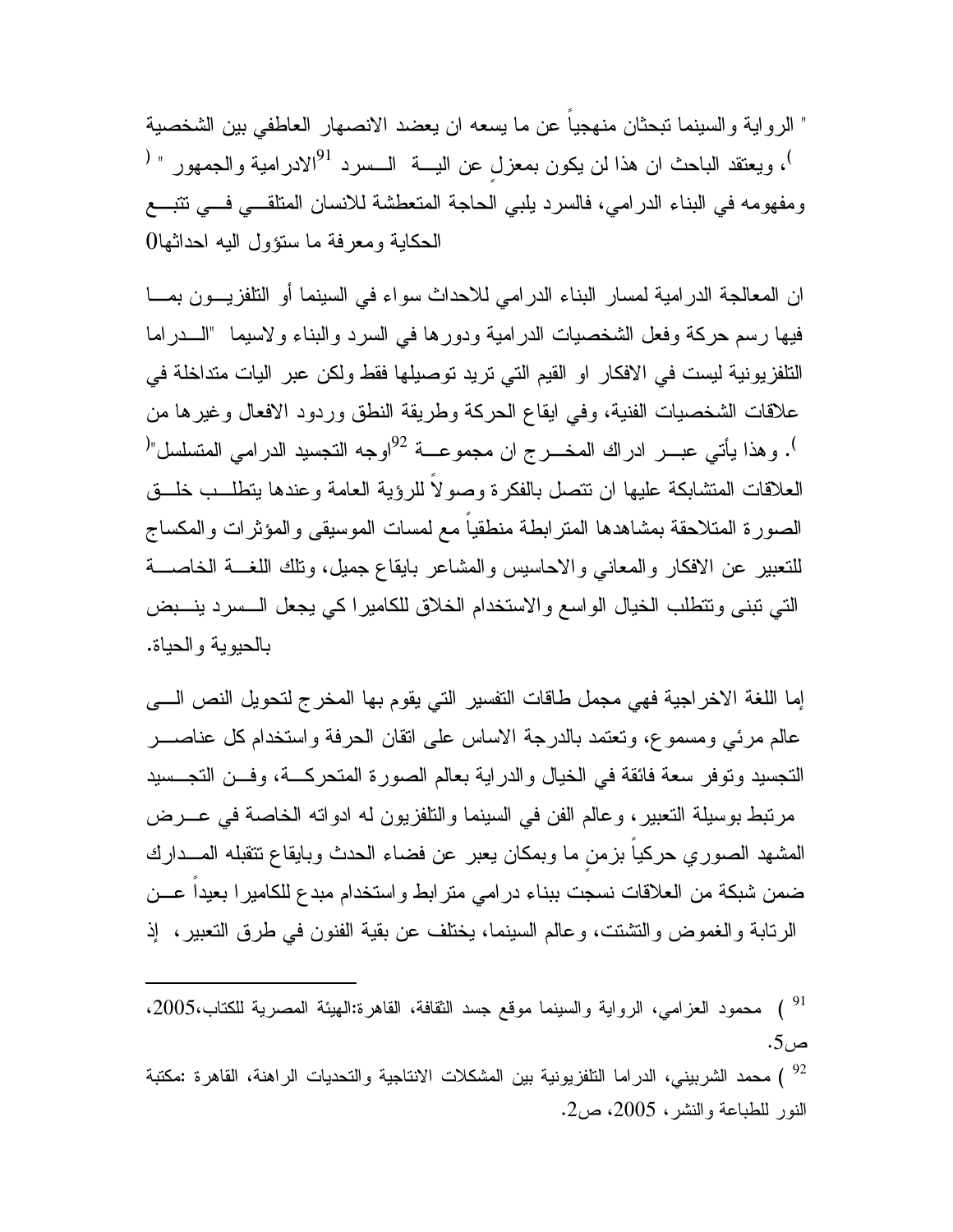" الرواية والسينما تبحثان منهجياً عن ما يسعه ان يعضد الانصهار العاطفي بين الشخصية الادرامية والجمهور " ([91])، ويعتقد الباحث ان هذا لن يكون بمعزلٍ عن اليــة الســرد ومفهومه في البناء الدرامي، فالسرد يلبي الحاجة المتعطشة للانسان المتلقــي فــي تتبــع الحكاية ومعرفة ما ستؤول اليه احداثها0

ان المعالجة الدرامية لمسار البناء الدرامي للاحداث سواء في السينما أو التلفزيــون بمــا فيها رسم حركة وفعل الشخصيات الدرامية ودورها في السرد والبناء ولاسيما "الــدراما التلفزيونية ليست في الافكار او القيم التي تريد توصيلها فقط ولكن عبر اليات متداخلة في علاقات الشخصيات الفنية، وفي ايقاع الحركة وطريقة النطق وردود الافعال وغيرها من اوجه التجسيد الدرامي المتسلسل" ([92]). وهذا يأتي عبــر ادراك المخــرج ان مجموعــة العلاقات المتشابكة عليها ان تتصل بالفكرة وصولاً للرؤية العامة وعندها يتطلــب خلــق الصورة المتلاحقة بمشاهدها المترابطة منطقياً مع لمسات الموسيقى والمؤثرات والمكساج للتعبير عن الافكار والمعاني والاحاسيس والمشاعر بايقاع جميل، وتلك اللغــة الخاصــة التي تبنى وتتطلب الخيال الواسع والاستخدام الخلاق للكاميرا كي يجعل الســرد ينــبض بالحيوية والحياة.

إما اللغة الاخراجية فهي مجمل طاقات التفسير التي يقوم بها المخرج لتحويل النص الــى عالم مرئي ومسموع، وتعتمد بالدرجة الاساس على اتقان الحرفة واستخدام كل عناصــر التجسيد وتوفر سعة فائقة في الخيال والدراية بعالم الصورة المتحركــة، وفــن التجــسيد مرتبط بوسيلة التعبير، وعالم الفن في السينما والتلفزيون له ادواته الخاصة في عــرض المشهد الصوري حركياً بزمنٍ ما وبمكان يعبر عن فضاء الحدث وبايقاع تتقبله المــدارك ضمن شبكة من العلاقات نسجت ببناء درامي مترابط واستخدام مبدع للكاميرا بعيداً عــن الرتابة والغموض والتشتت، وعالم السينما، يختلف عن بقية الفنون في طرق التعبير، إذ

---

[91] ) محمود العزامي، الرواية والسينما موقع جسد الثقافة، القاهرة:الهيئة المصرية للكتاب،2005، ص5.

[92] ) محمد الشربيني، الدراما التلفزيونية بين المشكلات الانتاجية والتحديات الراهنة، القاهرة :مكتبة النور للطباعة والنشر، 2005، ص2.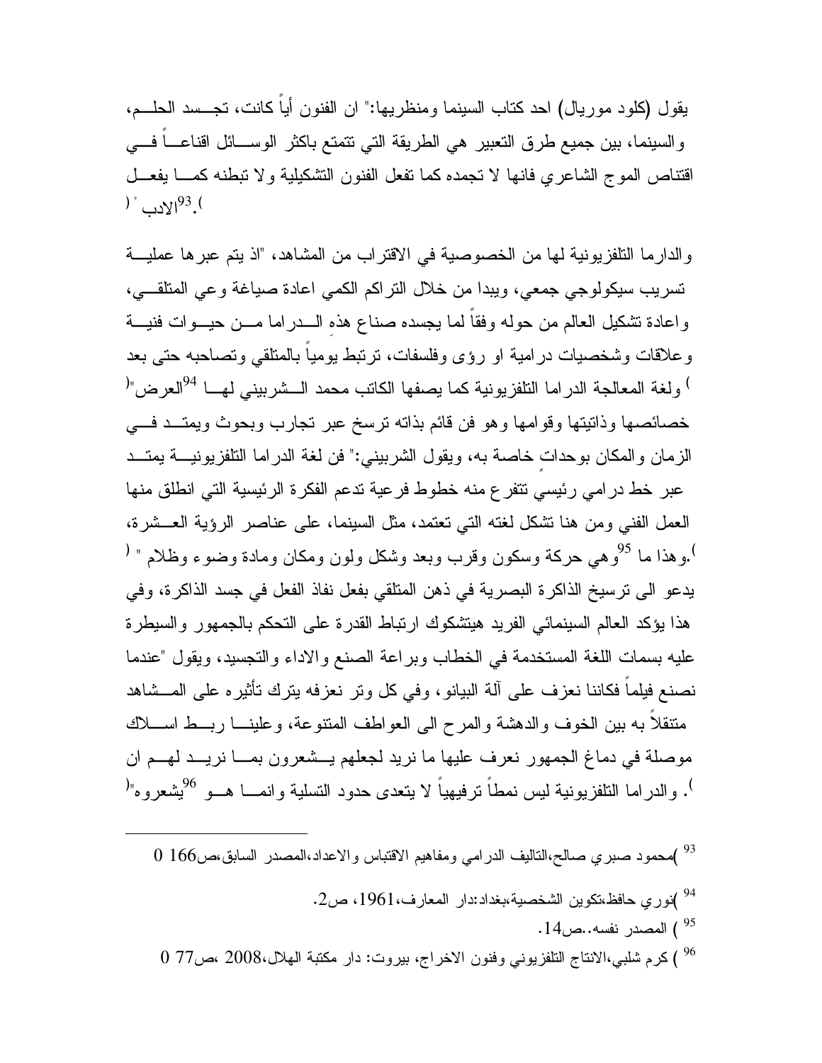يقول (كلود موريال) احد كتاب السينما ومنظريها:" ان الفنون أياً كانت، تجسد الحلم، والسينما، بين جميع طرق التعبير هي الطريقة التي تتمتع باكثر الوسائل اقناعاً في اقتناص الموج الشاعري فانها لا تجمده كما تفعل الفنون التشكيلية ولا تبطنه كما يفعل الادب " [93].

والدارما التلفزيونية لها من الخصوصية في الاقتراب من المشاهد، "اذ يتم عبرها عملية تسريب سيكولوجي جمعي، ويبدا من خلال التراكم الكمي اعادة صياغة وعي المتلقي، واعادة تشكيل العالم من حوله وفقاً لما يجسده صناع هذهِ الدراما من حيوات فنية وعلاقات وشخصيات درامية او رؤى وفلسفات، ترتبط يومياً بالمتلقي وتصاحبه حتى بعد العرض" [94] ولغة المعالجة الدراما التلفزيونية كما يصفها الكاتب محمد الشربيني لها خصائصها وذاتيتها وقوامها وهو فن قائم بذاته ترسخ عبر تجارب وبحوث ويمتد في الزمان والمكان بوحداتٍ خاصة به، ويقول الشربيني:" فن لغة الدراما التلفزيونية يمتد عبر خط درامي رئيسي تتفرع منه خطوط فرعية تدعم الفكرة الرئيسية التي انطلق منها العمل الفني ومن هنا تشكل لغته التي تعتمد، مثل السينما، على عناصر الرؤية العشرة، وهي حركة وسكون وقرب وبعد وشكل ولون ومكان ومادة وضوء وظلام " [95].وهذا ما يدعو الى ترسيخ الذاكرة البصرية في ذهن المتلقي بفعل نفاذ الفعل في جسد الذاكرة، وفي هذا يؤكد العالم السينمائي الفريد هيتشكوك ارتباط القدرة على التحكم بالجمهور والسيطرة عليه بسمات اللغة المستخدمة في الخطاب وبراعة الصنع والاداء والتجسيد، ويقول "عندما نصنع فيلماً فكاننا نعزف على آلة البيانو، وفي كل وتر نعزفه يترك تأثيره على المشاهد متنقلاً به بين الخوف والدهشة والمرح الى العواطف المتنوعة، وعلينا ربط اسلاك موصلة في دماغ الجمهور نعرف عليها ما نريد لجعلهم يشعرون بما نريد لهم ان يشعروه" [96]. والدراما التلفزيونية ليس نمطاً ترفيهياً لا يتعدى حدود التسلية وانما هو

---

[93] )محمود صبري صالح،التاليف الدرامي ومفاهيم الاقتباس والاعداد،المصدر السابق،ص166 0

[94] )نوري حافظ،تكوين الشخصية،بغداد:دار المعارف،1961، ص2.

[95] ) المصدر نفسه..ص14.

[96] ) كرم شلبي،الانتاج التلفزيوني وفنون الاخراج، بيروت: دار مكتبة الهلال،2008 ،ص77 0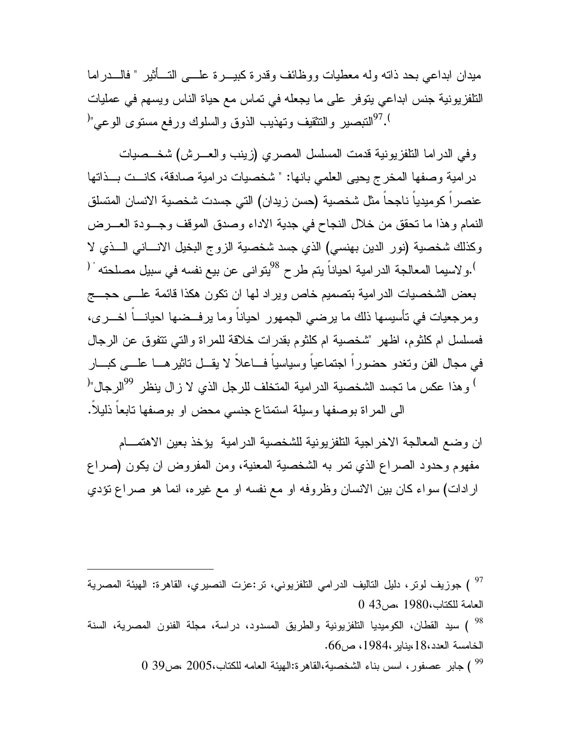ميدان ابداعي بحد ذاته وله معطيات ووظائف وقدرة كبيرة على التأثير " فالدراما التلفزيونية جنس ابداعي يتوفر على ما يجعله في تماس مع حياة الناس ويسهم في عمليات التبصير والتثقيف وتهذيب الذوق والسلوك ورفع مستوى الوعي"[97].

وفي الدراما التلفزيونية قدمت المسلسل المصري (زينب والعرش) شخصيات درامية وصفها المخرج يحيى العلمي بانها: " شخصيات درامية صادقة، كانت بذاتها عنصراً كوميدياً ناجحاً مثل شخصية (حسن زيدان) التي جسدت شخصية الانسان المتسلق النمام وهذا ما تحقق من خلال النجاح في جدية الاداء وصدق الموقف وجودة العرض وكذلك شخصية (نور الدين بهنسي) الذي جسد شخصية الزوج البخيل الاناني الذي لا يتوانى عن بيع نفسه في سبيل مصلحته "[98].ولاسيما المعالجة الدرامية احياناً يتم طرح بعض الشخصيات الدرامية بتصميم خاص ويراد لها ان تكون هكذا قائمة على حجج ومرجعيات في تأسيسها ذلك ما يرضي الجمهور احياناً وما يرفضها احياناً اخرى، فمسلسل ام كلثوم، اظهر "شخصية ام كلثوم بقدرات خلاقة للمراة والتي تتفوق عن الرجال في مجال الفن وتغدو حضوراً اجتماعياً وسياسياً فاعلاً لا يقل تاثيرها على كبار الرجال"[99] وهذا عكس ما تجسد الشخصية الدرامية المتخلف للرجل الذي لا زال ينظر الى المراة بوصفها وسيلة استمتاع جنسي محض او بوصفها تابعاً ذليلاً.

ان وضع المعالجة الاخراجية التلفزيونية للشخصية الدرامية يؤخذ بعين الاهتمام مفهوم وحدود الصراع الذي تمر به الشخصية المعنية، ومن المفروض ان يكون (صراع ارادات) سواء كان بين الانسان وظروفه او مع نفسه او مع غيره، انما هو صراع تؤدي

---

[97] ) جوزيف لوتر، دليل التاليف الدرامي التلفزيوني، تر:عزت النصيري، القاهرة: الهيئة المصرية العامة للكتاب،1980 ،ص43 0

[98] ) سيد القطان، الكوميديا التلفزيونية والطريق المسدود، دراسة، مجلة الفنون المصرية، السنة الخامسة العدد،18،يناير،1984، ص66.

[99] ) جابر عصفور، اسس بناء الشخصية،القاهرة:الهيئة العامه للكتاب،2005 ،ص39 0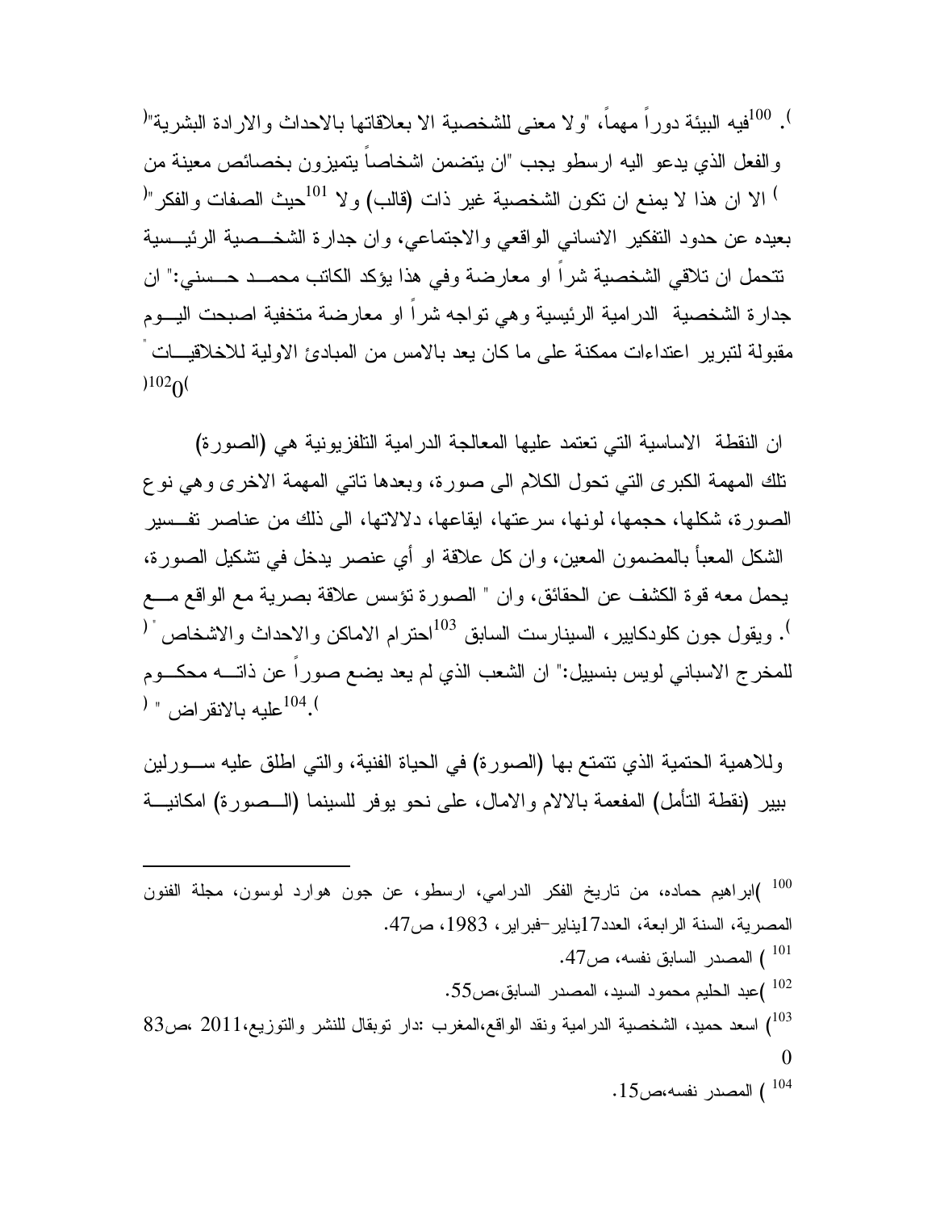فيه البيئة دوراً مهماً، "ولا معنى للشخصية الا بعلاقاتها بالاحداث والارادة البشرية"([100]).
والفعل الذي يدعو اليه ارسطو يجب "ان يتضمن اشخاصاً يتميزون بخصائص معينة من حيث الصفات والفكر"([101]) الا ان هذا لا يمنع ان تكون الشخصية غير ذات (قالب) ولا بعيده عن حدود التفكير الانساني الواقعي والاجتماعي، وان جدارة الشخصية الرئيسية تتحمل ان تلاقي الشخصية شراً او معارضة وفي هذا يؤكد الكاتب محمد حسني:" ان جدارة الشخصية الدرامية الرئيسية وهي تواجه شراً او معارضة متخفية اصبحت اليوم مقبولة لتبرير اعتداءات ممكنة على ما كان يعد بالامس من المبادئ الاولية للاخلاقيات "([102])

ان النقطة الاساسية التي تعتمد عليها المعالجة الدرامية التلفزيونية هي (الصورة) تلك المهمة الكبرى التي تحول الكلام الى صورة، وبعدها تاتي المهمة الاخرى وهي نوع الصورة، شكلها، حجمها، لونها، سرعتها، ايقاعها، دلالاتها، الى ذلك من عناصر تفسير الشكل المعبأ بالمضمون المعين، وان كل علاقة او أي عنصر يدخل في تشكيل الصورة، يحمل معه قوة الكشف عن الحقائق، وان " الصورة تؤسس علاقة بصرية مع الواقع مع احترام الاماكن والاحداث والاشخاص "([103]). ويقول جون كلودكايير، السينارست السابق للمخرج الاسباني لويس بنسييل:" ان الشعب الذي لم يعد يضع صوراً عن ذاته محكوم عليه بالانقراض " ([104]).

وللاهمية الحتمية الذي تتمتع بها (الصورة) في الحياة الفنية، والتي اطلق عليه سورلين بيير (نقطة التأمل) المفعمة بالالام والامال، على نحو يوفر للسينما (الصورة) امكانية

---

[100] )ابراهيم حماده، من تاريخ الفكر الدرامي، ارسطو، عن جون هوارد لوسون، مجلة الفنون المصرية، السنة الرابعة، العدد17يناير–فبراير، 1983، ص47.

[101] ) المصدر السابق نفسه، ص47.

[102] )عبد الحليم محمود السيد، المصدر السابق،ص55.

[103] ) اسعد حميد، الشخصية الدرامية ونقد الواقع،المغرب :دار توبقال للنشر والتوزيع،2011 ،ص83 0

[104] ) المصدر نفسه،ص15.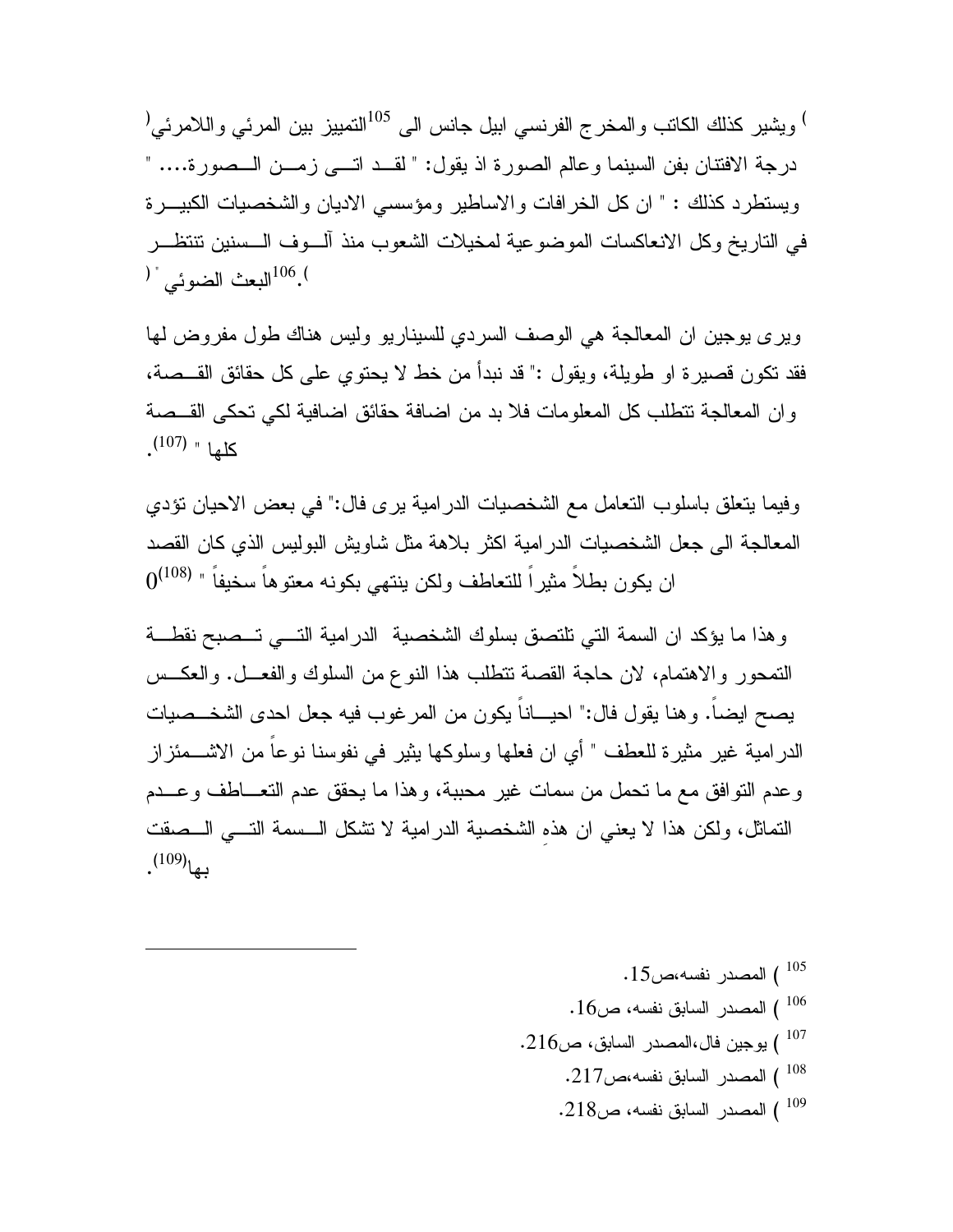(ويشير كذلك الكاتب والمخرج الفرنسي ابيل جانس الى[105] التمييز بين المرئي واللامرئي) درجة الافتتان بفن السينما وعالم الصورة اذ يقول: " لقد اتى زمن الصورة.... " ويستطرد كذلك : " ان كل الخرافات والاساطير ومؤسسي الاديان والشخصيات الكبيرة في التاريخ وكل الانعاكسات الموضوعية لمخيلات الشعوب منذ آلوف السنين تنتظر البعث الضوئي " ([106]).

ويرى يوجين ان المعالجة هي الوصف السردي للسيناريو وليس هناك طول مفروض لها فقد تكون قصيرة او طويلة، ويقول :" قد نبدأ من خط لا يحتوي على كل حقائق القصة، وان المعالجة تتطلب كل المعلومات فلا بد من اضافة حقائق اضافية لكي تحكى القصة كلها " ([107]).

وفيما يتعلق باسلوب التعامل مع الشخصيات الدرامية يرى فال:" في بعض الاحيان تؤدي المعالجة الى جعل الشخصيات الدرامية اكثر بلاهة مثل شاويش البوليس الذي كان القصد ان يكون بطلاً مثيراً للتعاطف ولكن ينتهي بكونه معتوهاً سخيفاً " ([108])0

وهذا ما يؤكد ان السمة التي تلتصق بسلوك الشخصية الدرامية التي تصبح نقطة التمحور والاهتمام، لان حاجة القصة تتطلب هذا النوع من السلوك والفعل. والعكس يصح ايضاً. وهنا يقول فال:" احياناً يكون من المرغوب فيه جعل احدى الشخصيات الدرامية غير مثيرة للعطف " أي ان فعلها وسلوكها يثير في نفوسنا نوعاً من الاشمئزاز وعدم التوافق مع ما تحمل من سمات غير محببة، وهذا ما يحقق عدم التعاطف وعدم التماثل، ولكن هذا لا يعني ان هذهِ الشخصية الدرامية لا تشكل السمة التي الصقت بها([109]).

---

[105] ) المصدر نفسه،ص15.

[106] ) المصدر السابق نفسه، ص16.

[107] ) يوجين فال،المصدر السابق، ص216.

[108] ) المصدر السابق نفسه،ص217.

[109] ) المصدر السابق نفسه، ص218.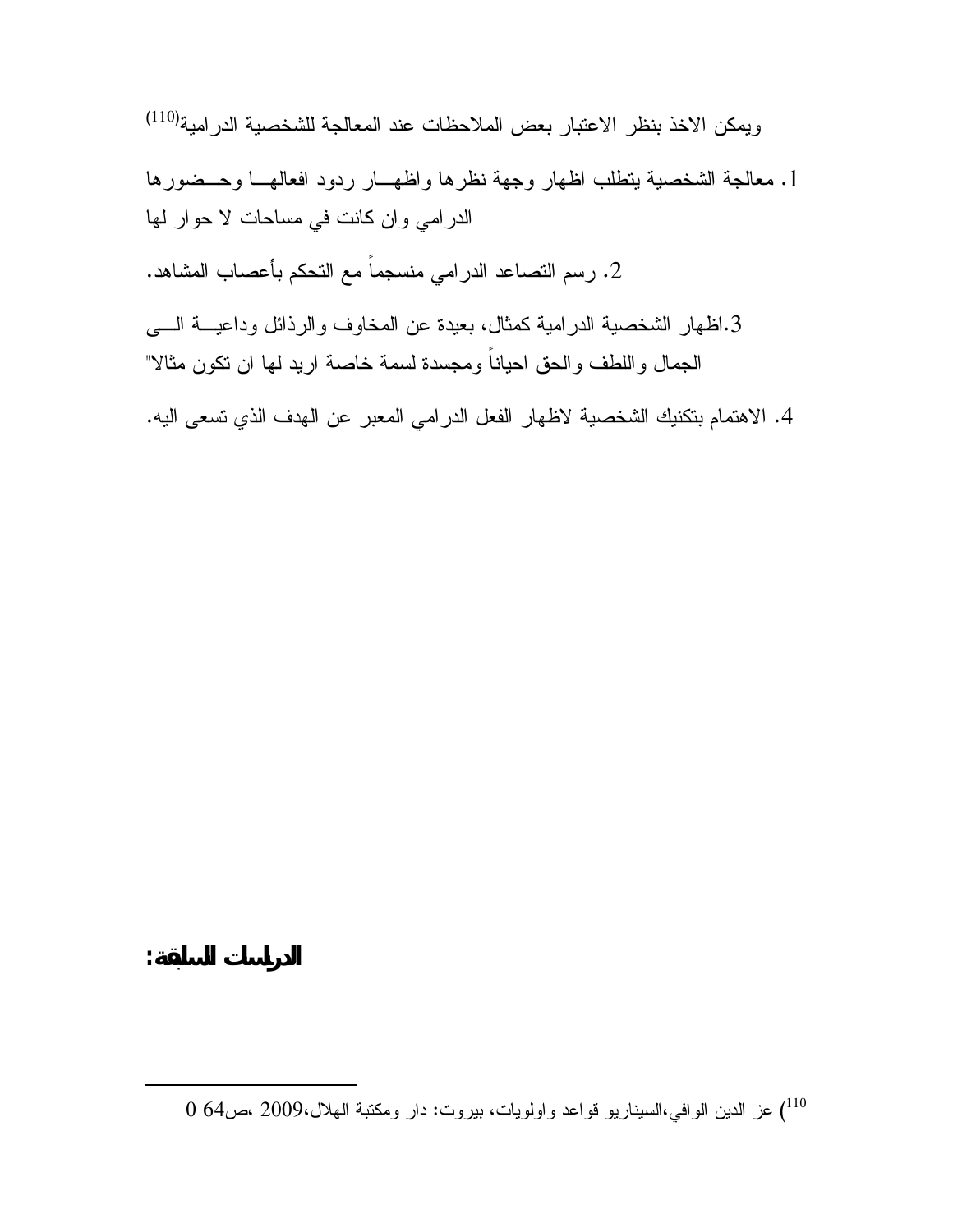ويمكن الاخذ بنظر الاعتبار بعض الملاحظات عند المعالجة للشخصية الدرامية[110]

1. معالجة الشخصية يتطلب اظهار وجهة نظرها واظهار ردود افعالها وحضورها الدرامي وان كانت في مساحات لا حوار لها

2. رسم التصاعد الدرامي منسجماً مع التحكم بأعصاب المشاهد.

3. اظهار الشخصية الدرامية كمثال، بعيدة عن المخاوف والرذائل وداعية الى الجمال واللطف والحق احياناً ومجسدة لسمة خاصة اريد لها ان تكون مثالا"

4. الاهتمام بتكنيك الشخصية لاظهار الفعل الدرامي المعبر عن الهدف الذي تسعى اليه.

## الدراسات السابقة:

---

[110]) عز الدين الوافي،السيناريو قواعد واولويات، بيروت: دار ومكتبة الهلال،2009 ،ص64 0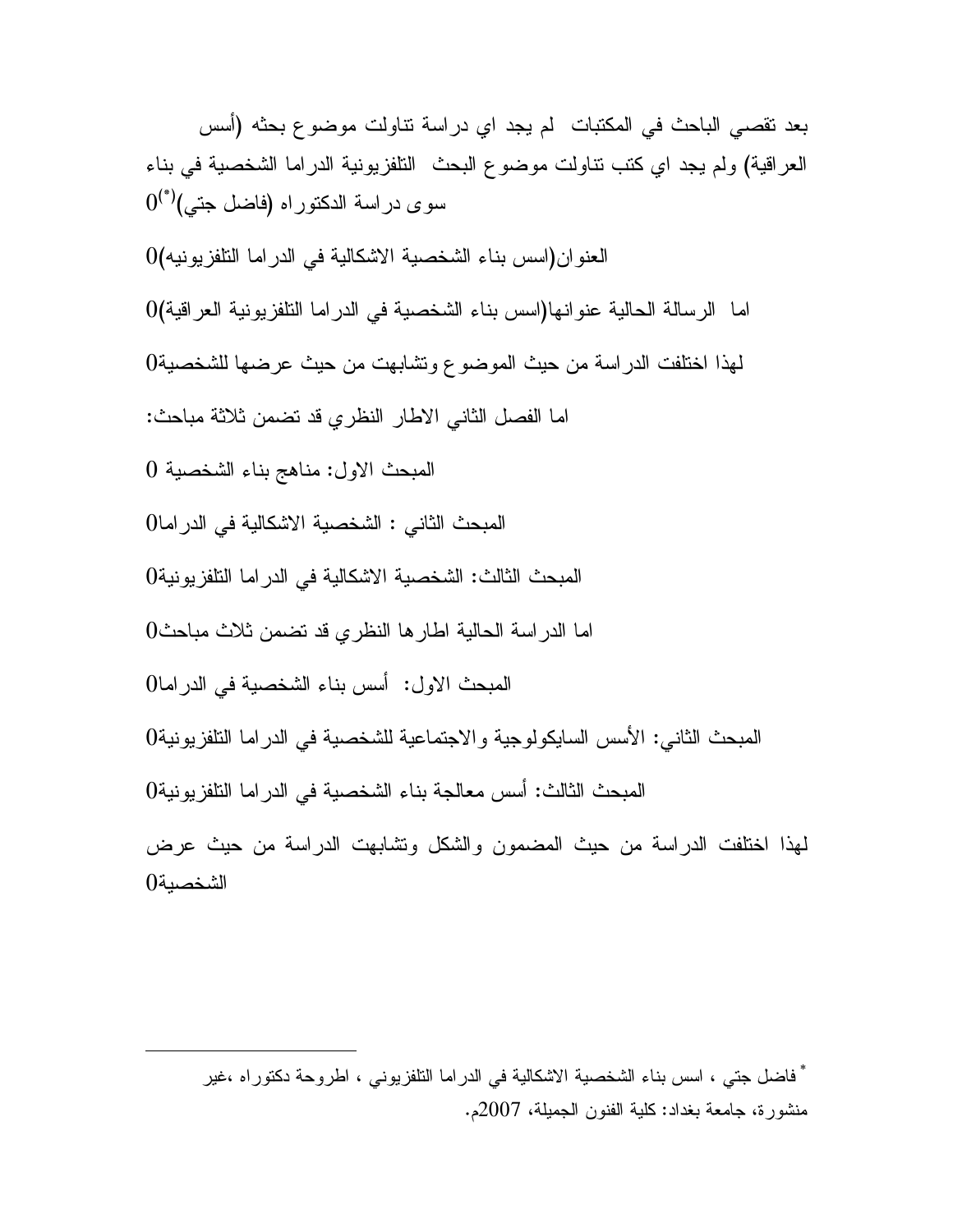بعد تقصي الباحث في المكتبات لم يجد اي دراسة تناولت موضوع بحثه (أسس بناء الشخصية في الدراما التلفزيونية العراقية) ولم يجد اي كتب تناولت موضوع البحث سوى دراسة الدكتوراه (فاضل جتي)[*]0

العنوان(اسس بناء الشخصية الاشكالية في الدراما التلفزيونيه)0

اما الرسالة الحالية عنوانها(اسس بناء الشخصية في الدراما التلفزيونية العراقية)0

لهذا اختلفت الدراسة من حيث الموضوع وتشابهت من حيث عرضها للشخصية0

اما الفصل الثاني الاطار النظري قد تضمن ثلاثة مباحث:

المبحث الاول: مناهج بناء الشخصية 0

المبحث الثاني : الشخصية الاشكالية في الدراما0

المبحث الثالث: الشخصية الاشكالية في الدراما التلفزيونية0

اما الدراسة الحالية اطارها النظري قد تضمن ثلاث مباحث0

المبحث الاول: أسس بناء الشخصية في الدراما0

المبحث الثاني: الأسس السايكولوجية والاجتماعية للشخصية في الدراما التلفزيونية0

المبحث الثالث: أسس معالجة بناء الشخصية في الدراما التلفزيونية0

لهذا اختلفت الدراسة من حيث المضمون والشكل وتشابهت الدراسة من حيث عرض الشخصية0

---

[*] فاضل جتي ، اسس بناء الشخصية الاشكالية في الدراما التلفزيوني ، اطروحة دكتوراه ،غير منشورة، جامعة بغداد: كلية الفنون الجميلة، 2007م.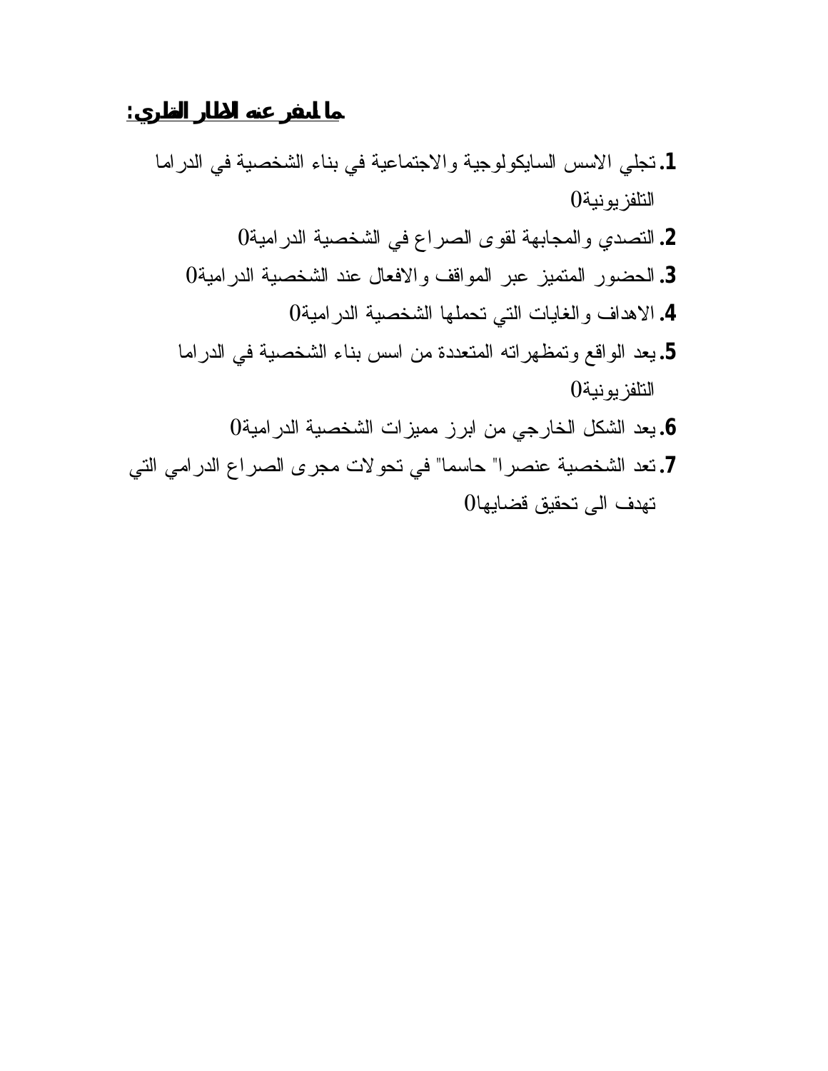**ما اسفر عنه الاطار النظري:**

1. تجلي الاسس السايكولوجية والاجتماعية في بناء الشخصية في الدراما التلفزيونية0
2. التصدي والمجابهة لقوى الصراع في الشخصية الدرامية0
3. الحضور المتميز عبر المواقف والافعال عند الشخصية الدرامية0
4. الاهداف والغايات التي تحملها الشخصية الدرامية0
5. يعد الواقع وتمظهراته المتعددة من اسس بناء الشخصية في الدراما التلفزيونية0
6. يعد الشكل الخارجي من ابرز مميزات الشخصية الدرامية0
7. تعد الشخصية عنصرا" حاسما" في تحولات مجرى الصراع الدرامي التي تهدف الى تحقيق قضاياها0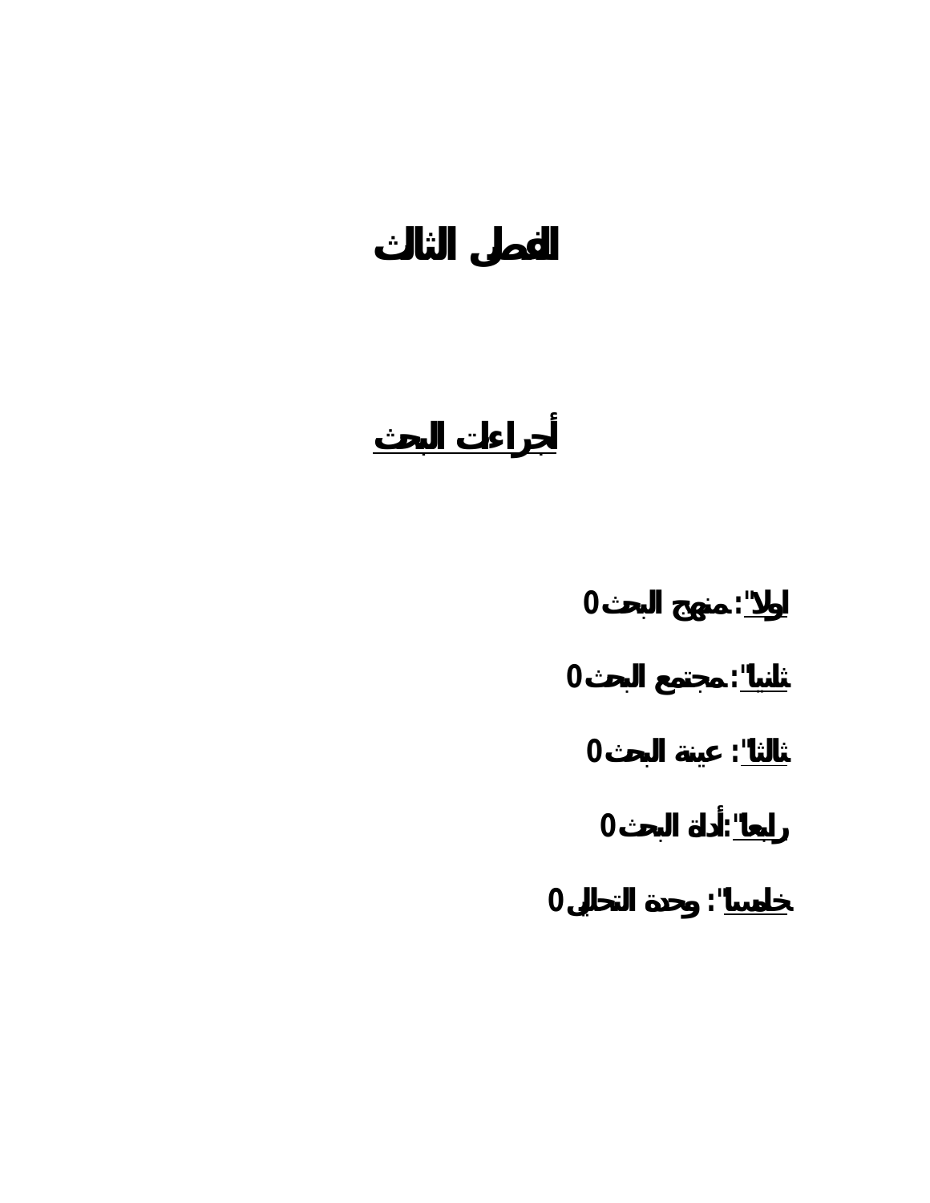# الفصل الثالث

## أجراءات البحث

**اولا" : منهج البحث 0**

**ثانيا" : مجتمع البحث 0**

**ثالثا" : عينة البحث 0**

**رابعا" :أداة البحث 0**

**خامسا" : وحدة التحليل 0**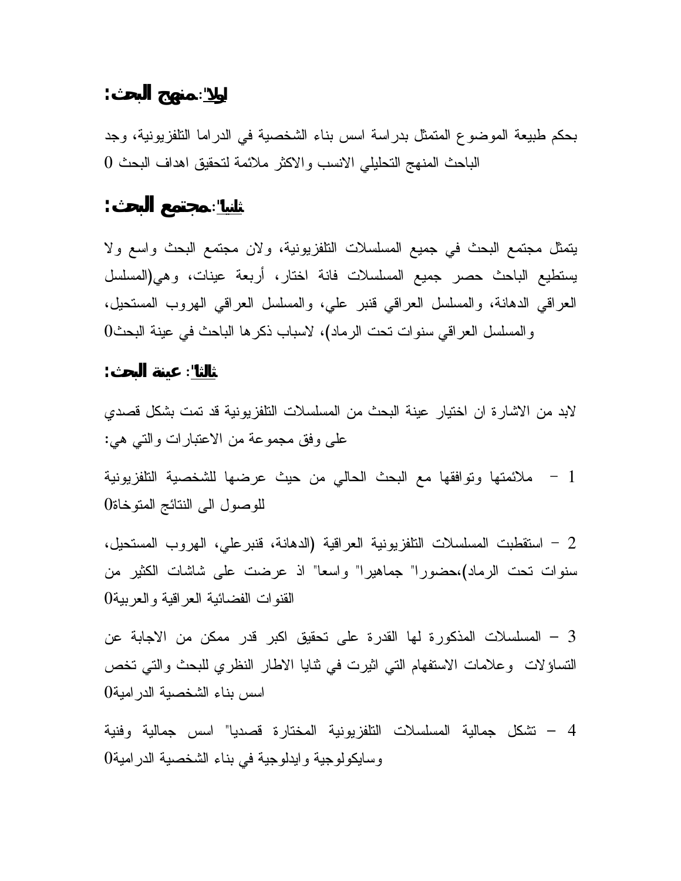## اولا":منهج البحث:

بحكم طبيعة الموضوع المتمثل بدراسة اسس بناء الشخصية في الدراما التلفزيونية، وجد الباحث المنهج التحليلي الانسب والاكثر ملائمة لتحقيق اهداف البحث 0

## ثانيا":مجتمع البحث:

يتمثل مجتمع البحث في جميع المسلسلات التلفزيونية، ولان مجتمع البحث واسع ولا يستطيع الباحث حصر جميع المسلسلات فانة اختار، أربعة عينات، وهي(المسلسل العراقي الدهانة، والمسلسل العراقي قنبر علي، والمسلسل العراقي الهروب المستحيل، والمسلسل العراقي سنوات تحت الرماد)، لاسباب ذكرها الباحث في عينة البحث0

## ثالثا": عينة البحث:

لابد من الاشارة ان اختيار عينة البحث من المسلسلات التلفزيونية قد تمت بشكل قصدي على وفق مجموعة من الاعتبارات والتي هي:

1 – ملائمتها وتوافقها مع البحث الحالي من حيث عرضها للشخصية التلفزيونية للوصول الى النتائج المتوخاة0

2 – استقطبت المسلسلات التلفزيونية العراقية (الدهانة، قنبرعلي، الهروب المستحيل، سنوات تحت الرماد)،حضورا" جماهيرا" واسعا" اذ عرضت على شاشات الكثير من القنوات الفضائية العراقية والعربية0

3 – المسلسلات المذكورة لها القدرة على تحقيق اكبر قدر ممكن من الاجابة عن التساؤلات وعلامات الاستفهام التي اثيرت في ثنايا الاطار النظري للبحث والتي تخص اسس بناء الشخصية الدرامية0

4 – تشكل جمالية المسلسلات التلفزيونية المختارة قصديا" اسس جمالية وفنية وسايكولوجية وايدلوجية في بناء الشخصية الدرامية0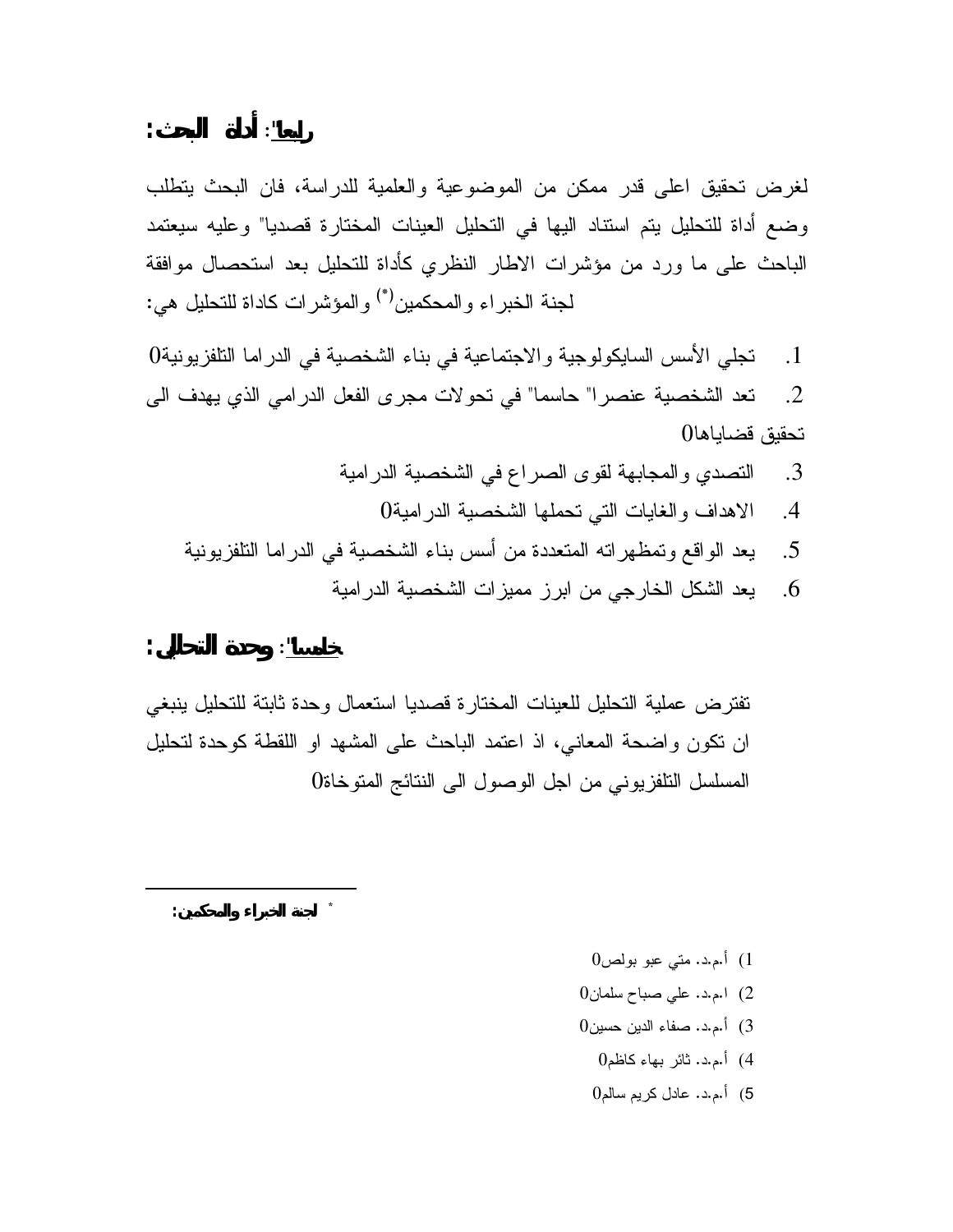## رابعاً: أداة البحث:

لغرض تحقيق اعلى قدر ممكن من الموضوعية والعلمية للدراسة، فان البحث يتطلب وضع أداة للتحليل يتم استناد اليها في التحليل العينات المختارة قصديا" وعليه سيعتمد الباحث على ما ورد من مؤشرات الاطار النظري كأداة للتحليل بعد استحصال موافقة لجنة الخبراء والمحكمين(*) والمؤشرات كاداة للتحليل هي:

1. تجلي الأسس السايكولوجية والاجتماعية في بناء الشخصية في الدراما التلفزيونية0
2. تعد الشخصية عنصرا" حاسما" في تحولات مجرى الفعل الدرامي الذي يهدف الى تحقيق قضاياها0
3. التصدي والمجابهة لقوى الصراع في الشخصية الدرامية
4. الاهداف والغايات التي تحملها الشخصية الدرامية0
5. يعد الواقع وتمظهراته المتعددة من أسس بناء الشخصية في الدراما التلفزيونية
6. يعد الشكل الخارجي من ابرز مميزات الشخصية الدرامية

## خامساً: وحدة التحليل:

تفترض عملية التحليل للعينات المختارة قصديا استعمال وحدة ثابتة للتحليل ينبغي ان تكون واضحة المعاني، اذ اعتمد الباحث على المشهد او اللقطة كوحدة لتحليل المسلسل التلفزيوني من اجل الوصول الى النتائج المتوخاة0

---

* **لجنة الخبراء والمحكمين:**

1) أ.م.د. متي عبو بولص0
2) ا.م.د. علي صباح سلمان0
3) أ.م.د. صفاء الدين حسين0
4) أ.م.د. ثائر بهاء كاظم0
5) أ.م.د. عادل كريم سالم0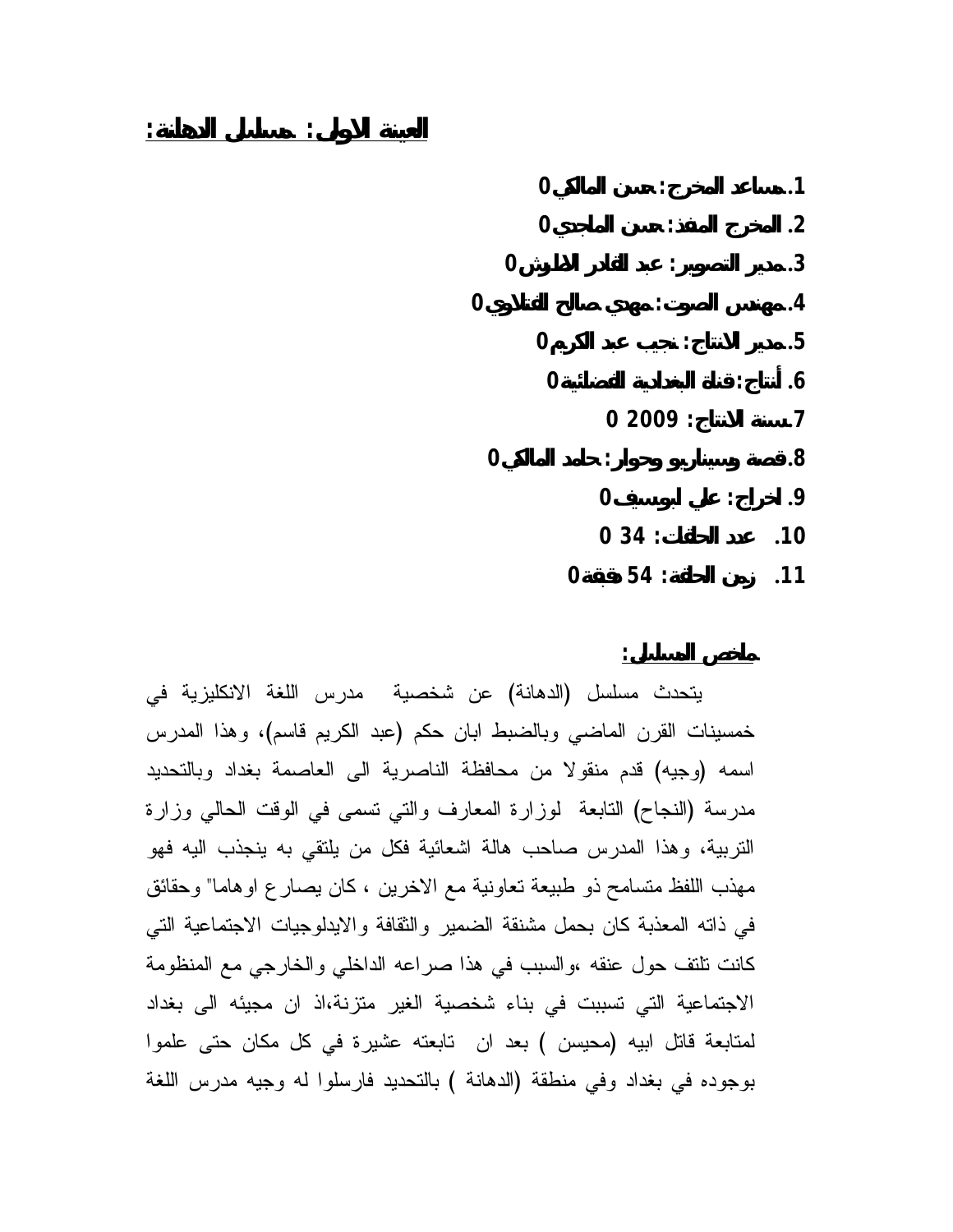## العينة الاولى: مسلسل الدهانة:

1. مساعد المخرج: حسن المالكي0
2. المخرج المنفذ: حسن الماجدي0
3. مدير التصوير: عبد القادر الدلوش0
4. مهندس الصوت: مهدي صالح الفتلاوي0
5. مدير الانتاج: نجيب عبد الكريم0
6. أنتاج: قناة البغدادية الفضائية0
7. سنة الانتاج: 2009 0
8. قصة وسيناريو وحوار: حامد المالكي0
9. اخراج: علي ابو سيف0
10. عدد الحلقات: 34 0
11. زمن الحلقة: 54 دقيقة0

**ملخص المسلسل:**

يتحدث مسلسل (الدهانة) عن شخصية مدرس اللغة الانكليزية في خمسينات القرن الماضي وبالضبط ابان حكم (عبد الكريم قاسم)، وهذا المدرس اسمه (وجيه) قدم منقولا من محافظة الناصرية الى العاصمة بغداد وبالتحديد مدرسة (النجاح) التابعة لوزارة المعارف والتي تسمى في الوقت الحالي وزارة التربية، وهذا المدرس صاحب هالة اشعائية فكل من يلتقي به ينجذب اليه فهو مهذب اللفظ متسامح ذو طبيعة تعاونية مع الاخرين ، كان يصارع اوهاما" وحقائق في ذاته المعذبة كان يحمل مشنقة الضمير والثقافة والايدلوجيات الاجتماعية التي كانت تلتف حول عنقه ،والسبب في هذا صراعه الداخلي والخارجي مع المنظومة الاجتماعية التي تسببت في بناء شخصية الغير متزنة،اذ ان مجيئه الى بغداد لمتابعة قاتل ابيه (محيسن ) بعد ان تابعته عشيرة في كل مكان حتى علموا بوجوده في بغداد وفي منطقة (الدهانة ) بالتحديد فارسلوا له وجيه مدرس اللغة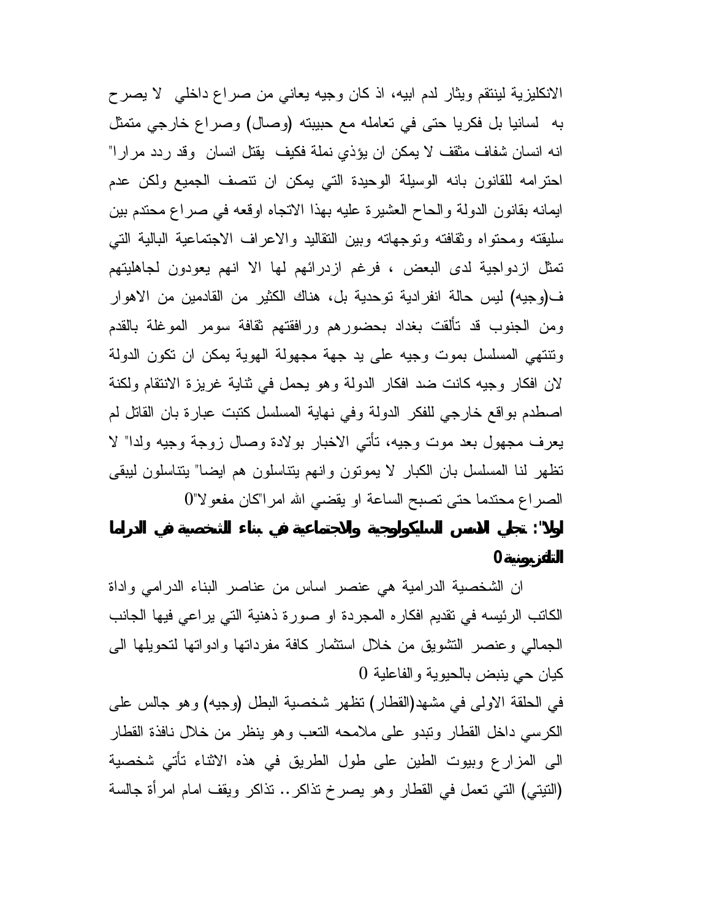الانكليزية لينتقم ويثار لدم ابيه، اذ كان وجيه يعاني من صراع داخلي لا يصرح به لسانيا بل فكريا حتى في تعامله مع حبيبته (وصال) وصراع خارجي متمثل انه انسان شفاف مثقف لا يمكن ان يؤذي نملة فكيف يقتل انسان وقد ردد مرارا" احترامه للقانون بانه الوسيلة الوحيدة التي يمكن ان تنصف الجميع ولكن عدم ايمانه بقانون الدولة والحاح العشيرة عليه بهذا الاتجاه اوقعه في صراع محتدم بين سليقته ومحتواه وثقافته وتوجهاته وبين التقاليد والاعراف الاجتماعية البالية التي تمثل ازدواجية لدى البعض ، فرغم ازدرائهم لها الا انهم يعودون لجاهليتهم ف(وجيه) ليس حالة انفرادية توحدية بل، هناك الكثير من القادمين من الاهوار ومن الجنوب قد تألقت بغداد بحضورهم ورافقتهم ثقافة سومر الموغلة بالقدم وتنتهي المسلسل بموت وجيه على يد جهة مجهولة الهوية يمكن ان تكون الدولة لان افكار وجيه كانت ضد افكار الدولة وهو يحمل في ثناية غريزة الانتقام ولكنة اصطدم بواقع خارجي للفكر الدولة وفي نهاية المسلسل كتبت عبارة بان القاتل لم يعرف مجهول بعد موت وجيه، تأتي الاخبار بولادة وصال زوجة وجيه ولدا" لا تظهر لنا المسلسل بان الكبار لا يموتون وانهم يتناسلون هم ايضا" يتناسلون ليبقى الصراع محتدما حتى تصبح الساعة او يقضي الله امرا"كان مفعولا"0

## اولا": تجلي الاسس السايكولوجية والاجتماعية في بناء الشخصية في الدراما التلفزيونية0

ان الشخصية الدرامية هي عنصر اساس من عناصر البناء الدرامي واداة الكاتب الرئيسه في تقديم افكاره المجردة او صورة ذهنية التي يراعي فيها الجانب الجمالي وعنصر التشويق من خلال استثمار كافة مفرداتها وادواتها لتحويلها الى كيان حي ينبض بالحيوية والفاعلية 0

في الحلقة الاولى في مشهد(القطار) تظهر شخصية البطل (وجيه) وهو جالس على الكرسي داخل القطار وتبدو على ملامحه التعب وهو ينظر من خلال نافذة القطار الى المزارع وبيوت الطين على طول الطريق في هذه الاثناء تأتي شخصية (التيتي) التي تعمل في القطار وهو يصرخ تذاكر.. تذاكر ويقف امام امرأة جالسة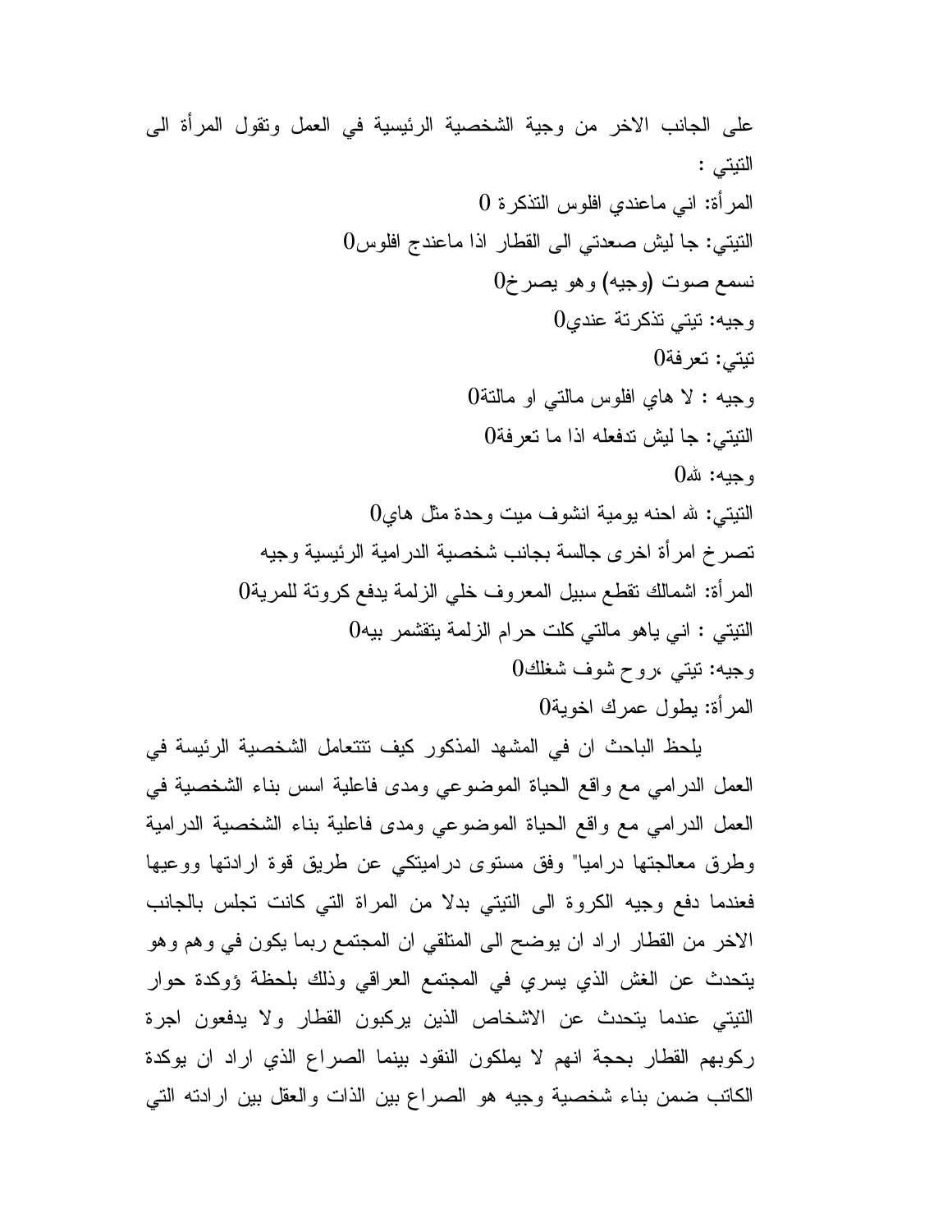على الجانب الاخر من وجية الشخصية الرئيسية في العمل وتقول المرأة الى التيتي :

المرأة: اني ماعندي افلوس التذكرة 0

التيتي: جا ليش صعدتي الى القطار اذا ماعندج افلوس0

نسمع صوت (وجيه) وهو يصرخ0

وجيه: تيتي تذكرتة عندي0

تيتي: تعرفة0

وجيه : لا هاي افلوس مالتي او مالتة0

التيتي: جا ليش تدفعله اذا ما تعرفة0

وجيه: لله0

التيتي: لله احنه يومية انشوف ميت وحدة مثل هاي0

تصرخ امرأة اخرى جالسة بجانب شخصية الدرامية الرئيسية وجيه

المرأة: اشمالك تقطع سبيل المعروف خلي الزلمة يدفع كروتة للمرية0

التيتي : اني ياهو مالتي كلت حرام الزلمة يتقشمر بيه0

وجيه: تيتي ،روح شوف شغلك0

المرأة: يطول عمرك اخوية0

يلحظ الباحث ان في المشهد المذكور كيف تتعامل الشخصية الرئيسة في العمل الدرامي مع واقع الحياة الموضوعي ومدى فاعلية اسس بناء الشخصية في العمل الدرامي مع واقع الحياة الموضوعي ومدى فاعلية بناء الشخصية الدرامية وطرق معالجتها دراميا" وفق مستوى دراميتكي عن طريق قوة ارادتها ووعيها فعندما دفع وجيه الكروة الى التيتي بدلا من المراة التي كانت تجلس بالجانب الاخر من القطار اراد ان يوضح الى المتلقي ان المجتمع ربما يكون في وهم وهو يتحدث عن الغش الذي يسري في المجتمع العراقي وذلك بلحظة ؤوكدة حوار التيتي عندما يتحدث عن الاشخاص الذين يركبون القطار ولا يدفعون اجرة ركوبهم القطار بحجة انهم لا يملكون النقود بينما الصراع الذي اراد ان يوكدة الكاتب ضمن بناء شخصية وجيه هو الصراع بين الذات والعقل بين ارادته التي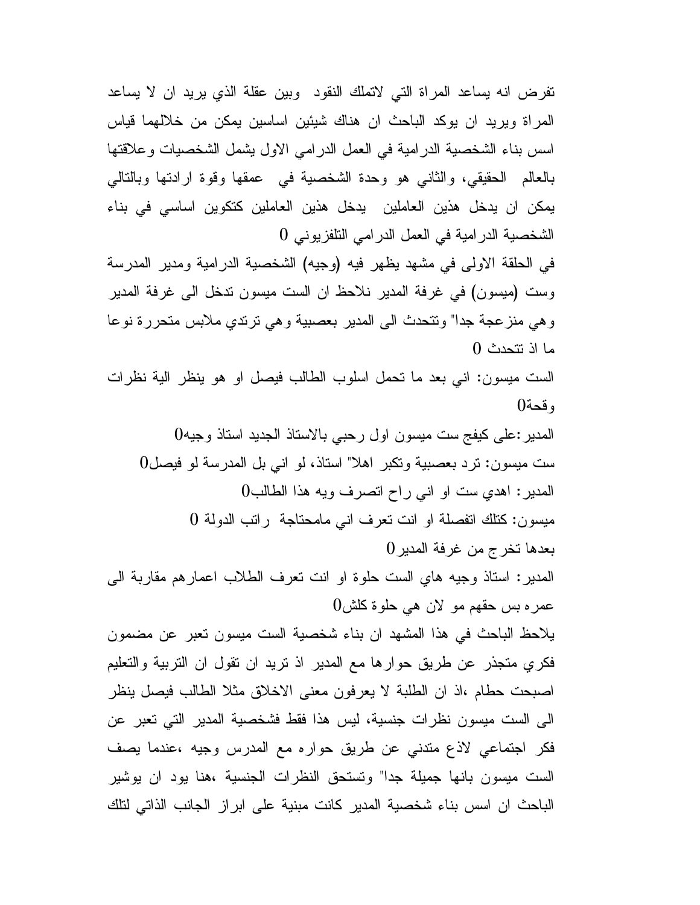تفرض انه يساعد المراة التي لاتملك النقود وبين عقلة الذي يريد ان لا يساعد المراة ويريد ان يوكد الباحث ان هناك شيئين اساسين يمكن من خلالهما قياس اسس بناء الشخصية الدرامية في العمل الدرامي الاول يشمل الشخصيات وعلاقتها بالعالم الحقيقي، والثاني هو وحدة الشخصية في عمقها وقوة ارادتها وبالتالي يمكن ان يدخل هذين العاملين يدخل هذين العاملين كتكوين اساسي في بناء الشخصية الدرامية في العمل الدرامي التلفزيوني 0

في الحلقة الاولى في مشهد يظهر فيه (وجيه) الشخصية الدرامية ومدير المدرسة وست (ميسون) في غرفة المدير نلاحظ ان الست ميسون تدخل الى غرفة المدير وهي منزعجة جدا" وتتحدث الى المدير بعصبية وهي ترتدي ملابس متحررة نوعا ما اذ تتحدث 0

الست ميسون: اني بعد ما تحمل اسلوب الطالب فيصل او هو ينظر الية نظرات وقحة0

المدير:على كيفج ست ميسون اول رحبي بالاستاذ الجديد استاذ وجيه0

ست ميسون: ترد بعصبية وتكبر اهلا" استاذ، لو اني بل المدرسة لو فيصل0

المدير: اهدي ست او اني راح اتصرف ويه هذا الطالب0

ميسون: كتلك اتفصلة او انت تعرف اني مامحتاجة راتب الدولة 0

بعدها تخرج من غرفة المدير0

المدير: استاذ وجيه هاي الست حلوة او انت تعرف الطلاب اعمارهم مقاربة الى عمره بس حقهم مو لان هي حلوة كلش0

يلاحظ الباحث في هذا المشهد ان بناء شخصية الست ميسون تعبر عن مضمون فكري متجذر عن طريق حوارها مع المدير اذ تريد ان تقول ان التربية والتعليم اصبحت حطام ،اذ ان الطلبة لا يعرفون معنى الاخلاق مثلا الطالب فيصل ينظر الى الست ميسون نظرات جنسية، ليس هذا فقط فشخصية المدير التي تعبر عن فكر اجتماعي لاذع متدني عن طريق حواره مع المدرس وجيه ،عندما يصف الست ميسون بانها جميلة جدا" وتستحق النظرات الجنسية ،هنا يود ان يوشير الباحث ان اسس بناء شخصية المدير كانت مبنية على ابراز الجانب الذاتي لتلك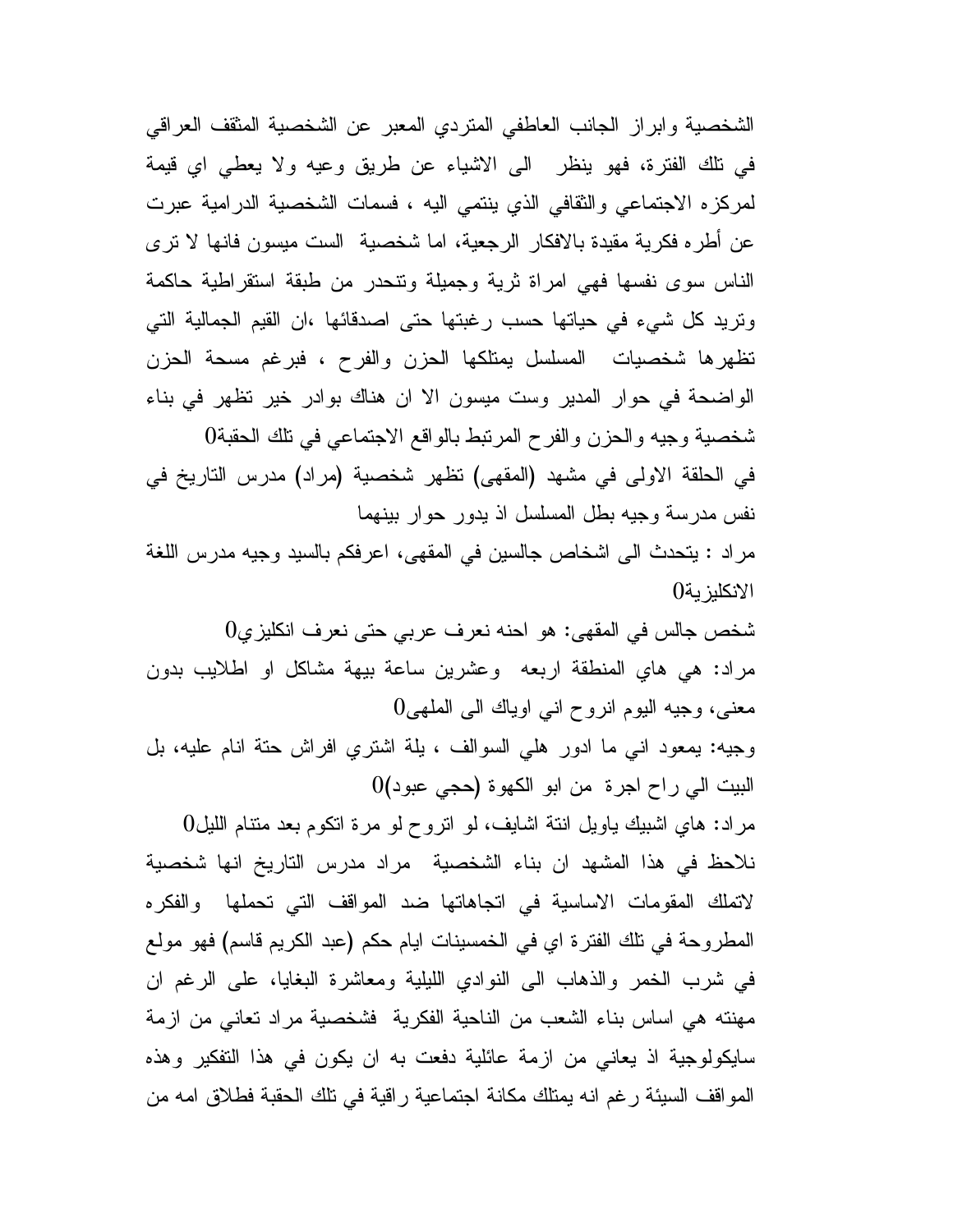الشخصية وابراز الجانب العاطفي المتردي المعبر عن الشخصية المثقف العراقي في تلك الفترة، فهو ينظر الى الاشياء عن طريق وعيه ولا يعطي اي قيمة لمركزه الاجتماعي والثقافي الذي ينتمي اليه ، فسمات الشخصية الدرامية عبرت عن أطره فكرية مقيدة بالافكار الرجعية، اما شخصية الست ميسون فانها لا ترى الناس سوى نفسها فهي امراة ثرية وجميلة وتتحدر من طبقة استقراطية حاكمة وتريد كل شيء في حياتها حسب رغبتها حتى اصدقائها ،ان القيم الجمالية التي تظهرها شخصيات المسلسل يمتلكها الحزن والفرح ، فبرغم مسحة الحزن الواضحة في حوار المدير وست ميسون الا ان هناك بوادر خير تظهر في بناء شخصية وجيه والحزن والفرح المرتبط بالواقع الاجتماعي في تلك الحقبة0

في الحلقة الاولى في مشهد (المقهى) تظهر شخصية (مراد) مدرس التاريخ في نفس مدرسة وجيه بطل المسلسل اذ يدور حوار بينهما

مراد : يتحدث الى اشخاص جالسين في المقهى، اعرفكم بالسيد وجيه مدرس اللغة الانكليزية0

شخص جالس في المقهى: هو احنه نعرف عربي حتى نعرف انكليزي0

مراد: هي هاي المنطقة اربعه وعشرين ساعة بيهة مشاكل او اطلايب بدون معنى، وجيه اليوم انروح اني اوياك الى الملهى0

وجيه: يمعود اني ما ادور هلي السوالف ، يلة اشتري افراش حتة انام عليه، بل البيت الي راح اجرة من ابو الكهوة (حجي عبود)0

مراد: هاي اشبيك ياويل انتة اشايف، لو اتروح لو مرة اتكوم بعد متنام الليل0

نلاحظ في هذا المشهد ان بناء الشخصية مراد مدرس التاريخ انها شخصية لاتملك المقومات الاساسية في اتجاهاتها ضد المواقف التي تحملها والفكره المطروحة في تلك الفترة اي في الخمسينات ايام حكم (عبد الكريم قاسم) فهو مولع في شرب الخمر والذهاب الى النوادي الليلية ومعاشرة البغايا، على الرغم ان مهنته هي اساس بناء الشعب من الناحية الفكرية فشخصية مراد تعاني من ازمة سايكولوجية اذ يعاني من ازمة عائلية دفعت به ان يكون في هذا التفكير وهذه المواقف السيئة رغم انه يمتلك مكانة اجتماعية راقية في تلك الحقبة فطلاق امه من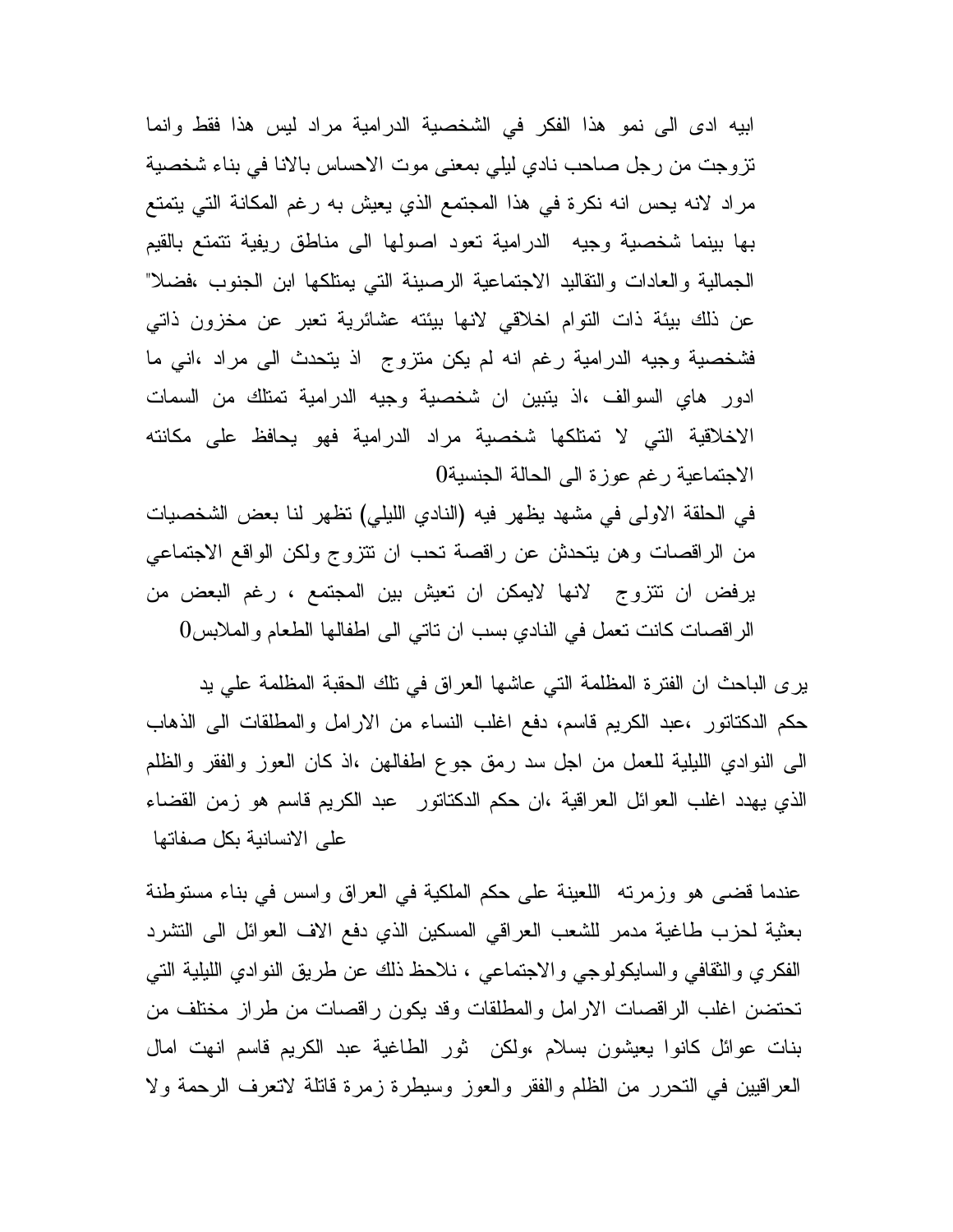ابيه ادى الى نمو هذا الفكر في الشخصية الدرامية مراد ليس هذا فقط وانما تزوجت من رجل صاحب نادي ليلي بمعنى موت الاحساس بالانا في بناء شخصية مراد لانه يحس انه نكرة في هذا المجتمع الذي يعيش به رغم المكانة التي يتمتع بها بينما شخصية وجيه الدرامية تعود اصولها الى مناطق ريفية تتمتع بالقيم الجمالية والعادات والتقاليد الاجتماعية الرصينة التي يمتلكها ابن الجنوب ،فضلا" عن ذلك بيئة ذات التوام اخلاقي لانها بيئته عشائرية تعبر عن مخزون ذاتي فشخصية وجيه الدرامية رغم انه لم يكن متزوج اذ يتحدث الى مراد ،اني ما ادور هاي السوالف ،اذ يتبين ان شخصية وجيه الدرامية تمتلك من السمات الاخلاقية التي لا تمتلكها شخصية مراد الدرامية فهو يحافظ على مكانته الاجتماعية رغم عوزة الى الحالة الجنسية0

في الحلقة الاولى في مشهد يظهر فيه (النادي الليلي) تظهر لنا بعض الشخصيات من الراقصات وهن يتحدثن عن راقصة تحب ان تتزوج ولكن الواقع الاجتماعي يرفض ان تتزوج لانها لايمكن ان تعيش بين المجتمع ، رغم البعض من الراقصات كانت تعمل في النادي بسبب ان تاتي الى اطفالها الطعام والملابس0

يرى الباحث ان الفترة المظلمة التي عاشها العراق في تلك الحقبة المظلمة علي يد حكم الدكتاتور ،عبد الكريم قاسم، دفع اغلب النساء من الارامل والمطلقات الى الذهاب الى النوادي الليلية للعمل من اجل سد رمق جوع اطفالهن ،اذ كان العوز والفقر والظلم الذي يهدد اغلب العوائل العراقية ،ان حكم الدكتاتور عبد الكريم قاسم هو زمن القضاء على الانسانية بكل صفاتها

عندما قضى هو وزمرته اللعينة على حكم الملكية في العراق واسس في بناء مستوطنة بعثية لحزب طاغية مدمر للشعب العراقي المسكين الذي دفع الاف العوائل الى التشرد الفكري والثقافي والسايكولوجي والاجتماعي ، نلاحظ ذلك عن طريق النوادي الليلية التي تحتضن اغلب الراقصات الارامل والمطلقات وقد يكون راقصات من طراز مختلف من بنات عوائل كانوا يعيشون بسلام ،ولكن ثور الطاغية عبد الكريم قاسم انهت امال العراقيين في التحرر من الظلم والفقر والعوز وسيطرة زمرة قاتلة لاتعرف الرحمة ولا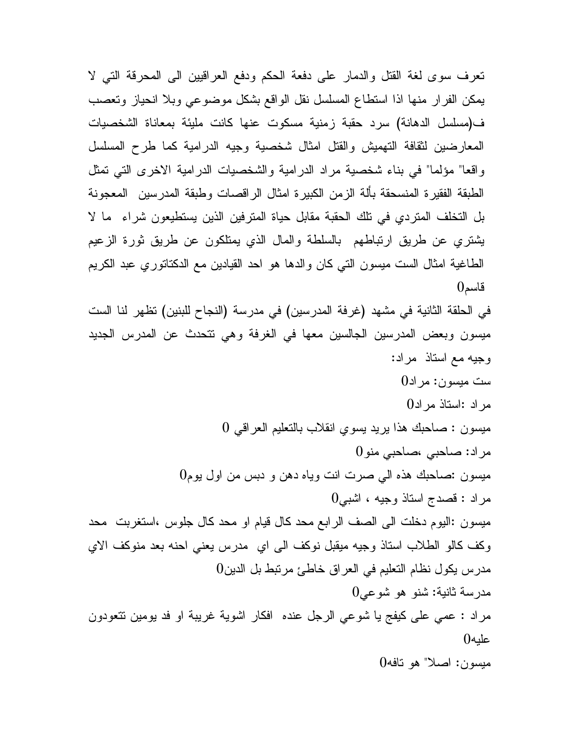تعرف سوى لغة القتل والدمار على دفعة الحكم ودفع العراقيين الى المحرقة التي لا يمكن الفرار منها اذا استطاع المسلسل نقل الواقع بشكل موضوعي وبلا انحياز وتعصب ف(مسلسل الدهانة) سرد حقبة زمنية مسكوت عنها كانت مليئة بمعاناة الشخصيات المعارضين لثقافة التهميش والقتل امثال شخصية وجيه الدرامية كما طرح المسلسل واقعا" مؤلما" في بناء شخصية مراد الدرامية والشخصيات الدرامية الاخرى التي تمثل الطبقة الفقيرة المنسحقة بألة الزمن الكبيرة امثال الراقصات وطبقة المدرسين المعجونة بل التخلف المتردي في تلك الحقبة مقابل حياة المترفين الذين يستطيعون شراء ما لا يشتري عن طريق ارتباطهم بالسلطة والمال الذي يمتلكون عن طريق ثورة الزعيم الطاغية امثال الست ميسون التي كان والدها هو احد القيادين مع الدكتاتوري عبد الكريم قاسم0

في الحلقة الثانية في مشهد (غرفة المدرسين) في مدرسة (النجاح للبنين) تظهر لنا الست ميسون وبعض المدرسين الجالسين معها في الغرفة وهي تتحدث عن المدرس الجديد وجيه مع استاذ مراد:

ست ميسون: مراد0

مراد :استاذ مراد0

ميسون : صاحبك هذا يريد يسوي انقلاب بالتعليم العراقي 0

مراد: صاحبي ،صاحبي منو0

ميسون :صاحبك هذه الي صرت انت وياه دهن و دبس من اول يوم0

مراد : قصدج استاذ وجيه ، اشبي0

ميسون :اليوم دخلت الى الصف الرابع محد كال قيام او محد كال جلوس ،استغربت محد وكف كالو الطلاب استاذ وجيه ميقبل نوكف الى اي مدرس يعني احنه بعد منوكف الاي مدرس يكول نظام التعليم في العراق خاطئ مرتبط بل الدين0

مدرسة ثانية: شنو هو شوعي0

مراد : عمي على كيفج يا شوعي الرجل عنده افكار اشوية غريبة او فد يومين تتعودون عليه0

ميسون: اصلا" هو تافه0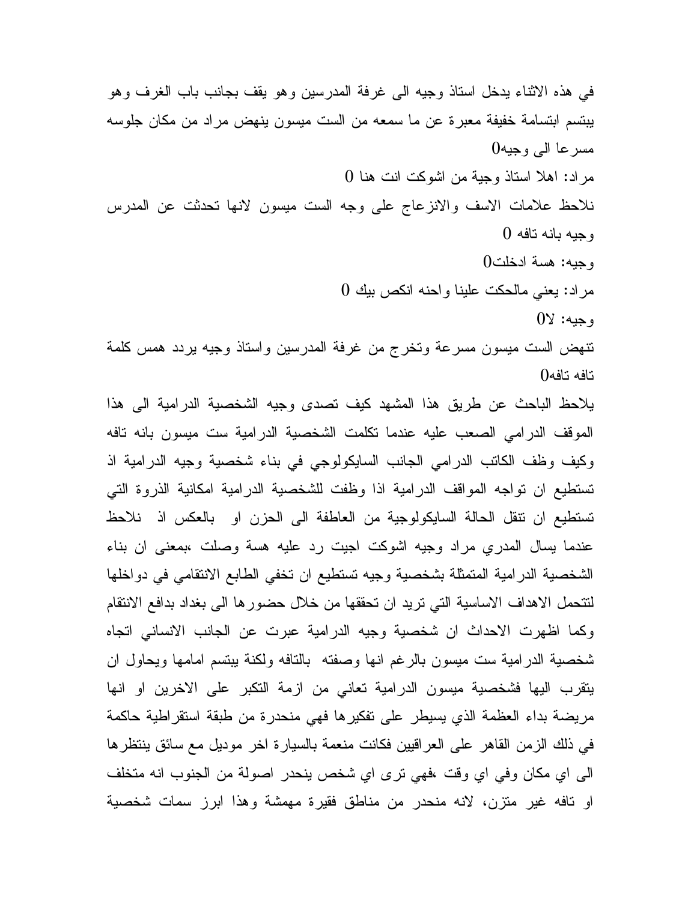في هذه الاثناء يدخل استاذ وجيه الى غرفة المدرسين وهو يقف بجانب باب الغرف وهو يبتسم ابتسامة خفيفة معبرة عن ما سمعه من الست ميسون ينهض مراد من مكان جلوسه مسرعا الى وجيه0

مراد: اهلا استاذ وجية من اشوكت انت هنا 0

نلاحظ علامات الاسف والانزعاج على وجه الست ميسون لانها تحدثت عن المدرس وجيه بانه تافه 0

وجيه: هسة ادخلت0

مراد: يعني مالحكت علينا واحنه انكص بيك 0

وجيه: لا0

تنهض الست ميسون مسرعة وتخرج من غرفة المدرسين واستاذ وجيه يردد همس كلمة تافه تافه0

يلاحظ الباحث عن طريق هذا المشهد كيف تصدى وجيه الشخصية الدرامية الى هذا الموقف الدرامي الصعب عليه عندما تكلمت الشخصية الدرامية ست ميسون بانه تافه وكيف وظف الكاتب الدرامي الجانب السايكولوجي في بناء شخصية وجيه الدرامية اذ تستطيع ان تواجه المواقف الدرامية اذا وظفت للشخصية الدرامية امكانية الذروة التي تستطيع ان تنقل الحالة السايكولوجية من العاطفة الى الحزن او بالعكس اذ نلاحظ عندما يسال المدري مراد وجيه اشوكت اجيت رد عليه هسة وصلت ،بمعنى ان بناء الشخصية الدرامية المتمثلة بشخصية وجيه تستطيع ان تخفي الطابع الانتقامي في دواخلها لتتحمل الاهداف الاساسية التي تريد ان تحققها من خلال حضورها الى بغداد بدافع الانتقام وكما اظهرت الاحداث ان شخصية وجيه الدرامية عبرت عن الجانب الانساني اتجاه شخصية الدرامية ست ميسون بالرغم انها وصفته بالتافه ولكنة يبتسم امامها ويحاول ان يتقرب اليها فشخصية ميسون الدرامية تعاني من ازمة التكبر على الاخرين او انها مريضة بداء العظمة الذي يسيطر على تفكيرها فهي منحدرة من طبقة استقراطية حاكمة في ذلك الزمن القاهر على العراقيين فكانت منعمة بالسيارة اخر موديل مع سائق ينتظرها الى اي مكان وفي اي وقت ،فهي ترى اي شخص ينحدر اصولة من الجنوب انه متخلف او تافه غير متزن، لانه منحدر من مناطق فقيرة مهمشة وهذا ابرز سمات شخصية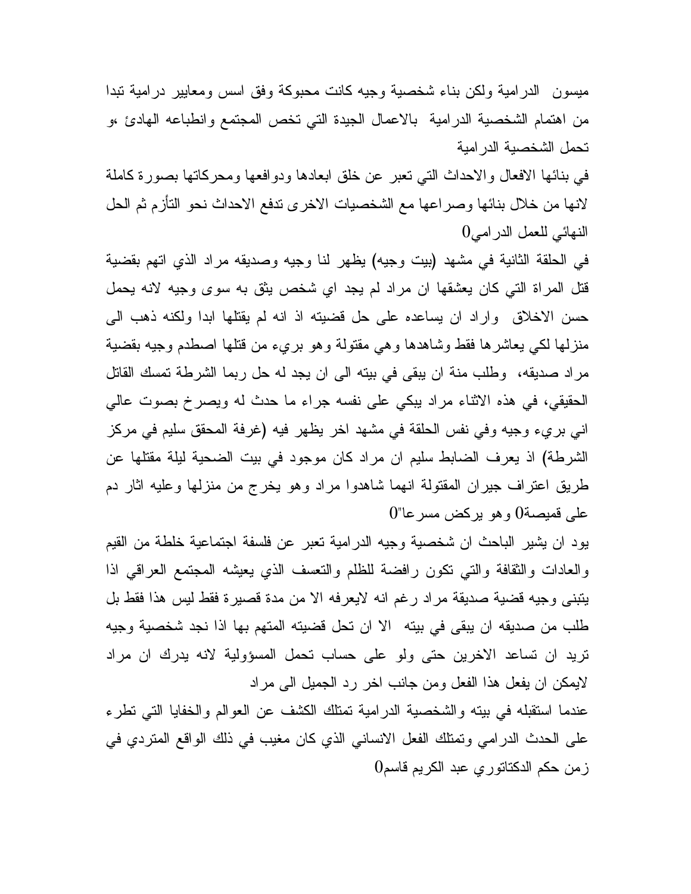ميسون الدرامية ولكن بناء شخصية وجيه كانت محبوكة وفق اسس ومعايير درامية تبدا من اهتمام الشخصية الدرامية بالاعمال الجيدة التي تخص المجتمع وانطباعه الهادئ ،و تحمل الشخصية الدرامية

في بنائها الافعال والاحداث التي تعبر عن خلق ابعادها ودوافعها ومحركاتها بصورة كاملة لانها من خلال بنائها وصراعها مع الشخصيات الاخرى تدفع الاحداث نحو التأزم ثم الحل النهائي للعمل الدرامي0

في الحلقة الثانية في مشهد (بيت وجيه) يظهر لنا وجيه وصديقه مراد الذي اتهم بقضية قتل المراة التي كان يعشقها ان مراد لم يجد اي شخص يثق به سوى وجيه لانه يحمل حسن الاخلاق واراد ان يساعده على حل قضيته اذ انه لم يقتلها ابدا ولكنه ذهب الى منزلها لكي يعاشرها فقط وشاهدها وهي مقتولة وهو بريء من قتلها اصطدم وجيه بقضية مراد صديقه، وطلب منة ان يبقى في بيته الى ان يجد له حل ربما الشرطة تمسك القاتل الحقيقي، في هذه الاثناء مراد يبكي على نفسه جراء ما حدث له ويصرخ بصوت عالي اني بريء وجيه وفي نفس الحلقة في مشهد اخر يظهر فيه (غرفة المحقق سليم في مركز الشرطة) اذ يعرف الضابط سليم ان مراد كان موجود في بيت الضحية ليلة مقتلها عن طريق اعتراف جيران المقتولة انهما شاهدوا مراد وهو يخرج من منزلها وعليه اثار دم على قميصة0 وهو يركض مسرعا"0

يود ان يشير الباحث ان شخصية وجيه الدرامية تعبر عن فلسفة اجتماعية خلطة من القيم والعادات والثقافة والتي تكون رافضة للظلم والتعسف الذي يعيشه المجتمع العراقي اذا يتبنى وجيه قضية صديقة مراد رغم انه لايعرفه الا من مدة قصيرة فقط ليس هذا فقط بل طلب من صديقه ان يبقى في بيته الا ان تحل قضيته المتهم بها اذا نجد شخصية وجيه تريد ان تساعد الاخرين حتى ولو على حساب تحمل المسؤولية لانه يدرك ان مراد لايمكن ان يفعل هذا الفعل ومن جانب اخر رد الجميل الى مراد

عندما استقبله في بيته والشخصية الدرامية تمتلك الكشف عن العوالم والخفايا التي تطرء على الحدث الدرامي وتمتلك الفعل الانساني الذي كان مغيب في ذلك الواقع المتردي في زمن حكم الدكتاتوري عبد الكريم قاسم0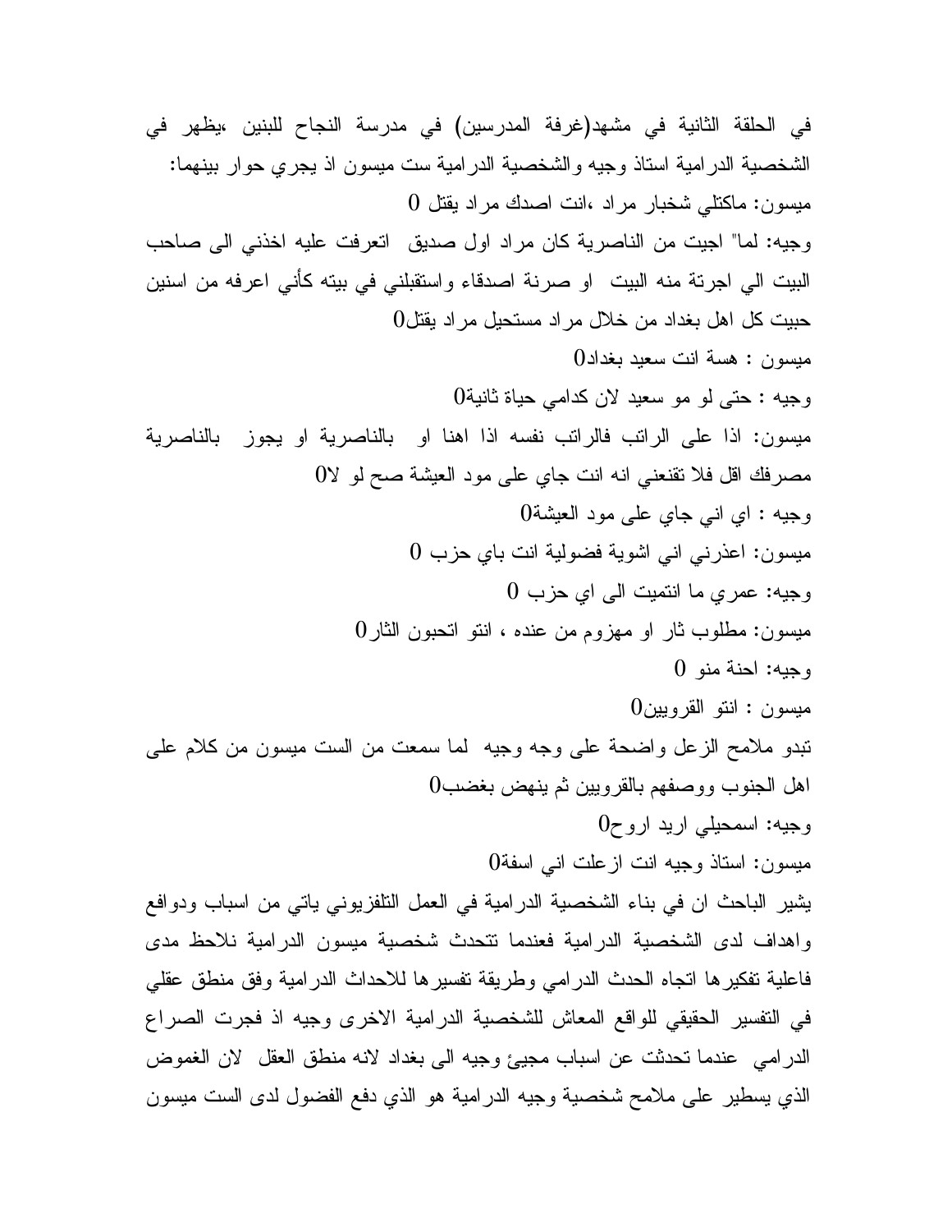في الحلقة الثانية في مشهد(غرفة المدرسين) في مدرسة النجاح للبنين ،يظهر في الشخصية الدرامية استاذ وجيه والشخصية الدرامية ست ميسون اذ يجري حوار بينهما:

ميسون: ماكتلي شخبار مراد ،انت اصدك مراد يقتل 0

وجيه: لما" اجيت من الناصرية كان مراد اول صديق اتعرفت عليه اخذني الى صاحب البيت الي اجرتة منه البيت او صرنة اصدقاء واستقبلني في بيته كأني اعرفه من اسنين حبيت كل اهل بغداد من خلال مراد مستحيل مراد يقتل0

ميسون : هسة انت سعيد بغداد0

وجيه : حتى لو مو سعيد لان كدامي حياة ثانية0

ميسون: اذا على الراتب فالراتب نفسه اذا اهنا او بالناصرية او يجوز بالناصرية مصرفك اقل فلا تقنعني انه انت جاي على مود العيشة صح لو لا0

وجيه : اي اني جاي على مود العيشة0

ميسون: اعذرني اني اشوية فضولية انت باي حزب 0

وجيه: عمري ما انتميت الى اي حزب 0

ميسون: مطلوب ثار او مهزوم من عنده ، انتو اتحبون الثار0

وجيه: احنة منو 0

ميسون : انتو القرويين0

تبدو ملامح الزعل واضحة على وجه وجيه لما سمعت من الست ميسون من كلام على اهل الجنوب ووصفهم بالقرويين ثم ينهض بغضب0

وجيه: اسمحيلي اريد اروح0

ميسون: استاذ وجيه انت ازعلت اني اسفة0

يشير الباحث ان في بناء الشخصية الدرامية في العمل التلفزيوني ياتي من اسباب ودوافع واهداف لدى الشخصية الدرامية فعندما تتحدث شخصية ميسون الدرامية نلاحظ مدى فاعلية تفكيرها اتجاه الحدث الدرامي وطريقة تفسيرها للاحداث الدرامية وفق منطق عقلي في التفسير الحقيقي للواقع المعاش للشخصية الدرامية الاخرى وجيه اذ فجرت الصراع الدرامي عندما تحدثت عن اسباب مجيئ وجيه الى بغداد لانه منطق العقل لان الغموض الذي يسطير على ملامح شخصية وجيه الدرامية هو الذي دفع الفضول لدى الست ميسون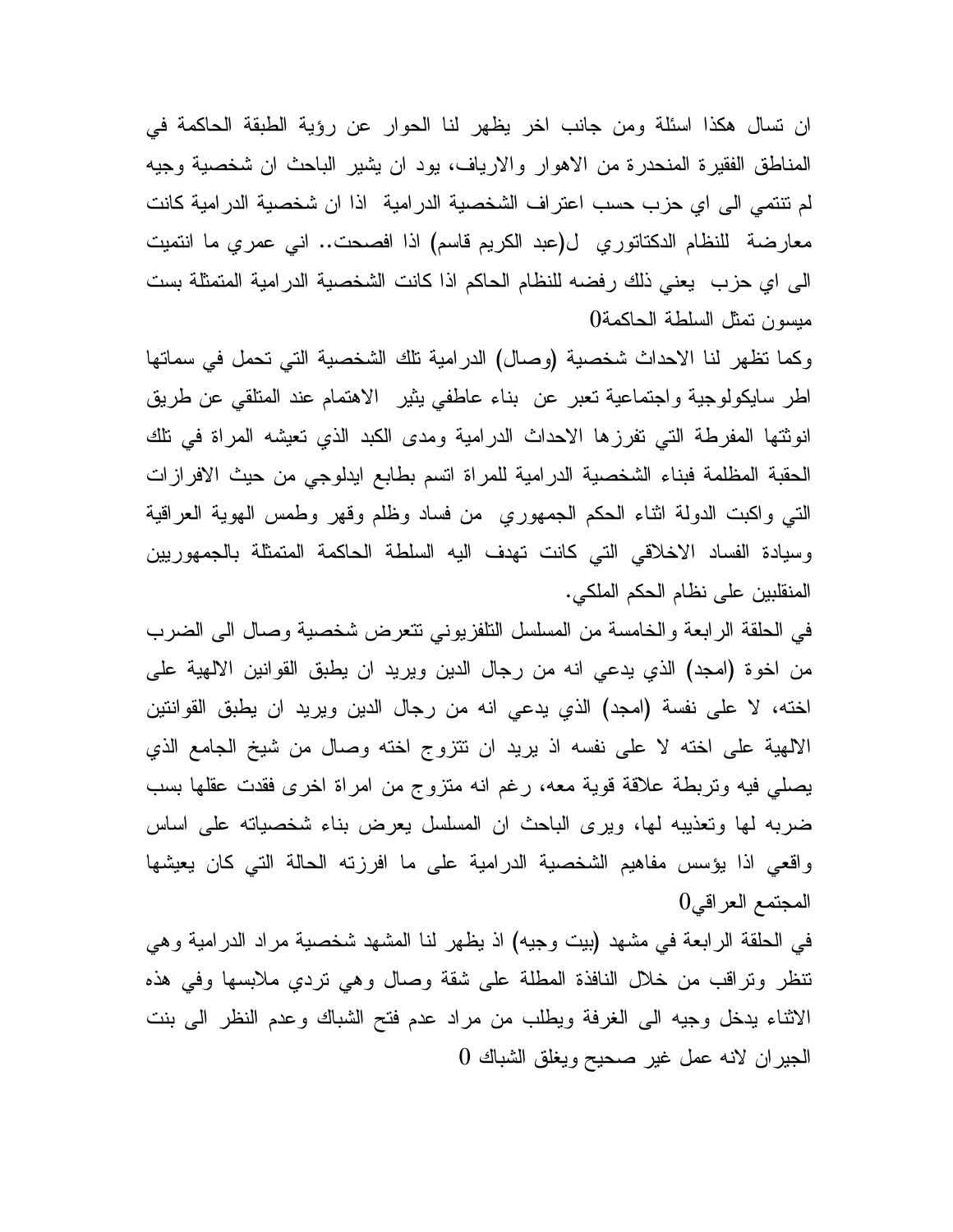ان تسال هكذا اسئلة ومن جانب اخر يظهر لنا الحوار عن رؤية الطبقة الحاكمة في المناطق الفقيرة المنحدرة من الاهوار والارياف، يود ان يشير الباحث ان شخصية وجيه لم تنتمي الى اي حزب حسب اعتراف الشخصية الدرامية اذا ان شخصية الدرامية كانت معارضة للنظام الدكتاتوري ل(عبد الكريم قاسم) اذا افصحت.. اني عمري ما انتميت الى اي حزب يعني ذلك رفضه للنظام الحاكم اذا كانت الشخصية الدرامية المتمثلة بست ميسون تمثل السلطة الحاكمة0

وكما تظهر لنا الاحداث شخصية (وصال) الدرامية تلك الشخصية التي تحمل في سماتها اطر سايكولوجية واجتماعية تعبر عن بناء عاطفي يثير الاهتمام عند المتلقي عن طريق انوثتها المفرطة التي تفرزها الاحداث الدرامية ومدى الكبد الذي تعيشه المراة في تلك الحقبة المظلمة فبناء الشخصية الدرامية للمراة اتسم بطابع ايدلوجي من حيث الافرازات التي واكبت الدولة اثناء الحكم الجمهوري من فساد وظلم وقهر وطمس الهوية العراقية وسيادة الفساد الاخلاقي التي كانت تهدف اليه السلطة الحاكمة المتمثلة بالجمهوريين المنقلبين على نظام الحكم الملكي.

في الحلقة الرابعة والخامسة من المسلسل التلفزيوني تتعرض شخصية وصال الى الضرب من اخوة (امجد) الذي يدعي انه من رجال الدين ويريد ان يطبق القوانين الالهية على اخته، لا على نفسة (امجد) الذي يدعي انه من رجال الدين ويريد ان يطبق القوانتين الالهية على اخته لا على نفسه اذ يريد ان تتزوج اخته وصال من شيخ الجامع الذي يصلي فيه وتربطة علاقة قوية معه، رغم انه متزوج من امراة اخرى فقدت عقلها بسب ضربه لها وتعذيبه لها، ويرى الباحث ان المسلسل يعرض بناء شخصياته على اساس واقعي اذا يؤسس مفاهيم الشخصية الدرامية على ما افرزته الحالة التي كان يعيشها المجتمع العراقي0

في الحلقة الرابعة في مشهد (بيت وجيه) اذ يظهر لنا المشهد شخصية مراد الدرامية وهي تنظر وتراقب من خلال النافذة المطلة على شقة وصال وهي تردي ملابسها وفي هذه الاثناء يدخل وجيه الى الغرفة ويطلب من مراد عدم فتح الشباك وعدم النظر الى بنت الجيران لانه عمل غير صحيح ويغلق الشباك 0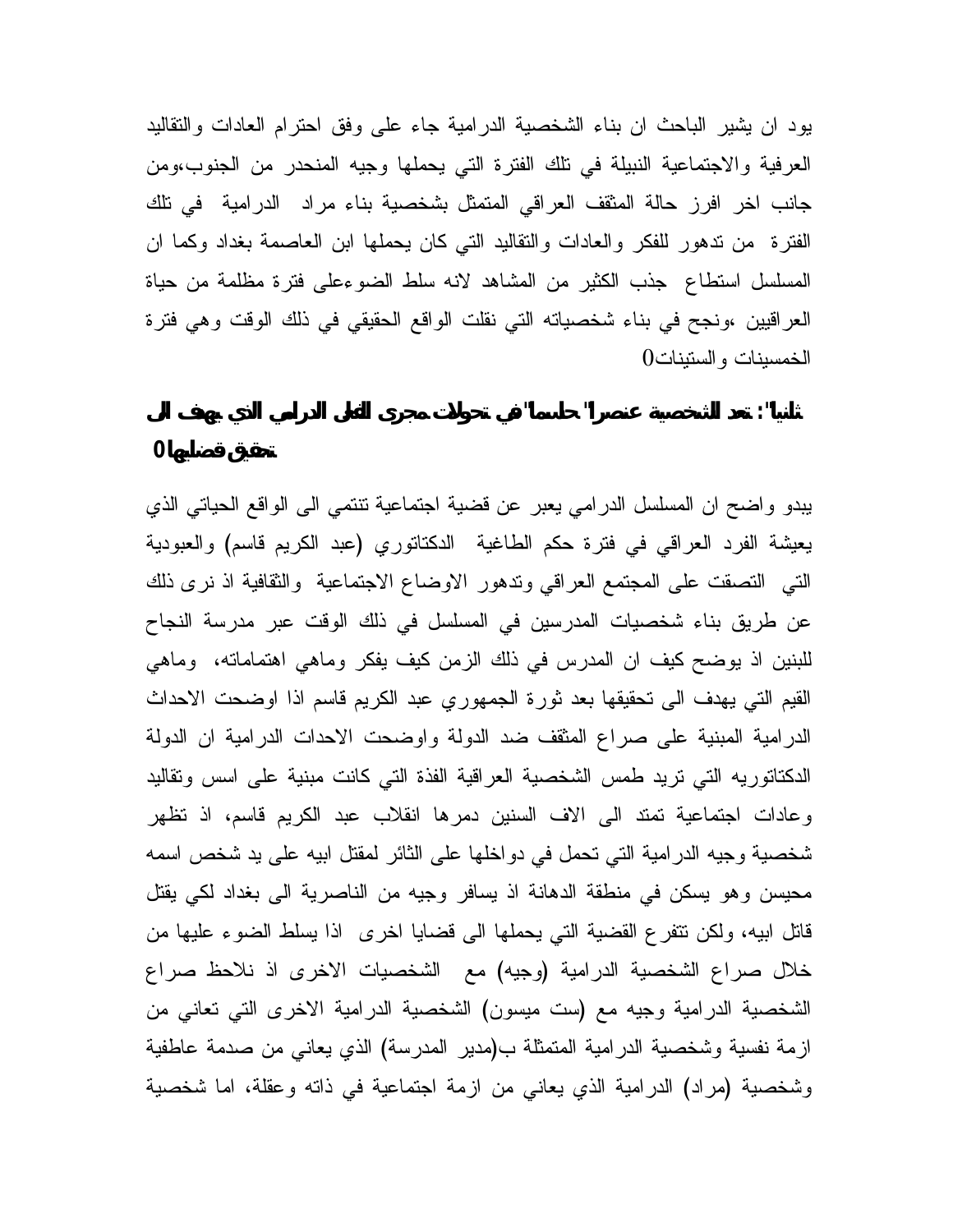يود ان يشير الباحث ان بناء الشخصية الدرامية جاء على وفق احترام العادات والتقاليد العرفية والاجتماعية النبيلة في تلك الفترة التي يحملها وجيه المنحدر من الجنوب،ومن جانب اخر افرز حالة المثقف العراقي المتمثل بشخصية بناء مراد الدرامية في تلك الفترة من تدهور للفكر والعادات والتقاليد التي كان يحملها ابن العاصمة بغداد وكما ان المسلسل استطاع جذب الكثير من المشاهد لانه سلط الضوءعلى فترة مظلمة من حياة العراقيين ،ونجح في بناء شخصياته التي نقلت الواقع الحقيقي في ذلك الوقت وهي فترة الخمسينات والستينات0

**ثانيا": تعد الشخصية عنصرا" حاسما" في تحولات مجرى الفعل الدرامي الذي يهدف الى تحقيق قضايها0**

يبدو واضح ان المسلسل الدرامي يعبر عن قضية اجتماعية تنتمي الى الواقع الحياتي الذي يعيشة الفرد العراقي في فترة حكم الطاغية الدكتاتوري (عبد الكريم قاسم) والعبودية التي التصقت على المجتمع العراقي وتدهور الاوضاع الاجتماعية والثقافية اذ نرى ذلك عن طريق بناء شخصيات المدرسين في المسلسل في ذلك الوقت عبر مدرسة النجاح للبنين اذ يوضح كيف ان المدرس في ذلك الزمن كيف يفكر وماهي اهتماماته، وماهي القيم التي يهدف الى تحقيقها بعد ثورة الجمهوري عبد الكريم قاسم اذا اوضحت الاحداث الدرامية المبنية على صراع المثقف ضد الدولة واوضحت الاحدات الدرامية ان الدولة الدكتاتوريه التي تريد طمس الشخصية العراقية الفذة التي كانت مبنية على اسس وتقاليد وعادات اجتماعية تمتد الى الاف السنين دمرها انقلاب عبد الكريم قاسم، اذ تظهر شخصية وجيه الدرامية التي تحمل في دواخلها على الثائر لمقتل ابيه على يد شخص اسمه محيسن وهو يسكن في منطقة الدهانة اذ يسافر وجيه من الناصرية الى بغداد لكي يقتل قاتل ابيه، ولكن تتفرع القضية التي يحملها الى قضايا اخرى اذا يسلط الضوء عليها من خلال صراع الشخصية الدرامية (وجيه) مع الشخصيات الاخرى اذ نلاحظ صراع الشخصية الدرامية وجيه مع (ست ميسون) الشخصية الدرامية الاخرى التي تعاني من ازمة نفسية وشخصية الدرامية المتمثلة ب(مدير المدرسة) الذي يعاني من صدمة عاطفية وشخصية (مراد) الدرامية الذي يعاني من ازمة اجتماعية في ذاته وعقلة، اما شخصية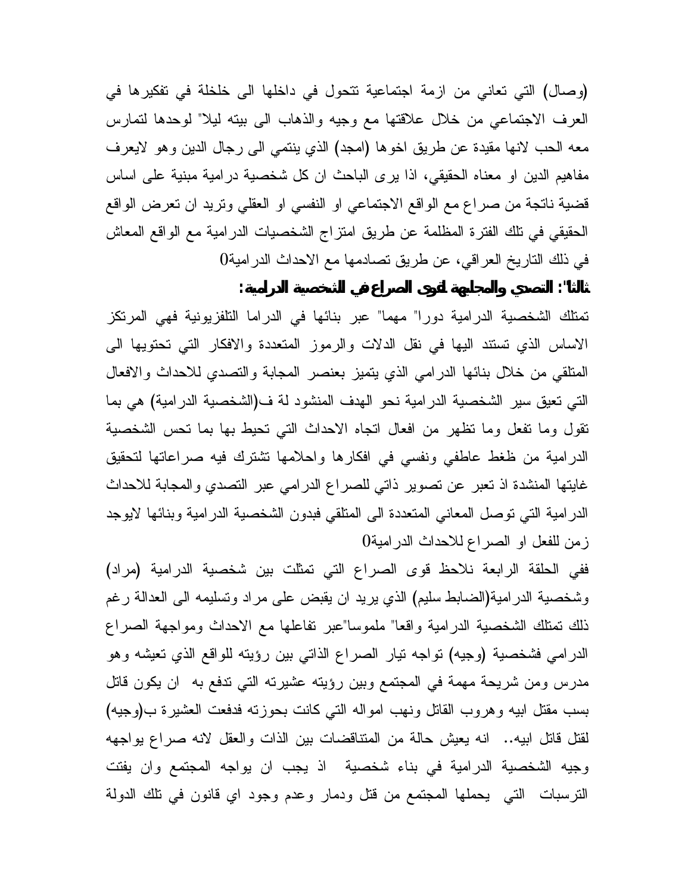(وصال) التي تعاني من ازمة اجتماعية تتحول في داخلها الى خلخلة في تفكيرها في العرف الاجتماعي من خلال علاقتها مع وجيه والذهاب الى بيته ليلا" لوحدها لتمارس معه الحب لانها مقيدة عن طريق اخوها (امجد) الذي ينتمي الى رجال الدين وهو لايعرف مفاهيم الدين او معناه الحقيقي، اذا يرى الباحث ان كل شخصية درامية مبنية على اساس قضية ناتجة من صراع مع الواقع الاجتماعي او النفسي او العقلي وتريد ان تعرض الواقع الحقيقي في تلك الفترة المظلمة عن طريق امتزاج الشخصيات الدرامية مع الواقع المعاش في ذلك التاريخ العراقي، عن طريق تصادمها مع الاحداث الدرامية0

**ثالثا": التصدي والمجابهة لقوى الصراع في الشخصية الدرامية:**

تمتلك الشخصية الدرامية دورا" مهما" عبر بنائها في الدراما التلفزيونية فهي المرتكز الاساس الذي تستند اليها في نقل الدلات والرموز المتعددة والافكار التي تحتويها الى المتلقي من خلال بنائها الدرامي الذي يتميز بعنصر المجابة والتصدي للاحداث والافعال التي تعيق سير الشخصية الدرامية نحو الهدف المنشود لة ف(الشخصية الدرامية) هي بما تقول وما تفعل وما تظهر من افعال اتجاه الاحداث التي تحيط بها بما تحس الشخصية الدرامية من ظغط عاطفي ونفسي في افكارها واحلامها تشترك فيه صراعاتها لتحقيق غايتها المنشدة اذ تعبر عن تصوير ذاتي للصراع الدرامي عبر التصدي والمجابة للاحداث الدرامية التي توصل المعاني المتعددة الى المتلقي فبدون الشخصية الدرامية وبنائها لايوجد زمن للفعل او الصراع للاحداث الدرامية0

ففي الحلقة الرابعة نلاحظ قوى الصراع التي تمثلت بين شخصية الدرامية (مراد) وشخصية الدرامية(الضابط سليم) الذي يريد ان يقبض على مراد وتسليمه الى العدالة رغم ذلك تمتلك الشخصية الدرامية واقعا" ملموسا"عبر تفاعلها مع الاحداث ومواجهة الصراع الدرامي فشخصية (وجيه) تواجه تيار الصراع الذاتي بين رؤيته للواقع الذي تعيشه وهو مدرس ومن شريحة مهمة في المجتمع وبين رؤيته عشيرته التي تدفع به ان يكون قاتل بسب مقتل ابيه وهروب القاتل ونهب امواله التي كانت بحوزته فدفعت العشيرة ب(وجيه) لقتل قاتل ابيه.. انه يعيش حالة من المتناقضات بين الذات والعقل لانه صراع يواجهه وجيه الشخصية الدرامية في بناء شخصية اذ يجب ان يواجه المجتمع وان يفتت الترسبات التي يحملها المجتمع من قتل ودمار وعدم وجود اي قانون في تلك الدولة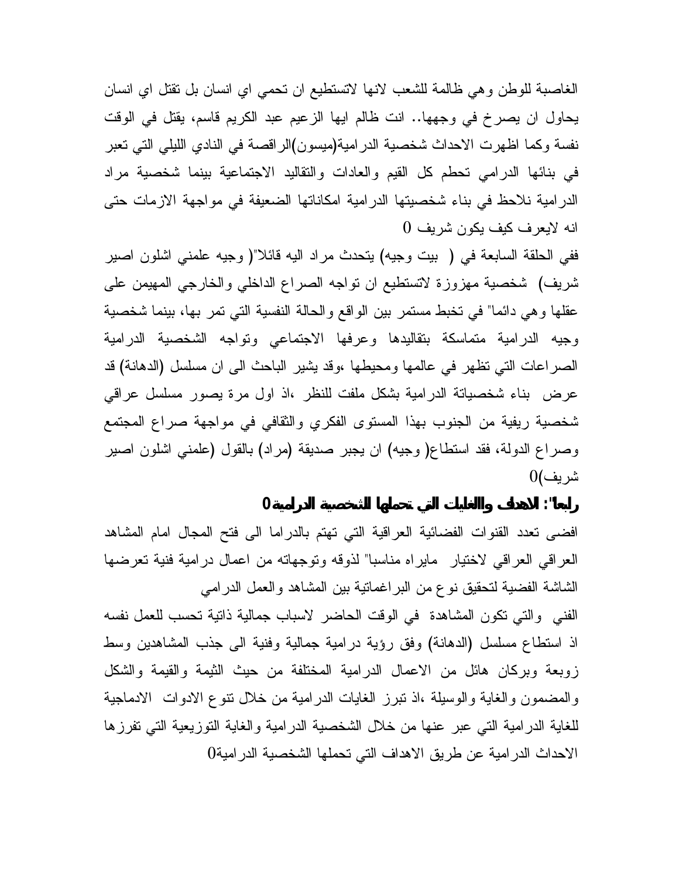الغاصبة للوطن وهي ظالمة للشعب لانها لاتستطيع ان تحمي اي انسان بل تقتل اي انسان يحاول ان يصرخ في وجهها.. انت ظالم ايها الزعيم عبد الكريم قاسم، يقتل في الوقت نفسة وكما اظهرت الاحداث شخصية الدرامية(ميسون)الراقصة في النادي الليلي التي تعبر في بنائها الدرامي تحطم كل القيم والعادات والتقاليد الاجتماعية بينما شخصية مراد الدرامية نلاحظ في بناء شخصيتها الدرامية امكاناتها الضعيفة في مواجهة الازمات حتى انه لايعرف كيف يكون شريف 0

ففي الحلقة السابعة في ( بيت وجيه) يتحدث مراد اليه قائلا"( وجيه علمني اشلون اصير شريف) شخصية مهزوزة لاتستطيع ان تواجه الصراع الداخلي والخارجي المهيمن على عقلها وهي دائما" في تخبط مستمر بين الواقع والحالة النفسية التي تمر بها، بينما شخصية وجيه الدرامية متماسكة بتقاليدها وعرفها الاجتماعي وتواجه الشخصية الدرامية الصراعات التي تظهر في عالمها ومحيطها ،وقد يشير الباحث الى ان مسلسل (الدهانة) قد عرض بناء شخصياتة الدرامية بشكل ملفت للنظر ،اذ اول مرة يصور مسلسل عراقي شخصية ريفية من الجنوب بهذا المستوى الفكري والثقافي في مواجهة صراع المجتمع وصراع الدولة، فقد استطاع( وجيه) ان يجبر صديقة (مراد) بالقول (علمني اشلون اصير شريف)0

**رابعا": الاهداف والغايات التي تحملها الشخصية الدرامية0**

افضى تعدد القنوات الفضائية العراقية التي تهتم بالدراما الى فتح المجال امام المشاهد العراقي لاختيار مايراه مناسبا" لذوقه وتوجهاته من اعمال درامية فنية تعرضها الشاشة الفضية لتحقيق نوع من البراغماتية بين المشاهد والعمل الدرامي

الفني والتي تكون المشاهدة في الوقت الحاضر لاسباب جمالية ذاتية تحسب للعمل نفسه اذ استطاع مسلسل (الدهانة) وفق رؤية درامية جمالية وفنية الى جذب المشاهدين وسط زوبعة وبركان هائل من الاعمال الدرامية المختلفة من حيث الثيمة والقيمة والشكل والمضمون والغاية والوسيلة ،اذ تبرز الغايات الدرامية من خلال تنوع الادوات الادماجية للغاية الدرامية التي عبر عنها من خلال الشخصية الدرامية والغاية التوزيعية التي تفرزها الاحداث الدرامية عن طريق الاهداف التي تحملها الشخصية الدرامية0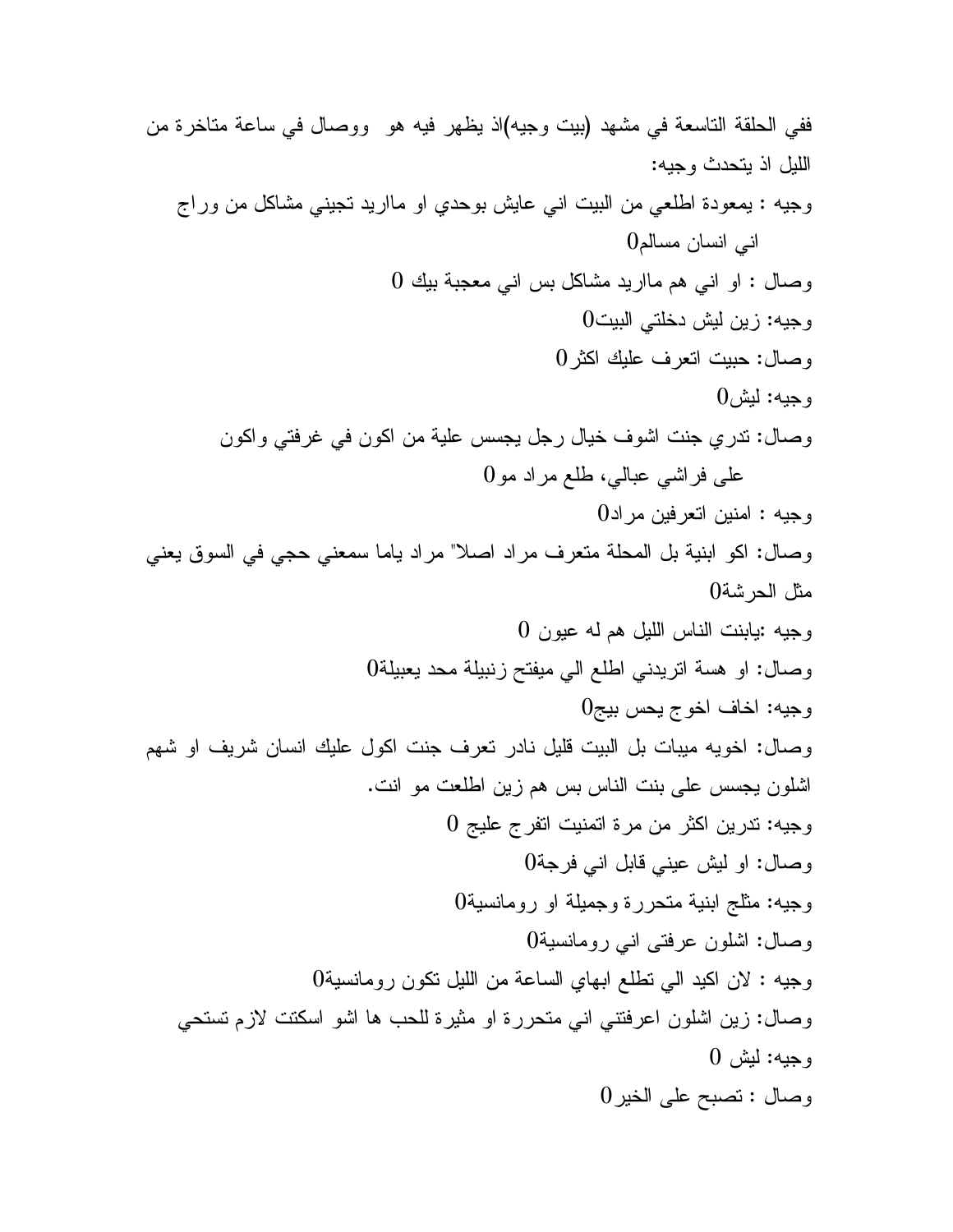ففي الحلقة التاسعة في مشهد (بيت وجيه)اذ يظهر فيه هو ووصال في ساعة متاخرة من الليل اذ يتحدث وجيه:

وجيه : يمعودة اطلعي من البيت اني عايش بوحدي او ماريد تجيني مشاكل من وراج اني انسان مسالم0

وصال : او اني هم ماريد مشاكل بس اني معجبة بيك 0

وجيه: زين ليش دخلتي البيت0

وصال: حبيت اتعرف عليك اكثر0

وجيه: ليش0

وصال: تدري جنت اشوف خيال رجل يجسس علية من اكون في غرفتي واكون على فراشي عبالي، طلع مراد مو0

وجيه : امنين اتعرفين مراد0

وصال: اكو ابنية بل المحلة متعرف مراد اصلا" مراد ياما سمعني حجي في السوق يعني مثل الحرشة0

وجيه :يابنت الناس الليل هم له عيون 0

وصال: او هسة اتريدني اطلع الي ميفتح زنبيلة محد يعبيلة0

وجيه: اخاف اخوج يحس بيج0

وصال: اخويه ميبات بل البيت قليل نادر تعرف جنت اكول عليك انسان شريف او شهم اشلون يجسس على بنت الناس بس هم زين اطلعت مو انت.

وجيه: تدرين اكثر من مرة اتمنيت اتفرج عليج 0

وصال: او ليش عيني قابل اني فرجة0

وجيه: مثلج ابنية متحررة وجميلة او رومانسية0

وصال: اشلون عرفتي اني رومانسية0

وجيه : لان اكيد الي تطلع ابهاي الساعة من الليل تكون رومانسية0

وصال: زين اشلون اعرفتني اني متحررة او مثيرة للحب ها اشو اسكتت لازم تستحي

وجيه: ليش 0

وصال : تصبح على الخير0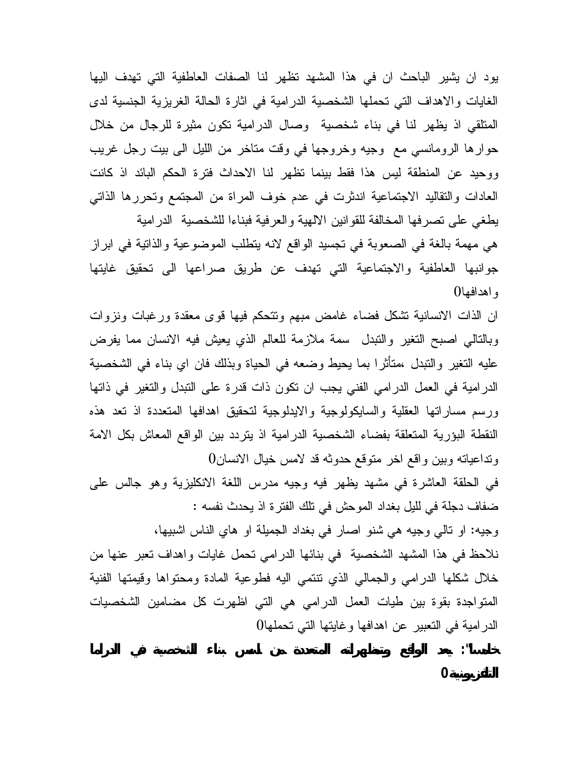يود ان يشير الباحث ان في هذا المشهد تظهر لنا الصفات العاطفية التي تهدف اليها الغايات والاهداف التي تحملها الشخصية الدرامية في اثارة الحالة الغريزية الجنسية لدى المتلقي اذ يظهر لنا في بناء شخصية وصال الدرامية تكون مثيرة للرجال من خلال حوارها الرومانسي مع وجيه وخروجها في وقت متاخر من الليل الى بيت رجل غريب ووحيد عن المنطقة ليس هذا فقط بينما تظهر لنا الاحداث فترة الحكم البائد اذ كانت العادات والتقاليد الاجتماعية اندثرت في عدم خوف المراة من المجتمع وتحررها الذاتي يطغي على تصرفها المخالفة للقوانين الالهية والعرفية فبناءا للشخصية الدرامية هي مهمة بالغة في الصعوبة في تجسيد الواقع لانه يتطلب الموضوعية والذاتية في ابراز جوانبها العاطفية والاجتماعية التي تهدف عن طريق صراعها الى تحقيق غايتها واهدافها0

ان الذات الانسانية تشكل فضاء غامض مبهم وتتحكم فيها قوى معقدة ورغبات ونزوات وبالتالي اصبح التغير والتبدل سمة ملازمة للعالم الذي يعيش فيه الانسان مما يفرض عليه التغير والتبدل ،متأثرا بما يحيط وضعه في الحياة وبذلك فان اي بناء في الشخصية الدرامية في العمل الدرامي الفني يجب ان تكون ذات قدرة على التبدل والتغير في ذاتها ورسم مساراتها العقلية والسايكولوجية والايدلوجية لتحقيق اهدافها المتعددة اذ تعد هذه النقطة البؤرية المتعلقة بفضاء الشخصية الدرامية اذ يتردد بين الواقع المعاش بكل الامة وتداعياته وبين واقع اخر متوقع حدوثه قد لامس خيال الانسان0

في الحلقة العاشرة في مشهد يظهر فيه وجيه مدرس اللغة الانكليزية وهو جالس على ضفاف دجلة في لليل بغداد الموحش في تلك الفترة اذ يحدث نفسه :

وجيه: او تالي وجيه هي شنو اصار في بغداد الجميلة او هاي الناس اشبيها،

نلاحظ في هذا المشهد الشخصية في بنائها الدرامي تحمل غايات واهداف تعبر عنها من خلال شكلها الدرامي والجمالي الذي تنتمي اليه فطوعية المادة ومحتواها وقيمتها الفنية المتواجدة بقوة بين طيات العمل الدرامي هي التي اظهرت كل مضامين الشخصيات الدرامية في التعبير عن اهدافها وغايتها التي تحملها0

**خامسا": يعد الواقع وتمظهراته المتعددة من اسس بناء الشخصية في الدراما التلفزيونية0**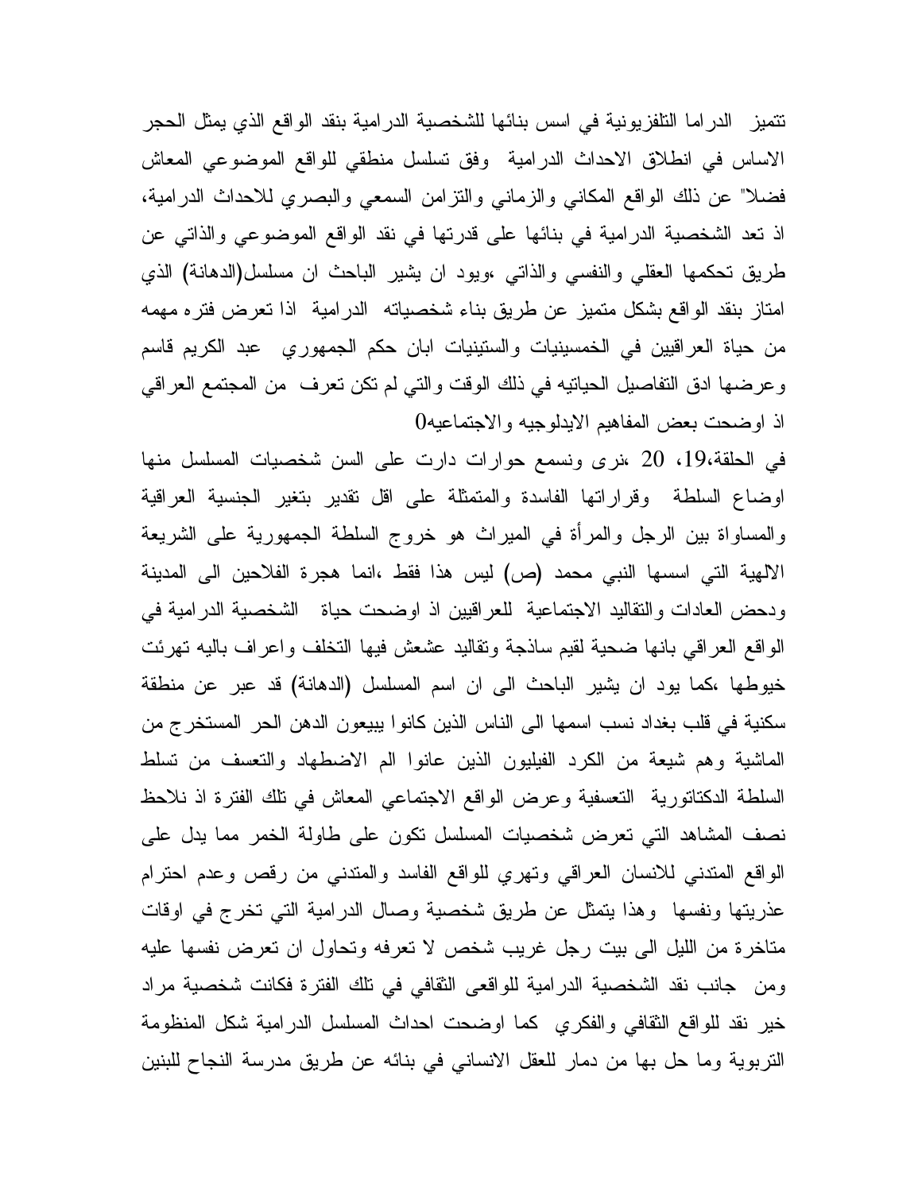تتميز الدراما التلفزيونية في اسس بنائها للشخصية الدرامية بنقد الواقع الذي يمثل الحجر الاساس في انطلاق الاحداث الدرامية وفق تسلسل منطقي للواقع الموضوعي المعاش فضلا" عن ذلك الواقع المكاني والزماني والتزامن السمعي والبصري للاحداث الدرامية، اذ تعد الشخصية الدرامية في بنائها على قدرتها في نقد الواقع الموضوعي والذاتي عن طريق تحكمها العقلي والنفسي والذاتي ،ويود ان يشير الباحث ان مسلسل(الدهانة) الذي امتاز بنقد الواقع بشكل متميز عن طريق بناء شخصياته الدرامية اذا تعرض فتره مهمه من حياة العراقيين في الخمسينيات والستينيات ابان حكم الجمهوري عبد الكريم قاسم وعرضها ادق التفاصيل الحياتيه في ذلك الوقت والتي لم تكن تعرف من المجتمع العراقي اذ اوضحت بعض المفاهيم الايدلوجيه والاجتماعيه0

في الحلقة،19، 20 ،نرى ونسمع حوارات دارت على السن شخصيات المسلسل منها اوضاع السلطة وقراراتها الفاسدة والمتمثلة على اقل تقدير بتغير الجنسية العراقية والمساواة بين الرجل والمرأة في الميراث هو خروج السلطة الجمهورية على الشريعة الالهية التي اسسها النبي محمد (ص) ليس هذا فقط ،انما هجرة الفلاحين الى المدينة ودحض العادات والتقاليد الاجتماعية للعراقيين اذ اوضحت حياة الشخصية الدرامية في الواقع العراقي بانها ضحية لقيم ساذجة وتقاليد عشعش فيها التخلف واعراف باليه تهرئت خيوطها ،كما يود ان يشير الباحث الى ان اسم المسلسل (الدهانة) قد عبر عن منطقة سكنية في قلب بغداد نسب اسمها الى الناس الذين كانوا يبيعون الدهن الحر المستخرج من الماشية وهم شيعة من الكرد الفيليون الذين عانوا الم الاضطهاد والتعسف من تسلط السلطة الدكتاتورية التعسفية وعرض الواقع الاجتماعي المعاش في تلك الفترة اذ نلاحظ نصف المشاهد التي تعرض شخصيات المسلسل تكون على طاولة الخمر مما يدل على الواقع المتدني للانسان العراقي وتهري للواقع الفاسد والمتدني من رقص وعدم احترام عذريتها ونفسها وهذا يتمثل عن طريق شخصية وصال الدرامية التي تخرج في اوقات متاخرة من الليل الى بيت رجل غريب شخص لا تعرفه وتحاول ان تعرض نفسها عليه ومن جانب نقد الشخصية الدرامية للواقعى الثقافي في تلك الفترة فكانت شخصية مراد خير نقد للواقع الثقافي والفكري كما اوضحت احداث المسلسل الدرامية شكل المنظومة التربوية وما حل بها من دمار للعقل الانساني في بنائه عن طريق مدرسة النجاح للبنين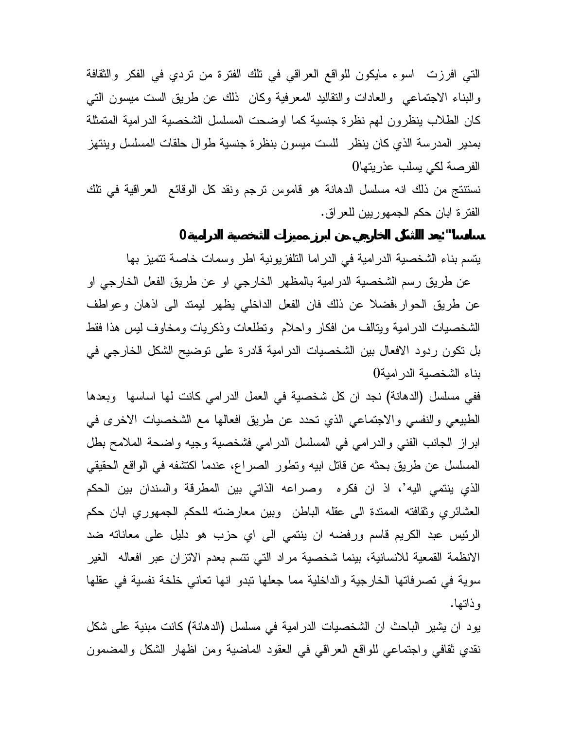التي افرزت اسوء مايكون للواقع العراقي في تلك الفترة من تردي في الفكر والثقافة والبناء الاجتماعي والعادات والتقاليد المعرفية وكان ذلك عن طريق الست ميسون التي كان الطلاب ينظرون لهم نظرة جنسية كما اوضحت المسلسل الشخصية الدرامية المتمثلة بمدير المدرسة الذي كان ينظر للست ميسون بنظرة جنسية طوال حلقات المسلسل وينتهز الفرصة لكي يسلب عذريتها0

نستنتج من ذلك انه مسلسل الدهانة هو قاموس ترجم ونقد كل الوقائع العراقية في تلك الفترة ابان حكم الجمهوريين للعراق.

**سادسا" :يعد الشكل الخارجي من ابرز مميزات الشخصية الدرامية0**

يتسم بناء الشخصية الدرامية في الدراما التلفزيونية اطر وسمات خاصة تتميز بها

عن طريق رسم الشخصية الدرامية بالمظهر الخارجي او عن طريق الفعل الخارجي او عن طريق الحوار،فضلا عن ذلك فان الفعل الداخلي يظهر ليمتد الى اذهان وعواطف الشخصيات الدرامية ويتالف من افكار واحلام وتطلعات وذكريات ومخاوف ليس هذا فقط بل تكون ردود الافعال بين الشخصيات الدرامية قادرة على توضيح الشكل الخارجي في بناء الشخصية الدرامية0

ففي مسلسل (الدهانة) نجد ان كل شخصية في العمل الدرامي كانت لها اساسها وبعدها الطبيعي والنفسي والاجتماعي الذي تحدد عن طريق افعالها مع الشخصيات الاخرى في ابراز الجانب الفني والدرامي في المسلسل الدرامي فشخصية وجيه واضحة الملامح بطل المسلسل عن طريق بحثه عن قاتل ابيه وتطور الصراع، عندما اكتشفه في الواقع الحقيقي الذي ينتمي اليه'، اذ ان فكره وصراعه الذاتي بين المطرقة والسندان بين الحكم العشائري وثقافته الممتدة الى عقله الباطن وبين معارضته للحكم الجمهوري ابان حكم الرئيس عبد الكريم قاسم ورفضه ان ينتمي الى اي حزب هو دليل على معاناته ضد الانظمة القمعية للانسانية، بينما شخصية مراد التي تتسم بعدم الاتزان عبر افعاله الغير سوية في تصرفاتها الخارجية والداخلية مما جعلها تبدو انها تعاني خلخة نفسية في عقلها وذاتها.

يود ان يشير الباحث ان الشخصيات الدرامية في مسلسل (الدهانة) كانت مبنية على شكل نقدي ثقافي واجتماعي للواقع العراقي في العقود الماضية ومن اظهار الشكل والمضمون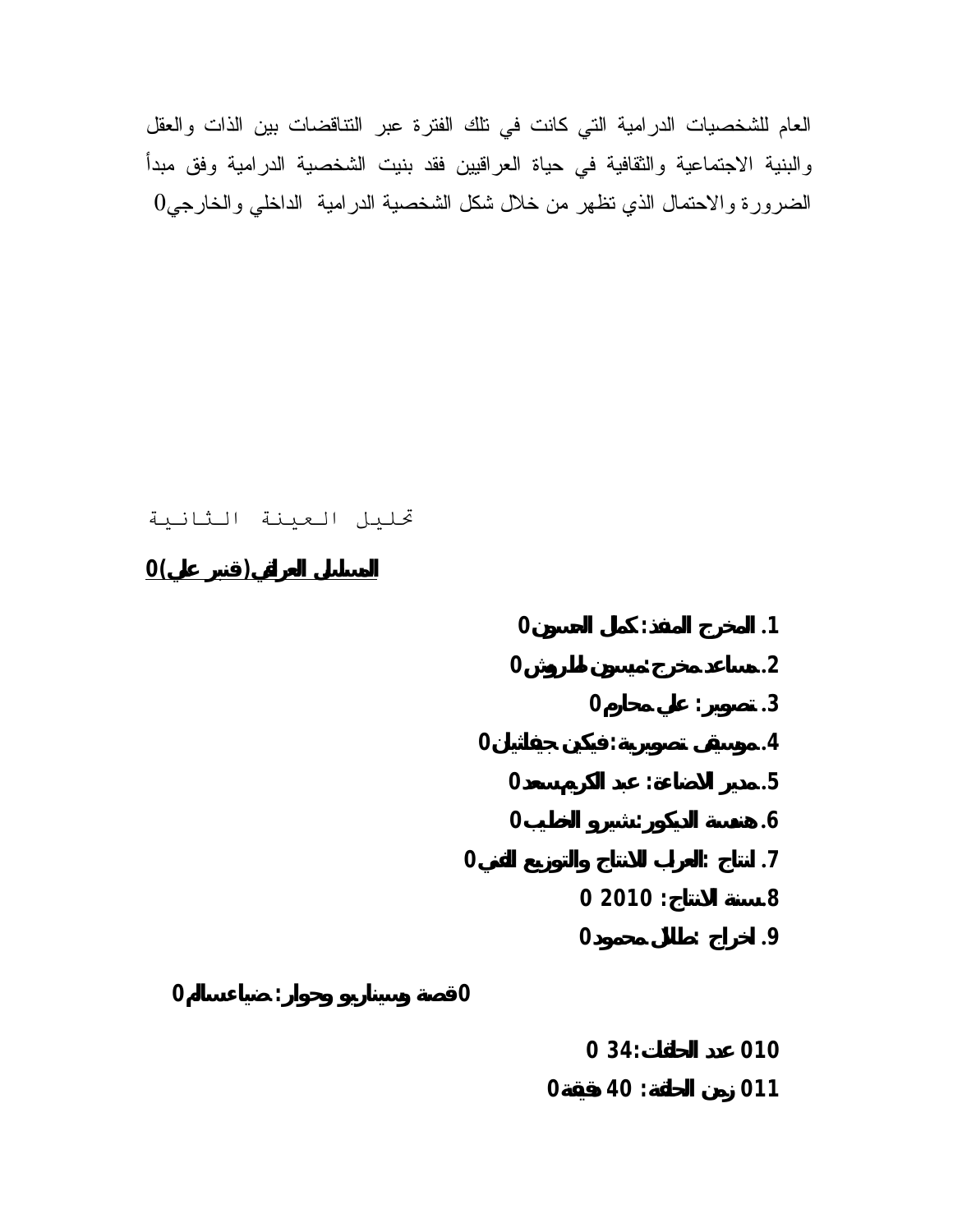العام للشخصيات الدرامية التي كانت في تلك الفترة عبر التناقضات بين الذات والعقل والبنية الاجتماعية والثقافية في حياة العراقيين فقد بنيت الشخصية الدرامية وفق مبدأ الضرورة والاحتمال الذي تظهر من خلال شكل الشخصية الدرامية الداخلي والخارجي0

## تحليل العينة الثانية

**<u>المسلسل العراقي (قنبر علي)0</u>**

1. **المخرج المنفذ: كمال الحسون0**
2. **مساعد مخرج: ميسون طاروش0**
3. **تصوير: علي محارم0**
4. **موسيقى تصويرية: فيكين جيفاشيان0**
5. **مدير الاضاءة: عبد الكريم سعد0**
6. **هندسة الديكور: شيرو الخطيب0**
7. **انتاج: العراب للانتاج والتوزيع الفني0**
8. **سنة الانتاج: 2010 0**
9. **اخراج: طلال محمود0**

**0قصة وسيناريو وحوار: ضياء سالم0**

**010 عدد الحلقات: 34 0**

**011 زمن الحلقة: 40 دقيقة0**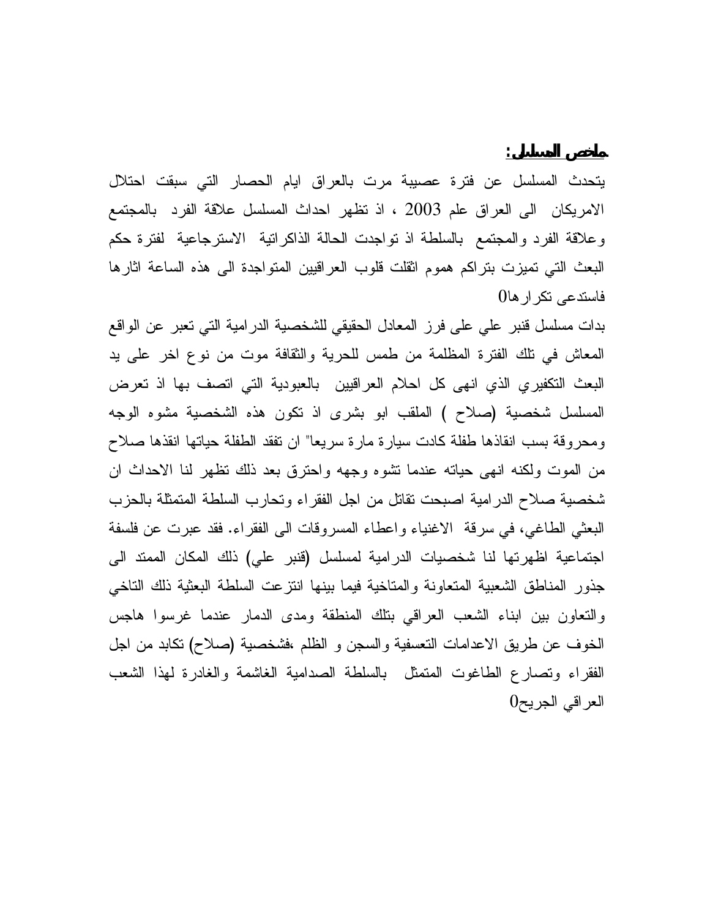**ملخص المسلسل:**

يتحدث المسلسل عن فترة عصيبة مرت بالعراق ايام الحصار التي سبقت احتلال الامريكان الى العراق علم 2003 ، اذ تظهر احداث المسلسل علاقة الفرد بالمجتمع وعلاقة الفرد والمجتمع بالسلطة اذ تواجدت الحالة الذاكراتية الاسترجاعية لفترة حكم البعث التي تميزت بتراكم هموم اثقلت قلوب العراقيين المتواجدة الى هذه الساعة اثارها فاستدعى تكرارها0

بدات مسلسل قنبر علي على فرز المعادل الحقيقي للشخصية الدرامية التي تعبر عن الواقع المعاش في تلك الفترة المظلمة من طمس للحرية والثقافة موت من نوع اخر على يد البعث التكفيري الذي انهى كل احلام العراقيين بالعبودية التي اتصف بها اذ تعرض المسلسل شخصية (صلاح ) الملقب ابو بشرى اذ تكون هذه الشخصية مشوه الوجه ومحروقة بسب انقاذها طفلة كادت سيارة مارة سريعا" ان تفقد الطفلة حياتها انقذها صلاح من الموت ولكنه انهى حياته عندما تشوه وجهه واحترق بعد ذلك تظهر لنا الاحداث ان شخصية صلاح الدرامية اصبحت تقاتل من اجل الفقراء وتحارب السلطة المتمثلة بالحزب البعثي الطاغي، في سرقة الاغنياء واعطاء المسروقات الى الفقراء. فقد عبرت عن فلسفة اجتماعية اظهرتها لنا شخصيات الدرامية لمسلسل (قنبر علي) ذلك المكان الممتد الى جذور المناطق الشعبية المتعاونة والمتاخية فيما بينها انتزعت السلطة البعثية ذلك التاخي والتعاون بين ابناء الشعب العراقي بتلك المنطقة ومدى الدمار عندما غرسوا هاجس الخوف عن طريق الاعدامات التعسفية والسجن و الظلم ،فشخصية (صلاح) تكابد من اجل الفقراء وتصارع الطاغوت المتمثل بالسلطة الصدامية الغاشمة والغادرة لهذا الشعب العراقي الجريح0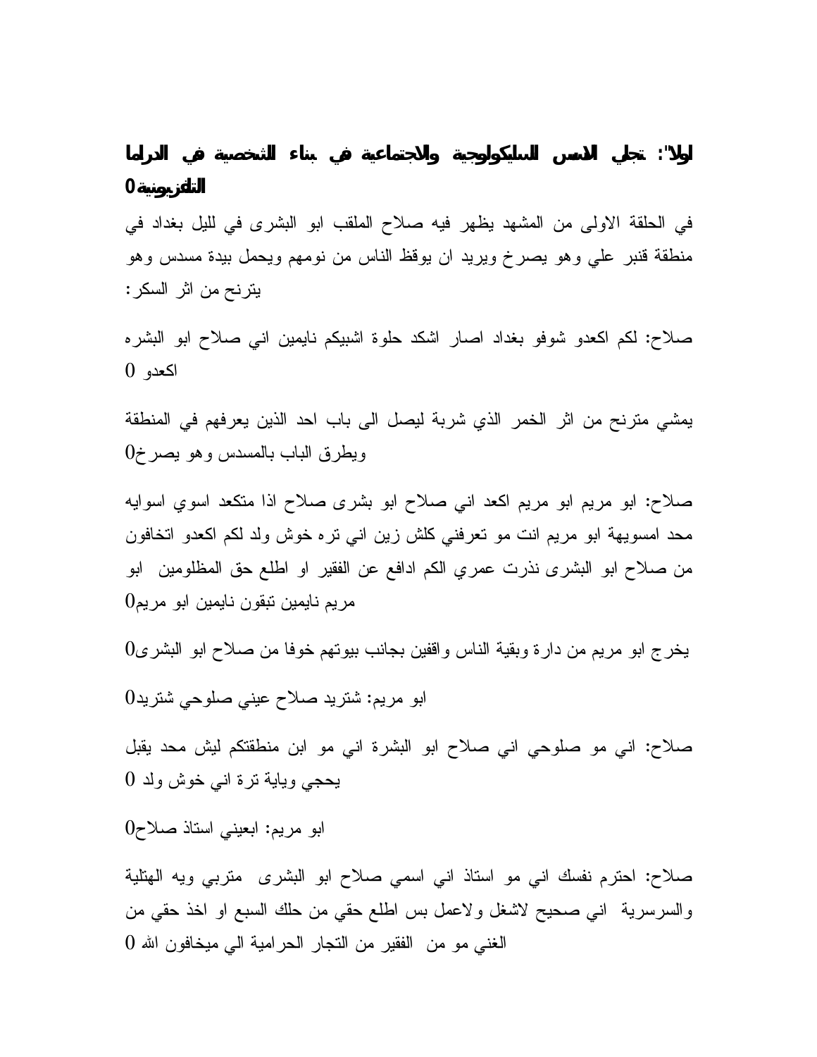**اولا": تجلي الاسس السايكولوجية والاجتماعية في بناء الشخصية في الدراما التلفزيونية0**

في الحلقة الاولى من المشهد يظهر فيه صلاح الملقب ابو البشرى في لليل بغداد في منطقة قنبر علي وهو يصرخ ويريد ان يوقظ الناس من نومهم ويحمل بيدة مسدس وهو يترنح من اثر السكر:

صلاح: لكم اكعدو شوفو بغداد اصار اشكد حلوة اشبيكم نايمين اني صلاح ابو البشره اكعدو 0

يمشي مترنح من اثر الخمر الذي شربة ليصل الى باب احد الذين يعرفهم في المنطقة ويطرق الباب بالمسدس وهو يصرخ0

صلاح: ابو مريم ابو مريم اكعد اني صلاح ابو بشرى صلاح اذا متكعد اسوي اسوايه محد امسويهة ابو مريم انت مو تعرفني كلش زين اني تره خوش ولد لكم اكعدو اتخافون من صلاح ابو البشرى نذرت عمري الكم ادافع عن الفقير او اطلع حق المظلومين ابو مريم نايمين تبقون نايمين ابو مريم0

يخرج ابو مريم من دارة وبقية الناس واقفين بجانب بيوتهم خوفا من صلاح ابو البشرى0

ابو مريم: شتريد صلاح عيني صلوحي شتريد0

صلاح: اني مو صلوحي اني صلاح ابو البشرة اني مو ابن منطقتكم ليش محد يقبل يحجي ويابة ترة اني خوش ولد 0

ابو مريم: ابعيني استاذ صلاح0

صلاح: احترم نفسك اني مو استاذ اني اسمي صلاح ابو البشرى متربي ويه الهتلية والسرسرية اني صحيح لاشغل ولاعمل بس اطلع حقي من حلك السبع او اخذ حقي من الغني مو من الفقير من التجار الحرامية الي ميخافون الله 0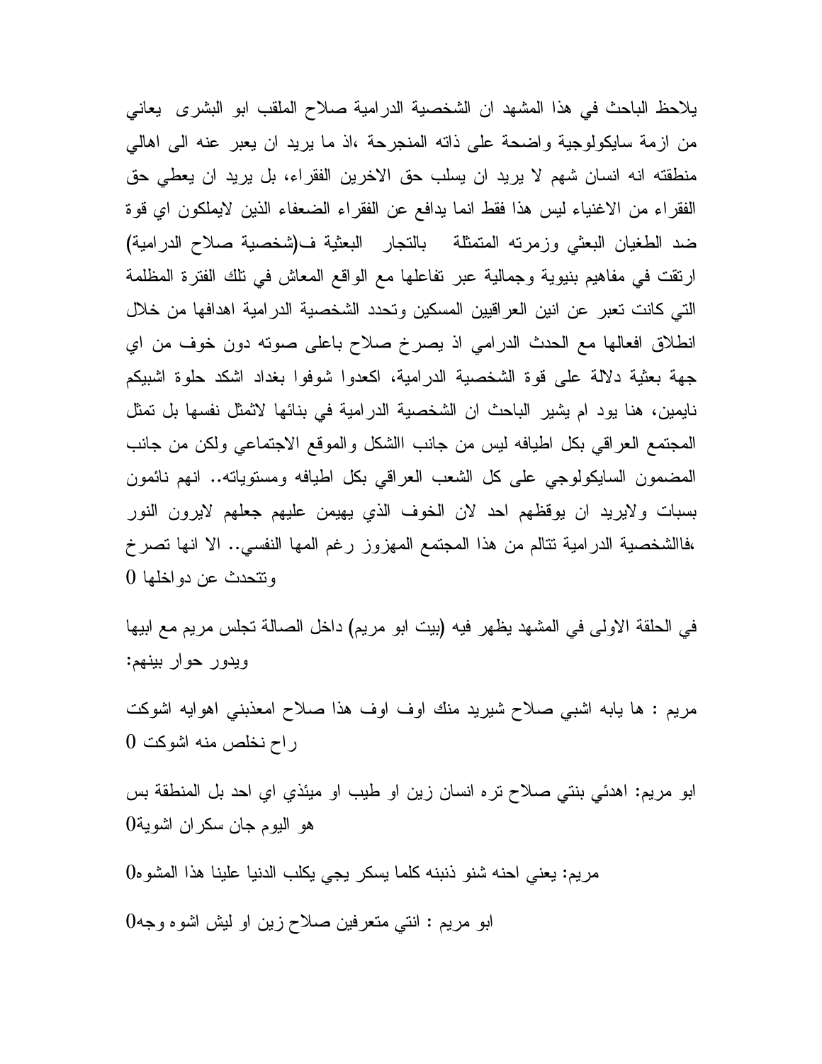يلاحظ الباحث في هذا المشهد ان الشخصية الدرامية صلاح الملقب ابو البشرى يعاني من ازمة سايكولوجية واضحة على ذاته المنجرحة ،اذ ما يريد ان يعبر عنه الى اهالي منطقته انه انسان شهم لا يريد ان يسلب حق الاخرين الفقراء، بل يريد ان يعطي حق الفقراء من الاغنياء ليس هذا فقط انما يدافع عن الفقراء الضعفاء الذين لايملكون اي قوة ضد الطغيان البعثي وزمرته المتمثلة بالتجار البعثية ف(شخصية صلاح الدرامية) ارتقت في مفاهيم بنيوية وجمالية عبر تفاعلها مع الواقع المعاش في تلك الفترة المظلمة التي كانت تعبر عن انين العراقيين المسكين وتحدد الشخصية الدرامية اهدافها من خلال انطلاق افعالها مع الحدث الدرامي اذ يصرخ صلاح باعلى صوته دون خوف من اي جهة بعثية دلالة على قوة الشخصية الدرامية، اكعدوا شوفوا بغداد اشكد حلوة اشبيكم نايمين، هنا يود ام يشير الباحث ان الشخصية الدرامية في بنائها لاتمثل نفسها بل تمثل المجتمع العراقي بكل اطيافه ليس من جانب االشكل والموقع الاجتماعي ولكن من جانب المضمون السايكولوجي على كل الشعب العراقي بكل اطيافه ومستوياته.. انهم نائمون بسبات ولايريد ان يوقظهم احد لان الخوف الذي يهيمن عليهم جعلهم لايرون النور ،فاالشخصية الدرامية تتالم من هذا المجتمع المهزوز رغم المها النفسي.. الا انها تصرخ وتتحدث عن دواخلها 0

في الحلقة الاولى في المشهد يظهر فيه (بيت ابو مريم) داخل الصالة تجلس مريم مع ابيها ويدور حوار بينهم:

مريم : ها يابه اشبي صلاح شيريد منك اوف اوف هذا صلاح امعذبني اهوايه اشوكت راح نخلص منه اشوكت 0

ابو مريم: اهدئي بنتي صلاح تره انسان زين او طيب او ميئذي اي احد بل المنطقة بس هو اليوم جان سكران اشوية0

مريم: يعني احنه شنو ذنبنه كلما يسكر يجي يكلب الدنيا علينا هذا المشوه0

ابو مريم : انتي متعرفين صلاح زين او ليش اشوه وجه0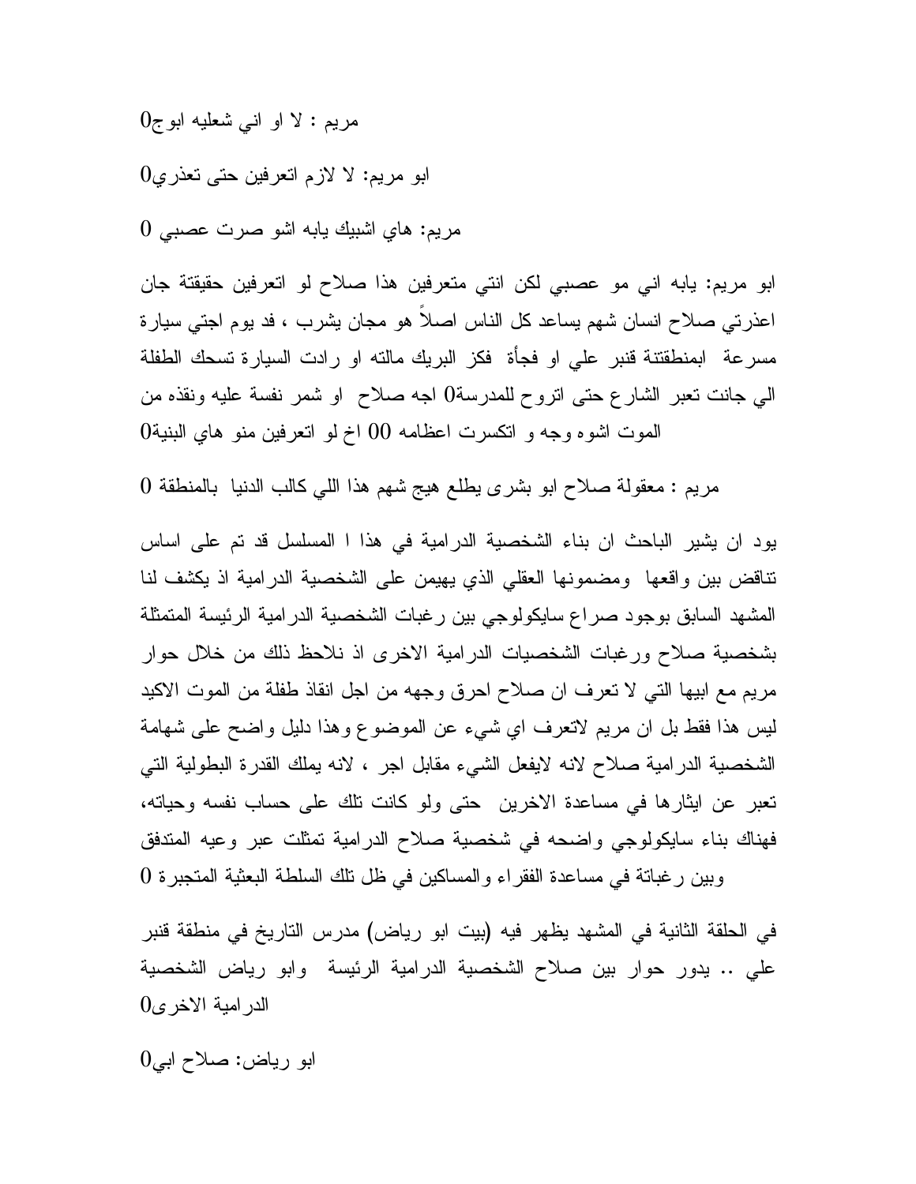مريم : لا او اني شعليه ابوج0

ابو مريم: لا لازم اتعرفين حتى تعذري0

مريم: هاي اشبيك يابه اشو صرت عصبي 0

ابو مريم: يابه اني مو عصبي لكن انتي متعرفين هذا صلاح لو اتعرفين حقيقتة جان اعذرتي صلاح انسان شهم يساعد كل الناس اصلاً هو مجان يشرب ، فد يوم اجتي سيارة مسرعة ابمنطقتنة قنبر علي او فجأة فكز البريك مالته او رادت السيارة تسحك الطفلة الي جانت تعبر الشارع حتى اتروح للمدرسة0 اجه صلاح او شمر نفسة عليه ونقذه من الموت اشوه وجه و اتكسرت اعظامه 00 اخ لو اتعرفين منو هاي البنية0

مريم : معقولة صلاح ابو بشرى يطلع هيج شهم هذا اللي كالب الدنيا بالمنطقة 0

يود ان يشير الباحث ان بناء الشخصية الدرامية في هذا ا المسلسل قد تم على اساس تناقض بين واقعها ومضمونها العقلي الذي يهيمن على الشخصية الدرامية اذ يكشف لنا المشهد السابق بوجود صراع سايكولوجي بين رغبات الشخصية الدرامية الرئيسة المتمثلة بشخصية صلاح ورغبات الشخصيات الدرامية الاخرى اذ نلاحظ ذلك من خلال حوار مريم مع ابيها التي لا تعرف ان صلاح احرق وجهه من اجل انقاذ طفلة من الموت الاكيد ليس هذا فقط بل ان مريم لاتعرف اي شيء عن الموضوع وهذا دليل واضح على شهامة الشخصية الدرامية صلاح لانه لايفعل الشيء مقابل اجر ، لانه يملك القدرة البطولية التي تعبر عن ايثارها في مساعدة الاخرين حتى ولو كانت تلك على حساب نفسه وحياته، فهناك بناء سايكولوجي واضحه في شخصية صلاح الدرامية تمثلت عبر وعيه المتدفق وبين رغباتة في مساعدة الفقراء والمساكين في ظل تلك السلطة البعثية المتجبرة 0

في الحلقة الثانية في المشهد يظهر فيه (بيت ابو رياض) مدرس التاريخ في منطقة قنبر علي .. يدور حوار بين صلاح الشخصية الدرامية الرئيسة وابو رياض الشخصية الدرامية الاخرى0

ابو رياض: صلاح ابي0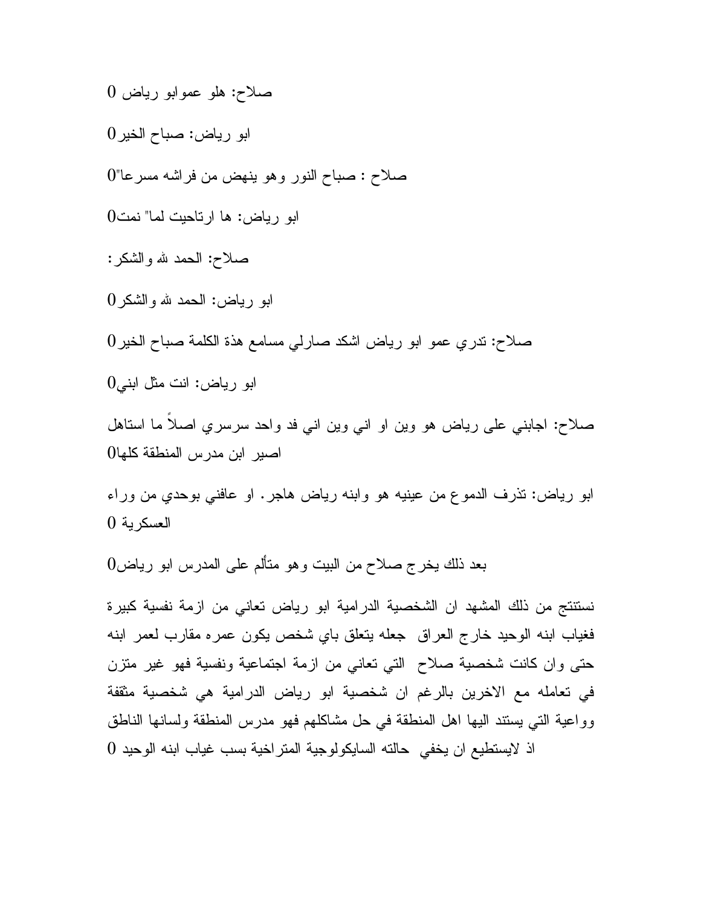صلاح: هلو عموابو رياض 0

ابو رياض: صباح الخير0

صلاح : صباح النور وهو ينهض من فراشه مسرعا"0

ابو رياض: ها ارتاحيت لما" نمت0

صلاح: الحمد لله والشكر:

ابو رياض: الحمد لله والشكر0

صلاح: تدري عمو ابو رياض اشكد صارلي مسامع هذة الكلمة صباح الخير0

ابو رياض: انت مثل ابني0

صلاح: اجابني على رياض هو وين او اني وين اني فد واحد سرسري اصلاً ما استاهل اصير ابن مدرس المنطقة كلها0

ابو رياض: تذرف الدموع من عينيه هو وابنه رياض هاجر. او عافني بوحدي من وراء العسكرية 0

بعد ذلك يخرج صلاح من البيت وهو متألم على المدرس ابو رياض0

نستنتج من ذلك المشهد ان الشخصية الدرامية ابو رياض تعاني من ازمة نفسية كبيرة فغياب ابنه الوحيد خارج العراق جعله يتعلق باي شخص يكون عمره مقارب لعمر ابنه حتى وان كانت شخصية صلاح التي تعاني من ازمة اجتماعية ونفسية فهو غير متزن في تعامله مع الاخرين بالرغم ان شخصية ابو رياض الدرامية هي شخصية مثقفة وواعية التي يستند اليها اهل المنطقة في حل مشاكلهم فهو مدرس المنطقة ولسانها الناطق اذ لايستطيع ان يخفي حالته السايكولوجية المتراخية بسب غياب ابنه الوحيد 0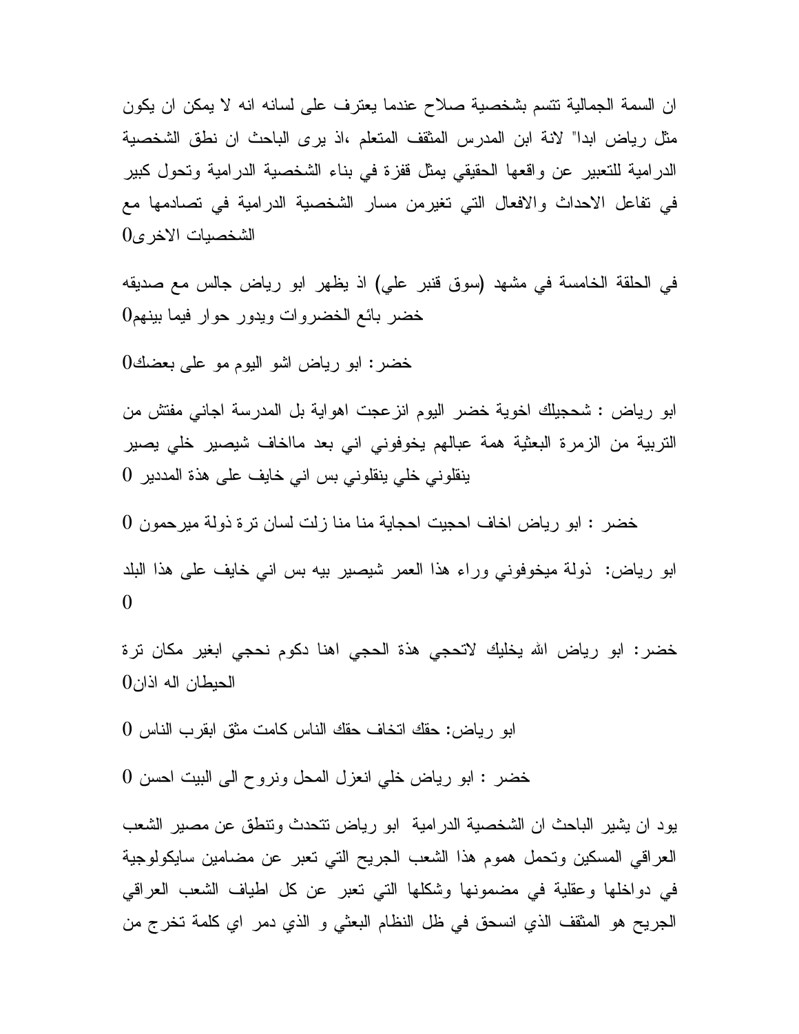ان السمة الجمالية تتسم بشخصية صلاح عندما يعترف على لسانه انه لا يمكن ان يكون مثل رياض ابدا" لانة ابن المدرس المثقف المتعلم ،اذ يرى الباحث ان نطق الشخصية الدرامية للتعبير عن واقعها الحقيقي يمثل قفزة في بناء الشخصية الدرامية وتحول كبير في تفاعل الاحداث والافعال التي تغيرمن مسار الشخصية الدرامية في تصادمها مع الشخصيات الاخرى0

في الحلقة الخامسة في مشهد (سوق قنبر علي) اذ يظهر ابو رياض جالس مع صديقه خضر بائع الخضروات ويدور حوار فيما بينهم0

خضر: ابو رياض اشو اليوم مو على بعضك0

ابو رياض : شحجيلك اخوية خضر اليوم انزعجت اهواية بل المدرسة اجاني مفتش من التربية من الزمرة البعثية همة عبالهم يخوفوني اني بعد مااخاف شيصير خلي يصير ينقلوني خلي ينقلوني بس اني خايف على هذة المددير 0

خضر : ابو رياض اخاف احجيت احجاية منا منا زلت لسان ترة ذولة ميرحمون 0

ابو رياض: ذولة ميخوفوني وراء هذا العمر شيصير بيه بس اني خايف على هذا البلد 0

خضر: ابو رياض الله يخليك لاتحجي هذة الحجي اهنا دكوم نحجي ابغير مكان ترة الحيطان اله اذان0

ابو رياض: حقك اتخاف حقك الناس كامت مثق ابقرب الناس 0

خضر : ابو رياض خلي انعزل المحل ونروح الى البيت احسن 0

يود ان يشير الباحث ان الشخصية الدرامية ابو رياض تتحدث وتنطق عن مصير الشعب العراقي المسكين وتحمل هموم هذا الشعب الجريح التي تعبر عن مضامين سايكولوجية في دواخلها وعقلية في مضمونها وشكلها التي تعبر عن كل اطياف الشعب العراقي الجريح هو المثقف الذي انسحق في ظل النظام البعثي و الذي دمر اي كلمة تخرج من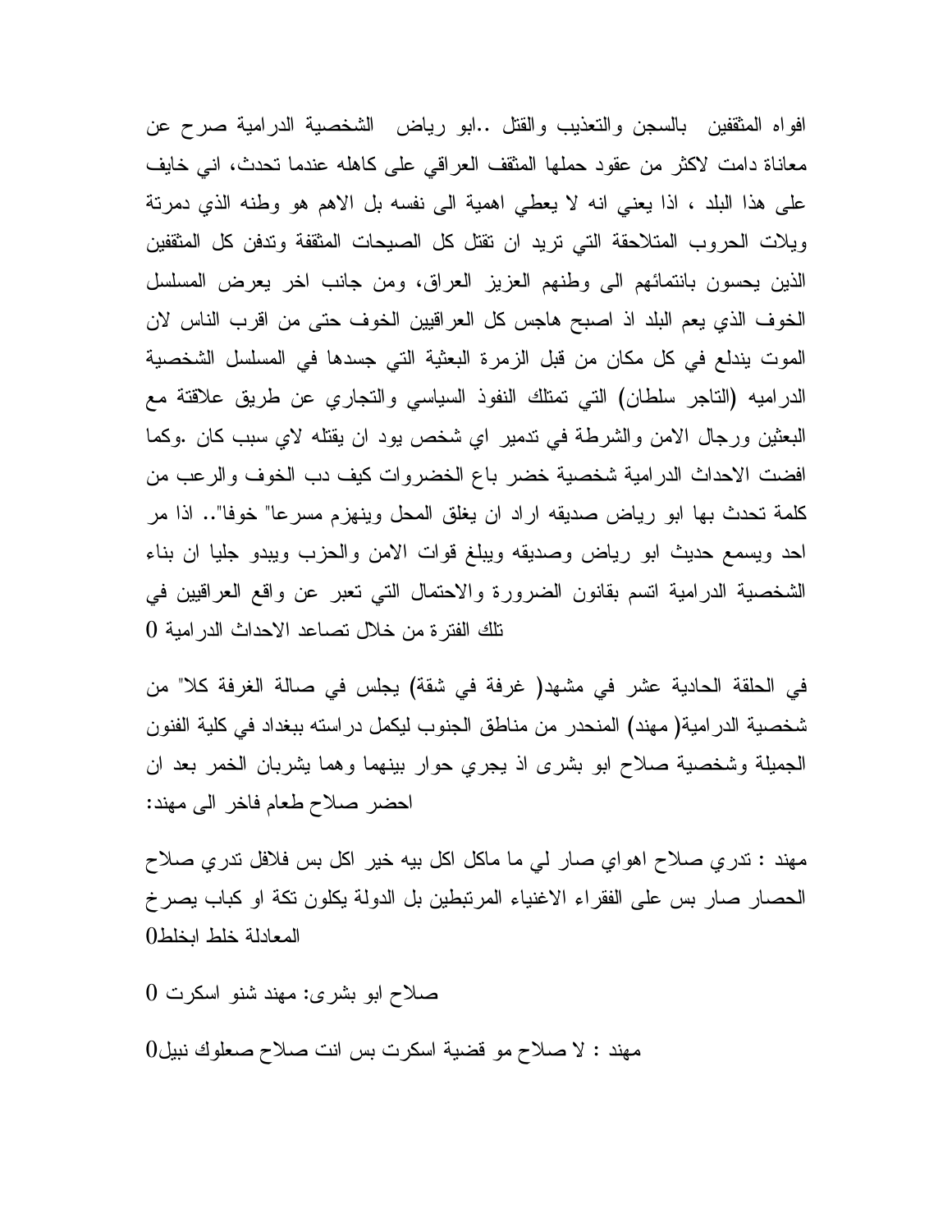افواه المثقفين بالسجن والتعذيب والقتل ..ابو رياض الشخصية الدرامية صرح عن معاناة دامت لاكثر من عقود حملها المثقف العراقي على كاهله عندما تحدث، اني خايف على هذا البلد ، اذا يعني انه لا يعطي اهمية الى نفسه بل الاهم هو وطنه الذي دمرتة ويلات الحروب المتلاحقة التي تريد ان تقتل كل الصيحات المثقفة وتدفن كل المثقفين الذين يحسون بانتمائهم الى وطنهم العزيز العراق، ومن جانب اخر يعرض المسلسل الخوف الذي يعم البلد اذ اصبح هاجس كل العراقيين الخوف حتى من اقرب الناس لان الموت يندلع في كل مكان من قبل الزمرة البعثية التي جسدها في المسلسل الشخصية الدراميه (التاجر سلطان) التي تمتلك النفوذ السياسي والتجاري عن طريق علاقتة مع البعثين ورجال الامن والشرطة في تدمير اي شخص يود ان يقتله لاي سبب كان .وكما افضت الاحداث الدرامية شخصية خضر باع الخضروات كيف دب الخوف والرعب من كلمة تحدث بها ابو رياض صديقه اراد ان يغلق المحل وينهزم مسرعا" خوفا".. اذا مر احد ويسمع حديث ابو رياض وصديقه ويبلغ قوات الامن والحزب ويبدو جليا ان بناء الشخصية الدرامية اتسم بقانون الضرورة والاحتمال التي تعبر عن واقع العراقيين في تلك الفترة من خلال تصاعد الاحداث الدرامية 0

في الحلقة الحادية عشر في مشهد( غرفة في شقة) يجلس في صالة الغرفة كلا" من شخصية الدرامية( مهند) المنحدر من مناطق الجنوب ليكمل دراسته ببغداد في كلية الفنون الجميلة وشخصية صلاح ابو بشرى اذ يجري حوار بينهما وهما يشربان الخمر بعد ان احضر صلاح طعام فاخر الى مهند:

مهند : تدري صلاح اهواي صار لي ما ماكل اكل بيه خير اكل بس فلافل تدري صلاح الحصار صار بس على الفقراء الاغنياء المرتبطين بل الدولة يكلون تكة او كباب يصرخ المعادلة خلط ابخلط0

صلاح ابو بشرى: مهند شنو اسكرت 0

مهند : لا صلاح مو قضية اسكرت بس انت صلاح صعلوك نبيل0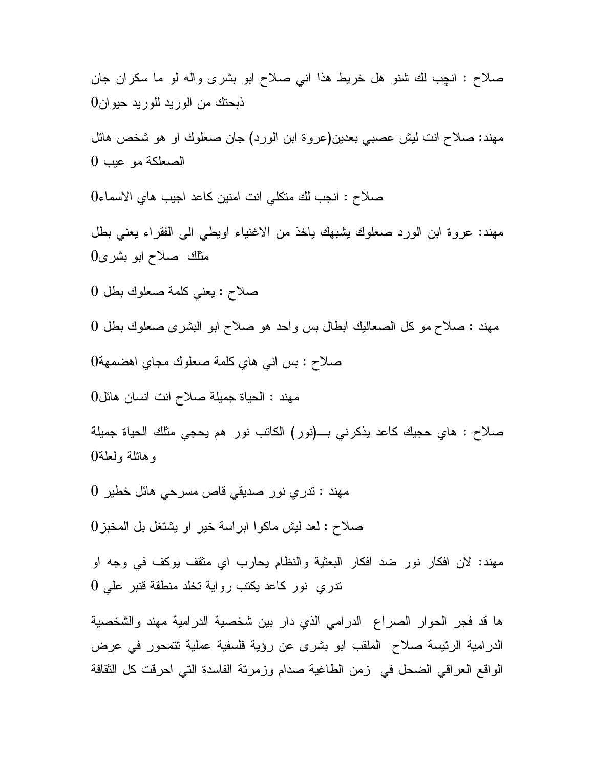صلاح : انچب لك شنو هل خريط هذا اني صلاح ابو بشرى واله لو ما سكران جان ذبحتك من الوريد للوريد حيوان0

مهند: صلاح انت ليش عصبي بعدين(عروة ابن الورد) جان صعلوك او هو شخص هائل الصعلكة مو عيب 0

صلاح : انجب لك متكلي انت امنين كاعد اجيب هاي الاسماء0

مهند: عروة ابن الورد صعلوك يشبهك ياخذ من الاغنياء اويطي الى الفقراء يعني بطل مثلك صلاح ابو بشرى0

صلاح : يعني كلمة صعلوك بطل 0

مهند : صلاح مو كل الصعاليك ابطال بس واحد هو صلاح ابو البشرى صعلوك بطل 0

صلاح : بس اني هاي كلمة صعلوك مجاي اهضمهة0

مهند : الحياة جميلة صلاح انت انسان هائل0

صلاح : هاي حجيك كاعد يذكرني بـــ(نور) الكاتب نور هم يحجي مثلك الحياة جميلة وهائلة ولعلة0

مهند : تدري نور صديقي قاص مسرحي هائل خطير 0

صلاح : لعد ليش ماكوا ابراسة خير او يشتغل بل المخبز0

مهند: لان افكار نور ضد افكار البعثية والنظام يحارب اي مثقف يوكف في وجه او تدري نور كاعد يكتب رواية تخلد منطقة قنبر علي 0

ها قد فجر الحوار الصراع الدرامي الذي دار بين شخصية الدرامية مهند والشخصية الدرامية الرئيسة صلاح الملقب ابو بشرى عن رؤية فلسفية عملية تتمحور في عرض الواقع العراقي الضحل في زمن الطاغية صدام وزمرتة الفاسدة التي احرقت كل الثقافة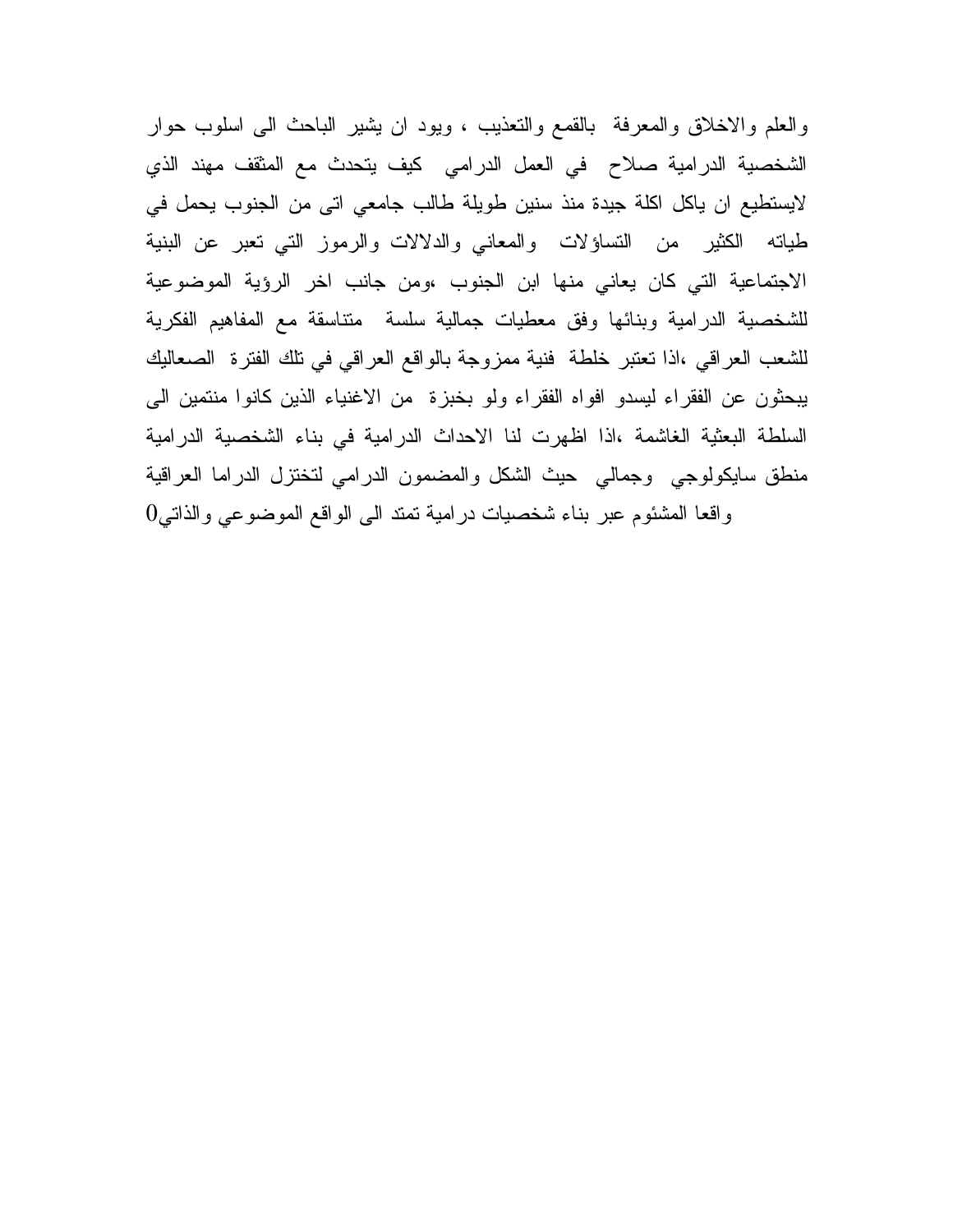والعلم والاخلاق والمعرفة بالقمع والتعذيب ، ويود ان يشير الباحث الى اسلوب حوار الشخصية الدرامية صلاح في العمل الدرامي كيف يتحدث مع المثقف مهند الذي لايستطيع ان ياكل اكلة جيدة منذ سنين طويلة طالب جامعي اتى من الجنوب يحمل في طياته الكثير من التساؤلات والمعاني والدلالات والرموز التي تعبر عن البنية الاجتماعية التي كان يعاني منها ابن الجنوب ،ومن جانب اخر الرؤية الموضوعية للشخصية الدرامية وبنائها وفق معطيات جمالية سلسة متناسقة مع المفاهيم الفكرية للشعب العراقي ،اذا تعتبر خلطة فنية ممزوجة بالواقع العراقي في تلك الفترة الصعاليك يبحثون عن الفقراء ليسدو افواه الفقراء ولو بخبزة من الاغنياء الذين كانوا منتمين الى السلطة البعثية الغاشمة ،اذا اظهرت لنا الاحداث الدرامية في بناء الشخصية الدرامية منطق سايكولوجي وجمالي حيث الشكل والمضمون الدرامي لتختزل الدراما العراقية واقعا المشئوم عبر بناء شخصيات درامية تمتد الى الواقع الموضوعي والذاتي0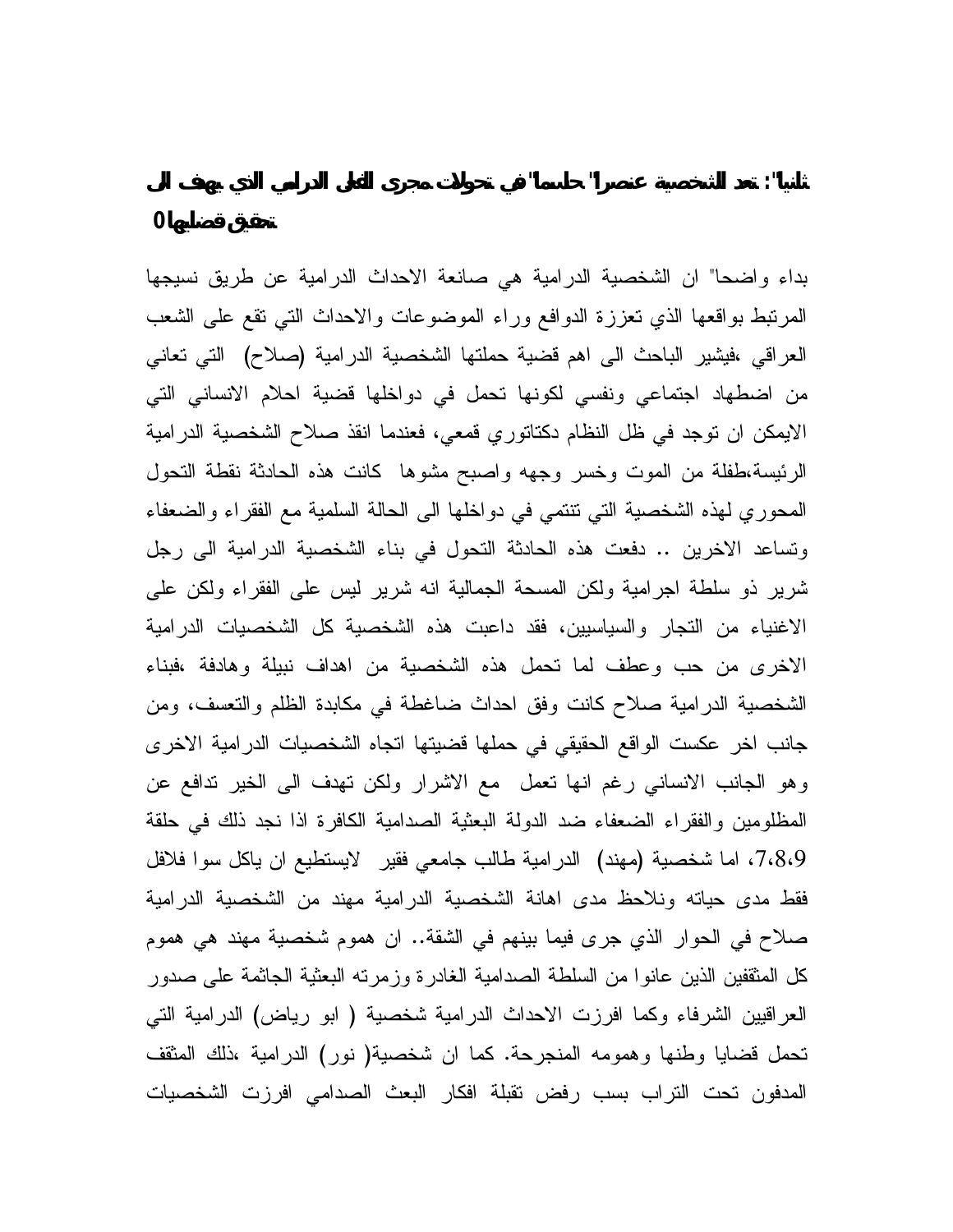**ثانيا" : تعد الشخصية عنصرا" حاسما" في تحولات مجرى الفعل الدرامي الذي يهدف الى تحقيق قضاياها 0**

بداء واضحا" ان الشخصية الدرامية هي صانعة الاحداث الدرامية عن طريق نسيجها المرتبط بواقعها الذي تعززة الدوافع وراء الموضوعات والاحداث التي تقع على الشعب العراقي ،فيشير الباحث الى اهم قضية حملتها الشخصية الدرامية (صلاح) التي تعاني من اضطهاد اجتماعي ونفسي لكونها تحمل في دواخلها قضية احلام الانساني التي الايمكن ان توجد في ظل النظام دكتاتوري قمعي، فعندما انقذ صلاح الشخصية الدرامية الرئيسة،طفلة من الموت وخسر وجهه واصبح مشوها كانت هذه الحادثة نقطة التحول المحوري لهذه الشخصية التي تنتمي في دواخلها الى الحالة السلمية مع الفقراء والضعفاء وتساعد الاخرين .. دفعت هذه الحادثة التحول في بناء الشخصية الدرامية الى رجل شرير ذو سلطة اجرامية ولكن المسحة الجمالية انه شرير ليس على الفقراء ولكن على الاغنياء من التجار والسياسيين، فقد داعبت هذه الشخصية كل الشخصيات الدرامية الاخرى من حب وعطف لما تحمل هذه الشخصية من اهداف نبيلة وهادفة ،فبناء الشخصية الدرامية صلاح كانت وفق احداث ضاغطة في مكابدة الظلم والتعسف، ومن جانب اخر عكست الواقع الحقيقي في حملها قضيتها اتجاه الشخصيات الدرامية الاخرى وهو الجانب الانساني رغم انها تعمل مع الاشرار ولكن تهدف الى الخير تدافع عن المظلومين والفقراء الضعفاء ضد الدولة البعثية الصدامية الكافرة اذا نجد ذلك في حلقة 7،8،9، اما شخصية (مهند) الدرامية طالب جامعي فقير لايستطيع ان ياكل سوا فلافل فقط مدى حياته ونلاحظ مدى اهانة الشخصية الدرامية مهند من الشخصية الدرامية صلاح في الحوار الذي جرى فيما بينهم في الشقة.. ان هموم شخصية مهند هي هموم كل المثقفين الذين عانوا من السلطة الصدامية الغادرة وزمرته البعثية الجاثمة على صدور العراقيين الشرفاء وكما افرزت الاحداث الدرامية شخصية ( ابو رياض) الدرامية التي تحمل قضايا وطنها وهمومه المنجرحة. كما ان شخصية( نور) الدرامية ،ذلك المثقف المدفون تحت التراب بسب رفض تقبلة افكار البعث الصدامي افرزت الشخصيات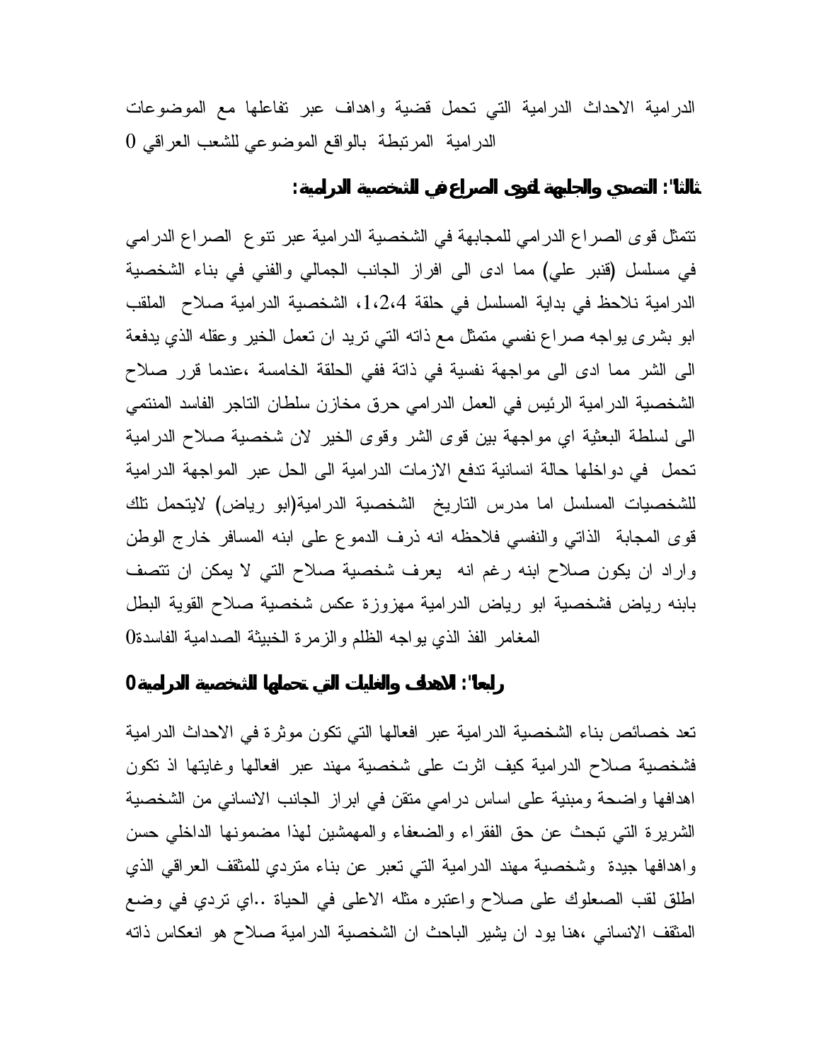الدرامية الاحداث الدرامية التي تحمل قضية واهداف عبر تفاعلها مع الموضوعات الدرامية المرتبطة بالواقع الموضوعي للشعب العراقي 0

**ثالثا": التصدي والجابهة لقوى الصراع في الشخصية الدرامية:**

تتمثل قوى الصراع الدرامي للمجابهة في الشخصية الدرامية عبر تنوع الصراع الدرامي في مسلسل (قنبر علي) مما ادى الى افراز الجانب الجمالي والفني في بناء الشخصية الدرامية نلاحظ في بداية المسلسل في حلقة 1،2،4، الشخصية الدرامية صلاح الملقب ابو بشرى يواجه صراع نفسي متمثل مع ذاته التي تريد ان تعمل الخير وعقله الذي يدفعة الى الشر مما ادى الى مواجهة نفسية في ذاتة ففي الحلقة الخامسة ،عندما قرر صلاح الشخصية الدرامية الرئيس في العمل الدرامي حرق مخازن سلطان التاجر الفاسد المنتمي الى لسلطة البعثية اي مواجهة بين قوى الشر وقوى الخير لان شخصية صلاح الدرامية تحمل في دواخلها حالة انسانية تدفع الازمات الدرامية الى الحل عبر المواجهة الدرامية للشخصيات المسلسل اما مدرس التاريخ الشخصية الدرامية(ابو رياض) لايتحمل تلك قوى المجابة الذاتي والنفسي فلاحظه انه ذرف الدموع على ابنه المسافر خارج الوطن واراد ان يكون صلاح ابنه رغم انه يعرف شخصية صلاح التي لا يمكن ان تتصف بابنه رياض فشخصية ابو رياض الدرامية مهزوزة عكس شخصية صلاح القوية البطل المغامر الفذ الذي يواجه الظلم والزمرة الخبيثة الصدامية الفاسدة0

**رابعا": الاهداف والغايات التي تحملها الشخصية الدرامية0**

تعد خصائص بناء الشخصية الدرامية عبر افعالها التي تكون موثرة في الاحداث الدرامية فشخصية صلاح الدرامية كيف اثرت على شخصية مهند عبر افعالها وغايتها اذ تكون اهدافها واضحة ومبنية على اساس درامي متقن في ابراز الجانب الانساني من الشخصية الشريرة التي تبحث عن حق الفقراء والضعفاء والمهمشين لهذا مضمونها الداخلي حسن واهدافها جيدة وشخصية مهند الدرامية التي تعبر عن بناء متردي للمثقف العراقي الذي اطلق لقب الصعلوك على صلاح واعتبره مثله الاعلى في الحياة ..اي تردي في وضع المثقف الانساني ،هنا يود ان يشير الباحث ان الشخصية الدرامية صلاح هو انعكاس ذاته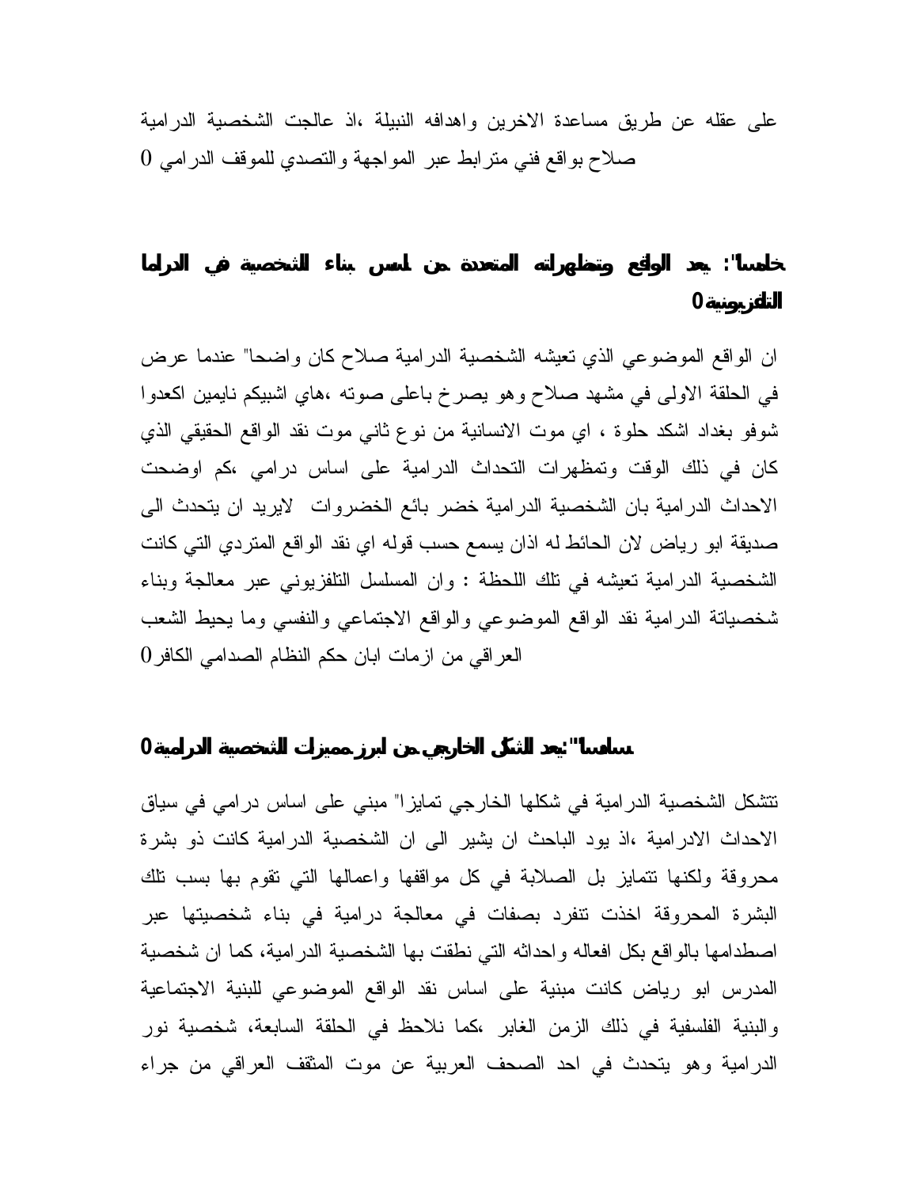على عقله عن طريق مساعدة الاخرين واهدافه النبيلة ،اذ عالجت الشخصية الدرامية صلاح بواقع فني مترابط عبر المواجهة والتصدي للموقف الدرامي 0

**خامسا": يعد الواقع وتمظهراته المتعددة من اسس بناء الشخصية في الدراما التلفزيونية 0**

ان الواقع الموضوعي الذي تعيشه الشخصية الدرامية صلاح كان واضحا" عندما عرض في الحلقة الاولى في مشهد صلاح وهو يصرخ باعلى صوته ،هاي اشبيكم نايمين اكعدوا شوفو بغداد اشكد حلوة ، اي موت الانسانية من نوع ثاني موت نقد الواقع الحقيقي الذي كان في ذلك الوقت وتمظهرات التحداث الدرامية على اساس درامي ،كم اوضحت الاحداث الدرامية بان الشخصية الدرامية خضر بائع الخضروات لايريد ان يتحدث الى صديقة ابو رياض لان الحائط له اذان يسمع حسب قوله اي نقد الواقع المتردي التي كانت الشخصية الدرامية تعيشه في تلك اللحظة : وان المسلسل التلفزيوني عبر معالجة وبناء شخصياتة الدرامية نقد الواقع الموضوعي والواقع الاجتماعي والنفسي وما يحيط الشعب العراقي من ازمات ابان حكم النظام الصدامي الكافر0

**سادسا":يعد الشكل الخارجي من ابرز مميزات الشخصية الدرامية0**

تتشكل الشخصية الدرامية في شكلها الخارجي تمايزا" مبني على اساس درامي في سياق الاحداث الادرامية ،اذ يود الباحث ان يشير الى ان الشخصية الدرامية كانت ذو بشرة محروقة ولكنها تتمايز بل الصلابة في كل مواقفها واعمالها التي تقوم بها بسب تلك البشرة المحروقة اخذت تنفرد بصفات في معالجة درامية في بناء شخصيتها عبر اصطدامها بالواقع بكل افعاله واحداثه التي نطقت بها الشخصية الدرامية، كما ان شخصية المدرس ابو رياض كانت مبنية على اساس نقد الواقع الموضوعي للبنية الاجتماعية والبنية الفلسفية في ذلك الزمن الغابر ،كما نلاحظ في الحلقة السابعة، شخصية نور الدرامية وهو يتحدث في احد الصحف العربية عن موت المثقف العراقي من جراء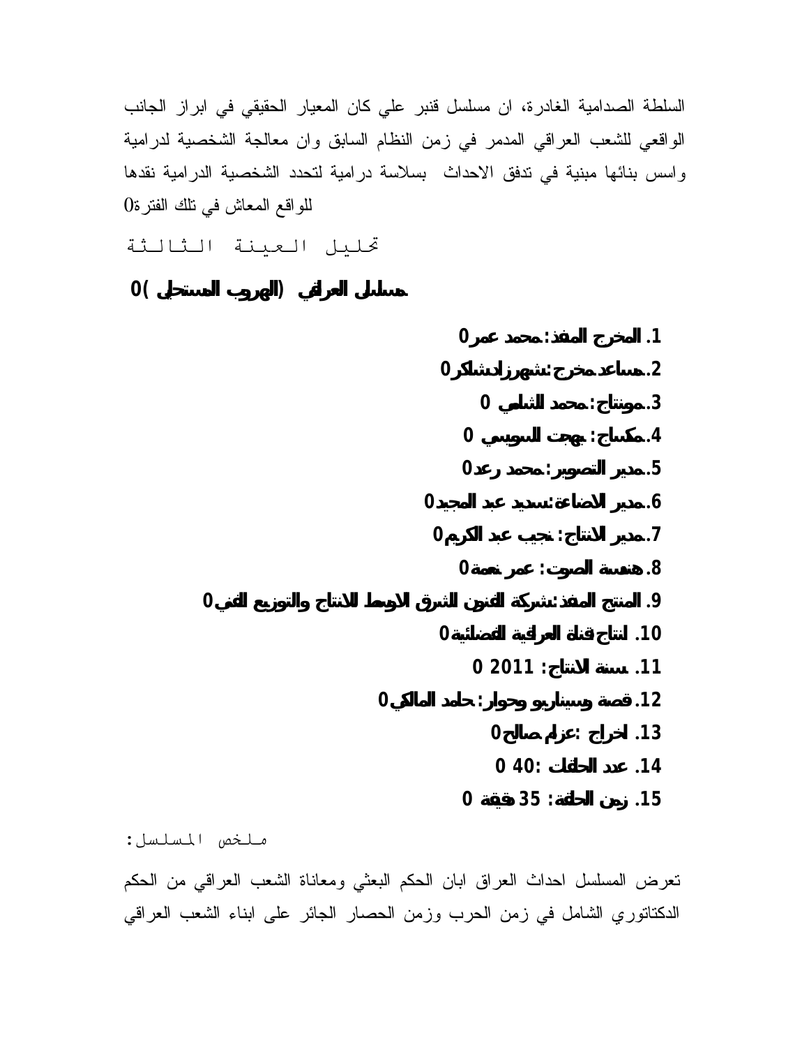السلطة الصدامية الغادرة، ان مسلسل قنبر علي كان المعيار الحقيقي في ابراز الجانب الواقعي للشعب العراقي المدمر في زمن النظام السابق وان معالجة الشخصية لدرامية واسس بنائها مبنية في تدفق الاحداث بسلاسة درامية لتحدد الشخصية الدرامية نقدها للواقع المعاش في تلك الفترة0

## تحليل العينة الثالثة

**مسلسل العراقي (الهروب المستحيل )0**

1. **المخرج المنفذ: محمد عمر0**
2. **مساعد مخرج: شهرزاد شاكر0**
3. **مونتاج: محمد الشامي 0**
4. **مكساج: بهجت السويسي 0**
5. **مدير التصوير: محمد رعد0**
6. **مدير الاضاءة: سديد عبد المجيد0**
7. **مدير الانتاج: نجيب عبد الكريم0**
8. **هندسة الصوت: عمر نعمة0**
9. **المنتج المنفذ: شركة الفنون الشرق الاوسط للانتاج والتوزيع الفني0**
10. **انتاج قناة العراقية الفضائية0**
11. **سنة الانتاج: 2011 0**
12. **قصة وسيناريو وحوار: حامد المالكي0**
13. **اخراج: عزام صالح0**
14. **عدد الحلقات: 40 0**
15. **زمن الحلقة: 35 دقيقة 0**

ملخص المسلسل:

تعرض المسلسل احداث العراق ابان الحكم البعثي ومعاناة الشعب العراقي من الحكم الدكتاتوري الشامل في زمن الحرب وزمن الحصار الجائر على ابناء الشعب العراقي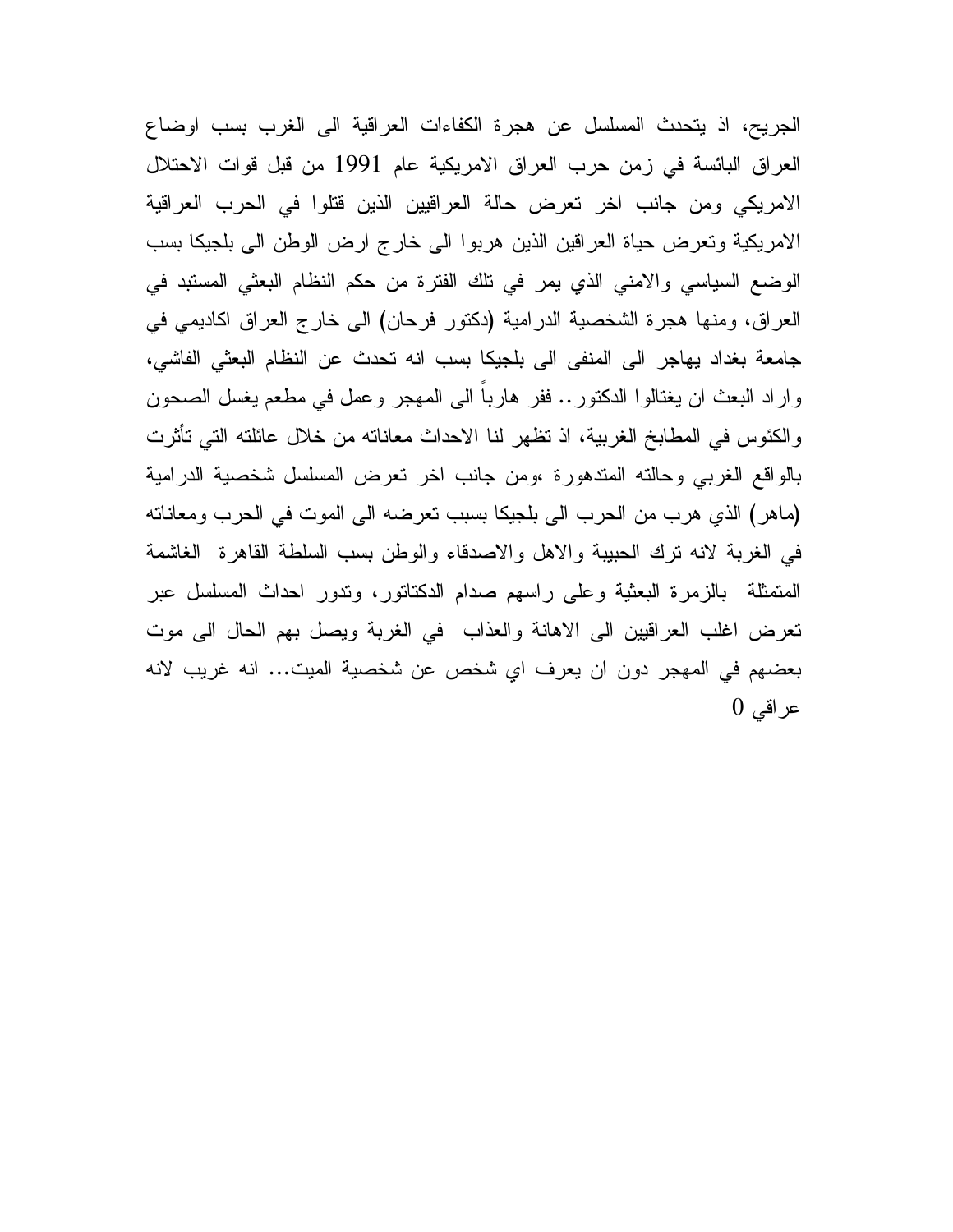الجريح، اذ يتحدث المسلسل عن هجرة الكفاءات العراقية الى الغرب بسب اوضاع العراق البائسة في زمن حرب العراق الامريكية عام 1991 من قبل قوات الاحتلال الامريكي ومن جانب اخر تعرض حالة العراقيين الذين قتلوا في الحرب العراقية الامريكية وتعرض حياة العراقين الذين هربوا الى خارج ارض الوطن الى بلجيكا بسب الوضع السياسي والامني الذي يمر في تلك الفترة من حكم النظام البعثي المستبد في العراق، ومنها هجرة الشخصية الدرامية (دكتور فرحان) الى خارج العراق اكاديمي في جامعة بغداد يهاجر الى المنفى الى بلجيكا بسب انه تحدث عن النظام البعثي الفاشي، واراد البعث ان يغتالوا الدكتور.. ففر هارباً الى المهجر وعمل في مطعم يغسل الصحون والكئوس في المطابخ الغربية، اذ تظهر لنا الاحداث معاناته من خلال عائلته التي تأثرت بالواقع الغربي وحالته المتدهورة ،ومن جانب اخر تعرض المسلسل شخصية الدرامية (ماهر) الذي هرب من الحرب الى بلجيكا بسبب تعرضه الى الموت في الحرب ومعاناته في الغربة لانه ترك الحبيبة والاهل والاصدقاء والوطن بسب السلطة القاهرة الغاشمة المتمثلة بالزمرة البعثية وعلى راسهم صدام الدكتاتور، وتدور احداث المسلسل عبر تعرض اغلب العراقيين الى الاهانة والعذاب في الغربة ويصل بهم الحال الى موت بعضهم في المهجر دون ان يعرف اي شخص عن شخصية الميت... انه غريب لانه عراقي 0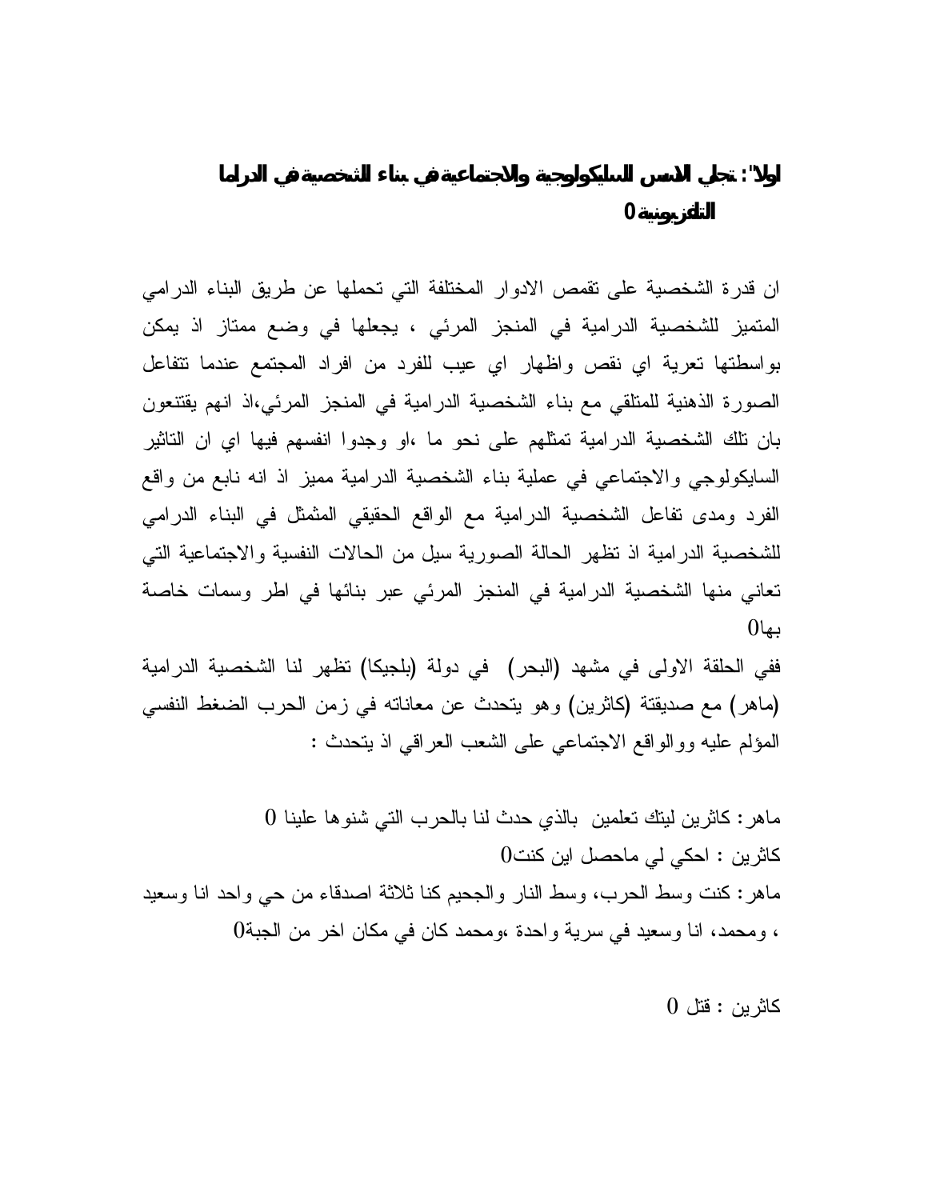## اولا" : تجلي الاسس السايكولوجية والاجتماعية في بناء الشخصية في الدراما التلفزيونية 0

ان قدرة الشخصية على تقمص الادوار المختلفة التي تحملها عن طريق البناء الدرامي المتميز للشخصية الدرامية في المنجز المرئي ، يجعلها في وضع ممتاز اذ يمكن بواسطتها تعرية اي نقص واظهار اي عيب للفرد من افراد المجتمع عندما تتفاعل الصورة الذهنية للمتلقي مع بناء الشخصية الدرامية في المنجز المرئي،اذ انهم يقتنعون بان تلك الشخصية الدرامية تمثلهم على نحو ما ،او وجدوا انفسهم فيها اي ان التاثير السايكولوجي والاجتماعي في عملية بناء الشخصية الدرامية مميز اذ انه نابع من واقع الفرد ومدى تفاعل الشخصية الدرامية مع الواقع الحقيقي المتمثل في البناء الدرامي للشخصية الدرامية اذ تظهر الحالة الصورية سيل من الحالات النفسية والاجتماعية التي تعاني منها الشخصية الدرامية في المنجز المرئي عبر بنائها في اطر وسمات خاصة بها0

ففي الحلقة الاولى في مشهد (البحر) في دولة (بلجيكا) تظهر لنا الشخصية الدرامية (ماهر) مع صديقتة (كاثرين) وهو يتحدث عن معاناته في زمن الحرب الضغط النفسي المؤلم عليه ووالواقع الاجتماعي على الشعب العراقي اذ يتحدث :

ماهر: كاثرين ليتك تعلمين بالذي حدث لنا بالحرب التي شنوها علينا 0

كاثرين : احكي لي ماحصل اين كنت0

ماهر: كنت وسط الحرب، وسط النار والجحيم كنا ثلاثة اصدقاء من حي واحد انا وسعيد ، ومحمد، انا وسعيد في سرية واحدة ،ومحمد كان في مكان اخر من الجبة0

كاثرين : قتل 0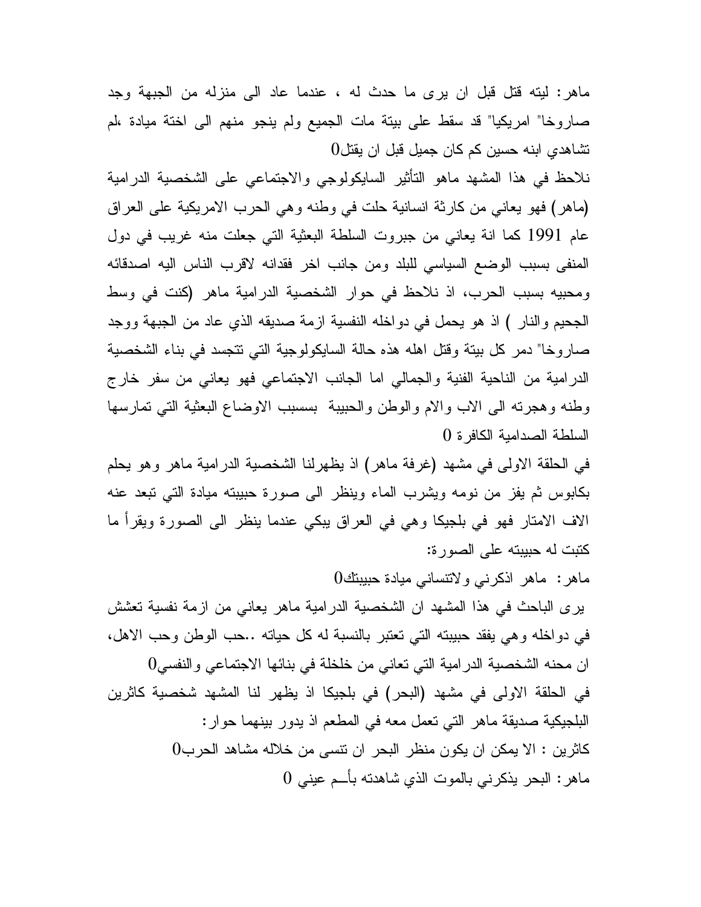ماهر: ليته قتل قبل ان يرى ما حدث له ، عندما عاد الى منزله من الجبهة وجد صاروخا" امريكيا" قد سقط على بيتة مات الجميع ولم ينجو منهم الى اختة ميادة ،لم تشاهدي ابنه حسين كم كان جميل قبل ان يقتل0

نلاحظ في هذا المشهد ماهو التأثير السايكولوجي والاجتماعي على الشخصية الدرامية (ماهر) فهو يعاني من كارثة انسانية حلت في وطنه وهي الحرب الامريكية على العراق عام 1991 كما انة يعاني من جبروت السلطة البعثية التي جعلت منه غريب في دول المنفى بسبب الوضع السياسي للبلد ومن جانب اخر فقدانه لاقرب الناس اليه اصدقائه ومحبيه بسبب الحرب، اذ نلاحظ في حوار الشخصية الدرامية ماهر (كنت في وسط الجحيم والنار ) اذ هو يحمل في دواخله النفسية ازمة صديقه الذي عاد من الجبهة ووجد صاروخا" دمر كل بيتة وقتل اهله هذه حالة السايكولوجية التي تتجسد في بناء الشخصية الدرامية من الناحية الفنية والجمالي اما الجانب الاجتماعي فهو يعاني من سفر خارج وطنه وهجرته الى الاب والام والوطن والحبيبة بسسبب الاوضاع البعثية التي تمارسها السلطة الصدامية الكافرة 0

في الحلقة الاولى في مشهد (غرفة ماهر) اذ يظهرلنا الشخصية الدرامية ماهر وهو يحلم بكابوس ثم يفز من نومه ويشرب الماء وينظر الى صورة حبيبته ميادة التي تبعد عنه الاف الامتار فهو في بلجيكا وهي في العراق يبكي عندما ينظر الى الصورة ويقرأ ما كتبت له حبيبته على الصورة:

ماهر: ماهر اذكرني ولاتنساني ميادة حبيبتك0

يرى الباحث في هذا المشهد ان الشخصية الدرامية ماهر يعاني من ازمة نفسية تعشش في دواخله وهي يفقد حبيبته التي تعتبر بالنسبة له كل حياته ..حب الوطن وحب الاهل، ان محنه الشخصية الدرامية التي تعاني من خلخلة في بنائها الاجتماعي والنفسي0

في الحلقة الاولى في مشهد (البحر) في بلجيكا اذ يظهر لنا المشهد شخصية كاثرين البلجيكية صديقة ماهر التي تعمل معه في المطعم اذ يدور بينهما حوار:

كاثرين : الا يمكن ان يكون منظر البحر ان تنسى من خلاله مشاهد الحرب0

ماهر: البحر يذكرني بالموت الذي شاهدته بأـــم عيني 0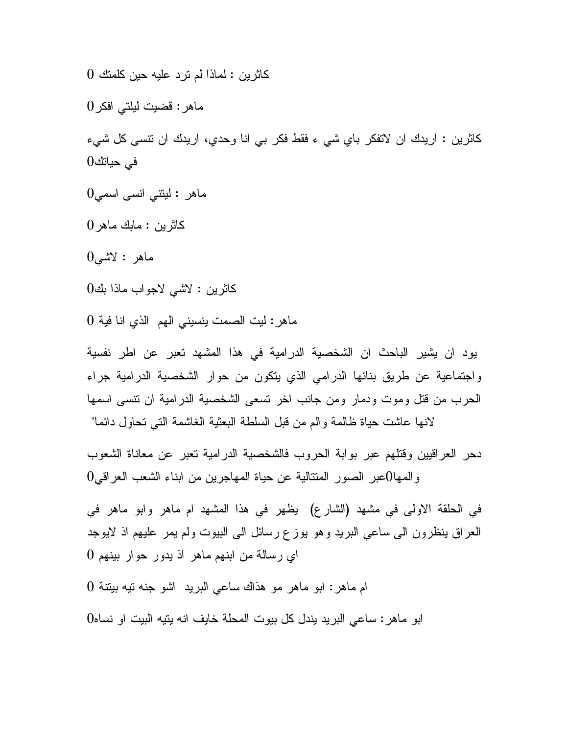كاثرين : لماذا لم ترد عليه حين كلمتك 0

ماهر : قضيت ليلتي افكر 0

كاثرين : اريدك ان لاتفكر باي شي ء فقط فكر بي انا وحدي، اريدك ان تنسى كل شيء في حياتك0

ماهر : ليتني انسى اسمي0

كاثرين : مابك ماهر 0

ماهر : لاشي0

كاثرين : لاشي لاجواب ماذا بك0

ماهر : ليت الصمت ينسيني الهم الذي انا فية 0

يود ان يشير الباحث ان الشخصية الدرامية في هذا المشهد تعبر عن اطر نفسية واجتماعية عن طريق بنائها الدرامي الذي يتكون من حوار الشخصية الدرامية جراء الحرب من قتل وموت ودمار ومن جانب اخر تسعى الشخصية الدرامية ان تنسى اسمها لانها عاشت حياة ظالمة والم من قبل السلطة البعثية الغاشمة التي تحاول دائما"

دحر العراقيين وقتلهم عبر بوابة الحروب فالشخصية الدرامية تعبر عن معاناة الشعوب والمها0عبر الصور المتتالية عن حياة المهاجرين من ابناء الشعب العراقي0

في الحلقة الاولى في مشهد (الشارع) يظهر في هذا المشهد ام ماهر وابو ماهر في العراق ينظرون الى ساعي البريد وهو يوزع رسائل الى البيوت ولم يمر عليهم اذ لايوجد اي رسالة من ابنهم ماهر اذ يدور حوار بينهم 0

ام ماهر : ابو ماهر مو هذاك ساعي البريد اشو جنه تيه بيتنة 0

ابو ماهر : ساعي البريد يندل كل بيوت المحلة خايف انه يتيه البيت او نساه0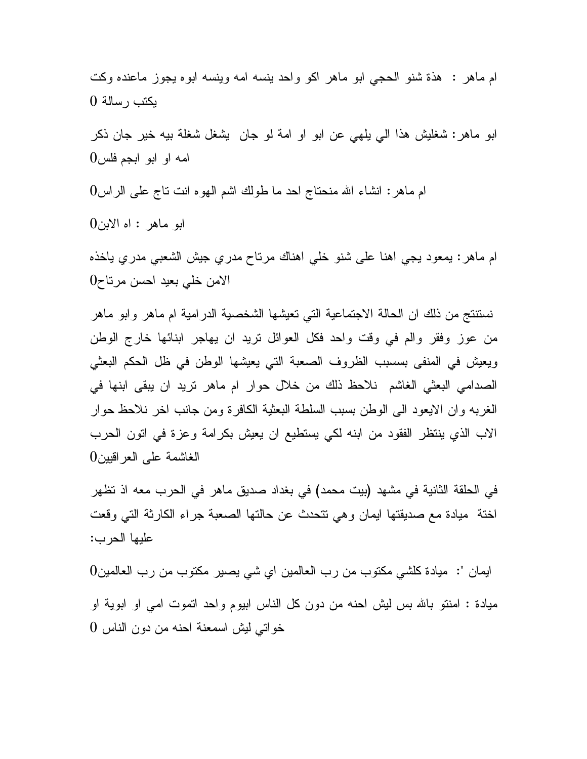ام ماهر : هذة شنو الحجي ابو ماهر اكو واحد ينسه امه وينسه ابوه يجوز ماعنده وكت يكتب رسالة 0

ابو ماهر: شغليش هذا الي يلهي عن ابو او امة لو جان يشغل شغلة بيه خير جان ذكر امه او ابو ابجم فلس0

ام ماهر: انشاء الله منحتاج احد ما طولك اشم الهوه انت تاج على الراس0

ابو ماهر : اه الابن0

ام ماهر: يمعود يجي اهنا على شنو خلي اهناك مرتاح مدري جيش الشعبي مدري ياخذه الامن خلي بعيد احسن مرتاح0

نستنتج من ذلك ان الحالة الاجتماعية التي تعيشها الشخصية الدرامية ام ماهر وابو ماهر من عوز وفقر والم في وقت واحد فكل العوائل تريد ان يهاجر ابنائها خارج الوطن ويعيش في المنفى بسسبب الظروف الصعبة التي يعيشها الوطن في ظل الحكم البعثي الصدامي البعثي الغاشم نلاحظ ذلك من خلال حوار ام ماهر تريد ان يبقى ابنها في الغربه وان الايعود الى الوطن بسبب السلطة البعثية الكافرة ومن جانب اخر نلاحظ حوار الاب الذي ينتظر الفقود من ابنه لكي يستطيع ان يعيش بكرامة وعزة في اتون الحرب الغاشمة على العراقيين0

في الحلقة الثانية في مشهد (بيت محمد) في بغداد صديق ماهر في الحرب معه اذ تظهر اختة ميادة مع صديقتها ايمان وهي تتحدث عن حالتها الصعبة جراء الكارثة التي وقعت عليها الحرب:

ايمان ": ميادة كلشي مكتوب من رب العالمين اي شي يصير مكتوب من رب العالمين0

ميادة : امنتو بالله بس ليش احنه من دون كل الناس ابيوم واحد اتموت امي او ابوية او خواتي ليش اسمعنة احنه من دون الناس 0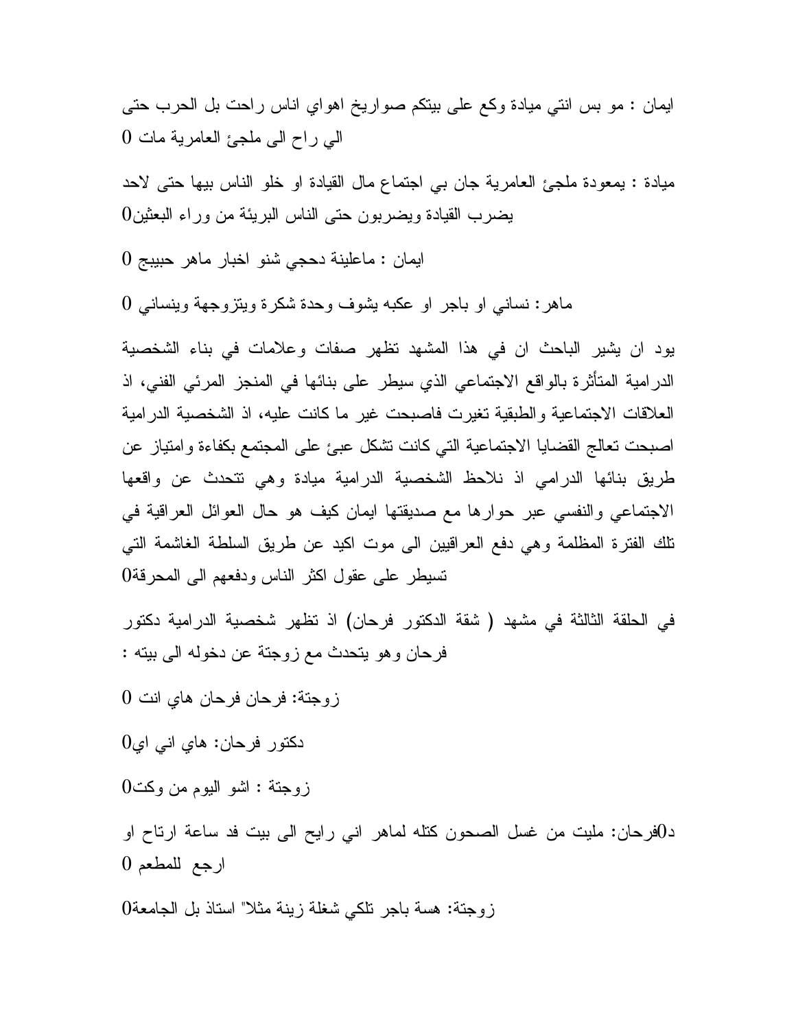ايمان : مو بس انتي ميادة وكع على بيتكم صواريخ اهواي اناس راحت بل الحرب حتى الي راح الى ملجئ العامرية مات 0

ميادة : يمعودة ملجئ العامرية جان بي اجتماع مال القيادة او خلو الناس بيها حتى لاحد يضرب القيادة ويضربون حتى الناس البريئة من وراء البعثين0

ايمان : ماعلينة دحجي شنو اخبار ماهر حبيبج 0

ماهر: نساني او باجر او عكبه يشوف وحدة شكرة ويتزوجهة وينساني 0

يود ان يشير الباحث ان في هذا المشهد تظهر صفات وعلامات في بناء الشخصية الدرامية المتأثرة بالواقع الاجتماعي الذي سيطر على بنائها في المنجز المرئي الفني، اذ العلاقات الاجتماعية والطبقية تغيرت فاصبحت غير ما كانت عليه، اذ الشخصية الدرامية اصبحت تعالج القضايا الاجتماعية التي كانت تشكل عبئ على المجتمع بكفاءة وامتياز عن طريق بنائها الدرامي اذ نلاحظ الشخصية الدرامية ميادة وهي تتحدث عن واقعها الاجتماعي والنفسي عبر حوارها مع صديقتها ايمان كيف هو حال العوائل العراقية في تلك الفترة المظلمة وهي دفع العراقيين الى موت اكيد عن طريق السلطة الغاشمة التي تسيطر على عقول اكثر الناس ودفعهم الى المحرقة0

في الحلقة الثالثة في مشهد ( شقة الدكتور فرحان) اذ تظهر شخصية الدرامية دكتور فرحان وهو يتحدث مع زوجتة عن دخوله الى بيته :

زوجتة: فرحان فرحان هاي انت 0

دكتور فرحان: هاي اني اي0

زوجتة : اشو اليوم من وكت0

د0فرحان: مليت من غسل الصحون كتله لماهر اني رايح الى بيت فد ساعة ارتاح او ارجع للمطعم 0

زوجتة: هسة باجر تلكي شغلة زينة مثلا" استاذ بل الجامعة0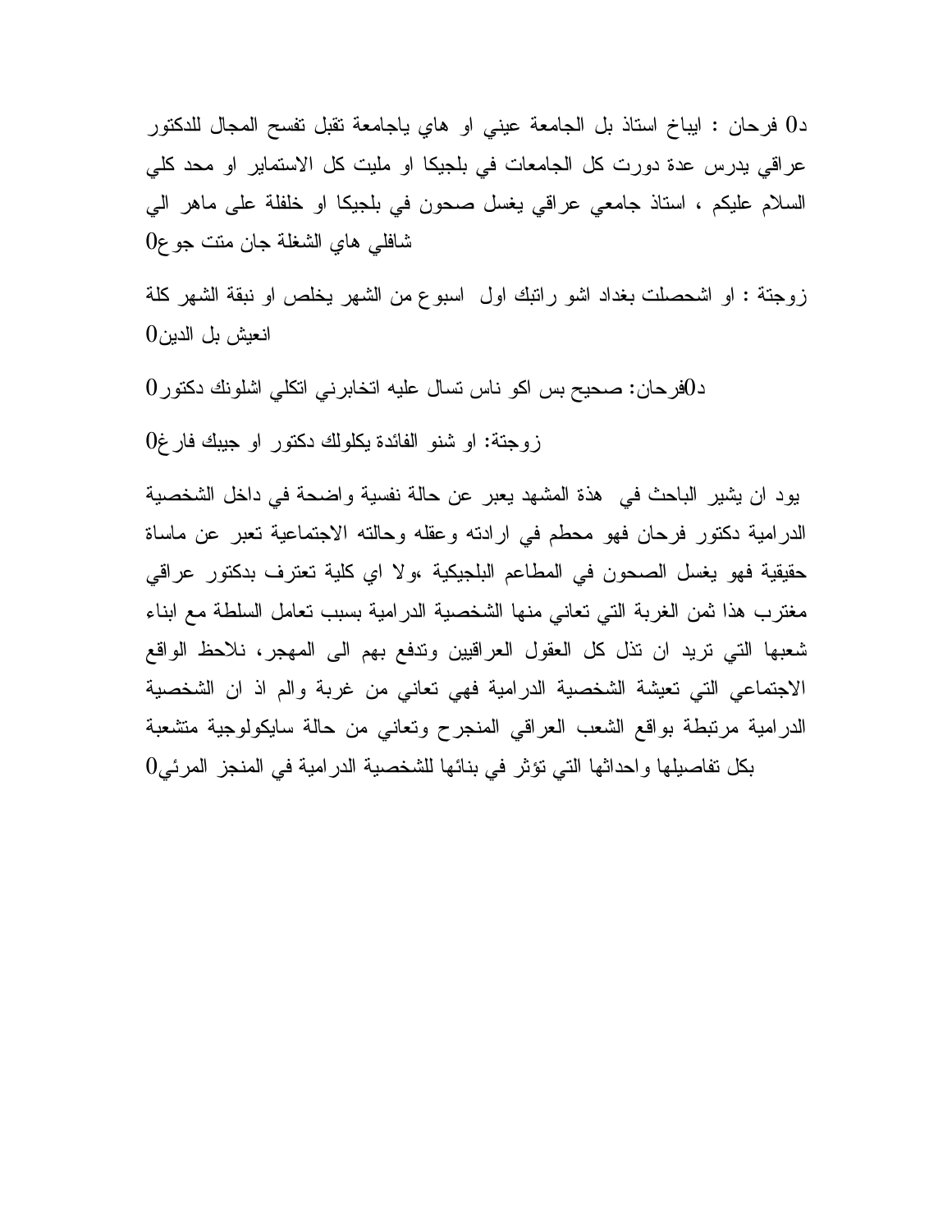د0 فرحان : ايباخ استاذ بل الجامعة عيني او هاي ياجامعة تقبل تفسح المجال للدكتور عراقي يدرس عدة دورت كل الجامعات في بلجيكا او مليت كل الاستماير او محد كلي السلام عليكم ، استاذ جامعي عراقي يغسل صحون في بلجيكا او خلفلة على ماهر الي شافلي هاي الشغلة جان متت جوع0

زوجتة : او اشحصلت بغداد اشو راتبك اول اسبوع من الشهر يخلص او نبقة الشهر كلة انعيش بل الدين0

د0فرحان: صحيح بس اكو ناس تسال عليه اتخابرني اتكلي اشلونك دكتور0

زوجتة: او شنو الفائدة يكلولك دكتور او جيبك فارغ0

يود ان يشير الباحث في هذة المشهد يعبر عن حالة نفسية واضحة في داخل الشخصية الدرامية دكتور فرحان فهو محطم في ارادته وعقله وحالته الاجتماعية تعبر عن ماساة حقيقية فهو يغسل الصحون في المطاعم البلجيكية ،ولا اي كلية تعترف بدكتور عراقي مغترب هذا ثمن الغربة التي تعاني منها الشخصية الدرامية بسبب تعامل السلطة مع ابناء شعبها التي تريد ان تذل كل العقول العراقيين وتدفع بهم الى المهجر، نلاحظ الواقع الاجتماعي التي تعيشة الشخصية الدرامية فهي تعاني من غربة والم اذ ان الشخصية الدرامية مرتبطة بواقع الشعب العراقي المنجرح وتعاني من حالة سايكولوجية متشعبة بكل تفاصيلها واحداثها التي تؤثر في بنائها للشخصية الدرامية في المنجز المرئي0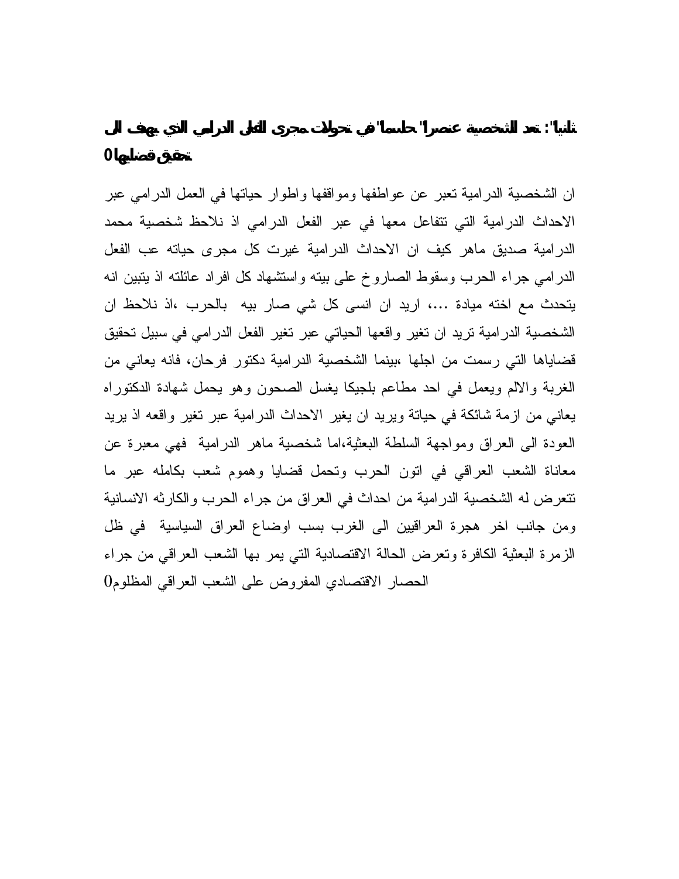**ثانيا": تعد الشخصية عنصرا" حاسما" في تحولات مجرى الفعل الدرامي التي يهدف الى تحقيق قضاياها0**

ان الشخصية الدرامية تعبر عن عواطفها ومواقفها واطوار حياتها في العمل الدرامي عبر الاحداث الدرامية التي تتفاعل معها في عبر الفعل الدرامي اذ نلاحظ شخصية محمد الدرامية صديق ماهر كيف ان الاحداث الدرامية غيرت كل مجرى حياته عب الفعل الدرامي جراء الحرب وسقوط الصاروخ على بيته واستشهاد كل افراد عائلته اذ يتبين انه يتحدث مع اخته ميادة ...، اريد ان انسى كل شي صار بيه بالحرب ،اذ نلاحظ ان الشخصية الدرامية تريد ان تغير واقعها الحياتي عبر تغير الفعل الدرامي في سبيل تحقيق قضاياها التي رسمت من اجلها ،بينما الشخصية الدرامية دكتور فرحان، فانه يعاني من الغربة والالم ويعمل في احد مطاعم بلجيكا يغسل الصحون وهو يحمل شهادة الدكتوراه يعاني من ازمة شائكة في حياتة ويريد ان يغير الاحداث الدرامية عبر تغير واقعه اذ يريد العودة الى العراق ومواجهة السلطة البعثية،اما شخصية ماهر الدرامية فهي معبرة عن معاناة الشعب العراقي في اتون الحرب وتحمل قضايا وهموم شعب بكامله عبر ما تتعرض له الشخصية الدرامية من احداث في العراق من جراء الحرب والكارثه الانسانية ومن جانب اخر هجرة العراقيين الى الغرب بسب اوضاع العراق السياسية في ظل الزمرة البعثية الكافرة وتعرض الحالة الاقتصادية التي يمر بها الشعب العراقي من جراء الحصار الاقتصادي المفروض على الشعب العراقي المظلوم0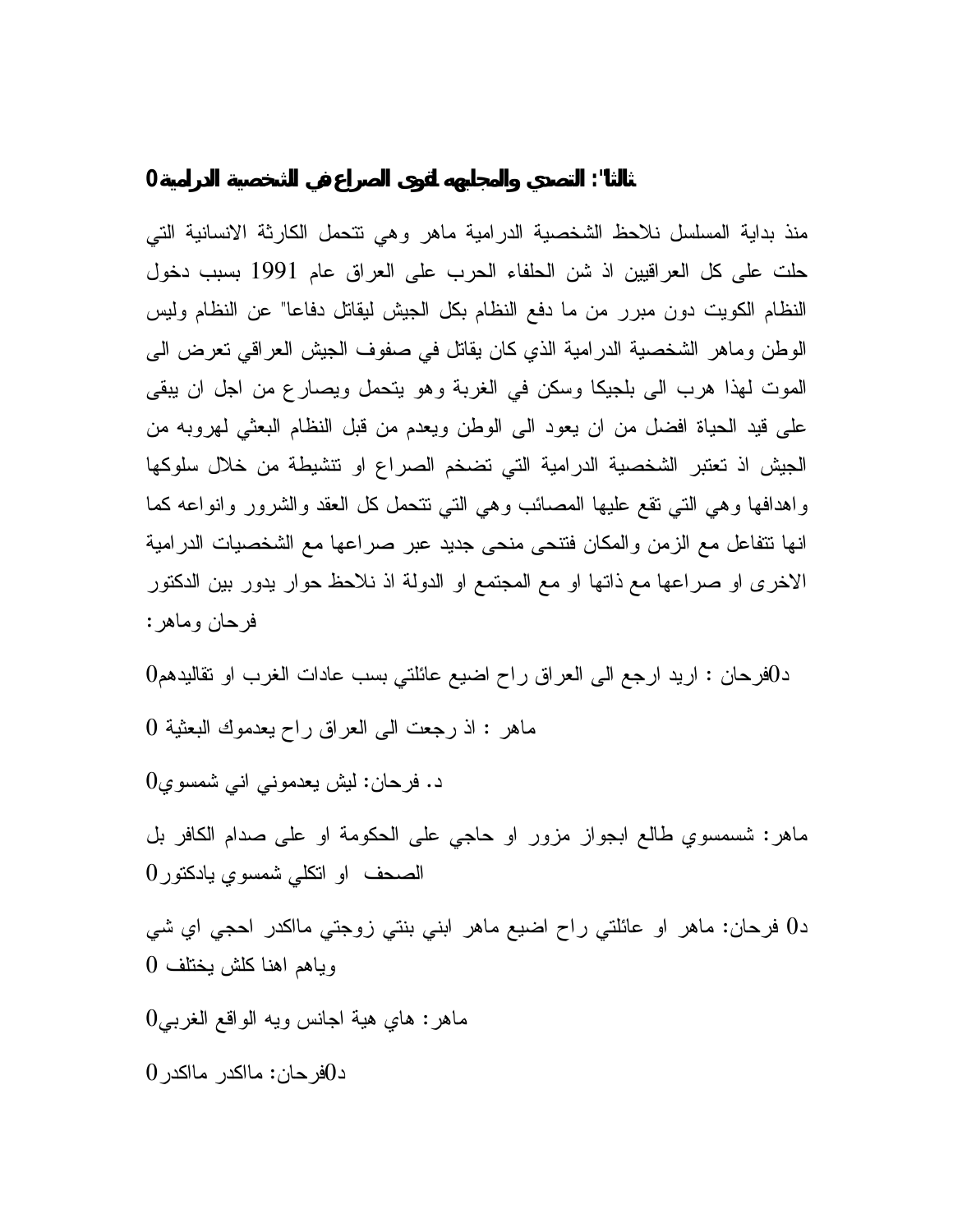**ثالثا": التصدي والمجابهه لقوى الصراع في الشخصية الدرامية0**

منذ بداية المسلسل نلاحظ الشخصية الدرامية ماهر وهي تتحمل الكارثة الانسانية التي حلت على كل العراقيين اذ شن الحلفاء الحرب على العراق عام 1991 بسبب دخول النظام الكويت دون مبرر من ما دفع النظام بكل الجيش ليقاتل دفاعا" عن النظام وليس الوطن وماهر الشخصية الدرامية الذي كان يقاتل في صفوف الجيش العراقي تعرض الى الموت لهذا هرب الى بلجيكا وسكن في الغربة وهو يتحمل ويصارع من اجل ان يبقى على قيد الحياة افضل من ان يعود الى الوطن ويعدم من قبل النظام البعثي لهروبه من الجيش اذ تعتبر الشخصية الدرامية التي تضخم الصراع او تنشيطة من خلال سلوكها واهدافها وهي التي تقع عليها المصائب وهي التي تتحمل كل العقد والشرور وانواعه كما انها تتفاعل مع الزمن والمكان فتنحى منحى جديد عبر صراعها مع الشخصيات الدرامية الاخرى او صراعها مع ذاتها او مع المجتمع او الدولة اذ نلاحظ حوار يدور بين الدكتور فرحان وماهر:

د0فرحان : اريد ارجع الى العراق راح اضيع عائلتي بسب عادات الغرب او تقاليدهم0

ماهر : اذ رجعت الى العراق راح يعدموك البعثية 0

د. فرحان: ليش يعدموني اني شمسوي0

ماهر: شسمسوي طالع ابجواز مزور او حاجي على الحكومة او على صدام الكافر بل الصحف او اتكلي شمسوي يادكتور0

د0 فرحان: ماهر او عائلتي راح اضيع ماهر ابني بنتي زوجتي ماكدر احجي اي شي وياهم اهنا كلش يختلف 0

ماهر: هاي هية اجانس ويه الواقع الغربي0

د0فرحان: ماكدر ماكدر0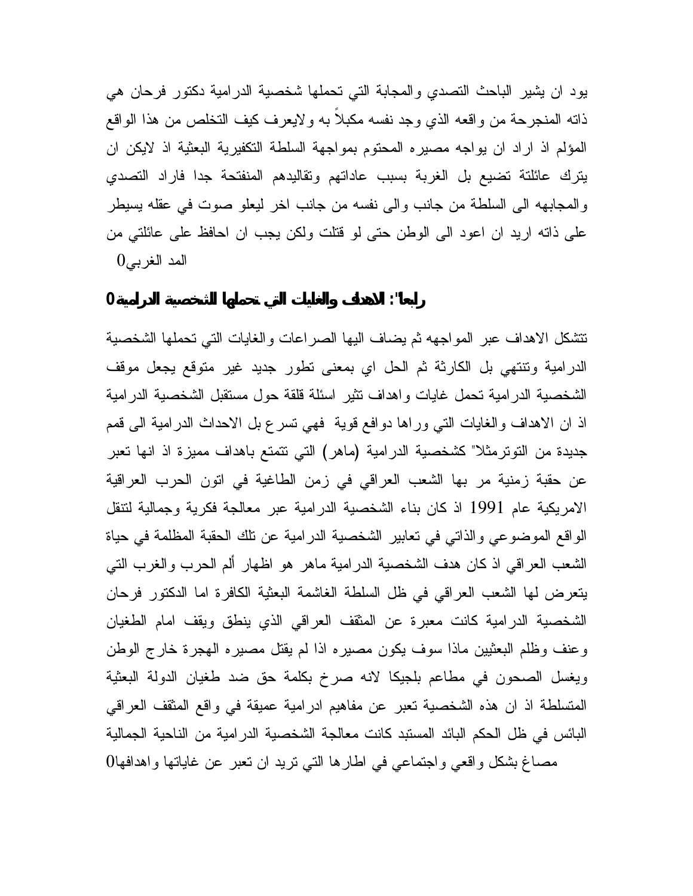يود ان يشير الباحث التصدي والمجابة التي تحملها شخصية الدرامية دكتور فرحان هي ذاته المنجرحة من واقعه الذي وجد نفسه مكبلاً به ولايعرف كيف التخلص من هذا الواقع المؤلم اذ اراد ان يواجه مصيره المحتوم بمواجهة السلطة التكفيرية البعثية اذ لايكن ان يترك عائلتة تضيع بل الغربة بسبب عاداتهم وتقاليدهم المنفتحة جدا فاراد التصدي والمجابهه الى السلطة من جانب والى نفسه من جانب اخر ليعلو صوت في عقله يسيطر على ذاته اريد ان اعود الى الوطن حتى لو قتلت ولكن يجب ان احافظ على عائلتي من المد الغربي0

**رابعا": الاهداف والغايات التي تحملها الشخصية الدرامية0**

تتشكل الاهداف عبر المواجهه ثم يضاف اليها الصراعات والغايات التي تحملها الشخصية الدرامية وتنتهي بل الكارثة ثم الحل اي بمعنى تطور جديد غير متوقع يجعل موقف الشخصية الدرامية تحمل غايات واهداف تثير اسئلة قلقة حول مستقبل الشخصية الدرامية اذ ان الاهداف والغايات التي وراها دوافع قوية فهي تسرع بل الاحداث الدرامية الى قمم جديدة من التوترمثلا" كشخصية الدرامية (ماهر) التي تتمتع باهداف مميزة اذ انها تعبر عن حقبة زمنية مر بها الشعب العراقي في زمن الطاغية في اتون الحرب العراقية الامريكية عام 1991 اذ كان بناء الشخصية الدرامية عبر معالجة فكرية وجمالية لتنقل الواقع الموضوعي والذاتي في تعابير الشخصية الدرامية عن تلك الحقبة المظلمة في حياة الشعب العراقي اذ كان هدف الشخصية الدرامية ماهر هو اظهار ألم الحرب والغرب التي يتعرض لها الشعب العراقي في ظل السلطة الغاشمة البعثية الكافرة اما الدكتور فرحان الشخصية الدرامية كانت معبرة عن المثقف العراقي الذي ينطق ويقف امام الطغيان وعنف وظلم البعثيين ماذا سوف يكون مصيره اذا لم يقتل مصيره الهجرة خارج الوطن ويغسل الصحون في مطاعم بلجيكا لانه صرخ بكلمة حق ضد طغيان الدولة البعثية المتسلطة اذ ان هذه الشخصية تعبر عن مفاهيم ادرامية عميقة في واقع المثقف العراقي البائس في ظل الحكم البائد المستبد كانت معالجة الشخصية الدرامية من الناحية الجمالية مصاغ بشكل واقعي واجتماعي في اطارها التي تريد ان تعبر عن غاياتها واهدافها0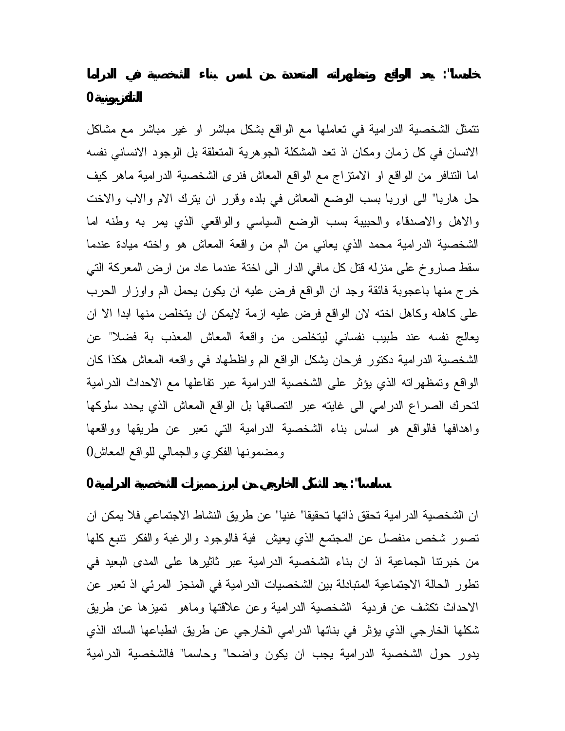**خامسا": يعد الواقع وتمظهراته المتعددة من اسس بناء الشخصية في الدراما التلفزيونية0**

تتمثل الشخصية الدرامية في تعاملها مع الواقع بشكل مباشر او غير مباشر مع مشاكل الانسان في كل زمان ومكان اذ تعد المشكلة الجوهرية المتعلقة بل الوجود الانساني نفسه اما التنافر من الواقع او الامتزاج مع الواقع المعاش فنرى الشخصية الدرامية ماهر كيف حل هاربا" الى اوربا بسب الوضع المعاش في بلده وقرر ان يترك الام والاب والاخت والاهل والاصدقاء والحبيبة بسبب الوضع السياسي والواقعي الذي يمر به وطنه اما الشخصية الدرامية محمد الذي يعاني من الم من واقعة المعاش هو واخته ميادة عندما سقط صاروخ على منزله قتل كل مافي الدار الى اختة عندما عاد من ارض المعركة التي خرج منها باعجوبة فائقة وجد ان الواقع فرض عليه ان يكون يحمل الم واوزار الحرب على كاهله وكاهل اخته لان الواقع فرض عليه ازمة لايمكن ان يتخلص منها ابدا الا ان يعالج نفسه عند طبيب نفساني ليتخلص من واقعة المعاش المعذب بة فضلا" عن الشخصية الدرامية دكتور فرحان يشكل الواقع الم واظطهاد في واقعه المعاش هكذا كان الواقع وتمظهراته الذي يؤثر على الشخصية الدرامية عبر تفاعلها مع الاحداث الدرامية لتحرك الصراع الدرامي الى غايته عبر التصاقها بل الواقع المعاش الذي يحدد سلوكها واهدافها فالواقع هو اساس بناء الشخصية الدرامية التي تعبر عن طريقها وواقعها ومضمونها الفكري والجمالي للواقع المعاش0

**سادسا": يعد الشكل الخارجي من ابرز مميزات الشخصية الدرامية0**

ان الشخصية الدرامية تحقق ذاتها تحقيقا" غنيا" عن طريق النشاط الاجتماعي فلا يمكن ان تصور شخص منفصل عن المجتمع الذي يعيش فية فالوجود والرغبة والفكر تنبع كلها من خبرتنا الجماعية اذ ان بناء الشخصية الدرامية عبر ثاثيرها على المدى البعيد في تطور الحالة الاجتماعية المتبادلة بين الشخصيات الدرامية في المنجز المرئي اذ تعبر عن الاحداث تكشف عن فردية الشخصية الدرامية وعن علاقتها وماهو تميزها عن طريق شكلها الخارجي الذي يؤثر في بنائها الدرامي الخارجي عن طريق انطباعها السائد الذي يدور حول الشخصية الدرامية يجب ان يكون واضحا" وحاسما" فالشخصية الدرامية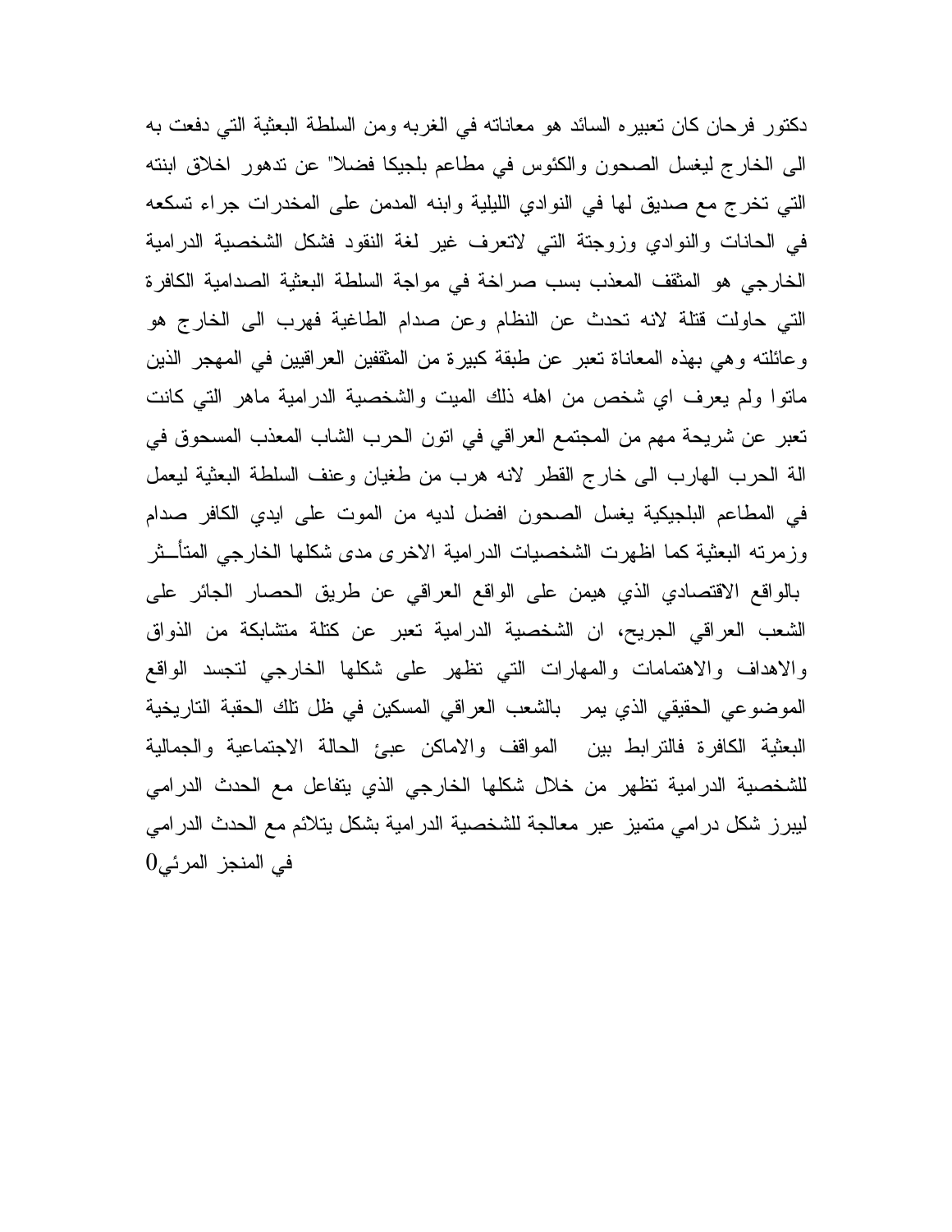دكتور فرحان كان تعبيره السائد هو معاناته في الغربه ومن السلطة البعثية التي دفعت به الى الخارج ليغسل الصحون والكئوس في مطاعم بلجيكا فضلا" عن تدهور اخلاق ابنته التي تخرج مع صديق لها في النوادي الليلية وابنه المدمن على المخدرات جراء تسكعه في الحانات والنوادي وزوجتة التي لاتعرف غير لغة النقود فشكل الشخصية الدرامية الخارجي هو المثقف المعذب بسب صراخة في مواجة السلطة البعثية الصدامية الكافرة التي حاولت قتلة لانه تحدث عن النظام وعن صدام الطاغية فهرب الى الخارج هو وعائلته وهي بهذه المعاناة تعبر عن طبقة كبيرة من المثقفين العراقيين في المهجر الذين ماتوا ولم يعرف اي شخص من اهله ذلك الميت والشخصية الدرامية ماهر التي كانت تعبر عن شريحة مهم من المجتمع العراقي في اتون الحرب الشاب المعذب المسحوق في الة الحرب الهارب الى خارج القطر لانه هرب من طغيان وعنف السلطة البعثية ليعمل في المطاعم البلجيكية يغسل الصحون افضل لديه من الموت على ايدي الكافر صدام وزمرته البعثية كما اظهرت الشخصيات الدرامية الاخرى مدى شكلها الخارجي المتأـــثر بالواقع الاقتصادي الذي هيمن على الواقع العراقي عن طريق الحصار الجائر على الشعب العراقي الجريح، ان الشخصية الدرامية تعبر عن كتلة متشابكة من الذواق والاهداف والاهتمامات والمهارات التي تظهر على شكلها الخارجي لتجسد الواقع الموضوعي الحقيقي الذي يمر بالشعب العراقي المسكين في ظل تلك الحقبة التاريخية البعثية الكافرة فالترابط بين المواقف والاماكن عبئ الحالة الاجتماعية والجمالية للشخصية الدرامية تظهر من خلال شكلها الخارجي الذي يتفاعل مع الحدث الدرامي ليبرز شكل درامي متميز عبر معالجة للشخصية الدرامية بشكل يتلائم مع الحدث الدرامي في المنجز المرئي0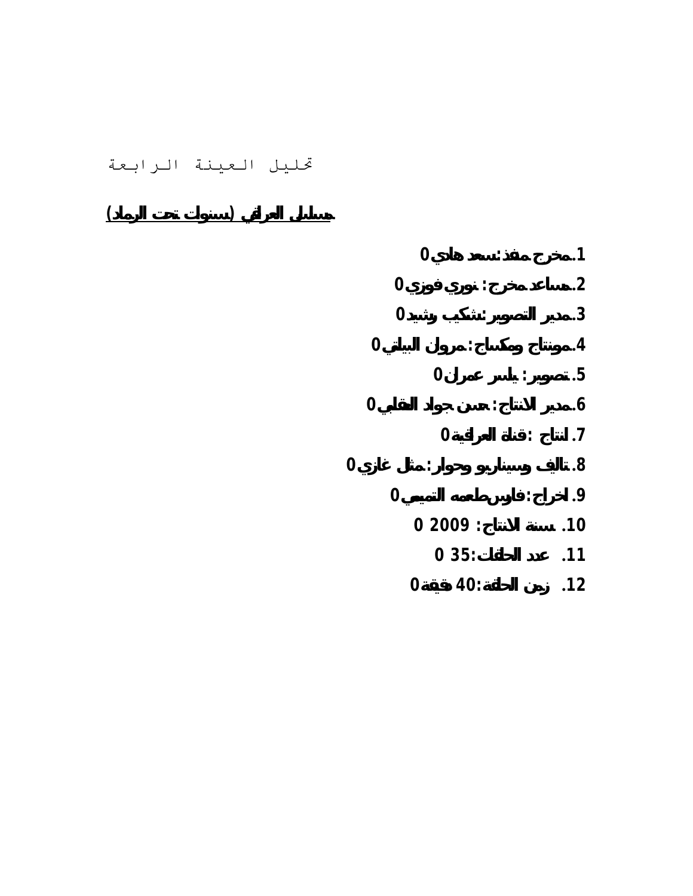## تحليل العينة الرابعة

**مسلسل العراقي (سنوات تحت الرماد)**

1. مخرج منفذ: سعد هادي 0
2. مساعد مخرج: نوري فوزي 0
3. مدير التصوير: شكيب رشيد 0
4. مونتاج ومكساج: مروان البياتي 0
5. تصوير: ياسر عمران 0
6. مدير الانتاج: حسن جواد العقابي 0
7. انتاج: قناة العراقية 0
8. تاليف وسيناريو وحوار: مثل غازي 0
9. اخراج: فارس طعمه التميمي 0
10. سنة الانتاج: 2009 0
11. عدد الحلقات: 35 0
12. زمن الحلقة: 40 دقيقة 0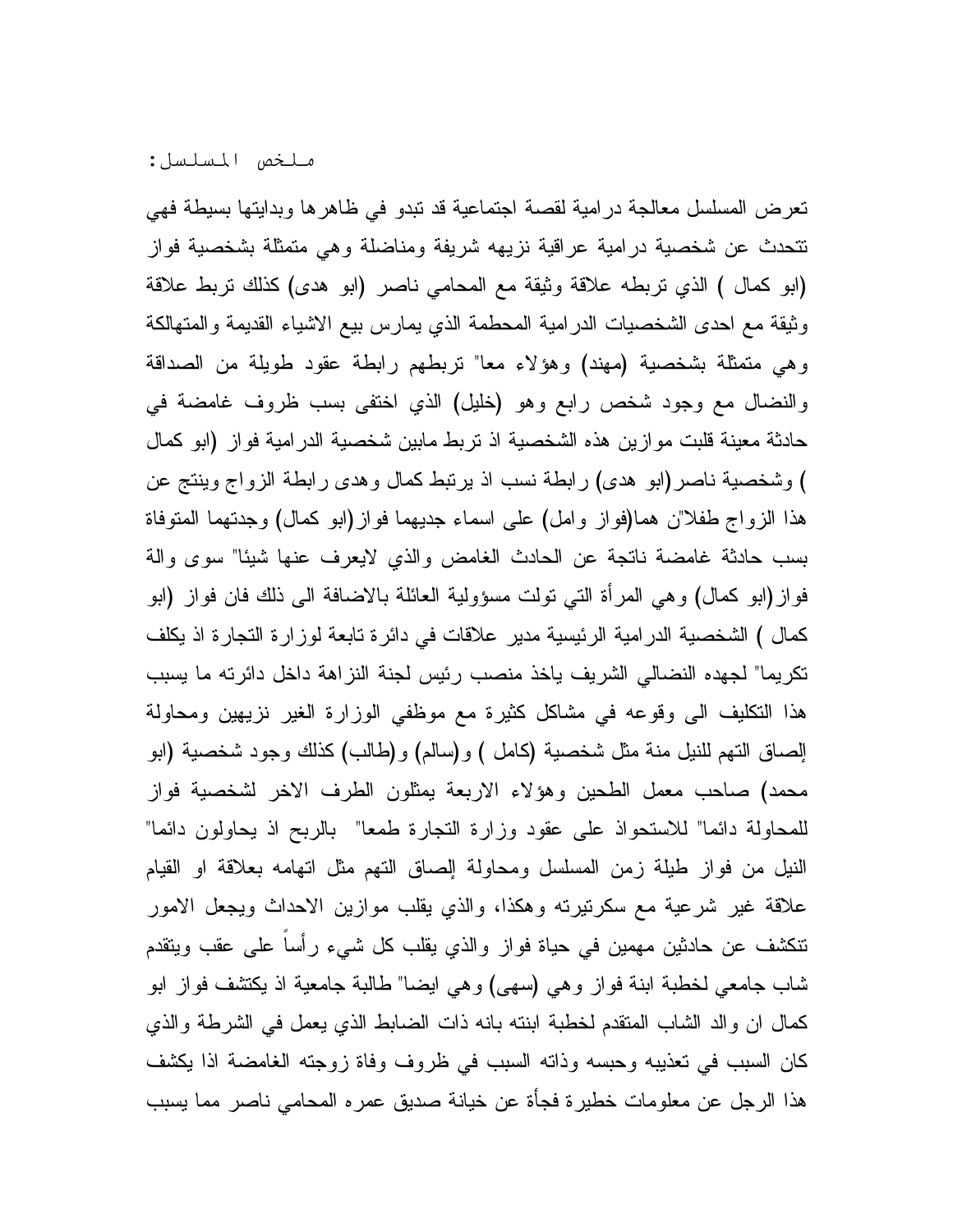ملخص المسلسل:

تعرض المسلسل معالجة درامية لقصة اجتماعية قد تبدو في ظاهرها وبدايتها بسيطة فهي تتحدث عن شخصية درامية عراقية نزيهه شريفة ومناضلة وهي متمثلة بشخصية فواز (ابو كمال ) الذي تربطه علاقة وثيقة مع المحامي ناصر (ابو هدى) كذلك تربط علاقة وثيقة مع احدى الشخصيات الدرامية المحطمة الذي يمارس بيع الاشياء القديمة والمتهالكة وهي متمثلة بشخصية (مهند) وهؤلاء معا" تربطهم رابطة عقود طويلة من الصداقة والنضال مع وجود شخص رابع وهو (خليل) الذي اختفى بسب ظروف غامضة في حادثة معينة قلبت موازين هذه الشخصية اذ تربط مابين شخصية الدرامية فواز (ابو كمال ) وشخصية ناصر(ابو هدى) رابطة نسب اذ يرتبط كمال وهدى رابطة الزواج وينتج عن هذا الزواج طفلا"ن هما(فواز وامل) على اسماء جديهما فواز(ابو كمال) وجدتهما المتوفاة بسب حادثة غامضة ناتجة عن الحادث الغامض والذي لايعرف عنها شيئا" سوى والة فواز(ابو كمال) وهي المرأة التي تولت مسؤولية العائلة بالاضافة الى ذلك فان فواز (ابو كمال ) الشخصية الدرامية الرئيسية مدير علاقات في دائرة تابعة لوزارة التجارة اذ يكلف تكريما" لجهده النضالي الشريف ياخذ منصب رئيس لجنة النزاهة داخل دائرته ما يسبب هذا التكليف الى وقوعه في مشاكل كثيرة مع موظفي الوزارة الغير نزيهين ومحاولة إلصاق التهم للنيل منة مثل شخصية (كامل ) و(سالم) و(طالب) كذلك وجود شخصية (ابو محمد) صاحب معمل الطحين وهؤلاء الاربعة يمثلون الطرف الاخر لشخصية فواز للمحاولة دائما" للاستحواذ على عقود وزارة التجارة طمعا" بالربح اذ يحاولون دائما" النيل من فواز طيلة زمن المسلسل ومحاولة إلصاق التهم مثل اتهامه بعلاقة او القيام علاقة غير شرعية مع سكرتيرته وهكذا، والذي يقلب موازين الاحداث ويجعل الامور تتكشف عن حادثين مهمين في حياة فواز والذي يقلب كل شيء رأساً على عقب ويتقدم شاب جامعي لخطبة ابنة فواز وهي (سهى) وهي ايضا" طالبة جامعية اذ يكتشف فواز ابو كمال ان والد الشاب المتقدم لخطبة ابنته بانه ذات الضابط الذي يعمل في الشرطة والذي كان السبب في تعذيبه وحبسه وذاته السبب في ظروف وفاة زوجته الغامضة اذا يكشف هذا الرجل عن معلومات خطيرة فجأة عن خيانة صديق عمره المحامي ناصر مما يسبب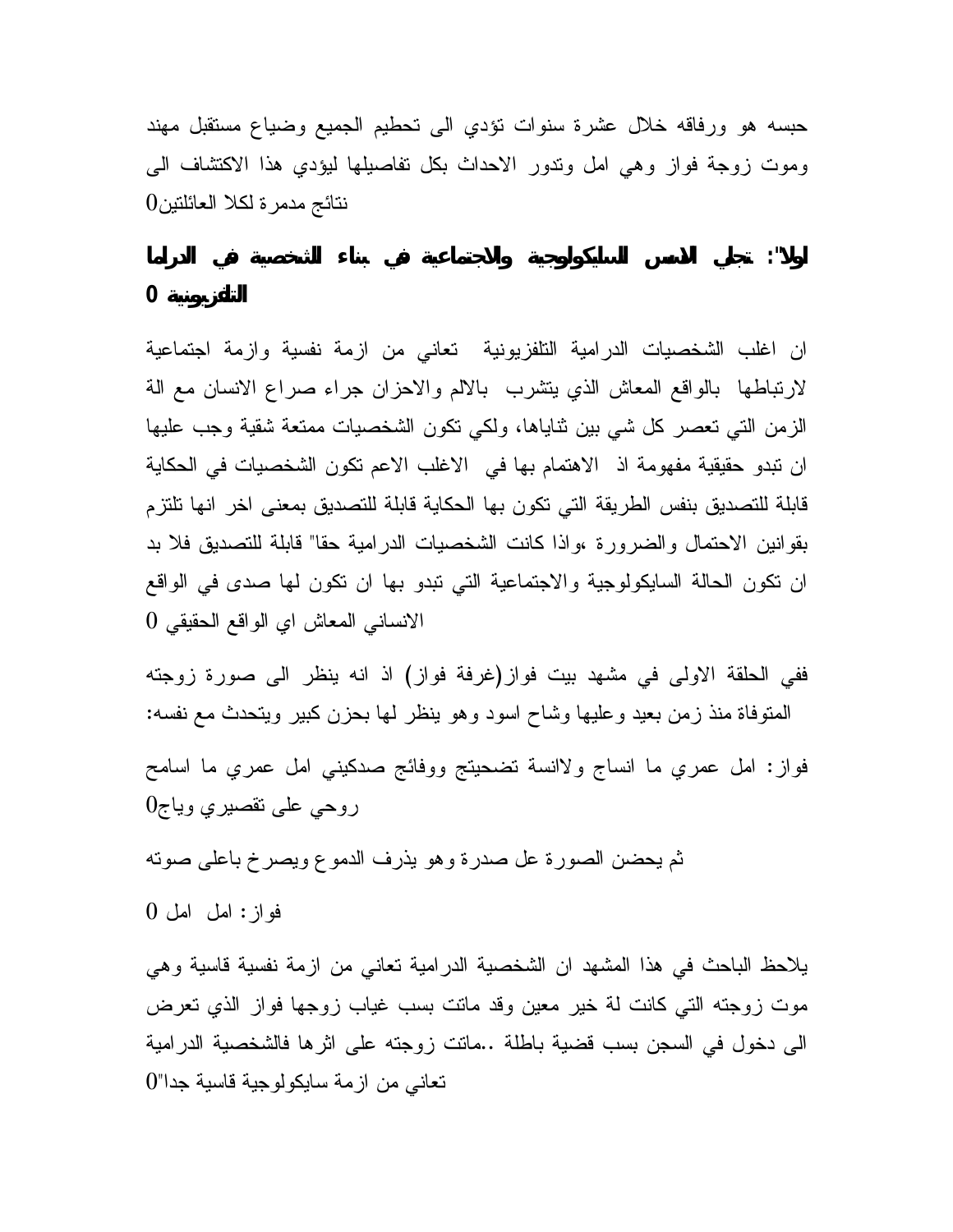حبسه هو ورفاقه خلال عشرة سنوات تؤدي الى تحطيم الجميع وضياع مستقبل مهند وموت زوجة فواز وهي امل وتدور الاحداث بكل تفاصيلها ليؤدي هذا الاكتشاف الى نتائج مدمرة لكلا العائلتين0

## اولا": تجلي الاسس السايكولوجية والاجتماعية في بناء الشخصية في الدراما التلفزيونية 0

ان اغلب الشخصيات الدرامية التلفزيونية  تعاني من ازمة نفسية وازمة اجتماعية لارتباطها  بالواقع المعاش الذي يتشرب  بالالم والاحزان جراء صراع الانسان مع الة الزمن التي تعصر كل شي بين ثناياها، ولكي تكون الشخصيات ممتعة شقية وجب عليها ان تبدو حقيقية مفهومة اذ  الاهتمام بها في  الاغلب الاعم تكون الشخصيات في الحكاية قابلة للتصديق بنفس الطريقة التي تكون بها الحكاية قابلة للتصديق بمعنى اخر انها تلتزم بقوانين الاحتمال والضرورة ،واذا كانت الشخصيات الدرامية حقا" قابلة للتصديق فلا بد ان تكون الحالة السايكولوجية والاجتماعية التي تبدو بها ان تكون لها صدى في الواقع الانساني المعاش اي الواقع الحقيقي 0

ففي الحلقة الاولى في مشهد بيت فواز(غرفة فواز) اذ انه ينظر الى صورة زوجته المتوفاة منذ زمن بعيد وعليها وشاح اسود وهو ينظر لها بحزن كبير ويتحدث مع نفسه:

فواز: امل عمري ما انساج ولانسة تضحيتج ووفائج صدكيني امل عمري ما اسامح روحي على تقصيري وياج0

ثم يحضن الصورة عل صدرة وهو يذرف الدموع ويصرخ باعلى صوته

فواز: امل  امل 0

يلاحظ الباحث في هذا المشهد ان الشخصية الدرامية تعاني من ازمة نفسية قاسية وهي موت زوجته التي كانت لة خير معين وقد ماتت بسب غياب زوجها فواز الذي تعرض الى دخول في السجن بسبب قضية باطلة ..ماتت زوجته على اثرها فالشخصية الدرامية تعاني من ازمة سايكولوجية قاسية جدا"0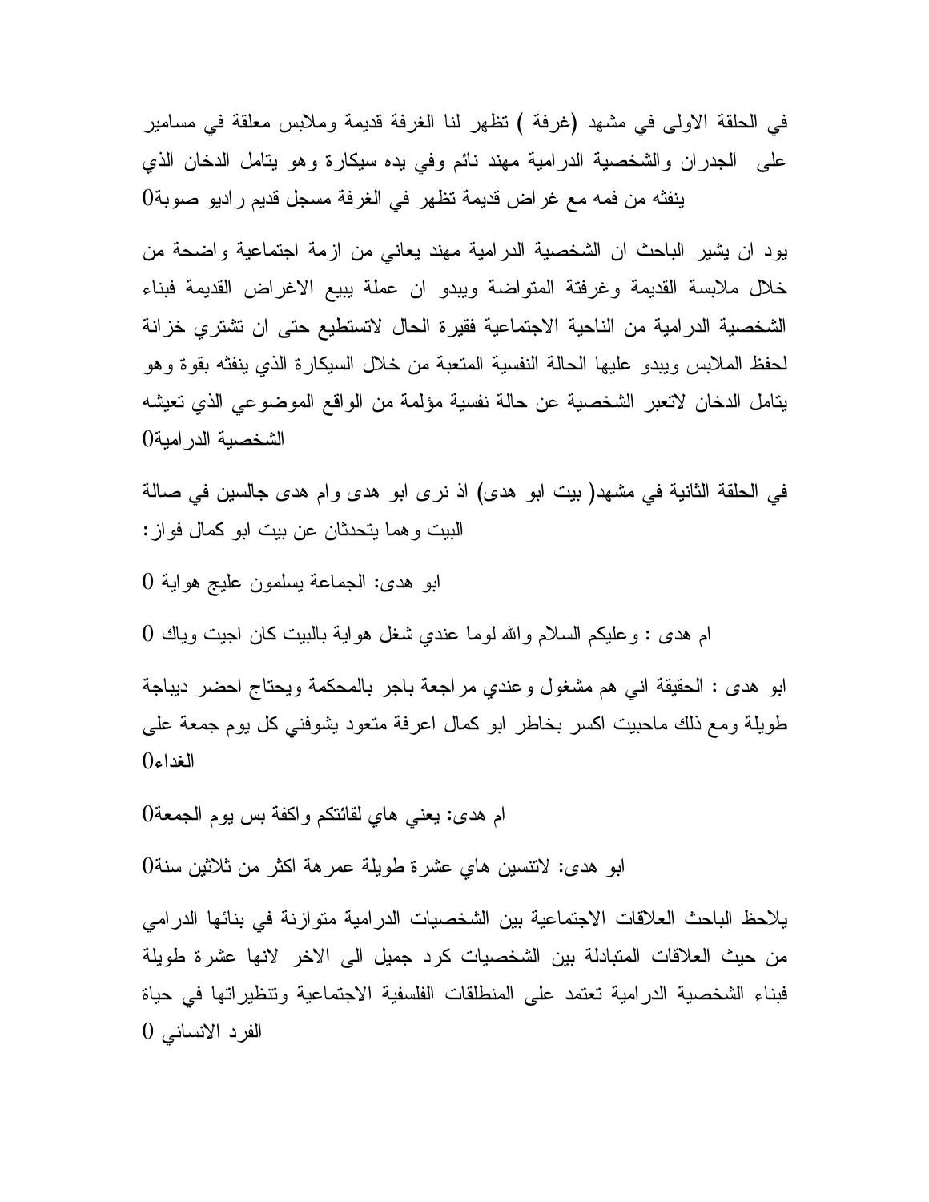في الحلقة الاولى في مشهد (غرفة ) تظهر لنا الغرفة قديمة وملابس معلقة في مسامير على الجدران والشخصية الدرامية مهند نائم وفي يده سيكارة وهو يتامل الدخان الذي ينفثه من فمه مع غراض قديمة تظهر في الغرفة مسجل قديم راديو صوبة0

يود ان يشير الباحث ان الشخصية الدرامية مهند يعاني من ازمة اجتماعية واضحة من خلال ملابسة القديمة وغرفتة المتواضعة ويبدو ان عملة يبيع الاغراض القديمة فبناء الشخصية الدرامية من الناحية الاجتماعية فقيرة الحال لاتستطيع حتى ان تشتري خزانة لحفظ الملابس ويبدو عليها الحالة النفسية المتعبة من خلال السيكارة الذي ينفثه بقوة وهو يتامل الدخان لاتعبر الشخصية عن حالة نفسية مؤلمة من الواقع الموضوعي الذي تعيشه الشخصية الدرامية0

في الحلقة الثانية في مشهد( بيت ابو هدى) اذ نرى ابو هدى وام هدى جالسين في صالة البيت وهما يتحدثان عن بيت ابو كمال فواز:

ابو هدى: الجماعة يسلمون عليج هواية 0

ام هدى : وعليكم السلام والله لوما عندي شغل هواية بالبيت كان اجيت وياك 0

ابو هدى : الحقيقة اني هم مشغول وعندي مراجعة باجر بالمحكمة ويحتاج احضر ديباجة طويلة ومع ذلك ماحبيت اكسر بخاطر ابو كمال اعرفة متعود يشوفني كل يوم جمعة على الغداء0

ام هدى: يعني هاي لقائتكم واكفة بس يوم الجمعة0

ابو هدى: لاتنسين هاي عشرة طويلة عمرهة اكثر من ثلاثين سنة0

يلاحظ الباحث العلاقات الاجتماعية بين الشخصيات الدرامية متوازنة في بنائها الدرامي من حيث العلاقات المتبادلة بين الشخصيات كرد جميل الى الاخر لانها عشرة طويلة فبناء الشخصية الدرامية تعتمد على المنطلقات الفلسفية الاجتماعية وتنظيراتها في حياة الفرد الانساني 0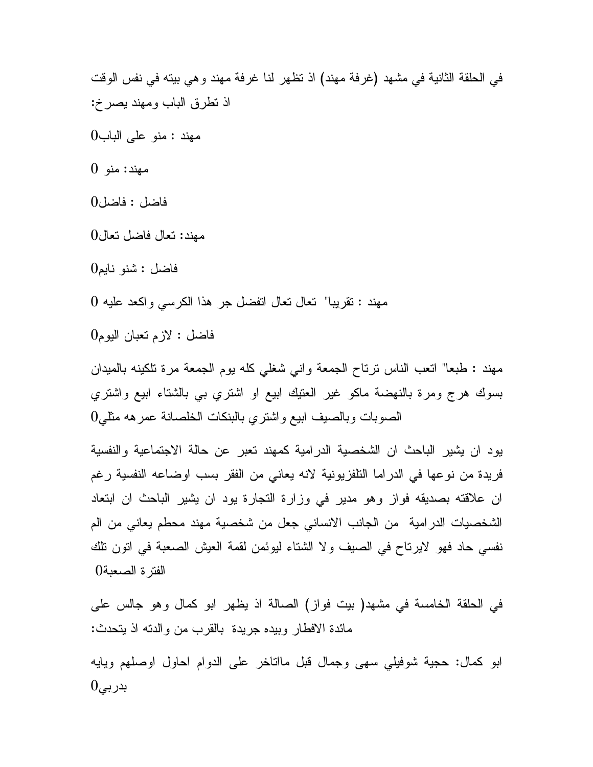في الحلقة الثانية في مشهد (غرفة مهند) اذ تظهر لنا غرفة مهند وهي بيته في نفس الوقت اذ تطرق الباب ومهند يصرخ:

مهند : منو على الباب0

مهند: منو 0

فاضل : فاضل0

مهند: تعال فاضل تعال0

فاضل : شنو نايم0

مهند : تقريبا" تعال تعال اتفضل جر هذا الكرسي واكعد عليه 0

فاضل : لازم تعبان اليوم0

مهند : طبعا" اتعب الناس ترتاح الجمعة واني شغلي كله يوم الجمعة مرة تلكينه بالميدان بسوك هرج ومرة بالنهضة ماكو غير العتيك ابيع او اشتري بي بالشتاء ابيع واشتري الصوبات وبالصيف ابيع واشتري بالبنكات الخلصانة عمرهه مثلي0

يود ان يشير الباحث ان الشخصية الدرامية كمهند تعبر عن حالة الاجتماعية والنفسية فريدة من نوعها في الدراما التلفزيونية لانه يعاني من الفقر بسب اوضاعه النفسية رغم ان علاقته بصديقه فواز وهو مدير في وزارة التجارة يود ان يشير الباحث ان ابتعاد الشخصيات الدرامية من الجانب الانساني جعل من شخصية مهند محطم يعاني من الم نفسي حاد فهو لايرتاح في الصيف ولا الشتاء ليوئمن لقمة العيش الصعبة في اتون تلك الفترة الصعبة0

في الحلقة الخامسة في مشهد( بيت فواز) الصالة اذ يظهر ابو كمال وهو جالس على مائدة الافطار وبيده جريدة بالقرب من والدته اذ يتحدث:

ابو كمال: حجية شوفيلي سهى وجمال قبل ماتاخر على الدوام احاول اوصلهم ويايه بدربي0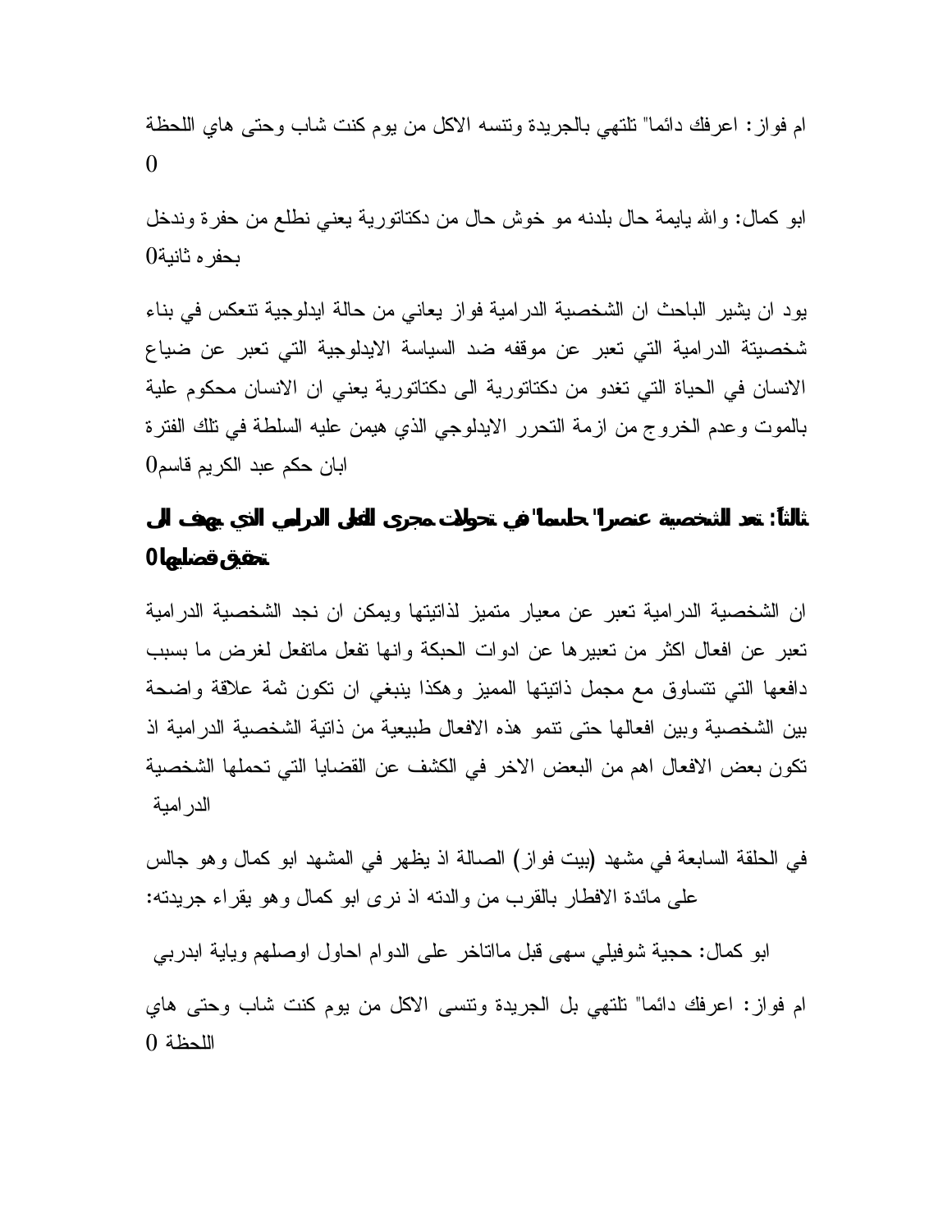ام فواز: اعرفك دائما" تلتهي بالجريدة وتنسه الاكل من يوم كنت شاب وحتى هاي اللحظة 0

ابو كمال: والله يايمة حال بلدنه مو خوش حال من دكتاتورية يعني نطلع من حفرة وندخل بحفره ثانية0

يود ان يشير الباحث ان الشخصية الدرامية فواز يعاني من حالة ايدلوجية تنعكس في بناء شخصيتة الدرامية التي تعبر عن موقفه ضد السياسة الايدلوجية التي تعبر عن ضياع الانسان في الحياة التي تغدو من دكتاتورية الى دكتاتورية يعني ان الانسان محكوم علية بالموت وعدم الخروج من ازمة التحرر الايدلوجي الذي هيمن عليه السلطة في تلك الفترة ابان حكم عبد الكريم قاسم0

**ثالثاً: تعد الشخصية عنصراً" حاسماً" في تحولات مجرى الفعل الدرامي الذي يهدف الى تحقيق قضاياها0**

ان الشخصية الدرامية تعبر عن معيار متميز لذاتيتها ويمكن ان نجد الشخصية الدرامية تعبر عن افعال اكثر من تعبيرها عن ادوات الحبكة وانها تفعل ماتفعل لغرض ما بسبب دافعها التي تتساوق مع مجمل ذاتيتها المميز وهكذا ينبغي ان تكون ثمة علاقة واضحة بين الشخصية وبين افعالها حتى تنمو هذه الافعال طبيعية من ذاتية الشخصية الدرامية اذ تكون بعض الافعال اهم من البعض الاخر في الكشف عن القضايا التي تحملها الشخصية الدرامية

في الحلقة السابعة في مشهد (بيت فواز) الصالة اذ يظهر في المشهد ابو كمال وهو جالس على مائدة الافطار بالقرب من والدته اذ نرى ابو كمال وهو يقراء جريدته:

ابو كمال: حجية شوفيلي سهى قبل ماتاخر على الدوام احاول اوصلهم ويابة ابدربي

ام فواز: اعرفك دائما" تلتهي بل الجريدة وتنسى الاكل من يوم كنت شاب وحتى هاي اللحظة 0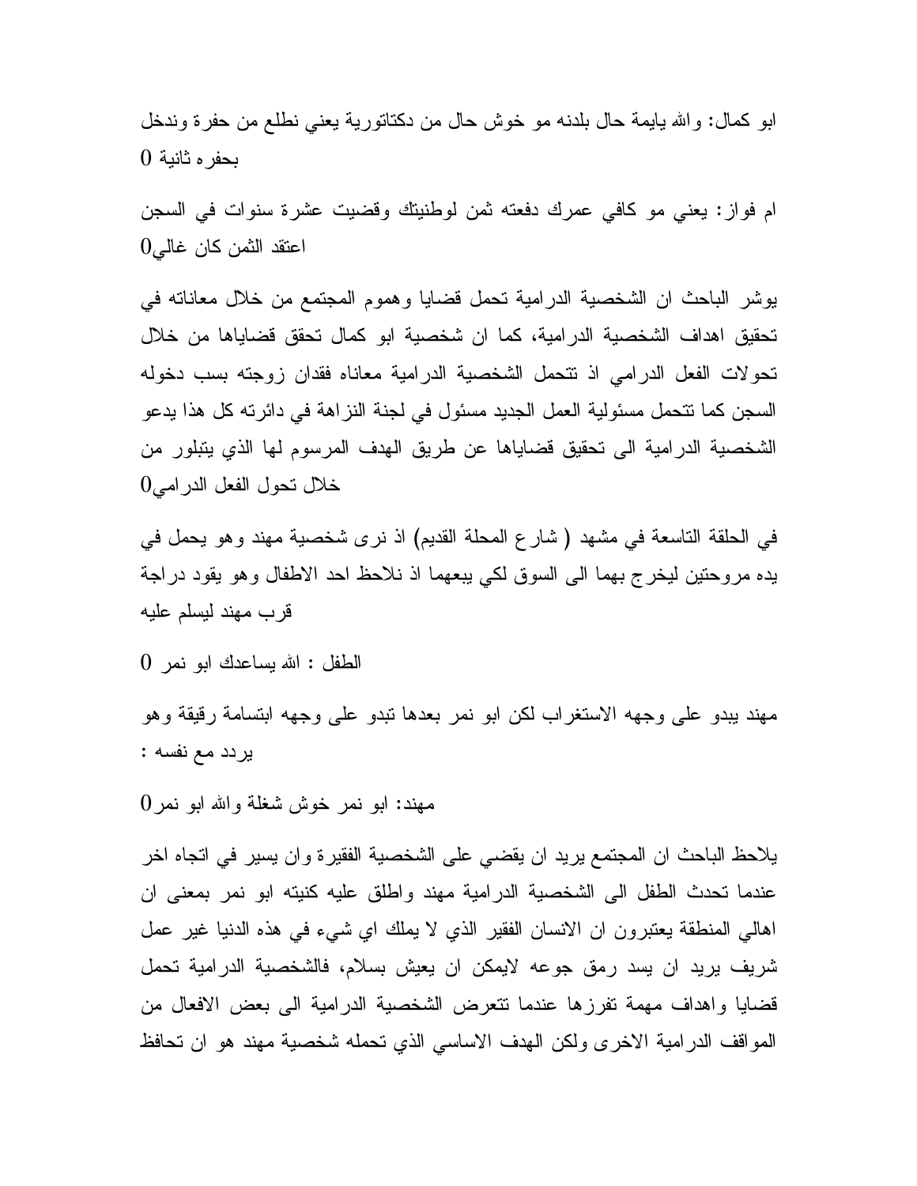ابو كمال: والله يايمة حال بلدنه مو خوش حال من دكتاتورية يعني نطلع من حفرة وندخل بحفره ثانية 0

ام فواز: يعني مو كافي عمرك دفعته ثمن لوطنيتك وقضيت عشرة سنوات في السجن اعتقد الثمن كان غالي0

يوشر الباحث ان الشخصية الدرامية تحمل قضايا وهموم المجتمع من خلال معاناته في تحقيق اهداف الشخصية الدرامية، كما ان شخصية ابو كمال تحقق قضاياها من خلال تحولات الفعل الدرامي اذ تتحمل الشخصية الدرامية معاناه فقدان زوجته بسب دخوله السجن كما تتحمل مسئولية العمل الجديد مسئول في لجنة النزاهة في دائرته كل هذا يدعو الشخصية الدرامية الى تحقيق قضاياها عن طريق الهدف المرسوم لها الذي يتبلور من خلال تحول الفعل الدرامي0

في الحلقة التاسعة في مشهد ( شارع المحلة القديم) اذ نرى شخصية مهند وهو يحمل في يده مروحتين ليخرج بهما الى السوق لكي يبعهما اذ نلاحظ احد الاطفال وهو يقود دراجة قرب مهند ليسلم عليه

الطفل : الله يساعدك ابو نمر 0

مهند يبدو على وجهه الاستغراب لكن ابو نمر بعدها تبدو على وجهه ابتسامة رقيقة وهو يردد مع نفسه :

مهند: ابو نمر خوش شغلة والله ابو نمر0

يلاحظ الباحث ان المجتمع يريد ان يقضي على الشخصية الفقيرة وان يسير في اتجاه اخر عندما تحدث الطفل الى الشخصية الدرامية مهند واطلق عليه كنيته ابو نمر بمعنى ان اهالي المنطقة يعتبرون ان الانسان الفقير الذي لا يملك اي شيء في هذه الدنيا غير عمل شريف يريد ان يسد رمق جوعه لايمكن ان يعيش بسلام، فالشخصية الدرامية تحمل قضايا واهداف مهمة تفرزها عندما تتعرض الشخصية الدرامية الى بعض الافعال من المواقف الدرامية الاخرى ولكن الهدف الاساسي الذي تحمله شخصية مهند هو ان تحافظ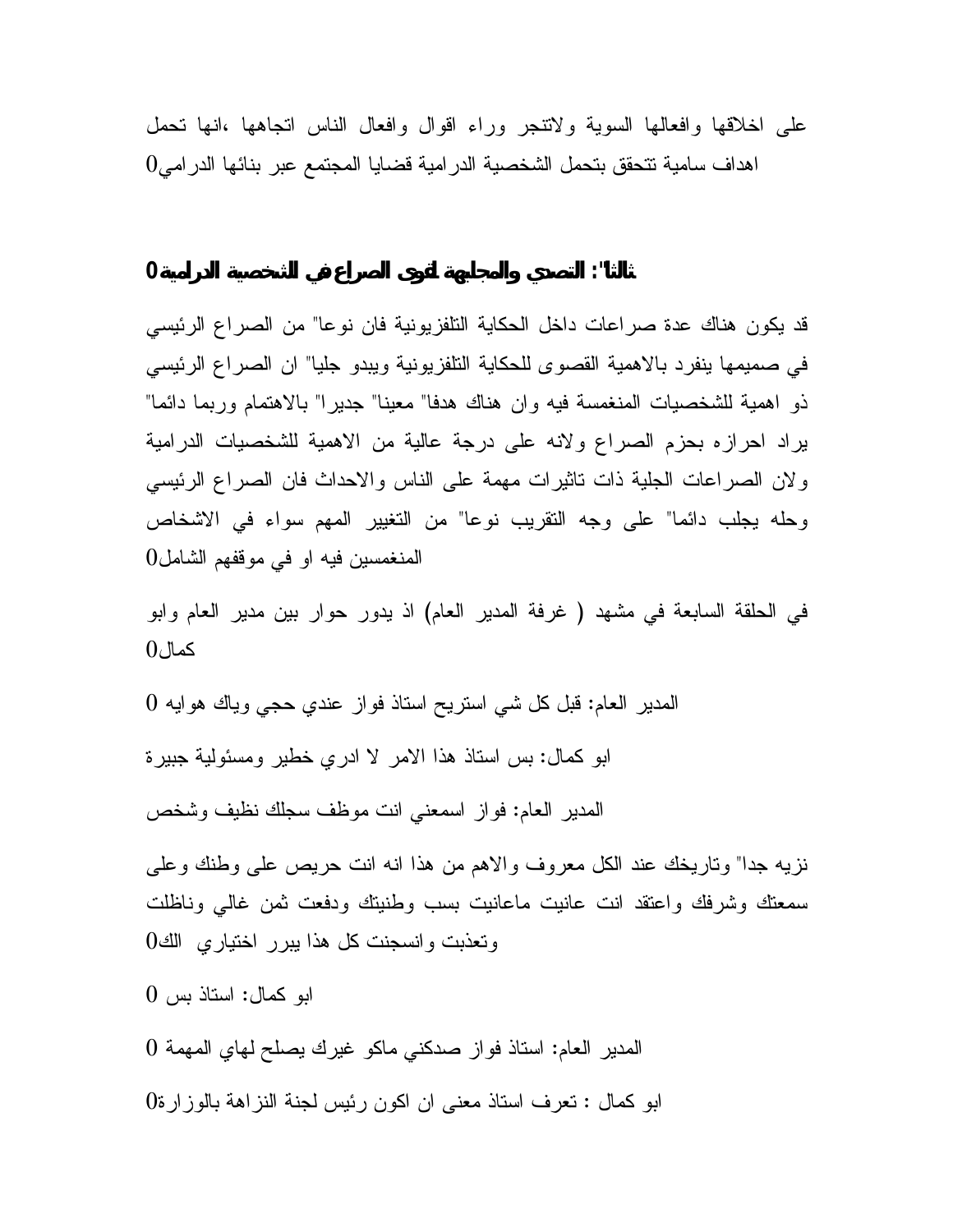على اخلاقها وافعالها السوية ولاتنجر وراء اقوال وافعال الناس اتجاهها ،انها تحمل اهداف سامية تتحقق بتحمل الشخصية الدرامية قضايا المجتمع عبر بنائها الدرامي0

**ثالثا": التصدي والمجابهة لقوى الصراع في الشخصية الدرامية0**

قد يكون هناك عدة صراعات داخل الحكاية التلفزيونية فان نوعا" من الصراع الرئيسي في صميمها ينفرد بالاهمية القصوى للحكاية التلفزيونية ويبدو جليا" ان الصراع الرئيسي ذو اهمية للشخصيات المنغمسة فيه وان هناك هدفا" معينا" جديرا" بالاهتمام وربما دائما" يراد احرازه بحزم الصراع ولانه على درجة عالية من الاهمية للشخصيات الدرامية ولان الصراعات الجلية ذات تاثيرات مهمة على الناس والاحداث فان الصراع الرئيسي وحله يجلب دائما" على وجه التقريب نوعا" من التغيير المهم سواء في الاشخاص المنغمسين فيه او في موقفهم الشامل0

في الحلقة السابعة في مشهد ( غرفة المدير العام) اذ يدور حوار بين مدير العام وابو كمال0

المدير العام: قبل كل شي استريح استاذ فواز عندي حجي وياك هوايه 0

ابو كمال: بس استاذ هذا الامر لا ادري خطير ومسئولية جبيرة

المدير العام: فواز اسمعني انت موظف سجلك نظيف وشخص نزيه جدا" وتاريخك عند الكل معروف والاهم من هذا انه انت حريص على وطنك وعلى سمعتك وشرفك واعتقد انت عانيت ماعانيت بسب وطنيتك ودفعت ثمن غالي وناظلت وتعذبت وانسجنت كل هذا يبرر اختياري الك0

ابو كمال: استاذ بس 0

المدير العام: استاذ فواز صدكني ماكو غيرك يصلح لهاي المهمة 0

ابو كمال : تعرف استاذ معنى ان اكون رئيس لجنة النزاهة بالوزارة0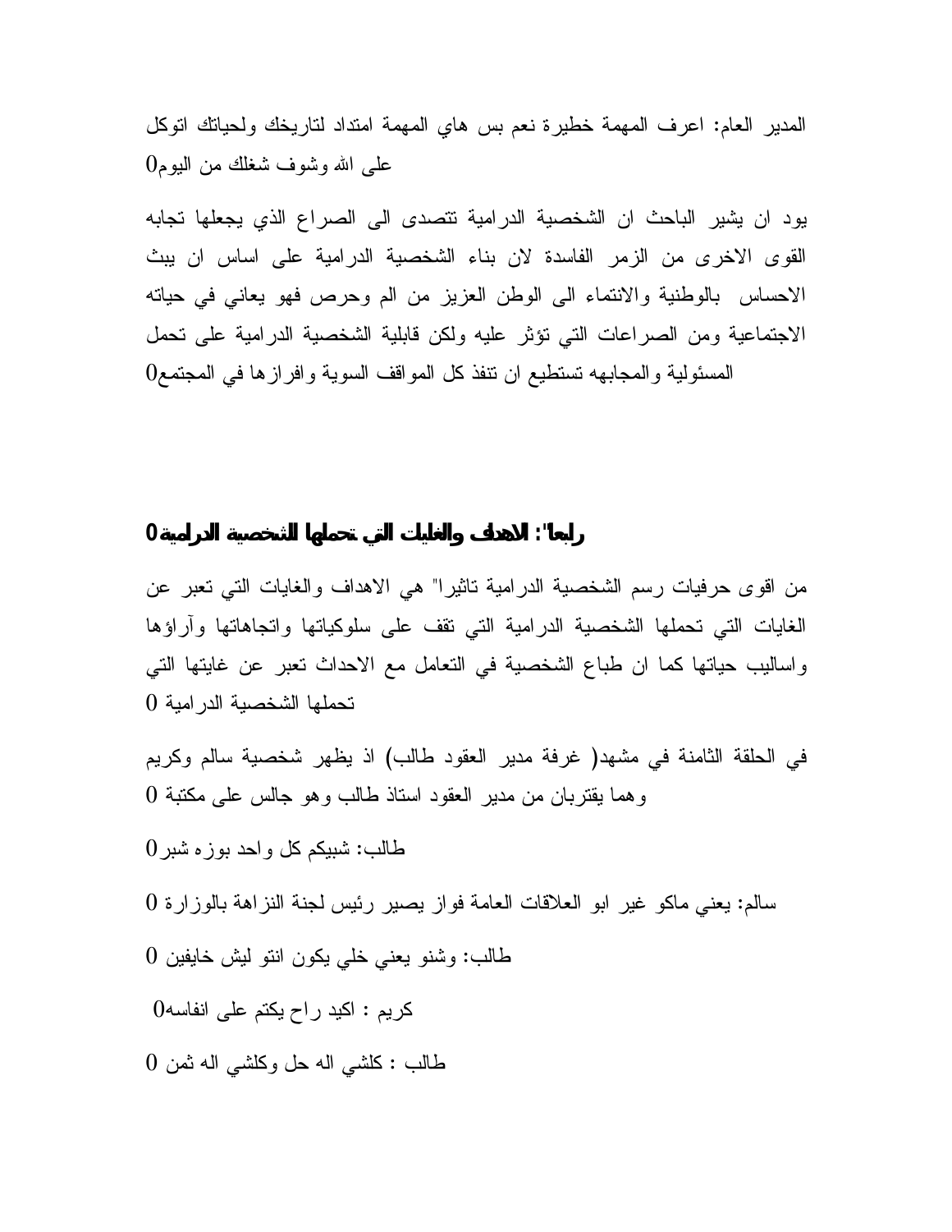المدير العام: اعرف المهمة خطيرة نعم بس هاي المهمة امتداد لتاريخك ولحياتك اتوكل على الله وشوف شغلك من اليوم0

يود ان يشير الباحث ان الشخصية الدرامية تتصدى الى الصراع الذي يجعلها تجابه القوى الاخرى من الزمر الفاسدة لان بناء الشخصية الدرامية على اساس ان يبث الاحساس بالوطنية والانتماء الى الوطن العزيز من الم وحرص فهو يعاني في حياته الاجتماعية ومن الصراعات التي تؤثر عليه ولكن قابلية الشخصية الدرامية على تحمل المسئولية والمجابهه تستطيع ان تنفذ كل المواقف السوية وافرازها في المجتمع0

## رابعا": الاهداف والغايات التي تحملها الشخصية الدرامية0

من اقوى حرفيات رسم الشخصية الدرامية تاثيرا" هي الاهداف والغايات التي تعبر عن الغايات التي تحملها الشخصية الدرامية التي تقف على سلوكياتها واتجاهاتها وآراؤها واساليب حياتها كما ان طباع الشخصية في التعامل مع الاحداث تعبر عن غايتها التي تحملها الشخصية الدرامية 0

في الحلقة الثامنة في مشهد( غرفة مدير العقود طالب) اذ يظهر شخصية سالم وكريم وهما يقتربان من مدير العقود استاذ طالب وهو جالس على مكتبة 0

طالب: شبيكم كل واحد بوزه شبر0

سالم: يعني ماكو غير ابو العلاقات العامة فواز يصير رئيس لجنة النزاهة بالوزارة 0

طالب: وشنو يعني خلي يكون انتو ليش خايفين 0

كريم : اكيد راح يكتم على انفاسه0

طالب : كلشي اله حل وكلشي اله ثمن 0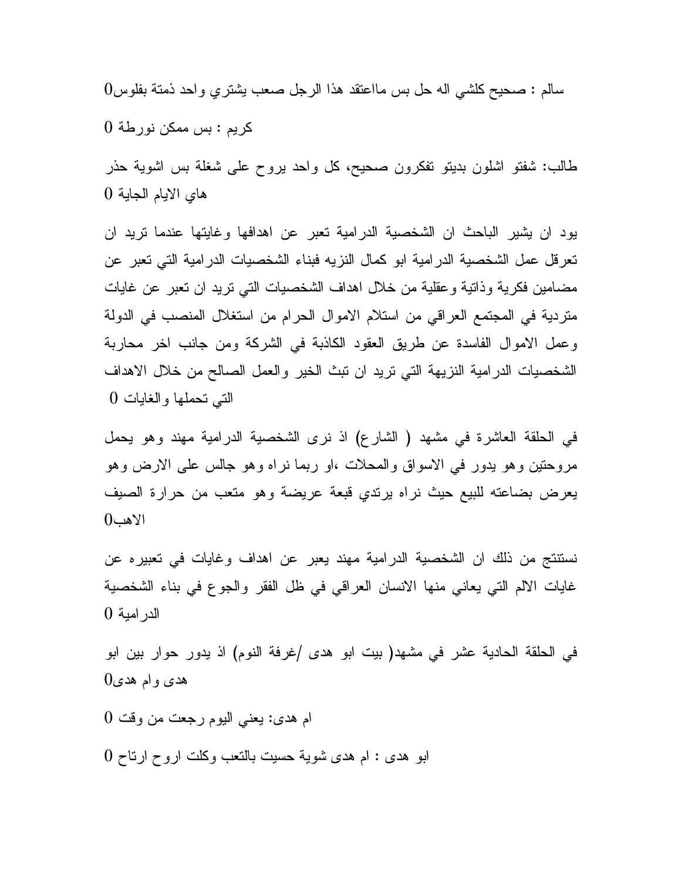سالم : صحيح كلشي اله حل بس ماعتقد هذا الرجل صعب يشتري واحد ذمتة بفلوس0

كريم : بس ممكن نورطة 0

طالب: شفتو اشلون بديتو تفكرون صحيح، كل واحد يروح على شغلة بس اشوية حذر هاي الايام الجاية 0

يود ان يشير الباحث ان الشخصية الدرامية تعبر عن اهدافها وغايتها عندما تريد ان تعرقل عمل الشخصية الدرامية ابو كمال النزيه فبناء الشخصيات الدرامية التي تعبر عن مضامين فكرية وذاتية وعقلية من خلال اهداف الشخصيات التي تريد ان تعبر عن غايات متردية في المجتمع العراقي من استلام الاموال الحرام من استغلال المنصب في الدولة وعمل الاموال الفاسدة عن طريق العقود الكاذبة في الشركة ومن جانب اخر محاربة الشخصيات الدرامية النزيهة التي تريد ان تبث الخير والعمل الصالح من خلال الاهداف التي تحملها والغايات 0

في الحلقة العاشرة في مشهد ( الشارع) اذ نرى الشخصية الدرامية مهند وهو يحمل مروحتين وهو يدور في الاسواق والمحلات ،او ربما نراه وهو جالس على الارض وهو يعرض بضاعته للبيع حيث نراه يرتدي قبعة عريضة وهو متعب من حرارة الصيف الاهب0

نستنتج من ذلك ان الشخصية الدرامية مهند يعبر عن اهداف وغايات في تعبيره عن غايات الالم التي يعاني منها الانسان العراقي في ظل الفقر والجوع في بناء الشخصية الدرامية 0

في الحلقة الحادية عشر في مشهد( بيت ابو هدى /غرفة النوم) اذ يدور حوار بين ابو هدى وام هدى0

ام هدى: يعني اليوم رجعت من وقت 0

ابو هدى : ام هدى شوية حسيت بالتعب وكلت اروح ارتاح 0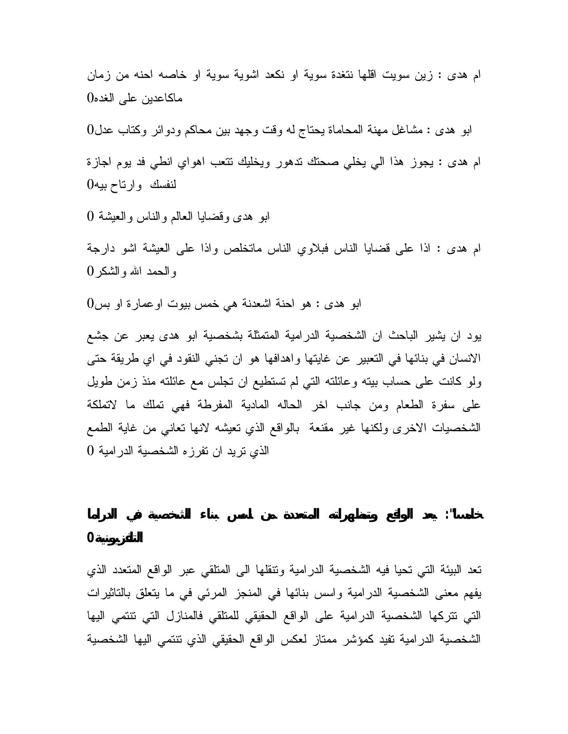ام هدى : زين سويت اقلها نتغدة سوية او نكعد اشوية سوية او خاصه احنه من زمان ماكاعدين على الغده0

ابو هدى : مشاغل مهنة المحاماة يحتاج له وقت وجهد بين محاكم ودوائر وكتاب عدل0

ام هدى : يجوز هذا الي يخلي صحتك تدهور ويخليك تتعب اهواي انطي فد يوم اجازة لنفسك وارتاح بيه0

ابو هدى وقضايا العالم والناس والعيشة 0

ام هدى : اذا على قضايا الناس فبلاوي الناس ماتخلص واذا على العيشة اشو دارجة والحمد الله والشكر0

ابو هدى : هو احنة اشعدنة هي خمس بيوت اوعمارة او بس0

يود ان يشير الباحث ان الشخصية الدرامية المتمثلة بشخصية ابو هدى يعبر عن جشع الانسان في بنائها في التعبير عن غايتها واهدافها هو ان تجني النقود في اي طريقة حتى ولو كانت على حساب بيته وعائلته التي لم تستطيع ان تجلس مع عائلته منذ زمن طويل على سفرة الطعام ومن جانب اخر الحاله المادية المفرطة فهي تملك ما لاتملكة الشخصيات الاخرى ولكنها غير مقنعة بالواقع الذي تعيشه لانها تعاني من غاية الطمع الذي تريد ان تفرزه الشخصية الدرامية 0

**خامسا: يعد الواقع وتمظهراته المتعددة من اسس بناء الشخصية في الدراما التلفزيونية0**

تعد البيئة التي تحيا فيه الشخصية الدرامية وتنقلها الى المتلقي عبر الواقع المتعدد الذي يفهم معنى الشخصية الدرامية واسس بنائها في المنجز المرئي في ما يتعلق بالتاثيرات التي تتركها الشخصية الدرامية على الواقع الحقيقي للمتلقي فالمنازل التي تنتمي اليها الشخصية الدرامية تفيد كمؤشر ممتاز لعكس الواقع الحقيقي الذي تنتمي اليها الشخصية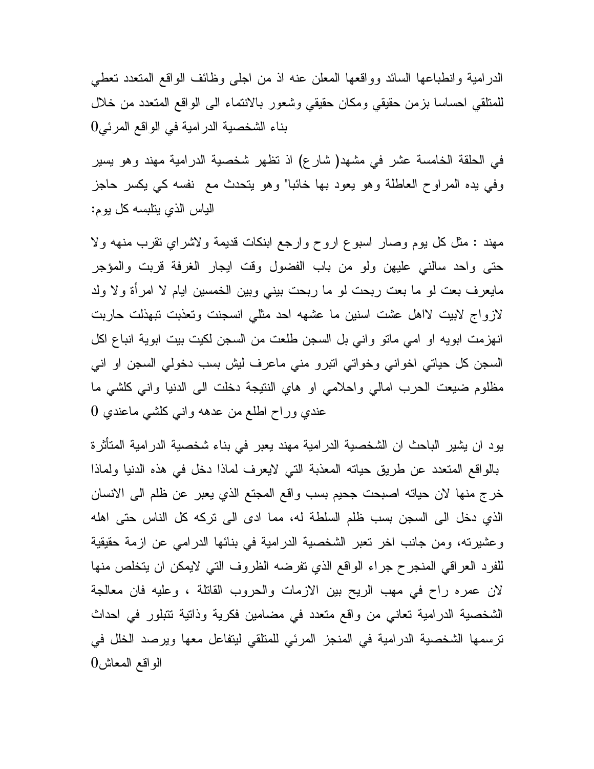الدرامية وانطباعها السائد وواقعها المعلن عنه اذ من اجلى وظائف الواقع المتعدد تعطي للمتلقي احساسا بزمن حقيقي ومكان حقيقي وشعور بالانتماء الى الواقع المتعدد من خلال بناء الشخصية الدرامية في الواقع المرئي0

في الحلقة الخامسة عشر في مشهد( شارع) اذ تظهر شخصية الدرامية مهند وهو يسير وفي يده المراوح العاطلة وهو يعود بها خائبا" وهو يتحدث مع نفسه كي يكسر حاجز الياس الذي يتلبسه كل يوم:

مهند : مثل كل يوم وصار اسبوع اروح وارجع ابنكات قديمة ولاشراي تقرب منهه ولا حتى واحد سالني عليهن ولو من باب الفضول وقت ايجار الغرفة قربت والمؤجر مايعرف بعت لو ما بعت ربحت لو ما ربحت بيني وبين الخمسين ايام لا امرأة ولا ولد لازواج لابيت لااهل عشت اسنين ما عشهه احد مثلي انسجنت وتعذبت تبهذلت حاربت انهزمت ابويه او امي ماتو واني بل السجن طلعت من السجن لكيت بيت ابوية انباع اكل السجن كل حياتي اخواني وخواتي اتبرو مني ماعرف ليش بسب دخولي السجن او اني مظلوم ضيعت الحرب امالي واحلامي او هاي النتيجة دخلت الى الدنيا واني كلشي ما عندي وراح اطلع من عدهه واني كلشي ماعندي 0

يود ان يشير الباحث ان الشخصية الدرامية مهند يعبر في بناء شخصية الدرامية المتأثرة بالواقع المتعدد عن طريق حياته المعذبة التي لايعرف لماذا دخل في هذه الدنيا ولماذا خرج منها لان حياته اصبحت جحيم بسب واقع المجتمع الذي يعبر عن ظلم الى الانسان الذي دخل الى السجن بسب ظلم السلطة له، مما ادى الى تركه كل الناس حتى اهله وعشيرته، ومن جانب اخر تعبر الشخصية الدرامية في بنائها الدرامي عن ازمة حقيقية للفرد العراقي المنجرح جراء الواقع الذي تفرضه الظروف التي لايمكن ان يتخلص منها لان عمره راح في مهب الريح بين الازمات والحروب القاتلة ، وعليه فان معالجة الشخصية الدرامية تعاني من واقع متعدد في مضامين فكرية وذاتية تتبلور في احداث ترسمها الشخصية الدرامية في المنجز المرئي للمتلقي ليتفاعل معها ويرصد الخلل في الواقع المعاش0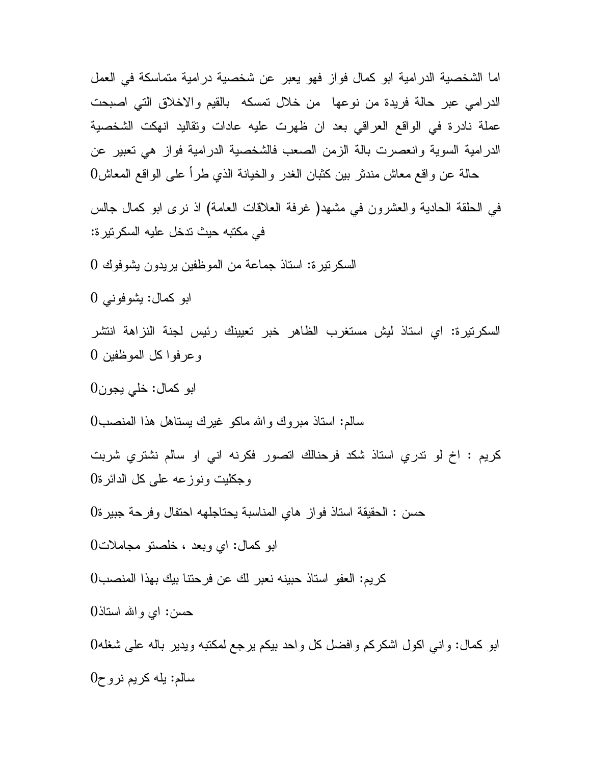اما الشخصية الدرامية ابو كمال فواز فهو يعبر عن شخصية درامية متماسكة في العمل الدرامي عبر حالة فريدة من نوعها من خلال تمسكه بالقيم والاخلاق التي اصبحت عملة نادرة في الواقع العراقي بعد ان ظهرت عليه عادات وتقاليد انهكت الشخصية الدرامية السوية وانعصرت بالة الزمن الصعب فالشخصية الدرامية فواز هي تعبير عن حالة عن واقع معاش مندثر بين كثبان الغدر والخيانة الذي طرأ على الواقع المعاش0

في الحلقة الحادية والعشرون في مشهد( غرفة العلاقات العامة) اذ نرى ابو كمال جالس في مكتبه حيث تدخل عليه السكرتيرة:

السكرتيرة: استاذ جماعة من الموظفين يريدون يشوفوك 0

ابو كمال: يشوفوني 0

السكرتيرة: اي استاذ ليش مستغرب الظاهر خبر تعيينك رئيس لجنة النزاهة انتشر وعرفوا كل الموظفين 0

ابو كمال: خلي يجون0

سالم: استاذ مبروك والله ماكو غيرك يستاهل هذا المنصب0

كريم : اخ لو تدري استاذ شكد فرحنالك اتصور فكرنه اني او سالم نشتري شربت وجكليت ونوزعه على كل الدائرة0

حسن : الحقيقة استاذ فواز هاي المناسبة يحتاجلهه احتفال وفرحة جبيرة0

ابو كمال: اي وبعد ، خلصتو مجاملات0

كريم: العفو استاذ حبينه نعبر لك عن فرحتنا بيك بهذا المنصب0

حسن: اي والله استاذ0

ابو كمال: واني اكول اشكركم وافضل كل واحد بيكم يرجع لمكتبه ويدير باله على شغله0

سالم: يله كريم نروح0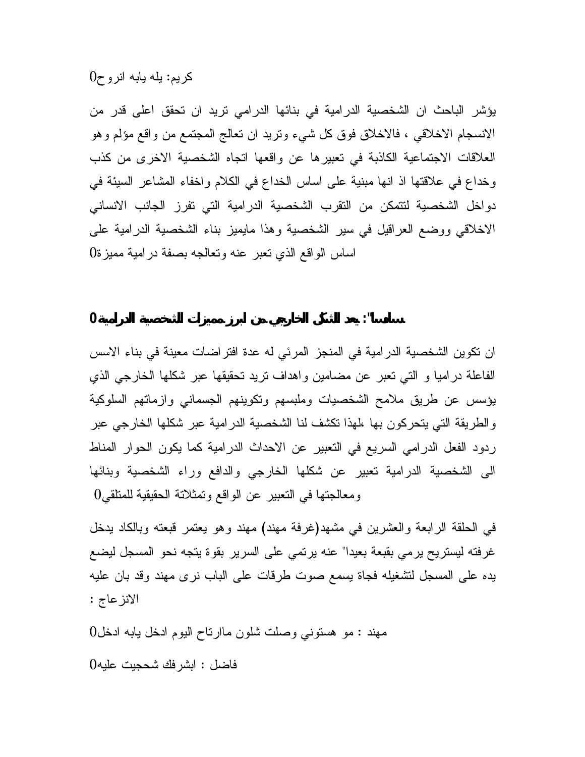كريم: يله يابه انروح0

يؤشر الباحث ان الشخصية الدرامية في بنائها الدرامي تريد ان تحقق اعلى قدر من الانسجام الاخلاقي ، فالاخلاق فوق كل شيء وتريد ان تعالج المجتمع من واقع مؤلم وهو العلاقات الاجتماعية الكاذبة في تعبيرها عن واقعها اتجاه الشخصية الاخرى من كذب وخداع في علاقتها اذ انها مبنية على اساس الخداع في الكلام واخفاء المشاعر السيئة في دواخل الشخصية لتتمكن من التقرب الشخصية الدرامية التي تفرز الجانب الانساني الاخلاقي ووضع العراقيل في سير الشخصية وهذا مايميز بناء الشخصية الدرامية على اساس الواقع الذي تعبر عنه وتعالجه بصفة درامية مميزة0

**سادسا": يعد الشكل الخارجي من ابرز مميزات الشخصية الدرامية0**

ان تكوين الشخصية الدرامية في المنجز المرئي له عدة افتراضات معينة في بناء الاسس الفاعلة دراميا و التي تعبر عن مضامين واهداف تريد تحقيقها عبر شكلها الخارجي الذي يؤسس عن طريق ملامح الشخصيات وملبسهم وتكوينهم الجسماني وازماتهم السلوكية والطريقة التي يتحركون بها ،لهذا تكشف لنا الشخصية الدرامية عبر شكلها الخارجي عبر ردود الفعل الدرامي السريع في التعبير عن الاحداث الدرامية كما يكون الحوار المناط الى الشخصية الدرامية تعبير عن شكلها الخارجي والدافع وراء الشخصية وبنائها ومعالجتها في التعبير عن الواقع وتمثلاتة الحقيقية للمتلقي0

في الحلقة الرابعة والعشرين في مشهد(غرفة مهند) مهند وهو يعتمر قبعته وبالكاد يدخل غرفته ليستريح يرمي بقبعة بعيدا" عنه يرتمي على السرير بقوة يتجه نحو المسجل ليضع يده على المسجل لتشغيله فجاة يسمع صوت طرقات على الباب نرى مهند وقد بان عليه الانزعاج :

مهند : مو هستوني وصلت شلون مارتاح اليوم ادخل يابه ادخل0

فاضل : ابشرفك شحجيت عليه0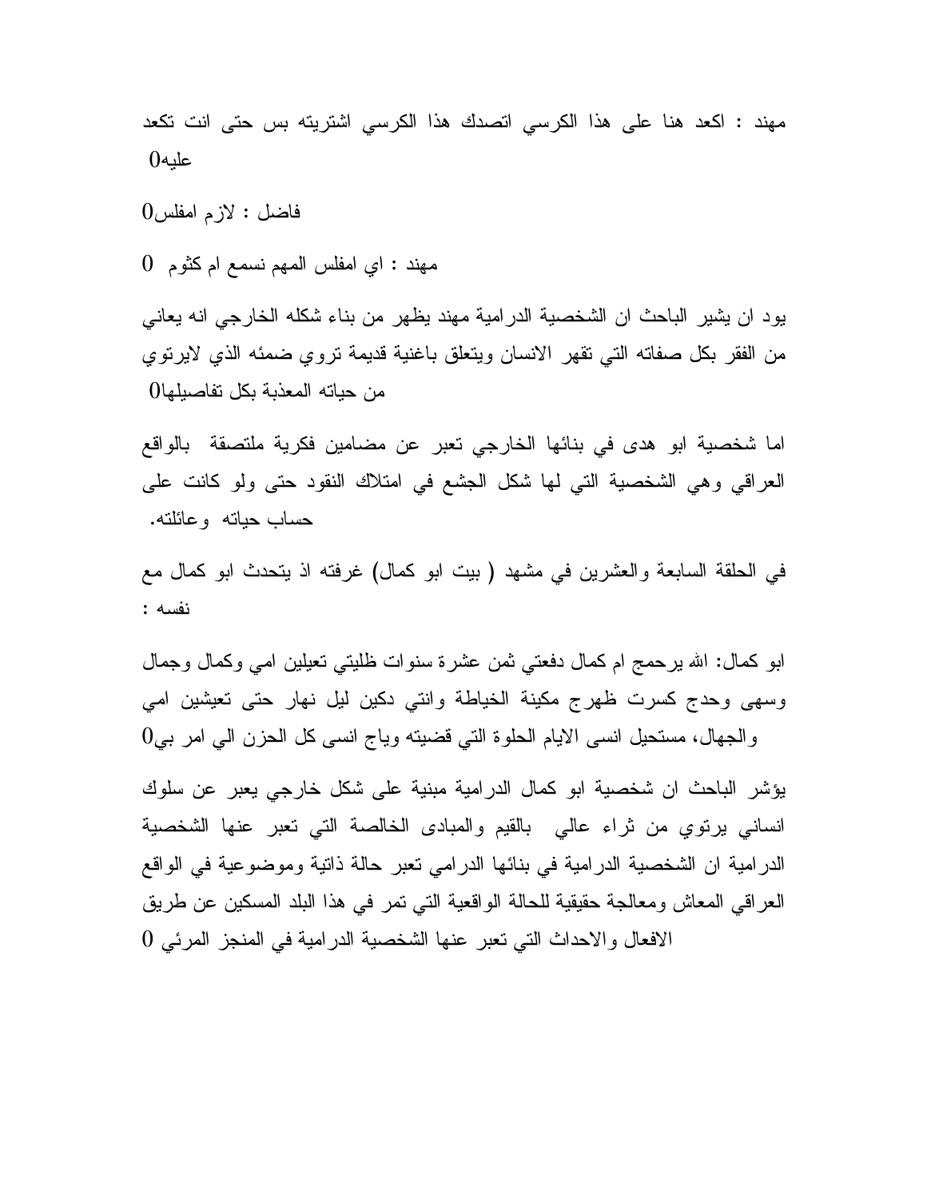مهند : اكعد هنا على هذا الكرسي اتصدك هذا الكرسي اشتريته بس حتى انت تكعد عليه0

فاضل : لازم امفلس0

مهند : اي امفلس المهم نسمع ام كثوم 0

يود ان يشير الباحث ان الشخصية الدرامية مهند يظهر من بناء شكله الخارجي انه يعاني من الفقر بكل صفاته التي تقهر الانسان ويتعلق باغنية قديمة تروي ضمئه الذي لايرتوي من حياته المعذبة بكل تفاصيلها0

اما شخصية ابو هدى في بنائها الخارجي تعبر عن مضامين فكرية ملتصقة بالواقع العراقي وهي الشخصية التي لها شكل الجشع في امتلاك النقود حتى ولو كانت على حساب حياته وعائلته.

في الحلقة السابعة والعشرين في مشهد ( بيت ابو كمال) غرفته اذ يتحدث ابو كمال مع نفسه :

ابو كمال: الله يرحمج ام كمال دفعتي ثمن عشرة سنوات ظليتي تعيلين امي وكمال وجمال وسهى وحدج كسرت ظهرج مكينة الخياطة وانتي دكين ليل نهار حتى تعيشين امي والجهال، مستحيل انسى الايام الحلوة التي قضيته وياج انسى كل الحزن الي امر بي0

يؤشر الباحث ان شخصية ابو كمال الدرامية مبنية على شكل خارجي يعبر عن سلوك انساني يرتوي من ثراء عالي بالقيم والمبادى الخالصة التي تعبر عنها الشخصية الدرامية ان الشخصية الدرامية في بنائها الدرامي تعبر حالة ذاتية وموضوعية في الواقع العراقي المعاش ومعالجة حقيقية للحالة الواقعية التي تمر في هذا البلد المسكين عن طريق الافعال والاحداث التي تعبر عنها الشخصية الدرامية في المنجز المرئي 0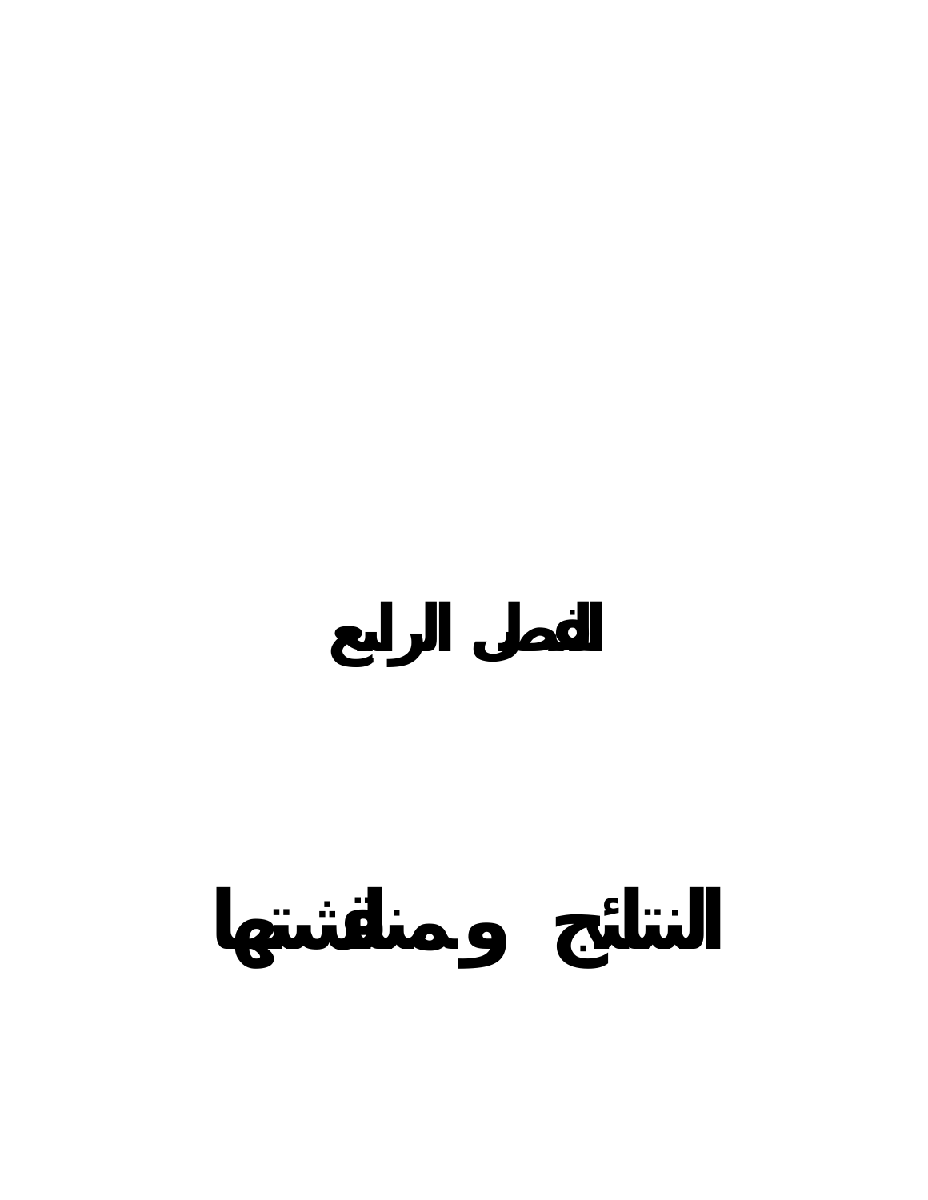# الفصل الرابع

# النتائج ومناقشتها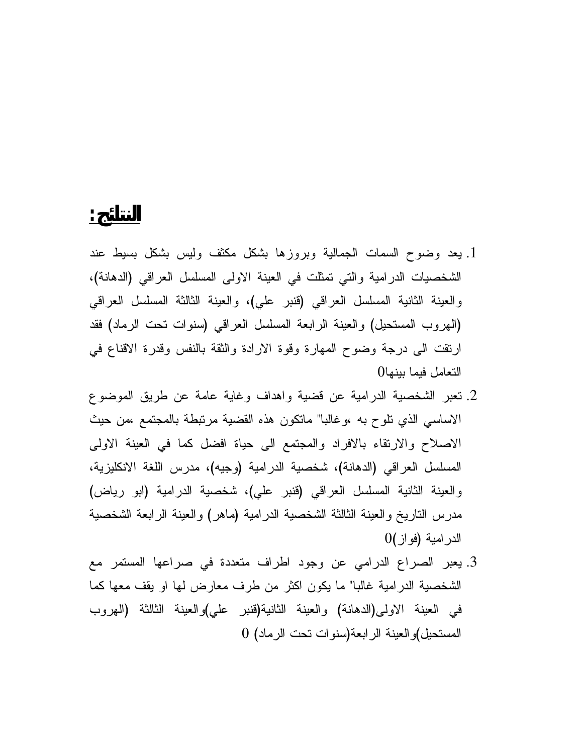## النتائج:

1. يعد وضوح السمات الجمالية وبروزها بشكل مكثف وليس بشكل بسيط عند الشخصيات الدرامية والتي تمثلت في العينة الاولى المسلسل العراقي (الدهانة)، والعينة الثانية المسلسل العراقي (قنبر علي)، والعينة الثالثة المسلسل العراقي (الهروب المستحيل) والعينة الرابعة المسلسل العراقي (سنوات تحت الرماد) فقد ارتقت الى درجة وضوح المهارة وقوة الارادة والثقة بالنفس وقدرة الاقناع في التعامل فيما بينها0
2. تعبر الشخصية الدرامية عن قضية واهداف وغاية عامة عن طريق الموضوع الاساسي الذي تلوح به ،وغالبا" ماتكون هذه القضية مرتبطة بالمجتمع ،من حيث الاصلاح والارتقاء بالافراد والمجتمع الى حياة افضل كما في العينة الاولى المسلسل العراقي (الدهانة)، شخصية الدرامية (وجيه)، مدرس اللغة الانكليزية، والعينة الثانية المسلسل العراقي (قنبر علي)، شخصية الدرامية (ابو رياض) مدرس التاريخ والعينة الثالثة الشخصية الدرامية (ماهر) والعينة الرابعة الشخصية الدرامية (فواز)0
3. يعبر الصراع الدرامي عن وجود اطراف متعددة في صراعها المستمر مع الشخصية الدرامية غالبا" ما يكون اكثر من طرف معارض لها او يقف معها كما في العينة الاولى(الدهانة) والعينة الثانية(قنبر علي)والعينة الثالثة (الهروب المستحيل)والعينة الرابعة(سنوات تحت الرماد) 0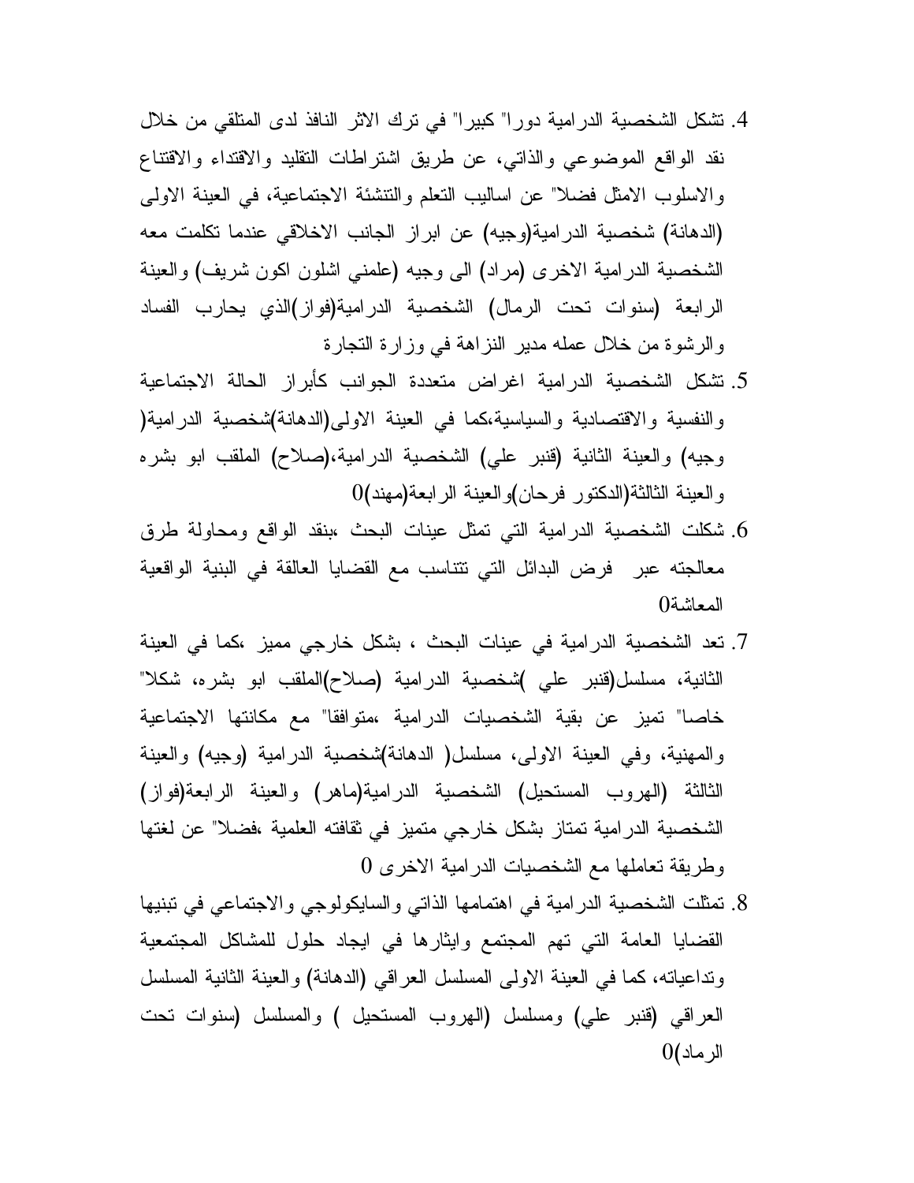4. تشكل الشخصية الدرامية دورا" كبيرا" في ترك الاثر النافذ لدى المتلقي من خلال نقد الواقع الموضوعي والذاتي، عن طريق اشتراطات التقليد والاقتداء والاقتناع والاسلوب الامثل فضلا" عن اساليب التعلم والتنشئة الاجتماعية، في العينة الاولى (الدهانة) شخصية الدرامية(وجيه) عن ابراز الجانب الاخلاقي عندما تكلمت معه الشخصية الدرامية الاخرى (مراد) الى وجيه (علمني اشلون اكون شريف) والعينة الرابعة (سنوات تحت الرمال) الشخصية الدرامية(فواز)الذي يحارب الفساد والرشوة من خلال عمله مدير النزاهة في وزارة التجارة
5. تشكل الشخصية الدرامية اغراض متعددة الجوانب كأبراز الحالة الاجتماعية والنفسية والاقتصادية والسياسية،كما في العينة الاولى(الدهانة)شخصية الدرامية( وجيه) والعينة الثانية (قنبر علي) الشخصية الدرامية،(صلاح) الملقب ابو بشره والعينة الثالثة(الدكتور فرحان)والعينة الرابعة(مهند)0
6. شكلت الشخصية الدرامية التي تمثل عينات البحث ،بنقد الواقع ومحاولة طرق معالجته عبر فرض البدائل التي تتناسب مع القضايا العالقة في البنية الواقعية المعاشة0
7. تعد الشخصية الدرامية في عينات البحث ، بشكل خارجي مميز ،كما في العينة الثانية، مسلسل(قنبر علي )شخصية الدرامية (صلاح)الملقب ابو بشره، شكلا" خاصا" تميز عن بقية الشخصيات الدرامية ،متوافقا" مع مكانتها الاجتماعية والمهنية، وفي العينة الاولى، مسلسل( الدهانة)شخصية الدرامية (وجيه) والعينة الثالثة (الهروب المستحيل) الشخصية الدرامية(ماهر) والعينة الرابعة(فواز) الشخصية الدرامية تمتاز بشكل خارجي متميز في ثقافته العلمية ،فضلا" عن لغتها وطريقة تعاملها مع الشخصيات الدرامية الاخرى 0
8. تمثلت الشخصية الدرامية في اهتمامها الذاتي والسايكولوجي والاجتماعي في تبنيها القضايا العامة التي تهم المجتمع وايثارها في ايجاد حلول للمشاكل المجتمعية وتداعياته، كما في العينة الاولى المسلسل العراقي (الدهانة) والعينة الثانية المسلسل العراقي (قنبر علي) ومسلسل (الهروب المستحيل ) والمسلسل (سنوات تحت الرماد)0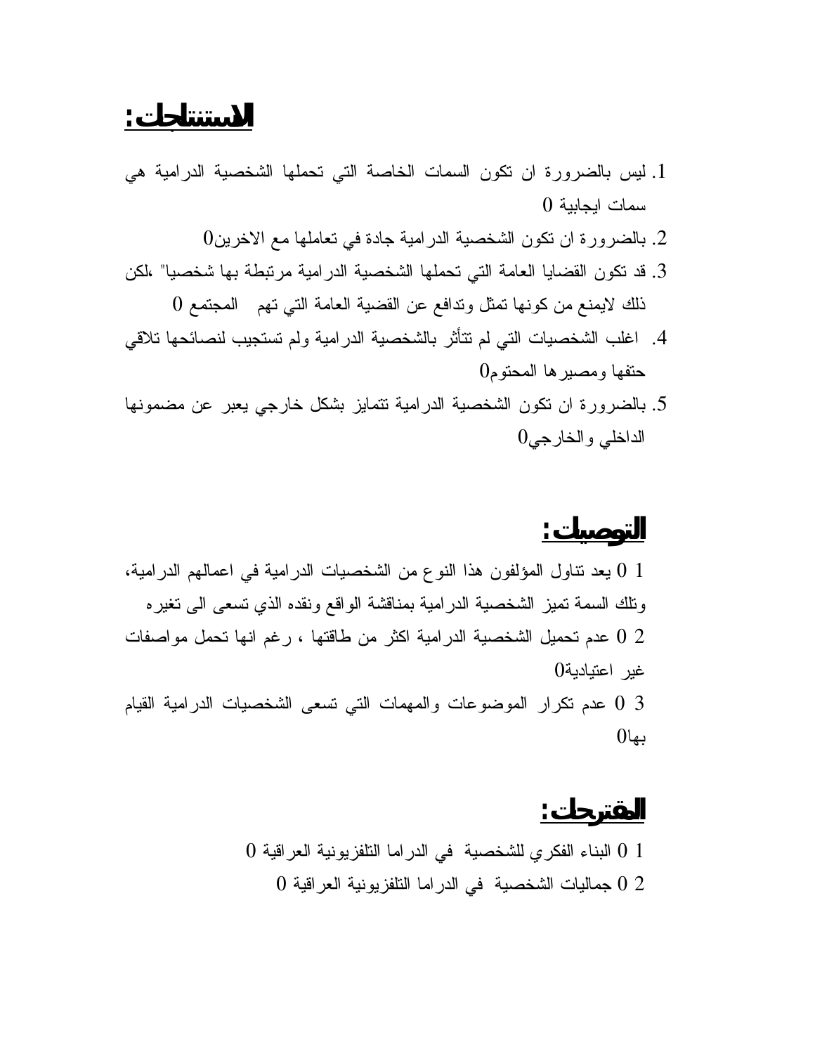## الاستنتاجات :

1. ليس بالضرورة ان تكون السمات الخاصة التي تحملها الشخصية الدرامية هي سمات ايجابية 0
2. بالضرورة ان تكون الشخصية الدرامية جادة في تعاملها مع الاخرين0
3. قد تكون القضايا العامة التي تحملها الشخصية الدرامية مرتبطة بها شخصيا" ،لكن ذلك لايمنع من كونها تمثل وتدافع عن القضية العامة التي تهم المجتمع 0
4. اغلب الشخصيات التي لم تتأثر بالشخصية الدرامية ولم تستجيب لنصائحها تلاقي حتفها ومصيرها المحتوم0
5. بالضرورة ان تكون الشخصية الدرامية تتمايز بشكل خارجي يعبر عن مضمونها الداخلي والخارجي0

## التوصيات :

1 0 يعد تناول المؤلفون هذا النوع من الشخصيات الدرامية في اعمالهم الدرامية، وتلك السمة تميز الشخصية الدرامية بمناقشة الواقع ونقده الذي تسعى الى تغيره

2 0 عدم تحميل الشخصية الدرامية اكثر من طاقتها ، رغم انها تحمل مواصفات غير اعتيادية0

3 0 عدم تكرار الموضوعات والمهمات التي تسعى الشخصيات الدرامية القيام بها0

## المقترحات :

1 0 البناء الفكري للشخصية في الدراما التلفزيونية العراقية 0

2 0 جماليات الشخصية في الدراما التلفزيونية العراقية 0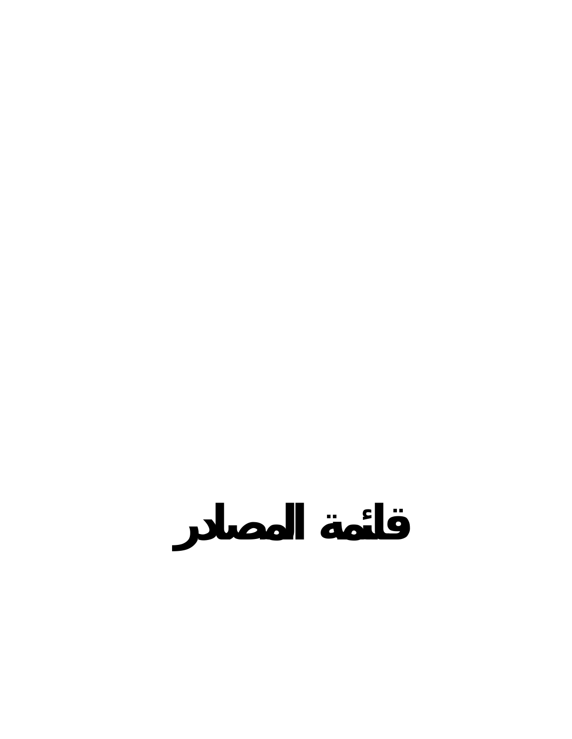# قائمة المصادر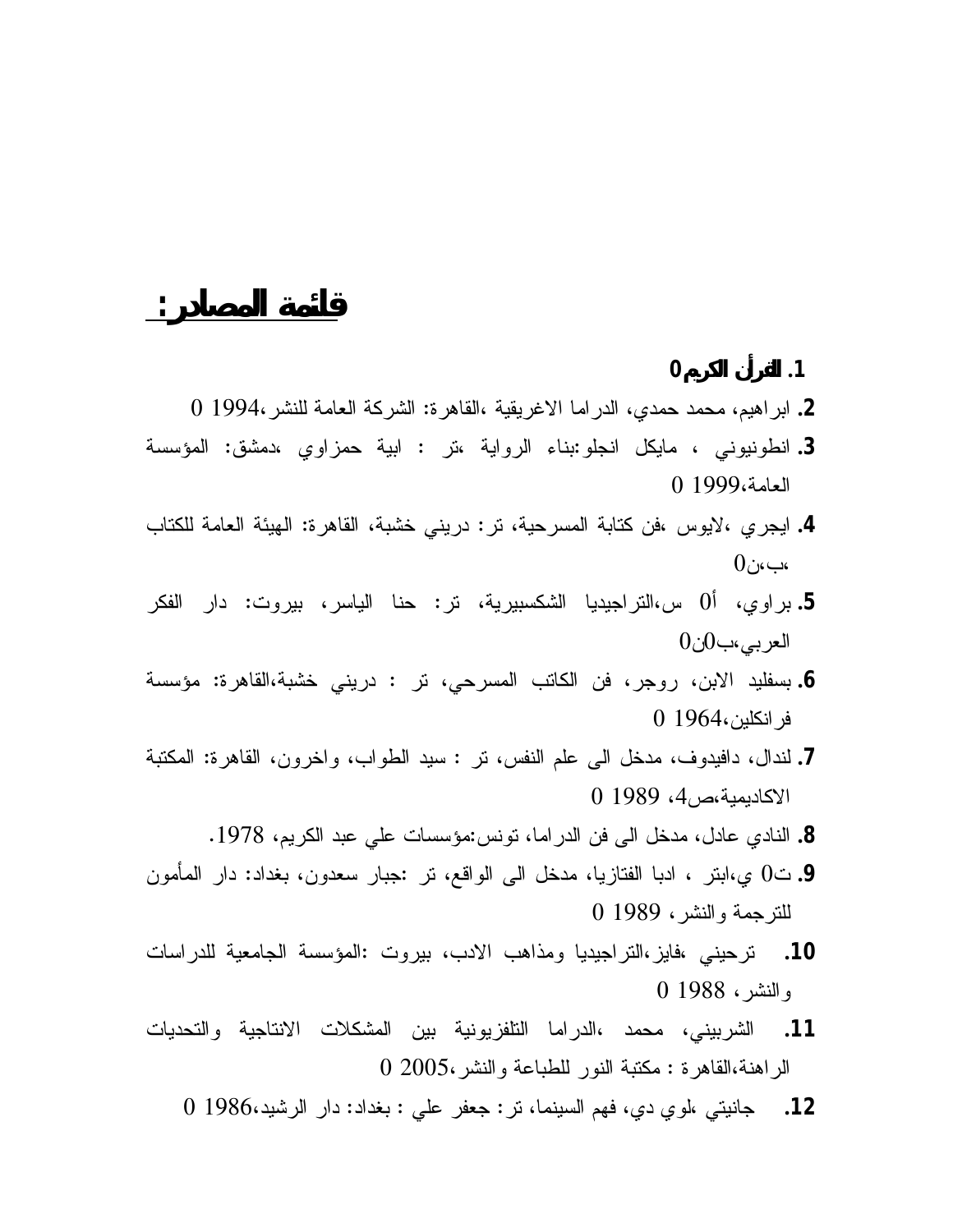## قائمة المصادر:

1. **القرآن الكريم0**
2. ابراهيم، محمد حمدي، الدراما الاغريقية ،القاهرة: الشركة العامة للنشر،1994 0
3. انطونيوني ، مايكل انجلو:بناء الرواية ،تر : ابية حمزاوي ،دمشق: المؤسسة العامة،1999 0
4. ايجري ،لايوس ،فن كتابة المسرحية، تر: دريني خشبة، القاهرة: الهيئة العامة للكتاب ،ب،ن0
5. براوي، أ0 س،التراجيديا الشكسبيرية، تر: حنا الياسر، بيروت: دار الفكر العربي،ب0ن0
6. بسفليد الابن، روجر، فن الكاتب المسرحي، تر : دريني خشبة،القاهرة: مؤسسة فرانكلين،1964 0
7. لندال، دافيدوف، مدخل الى علم النفس، تر : سيد الطواب، واخرون، القاهرة: المكتبة الاكاديمية،ص4، 1989 0
8. النادي عادل، مدخل الى فن الدراما، تونس:مؤسسات علي عبد الكريم، 1978.
9. ت0 ي،ابتر ، ادبا الفتازيا، مدخل الى الواقع، تر :جبار سعدون، بغداد: دار المأمون للترجمة والنشر، 1989 0
10. ترحيني ،فايز،التراجيديا ومذاهب الادب، بيروت :المؤسسة الجامعية للدراسات والنشر، 1988 0
11. الشربيني، محمد ،الدراما التلفزيونية بين المشكلات الانتاجية والتحديات الراهنة،القاهرة : مكتبة النور للطباعة والنشر،2005 0
12. جانيتي ،لوي دي، فهم السينما، تر: جعفر علي : بغداد: دار الرشيد،1986 0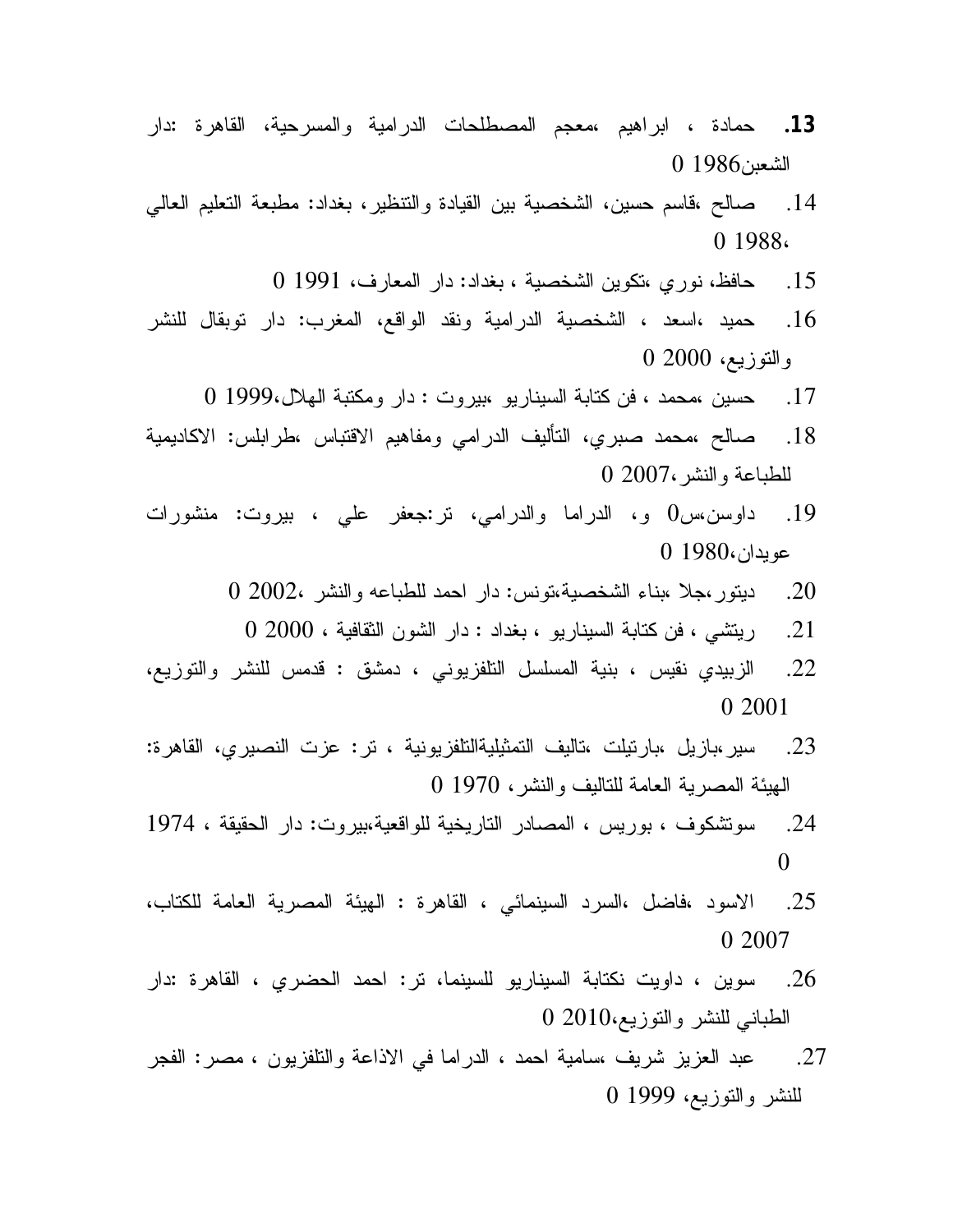13. حمادة ، ابراهيم ،معجم المصطلحات الدرامية والمسرحية، القاهرة :دار الشعبن1986 0

14. صالح ،قاسم حسين، الشخصية بين القيادة والتنظير، بغداد: مطبعة التعليم العالي ،1988 0

15. حافظ، نوري ،تكوين الشخصية ، بغداد: دار المعارف، 1991 0

16. حميد ،اسعد ، الشخصية الدرامية ونقد الواقع، المغرب: دار توبقال للنشر والتوزيع، 2000 0

17. حسين ،محمد ، فن كتابة السيناريو ،بيروت : دار ومكتبة الهلال،1999 0

18. صالح ،محمد صبري، التأليف الدرامي ومفاهيم الاقتباس ،طرابلس: الاكاديمية للطباعة والنشر،2007 0

19. داوسن،س0 و، الدراما والدرامي، تر:جعفر علي ، بيروت: منشورات عويدان،1980 0

20. ديتور،جلا ،بناء الشخصية،تونس: دار احمد للطباعه والنشر ،2002 0

21. ريتشي ، فن كتابة السيناريو ، بغداد : دار الشون الثقافية ، 2000 0

22. الزبيدي نقيس ، بنية المسلسل التلفزيوني ، دمشق : قدمس للنشر والتوزيع، 2001 0

23. سير،بازيل ،بارتيلت ،تاليف التمثيليةالتلفزيونية ، تر: عزت النصيري، القاهرة: الهيئة المصرية العامة للتاليف والنشر، 1970 0

24. سوتشكوف ، بوريس ، المصادر التاريخية للواقعية،بيروت: دار الحقيقة ، 1974 0

25. الاسود ،فاضل ،السرد السينمائي ، القاهرة : الهيئة المصرية العامة للكتاب، 2007 0

26. سوين ، داويت نكتابة السيناريو للسينما، تر: احمد الحضري ، القاهرة :دار الطباني للنشر والتوزيع،2010 0

27. عبد العزيز شريف ،سامية احمد ، الدراما في الاذاعة والتلفزيون ، مصر: الفجر للنشر والتوزيع، 1999 0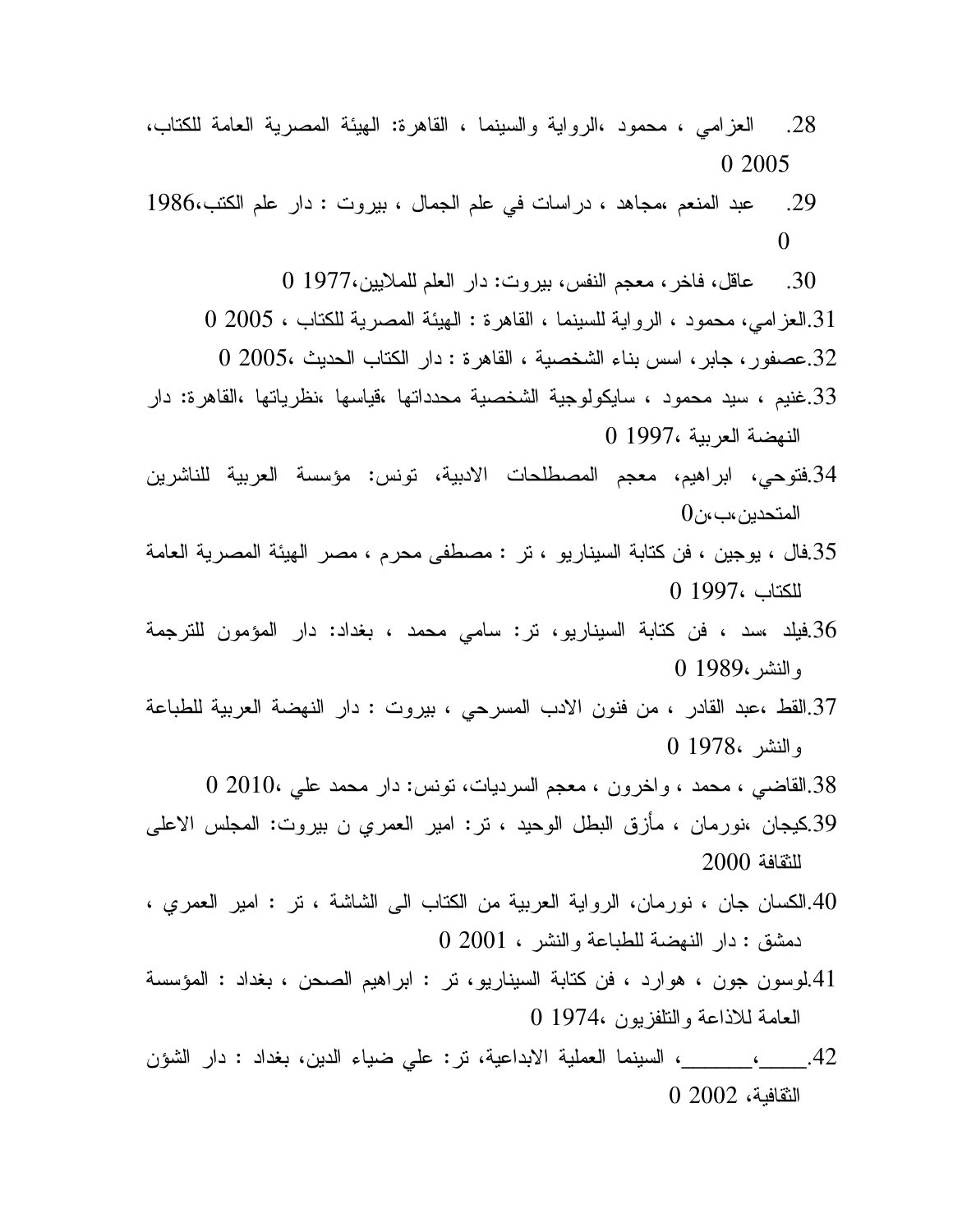28. العزامي ، محمود ،الرواية والسينما ، القاهرة: الهيئة المصرية العامة للكتاب، 2005 0

29. عبد المنعم ،مجاهد ، دراسات في علم الجمال ، بيروت : دار علم الكتب،1986 0

30. عاقل، فاخر، معجم النفس، بيروت: دار العلم للملايين،1977 0

31. العزامي، محمود ، الرواية للسينما ، القاهرة : الهيئة المصرية للكتاب ، 2005 0

32. عصفور، جابر، اسس بناء الشخصية ، القاهرة : دار الكتاب الحديث ،2005 0

33. غنيم ، سيد محمود ، سايكولوجية الشخصية محدداتها ،قياسها ،نظرياتها ،القاهرة: دار النهضة العربية ،1997 0

34. فتوحي، ابراهيم، معجم المصطلحات الادبية، تونس: مؤسسة العربية للناشرين المتحدين،ب،ن0

35. فال ، يوجين ، فن كتابة السيناريو ، تر : مصطفى محرم ، مصر الهيئة المصرية العامة للكتاب ،1997 0

36. فيلد ،سد ، فن كتابة السيناريو، تر: سامي محمد ، بغداد: دار المؤمون للترجمة والنشر،1989 0

37. القط ،عبد القادر ، من فنون الادب المسرحي ، بيروت : دار النهضة العربية للطباعة والنشر ،1978 0

38. القاضي ، محمد ، واخرون ، معجم السرديات، تونس: دار محمد علي ،2010 0

39. كيجان ،نورمان ، مأزق البطل الوحيد ، تر: امير العمري ن بيروت: المجلس الاعلى للثقافة 2000

40. الكسان جان ، نورمان، الرواية العربية من الكتاب الى الشاشة ، تر : امير العمري ، دمشق : دار النهضة للطباعة والنشر ، 2001 0

41. لوسون جون ، هوارد ، فن كتابة السيناريو، تر : ابراهيم الصحن ، بغداد : المؤسسة العامة للاذاعة والتلفزيون ،1974 0

42. ____،______، السينما العملية الابداعية، تر: علي ضياء الدين، بغداد : دار الشؤن الثقافية، 2002 0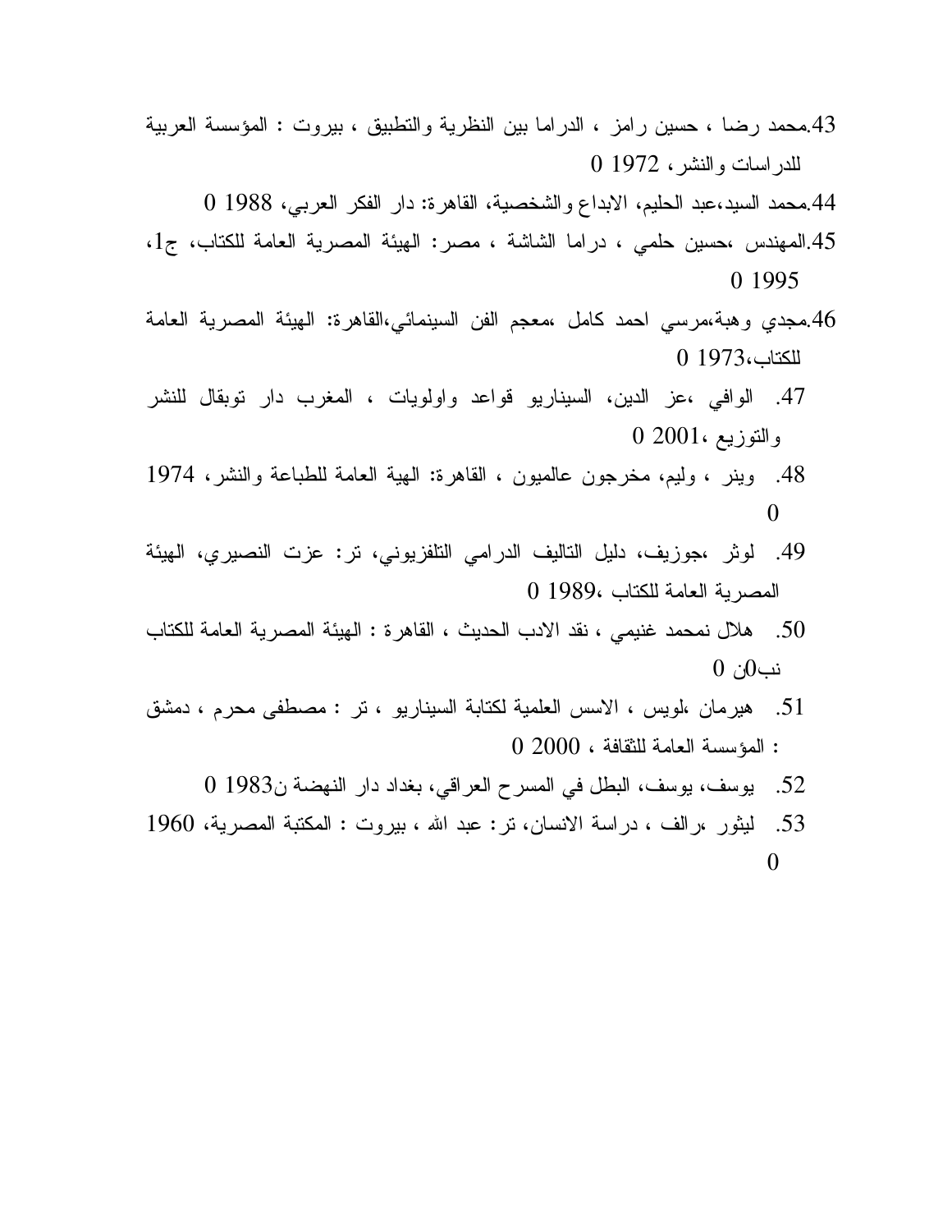43.محمد رضا ، حسين رامز ، الدراما بين النظرية والتطبيق ، بيروت : المؤسسة العربية للدراسات والنشر، 1972 0

44.محمد السيد،عبد الحليم، الابداع والشخصية، القاهرة: دار الفكر العربي، 1988 0

45.المهندس ،حسين حلمي ، دراما الشاشة ، مصر: الهيئة المصرية العامة للكتاب، ج1، 1995 0

46.مجدي وهبة،مرسي احمد كامل ،معجم الفن السينمائي،القاهرة: الهيئة المصرية العامة للكتاب،1973 0

47. الوافي ،عز الدين، السيناريو قواعد واولويات ، المغرب دار توبقال للنشر والتوزيع ،2001 0

48. وينر ، وليم، مخرجون عالميون ، القاهرة: الهية العامة للطباعة والنشر، 1974 0

49. لوثر ،جوزيف، دليل التاليف الدرامي التلفزيوني، تر: عزت النصيري، الهيئة المصرية العامة للكتاب ،1989 0

50. هلال نمحمد غنيمي ، نقد الادب الحديث ، القاهرة : الهيئة المصرية العامة للكتاب نب0ن 0

51. هيرمان ،لويس ، الاسس العلمية لكتابة السيناريو ، تر : مصطفى محرم ، دمشق : المؤسسة العامة للثقافة ، 2000 0

52. يوسف، يوسف، البطل في المسرح العراقي، بغداد دار النهضة ن1983 0

53. ليثور ،رالف ، دراسة الانسان، تر: عبد الله ، بيروت : المكتبة المصرية، 1960 0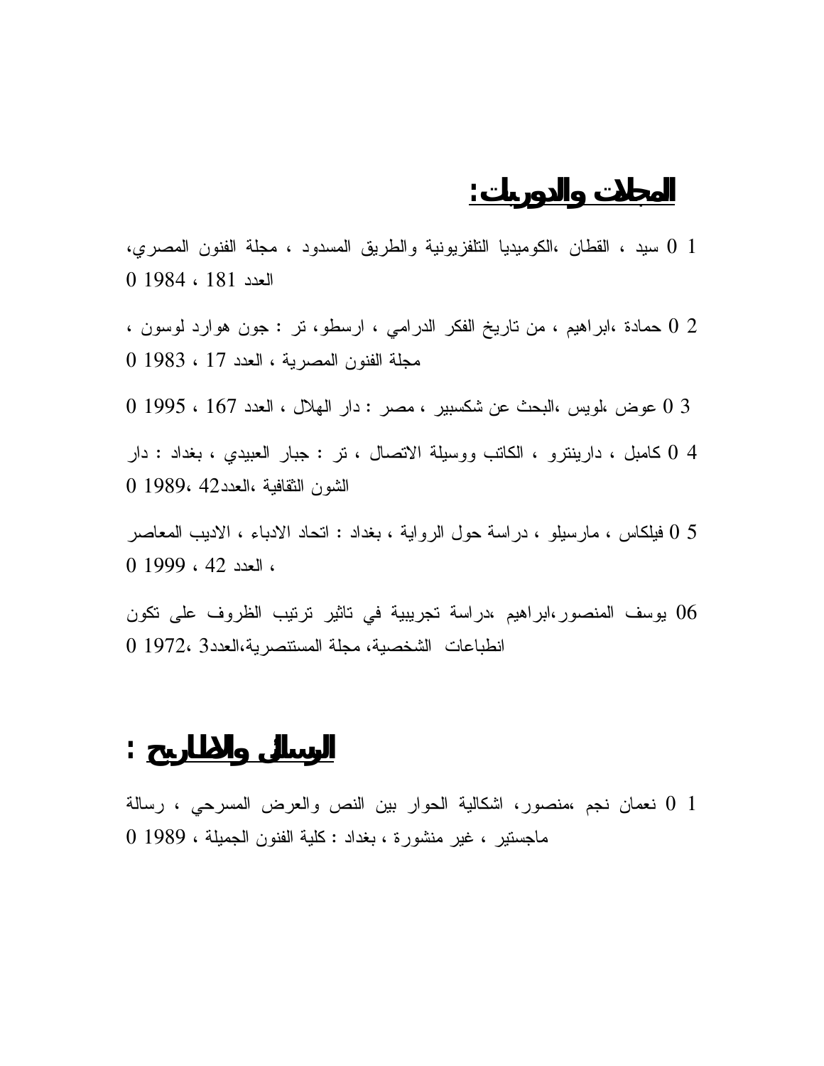## المجلات والدوريات:

1 0 سيد ، القطان ،الكوميديا التلفزيونية والطريق المسدود ، مجلة الفنون المصري، العدد 181 ، 1984 0

2 0 حمادة ،ابراهيم ، من تاريخ الفكر الدرامي ، ارسطو، تر : جون هوارد لوسون ، مجلة الفنون المصرية ، العدد 17 ، 1983 0

3 0 عوض ،لويس ،البحث عن شكسبير ، مصر : دار الهلال ، العدد 167 ، 1995 0

4 0 كامبل ، دارينترو ، الكاتب ووسيلة الاتصال ، تر : جبار العبيدي ، بغداد : دار الشون الثقافية ،العدد42 ،1989 0

5 0 فيلكاس ، مارسيلو ، دراسة حول الرواية ، بغداد : اتحاد الادباء ، الاديب المعاصر ، العدد 42 ، 1999 0

06 يوسف المنصور،ابراهيم ،دراسة تجريبية في تاثير ترتيب الظروف على تكون انطباعات الشخصية، مجلة المستنصرية،العدد3 ،1972 0

## الرسائل والاطاريح :

1 0 نعمان نجم ،منصور، اشكالية الحوار بين النص والعرض المسرحي ، رسالة ماجستير ، غير منشورة ، بغداد : كلية الفنون الجميلة ، 1989 0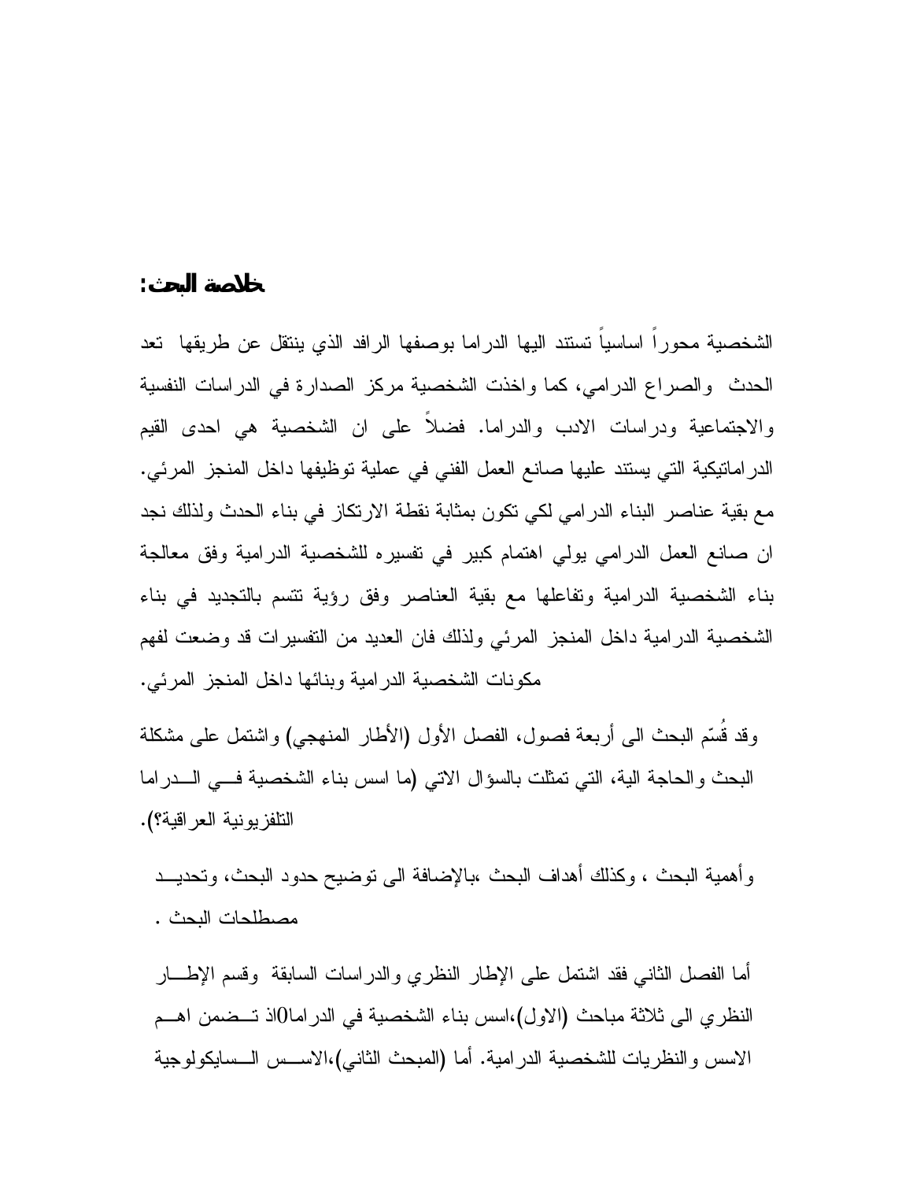## خلاصة البحث:

الشخصية محوراً اساسياً تستند اليها الدراما بوصفها الرافد الذي ينتقل عن طريقها تعد الحدث والصراع الدرامي، كما واخذت الشخصية مركز الصدارة في الدراسات النفسية والاجتماعية ودراسات الادب والدراما. فضلاً على ان الشخصية هي احدى القيم الدراماتيكية التي يستند عليها صانع العمل الفني في عملية توظيفها داخل المنجز المرئي. مع بقية عناصر البناء الدرامي لكي تكون بمثابة نقطة الارتكاز في بناء الحدث ولذلك نجد ان صانع العمل الدرامي يولي اهتمام كبير في تفسيره للشخصية الدرامية وفق معالجة بناء الشخصية الدرامية وتفاعلها مع بقية العناصر وفق رؤية تتسم بالتجديد في بناء الشخصية الدرامية داخل المنجز المرئي ولذلك فان العديد من التفسيرات قد وضعت لفهم مكونات الشخصية الدرامية وبنائها داخل المنجز المرئي.

وقد قُسّم البحث الى أربعة فصول، الفصل الأول (الأطار المنهجي) واشتمل على مشكلة البحث والحاجة الية، التي تمثلت بالسؤال الاتي (ما اسس بناء الشخصية في الدراما التلفزيونية العراقية؟).

وأهمية البحث ، وكذلك أهداف البحث ،بالإضافة الى توضيح حدود البحث، وتحديد مصطلحات البحث .

أما الفصل الثاني فقد اشتمل على الإطار النظري والدراسات السابقة وقسم الإطار النظري الى ثلاثة مباحث (الاول)،اسس بناء الشخصية في الدراما0اذ تضمن اهم الاسس والنظريات للشخصية الدرامية. أما (المبحث الثاني)،الاسس السايكولوجية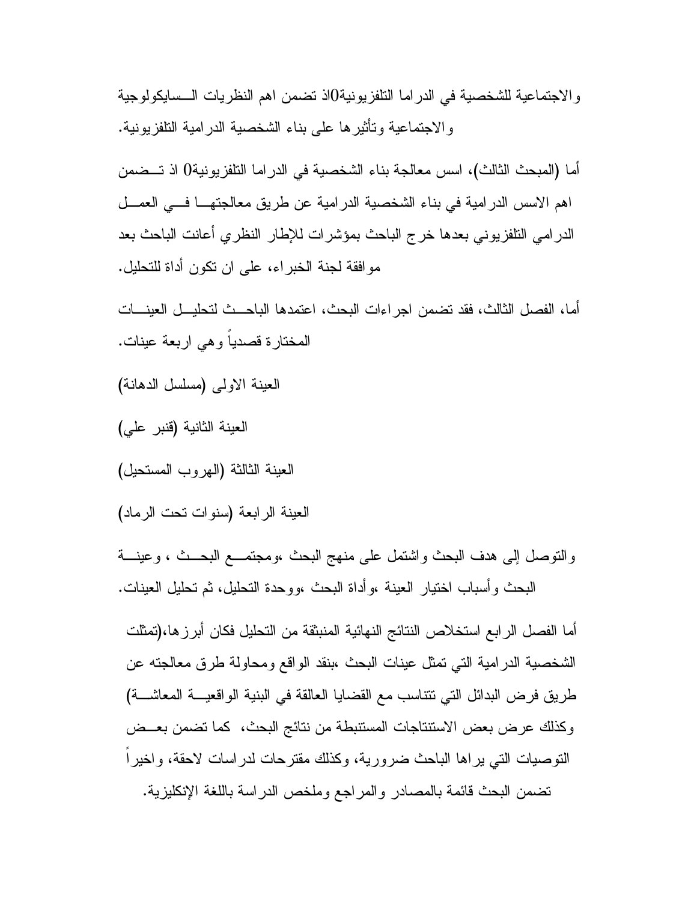والاجتماعية للشخصية في الدراما التلفزيونية0اذ تضمن اهم النظريات الـسايكولوجية والاجتماعية وتأثيرها على بناء الشخصية الدرامية التلفزيونية.

أما (المبحث الثالث)، اسس معالجة بناء الشخصية في الدراما التلفزيونية0 اذ تـضمن اهم الاسس الدرامية في بناء الشخصية الدرامية عن طريق معالجتهـا فـي العمـل الدرامي التلفزيوني بعدها خرج الباحث بمؤشرات للإطار النظري أعانت الباحث بعد موافقة لجنة الخبراء، على ان تكون أداة للتحليل.

أما، الفصل الثالث، فقد تضمن اجراءات البحث، اعتمدها الباحـث لتحليـل العينـات المختارة قصدياً وهي اربعة عينات.

العينة الاولى (مسلسل الدهانة)

العينة الثانية (قنبر علي)

العينة الثالثة (الهروب المستحيل)

العينة الرابعة (سنوات تحت الرماد)

والتوصل إلى هدف البحث واشتمل على منهج البحث ،ومجتمـع البحـث ، وعينـة البحث وأسباب اختيار العينة ،وأداة البحث ،ووحدة التحليل، ثم تحليل العينات.

أما الفصل الرابع استخلاص النتائج النهائية المنبثقة من التحليل فكان أبرزها،(تمثلت الشخصية الدرامية التي تمثل عينات البحث ،بنقد الواقع ومحاولة طرق معالجته عن طريق فرض البدائل التي تتناسب مع القضايا العالقة في البنية الواقعيـة المعاشـة) وكذلك عرض بعض الاستنتاجات المستنبطة من نتائج البحث، كما تضمن بعـض التوصيات التي يراها الباحث ضرورية، وكذلك مقترحات لدراسات لاحقة، واخيراً تضمن البحث قائمة بالمصادر والمراجع وملخص الدراسة باللغة الإنكليزية.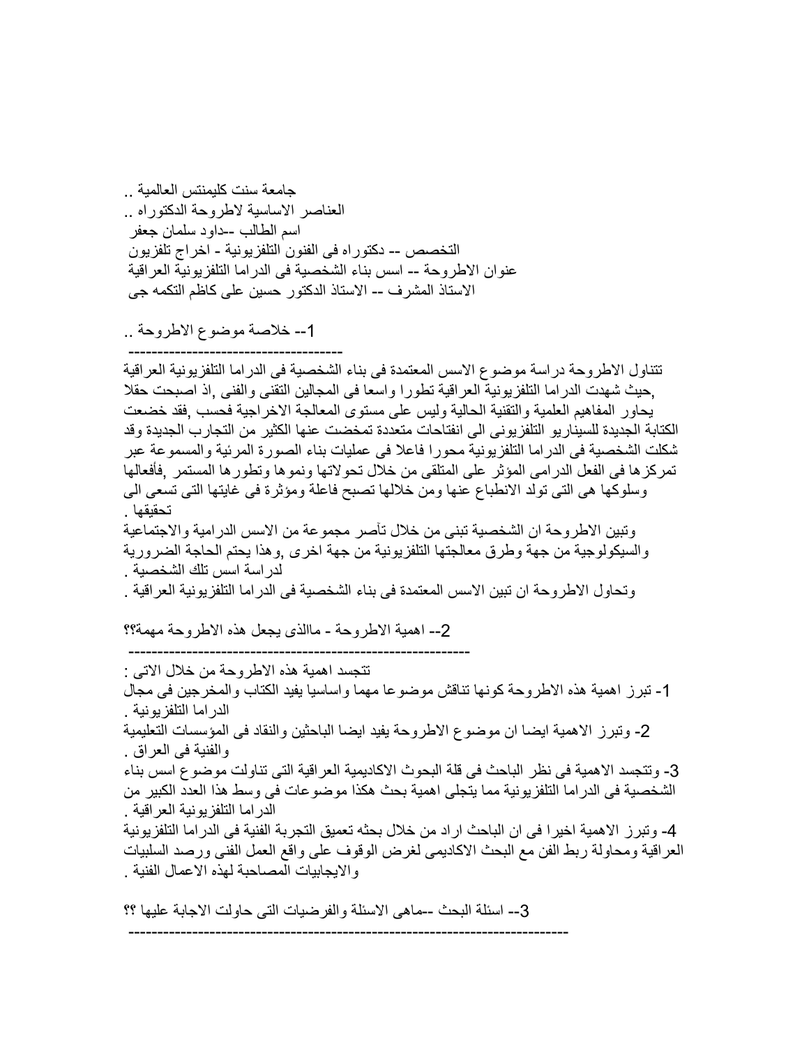جامعة سنت كليمنتس العالمية ..

العناصر الاساسية لاطروحة الدكتوراه ..

اسم الطالب --داود سلمان جعفر

التخصص -- دكتوراه فى الفنون التلفزيونية - اخراج تلفزيون

عنوان الاطروحة -- اسس بناء الشخصية فى الدراما التلفزيونية العراقية

الاستاذ المشرف -- الاستاذ الدكتور حسين على كاظم التكمه جى

## 1-- خلاصة موضوع الاطروحة ..

تتناول الاطروحة دراسة موضوع الاسس المعتمدة فى بناء الشخصية فى الدراما التلفزيونية العراقية ,حيث شهدت الدراما التلفزيونية العراقية تطورا واسعا فى المجالين التقنى والفنى ,اذ اصبحت حقلا يحاور المفاهيم العلمية والتقنية الحالية وليس على مستوى المعالجة الاخراجية فحسب ,فقد خضعت الكتابة الجديدة للسيناريو التلفزيونى الى انفتاحات متعددة تمخضت عنها الكثير من التجارب الجديدة وقد شكلت الشخصية فى الدراما التلفزيونية محورا فاعلا فى عمليات بناء الصورة المرئية والمسموعة عبر تمركزها فى الفعل الدرامى المؤثر على المتلقى من خلال تحولاتها ونموها وتطورها المستمر ,فأفعالها وسلوكها هى التى تولد الانطباع عنها ومن خلالها تصبح فاعلة ومؤثرة فى غايتها التى تسعى الى تحقيقها .

وتبين الاطروحة ان الشخصية تبنى من خلال تآصر مجموعة من الاسس الدرامية والاجتماعية والسيكولوجية من جهة وطرق معالجتها التلفزيونية من جهة اخرى ,وهذا يحتم الحاجة الضرورية لدراسة اسس تلك الشخصية .

وتحاول الاطروحة ان تبين الاسس المعتمدة فى بناء الشخصية فى الدراما التلفزيونية العراقية .

## 2-- اهمية الاطروحة - ماالذى يجعل هذه الاطروحة مهمة؟؟

تتجسد اهمية هذه الاطروحة من خلال الاتى :

1- تبرز اهمية هذه الاطروحة كونها تناقش موضوعا مهما واساسيا يفيد الكتاب والمخرجين فى مجال الدراما التلفزيونية .

2- وتبرز الاهمية ايضا ان موضوع الاطروحة يفيد ايضا الباحثين والنقاد فى المؤسسات التعليمية والفنية فى العراق .

3- وتتجسد الاهمية فى نظر الباحث فى قلة البحوث الاكاديمية العراقية التى تناولت موضوع اسس بناء الشخصية فى الدراما التلفزيونية مما يتجلى اهمية بحث هكذا موضوعات فى وسط هذا العدد الكبير من الدراما التلفزيونية العراقية .

4- وتبرز الاهمية اخيرا فى ان الباحث اراد من خلال بحثه تعميق التجربة الفنية فى الدراما التلفزيونية العراقية ومحاولة ربط الفن مع البحث الاكاديمى لغرض الوقوف على واقع العمل الفنى ورصد السلبيات والايجابيات المصاحبة لهذه الاعمال الفنية .

## 3-- اسئلة البحث --ماهى الاسئلة والفرضيات التى حاولت الاجابة عليها ؟؟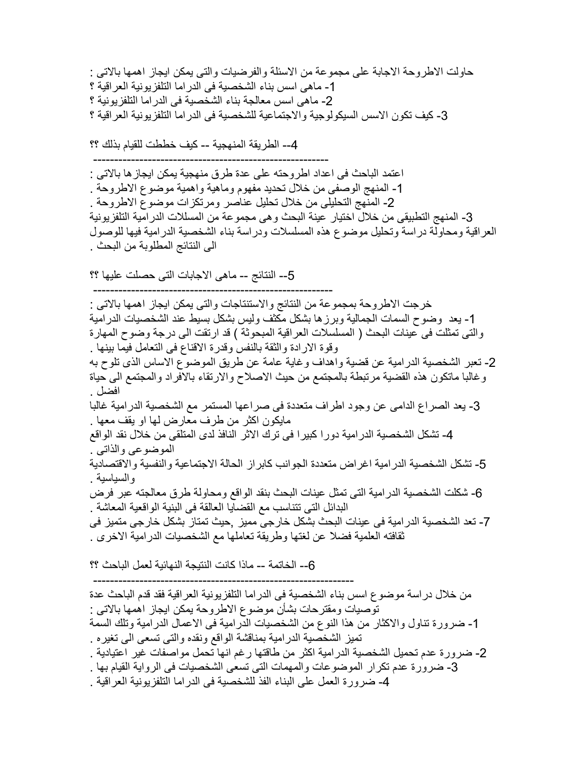حاولت الاطروحة الاجابة على مجموعة من الاسئلة والفرضيات والتى يمكن ايجاز اهمها بالاتى :

1- ماهى اسس بناء الشخصية فى الدراما التلفزيونية العراقية ؟
2- ماهى اسس معالجة بناء الشخصية فى الدراما التلفزيونية ؟
3- كيف تكون الاسس السيكولوجية والاجتماعية للشخصية فى الدراما التلفزيونية العراقية ؟

4-- الطريقة المنهجية -- كيف خططت للقيام بذلك ؟؟

---

اعتمد الباحث فى اعداد اطروحته على عدة طرق منهجية يمكن ايجازها بالاتى :

1- المنهج الوصفى من خلال تحديد مفهوم وماهية واهمية موضوع الاطروحة .
2- المنهج التحليلى من خلال تحليل عناصر ومرتكزات موضوع الاطروحة .
3- المنهج التطبيقى من خلال اختيار عينة البحث وهى مجموعة من المسلسلات الدرامية التلفزيونية العراقية ومحاولة دراسة وتحليل موضوع هذه المسلسلات ودراسة بناء الشخصية الدرامية فيها للوصول الى النتائج المطلوبة من البحث .

5-- النتائج -- ماهى الاجابات التى حصلت عليها ؟؟

---

خرجت الاطروحة بمجموعة من النتائج والاستنتاجات والتى يمكن ايجاز اهمها بالاتى :

1- يعد وضوح السمات الجمالية وبرزها بشكل مكثف وليس بشكل بسيط عند الشخصيات الدرامية والتى تمثلت فى عينات البحث ( المسلسلات العراقية المبحوثة ) قد ارتقت الى درجة وضوح المهارة وقوة الارادة والثقة بالنفس وقدرة الاقناع فى التعامل فيما بينها .
2- تعبر الشخصية الدرامية عن قضية واهداف وغاية عامة عن طريق الموضوع الاساس الذى تلوح به وغالبا ماتكون هذه القضية مرتبطة بالمجتمع من حيث الاصلاح والارتقاء بالافراد والمجتمع الى حياة افضل .
3- يعد الصراع الدامى عن وجود اطراف متعددة فى صراعها المستمر مع الشخصية الدرامية غالبا مايكون اكثر من طرف معارض لها او يقف معها .
4- تشكل الشخصية الدرامية دورا كبيرا فى ترك الاثر النافذ لدى المتلقى من خلال نقد الواقع الموضوعى والذاتى .
5- تشكل الشخصية الدرامية اغراض متعددة الجوانب كابراز الحالة الاجتماعية والنفسية والاقتصادية والسياسية .
6- شكلت الشخصية الدرامية التى تمثل عينات البحث بنقد الواقع ومحاولة طرق معالجته عبر فرض البدائل التى تتناسب مع القضايا العالقة فى البنية الواقعية المعاشة .
7- تعد الشخصية الدرامية فى عينات البحث بشكل خارجى مميز ,حيث تمتاز بشكل خارجى متميز فى ثقافته العلمية فضلا عن لغتها وطريقة تعاملها مع الشخصيات الدرامية الاخرى .

6-- الخاتمة -- ماذا كانت النتيجة النهائية لعمل الباحث ؟؟

---

من خلال دراسة موضوع اسس بناء الشخصية فى الدراما التلفزيونية العراقية فقد قدم الباحث عدة توصيات ومقترحات بشأن موضوع الاطروحة يمكن ايجاز اهمها بالاتى :

1- ضرورة تناول والاكثار من هذا النوع من الشخصيات الدرامية فى الاعمال الدرامية وتلك السمة تميز الشخصية الدرامية بمناقشة الواقع ونقده والتى تسعى الى تغيره .
2- ضرورة عدم تحميل الشخصية الدرامية اكثر من طاقتها رغم انها تحمل مواصفات غير اعتيادية .
3- ضرورة عدم تكرار الموضوعات والمهمات التى تسعى الشخصيات فى الرواية القيام بها .
4- ضرورة العمل على البناء الفذ للشخصية فى الدراما التلفزيونية العراقية .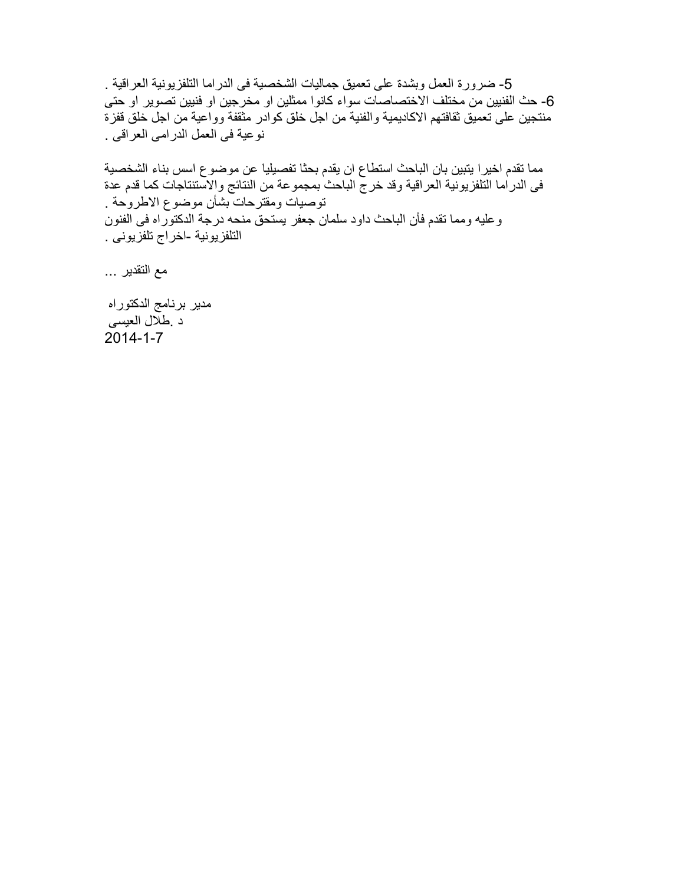5- ضرورة العمل وبشدة على تعميق جماليات الشخصية فى الدراما التلفزيونية العراقية .
6- حث الفنيين من مختلف الاختصاصات سواء كانوا ممثلين او مخرجين او فنيين تصوير او حتى منتجين على تعميق ثقافتهم الاكاديمية والفنية من اجل خلق كوادر مثقفة وواعية من اجل خلق قفزة نوعية فى العمل الدرامى العراقى .

مما تقدم اخيرا يتبين بان الباحث استطاع ان يقدم بحثا تفصيليا عن موضوع اسس بناء الشخصية فى الدراما التلفزيونية العراقية وقد خرج الباحث بمجموعة من النتائج والاستنتاجات كما قدم عدة توصيات ومقترحات بشأن موضوع الاطروحة .
وعليه ومما تقدم فأن الباحث داود سلمان جعفر يستحق منحه درجة الدكتوراه فى الفنون التلفزيونية -اخراج تلفزيونى .

مع التقدير ...

مدير برنامج الدكتوراه
د .طلال العيسى
2014-1-7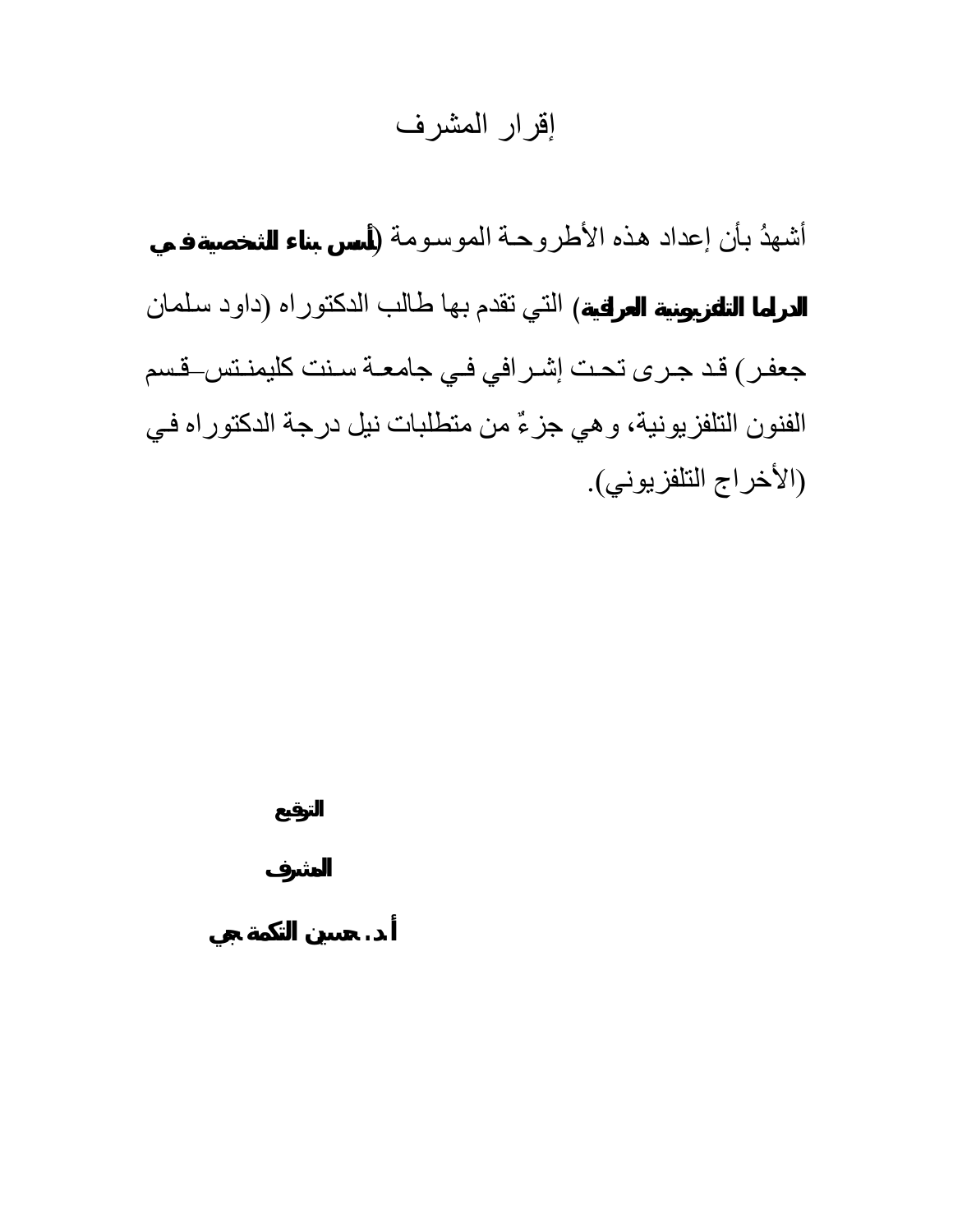# إقرار المشرف

أشهدُ بأن إعداد هذه الأطروحة الموسومة (**أسس بناء الشخصية في الدراما التلفزيونية العراقية**) التي تقدم بها طالب الدكتوراه (داود سلمان جعفر) قد جرى تحت إشرافي في جامعة سنت كليمنتس–قسم الفنون التلفزيونية، وهي جزءٌ من متطلبات نيل درجة الدكتوراه في (الأخراج التلفزيوني).

**التوقيع**

**المشرف**

**أ.د. حسين التكمة جي**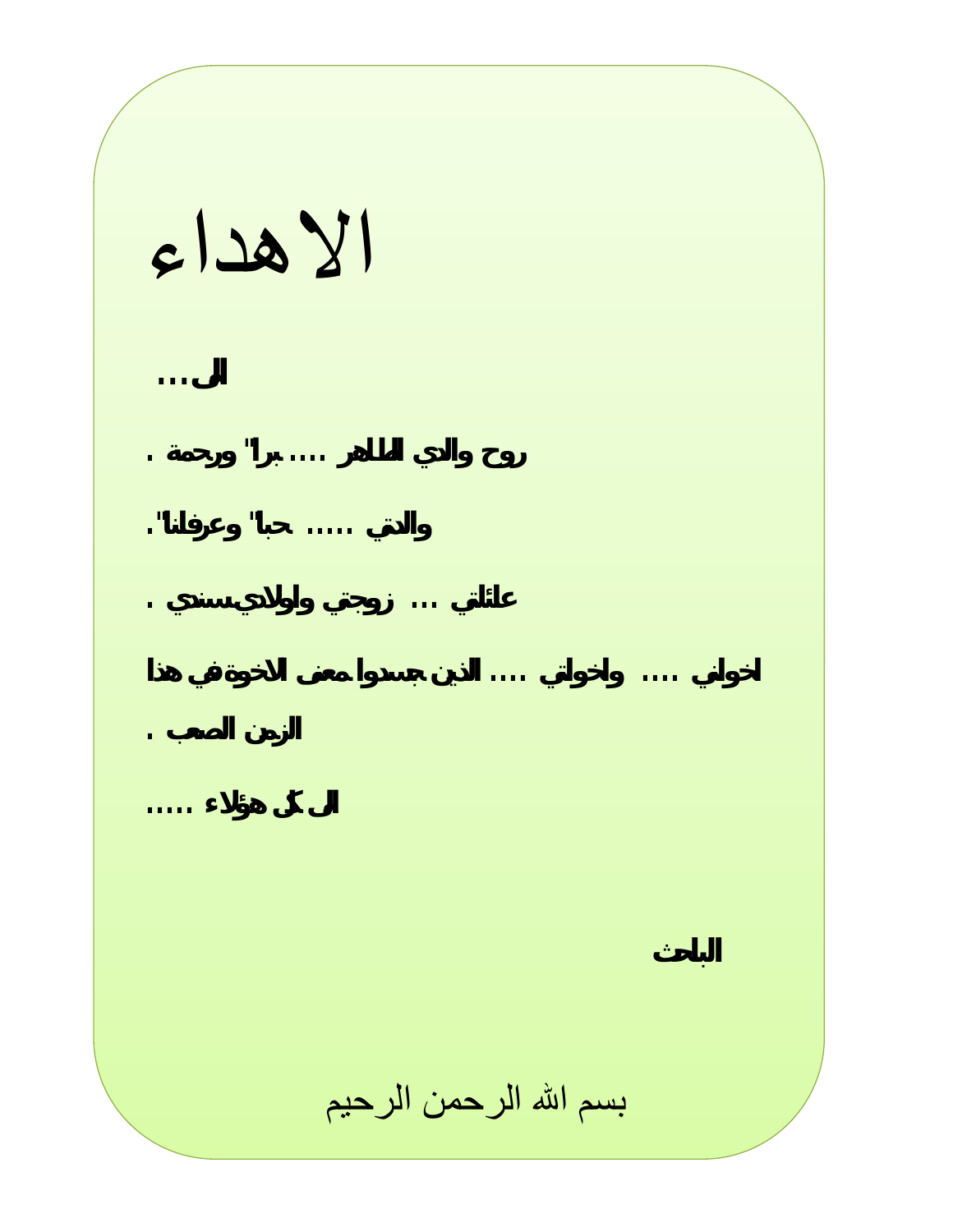# الاهداء

الى...

روح والدي الطاهر .... برا" ورحمة .

والدتي ..... حبا" وعرفانا".

عائلتي ... زوجتي واولادي سندي .

اخواني .... واخواتي .... الذين جسدوا معنى الاخوة في هذا الزمن الصعب .

الى كل هؤلاء .....

الباحث

بسم الله الرحمن الرحيم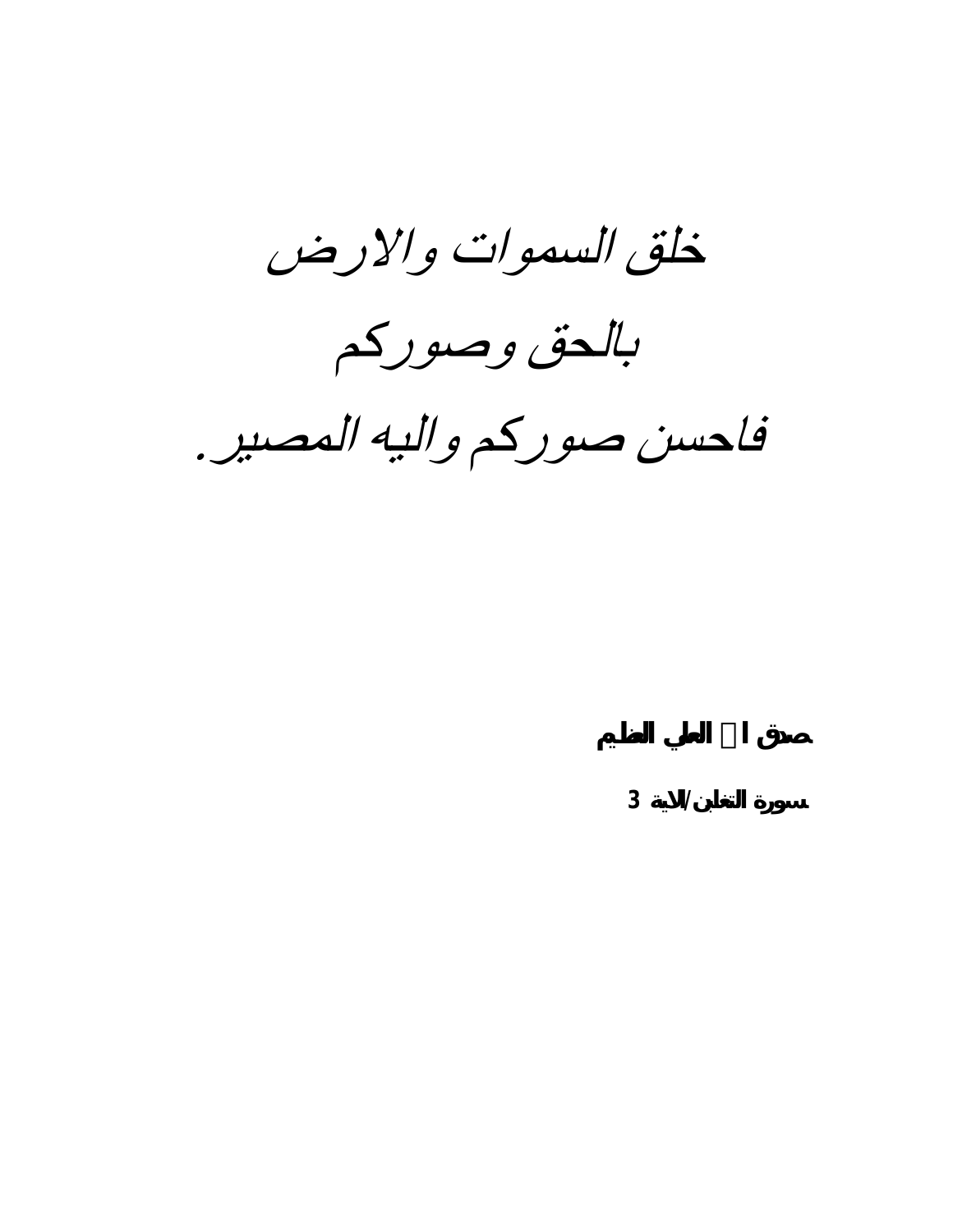خلق السموات والارض

بالحق وصوركم

فاحسن صوركم واليه المصير.

**صدق ا العلي العظيم**

**سورة التغابن/الاية 3**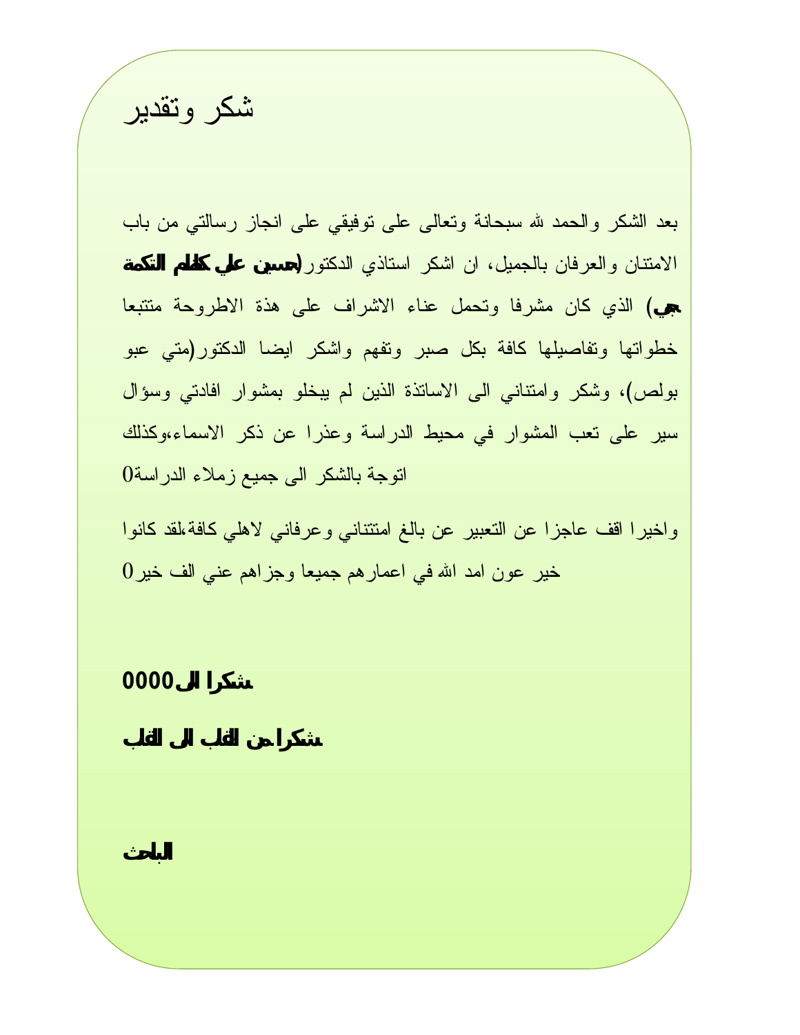# شكر وتقدير

بعد الشكر والحمد لله سبحانة وتعالى على توفيقي على انجاز رسالتي من باب الامتنان والعرفان بالجميل، ان اشكر استاذي الدكتور(**حسين علي كاظم التكمة جي**) الذي كان مشرفا وتحمل عناء الاشراف على هذة الاطروحة متتبعا خطواتها وتفاصيلها كافة بكل صبر وتفهم واشكر ايضا الدكتور(متي عبو بولص)، وشكر وامتناني الى الاساتذة الذين لم يبخلو بمشوار افادتي وسؤال سير على تعب المشوار في محيط الدراسة وعذرا عن ذكر الاسماء،وكذلك اتوجة بالشكر الى جميع زملاء الدراسة0

واخيرا اقف عاجزا عن التعبير عن بالغ امتنتاني وعرفاني لاهلي كافة،لقد كانوا خير عون امد الله في اعمارهم جميعا وجزاهم عني الف خير0

**شكرا الى0000**

**شكرا من القلب الى القلب**

**الباحث**